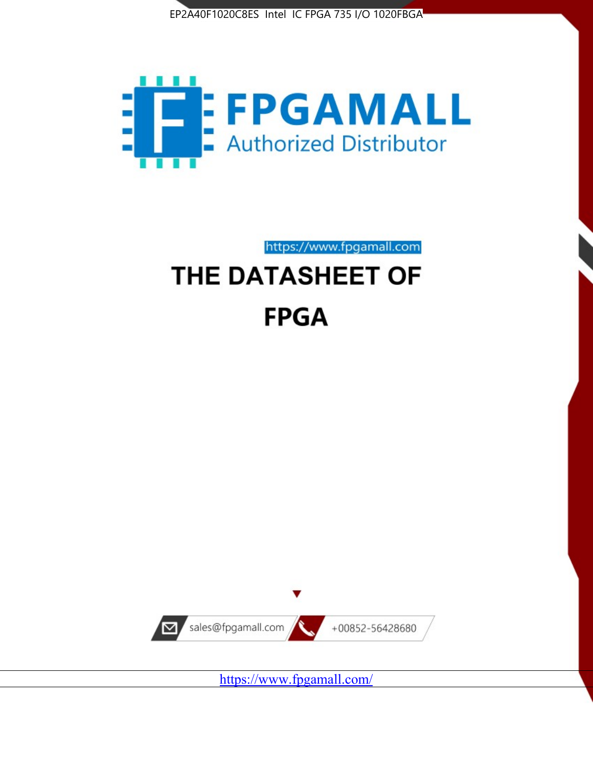EP2A40F1020C8ES Intel IC FPGA 735 I/O 1020FBGA

# FPGAMALL

Authorized Distributor

https://www.fpgamall.com

# THE DATASHEET OF

# FPGA

sales@fpgamall.com

+00852-56428680

https://www.fpgamall.com/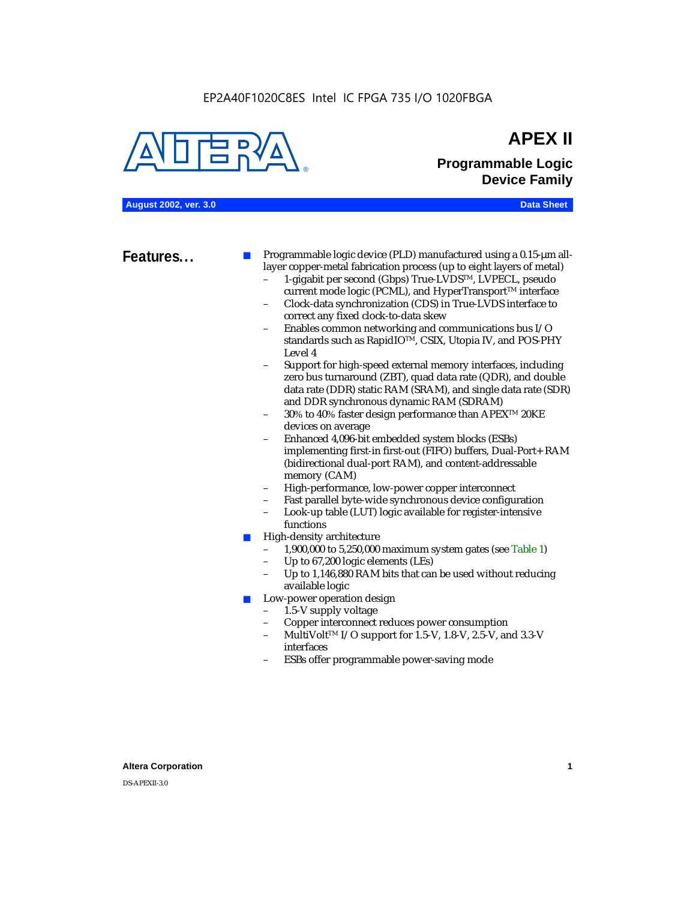EP2A40F1020C8ES Intel IC FPGA 735 I/O 1020FBGA

# APEX II

## Programmable Logic Device Family

**August 2002, ver. 3.0** **Data Sheet**

## Features...

- Programmable logic device (PLD) manufactured using a 0.15-µm all-layer copper-metal fabrication process (up to eight layers of metal)
  - 1-gigabit per second (Gbps) True-LVDS™, LVPECL, pseudo current mode logic (PCML), and HyperTransport™ interface
  - Clock-data synchronization (CDS) in True-LVDS interface to correct any fixed clock-to-data skew
  - Enables common networking and communications bus I/O standards such as RapidIO™, CSIX, Utopia IV, and POS-PHY Level 4
  - Support for high-speed external memory interfaces, including zero bus turnaround (ZBT), quad data rate (QDR), and double data rate (DDR) static RAM (SRAM), and single data rate (SDR) and DDR synchronous dynamic RAM (SDRAM)
  - 30% to 40% faster design performance than APEX™ 20KE devices on average
  - Enhanced 4,096-bit embedded system blocks (ESBs) implementing first-in first-out (FIFO) buffers, Dual-Port+ RAM (bidirectional dual-port RAM), and content-addressable memory (CAM)
  - High-performance, low-power copper interconnect
  - Fast parallel byte-wide synchronous device configuration
  - Look-up table (LUT) logic available for register-intensive functions
- High-density architecture
  - 1,900,000 to 5,250,000 maximum system gates (see Table 1)
  - Up to 67,200 logic elements (LEs)
  - Up to 1,146,880 RAM bits that can be used without reducing available logic
- Low-power operation design
  - 1.5-V supply voltage
  - Copper interconnect reduces power consumption
  - MultiVolt™ I/O support for 1.5-V, 1.8-V, 2.5-V, and 3.3-V interfaces
  - ESBs offer programmable power-saving mode

DS-APEXII-3.0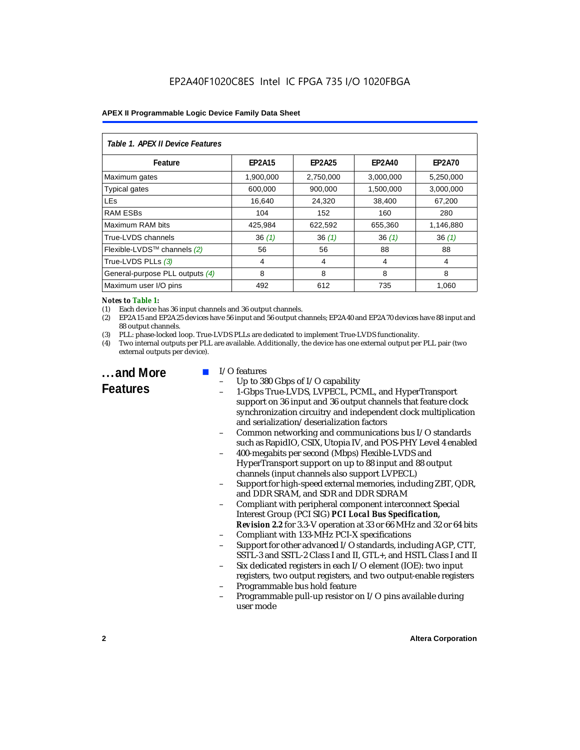**Table 1. APEX II Device Features**

| Feature | EP2A15 | EP2A25 | EP2A40 | EP2A70 |
|---|---|---|---|---|
| Maximum gates | 1,900,000 | 2,750,000 | 3,000,000 | 5,250,000 |
| Typical gates | 600,000 | 900,000 | 1,500,000 | 3,000,000 |
| LEs | 16,640 | 24,320 | 38,400 | 67,200 |
| RAM ESBs | 104 | 152 | 160 | 280 |
| Maximum RAM bits | 425,984 | 622,592 | 655,360 | 1,146,880 |
| True-LVDS channels | 36 *(1)* | 36 *(1)* | 36 *(1)* | 36 *(1)* |
| Flexible-LVDS™ channels *(2)* | 56 | 56 | 88 | 88 |
| True-LVDS PLLs *(3)* | 4 | 4 | 4 | 4 |
| General-purpose PLL outputs *(4)* | 8 | 8 | 8 | 8 |
| Maximum user I/O pins | 492 | 612 | 735 | 1,060 |

*Notes to Table 1:*

(1) Each device has 36 input channels and 36 output channels.

(2) EP2A15 and EP2A25 devices have 56 input and 56 output channels; EP2A40 and EP2A70 devices have 88 input and 88 output channels.

(3) PLL: phase-locked loop. True-LVDS PLLs are dedicated to implement True-LVDS functionality.

(4) Two internal outputs per PLL are available. Additionally, the device has one external output per PLL pair (two external outputs per device).

## ...and More Features

- I/O features
  - Up to 380 Gbps of I/O capability
  - 1-Gbps True-LVDS, LVPECL, PCML, and HyperTransport support on 36 input and 36 output channels that feature clock synchronization circuitry and independent clock multiplication and serialization/deserialization factors
  - Common networking and communications bus I/O standards such as RapidIO, CSIX, Utopia IV, and POS-PHY Level 4 enabled
  - 400-megabits per second (Mbps) Flexible-LVDS and HyperTransport support on up to 88 input and 88 output channels (input channels also support LVPECL)
  - Support for high-speed external memories, including ZBT, QDR, and DDR SRAM, and SDR and DDR SDRAM
  - Compliant with peripheral component interconnect Special Interest Group (PCI SIG) ***PCI Local Bus Specification, Revision 2.2*** for 3.3-V operation at 33 or 66 MHz and 32 or 64 bits
  - Compliant with 133-MHz PCI-X specifications
  - Support for other advanced I/O standards, including AGP, CTT, SSTL-3 and SSTL-2 Class I and II, GTL+, and HSTL Class I and II
  - Six dedicated registers in each I/O element (IOE): two input registers, two output registers, and two output-enable registers
  - Programmable bus hold feature
  - Programmable pull-up resistor on I/O pins available during user mode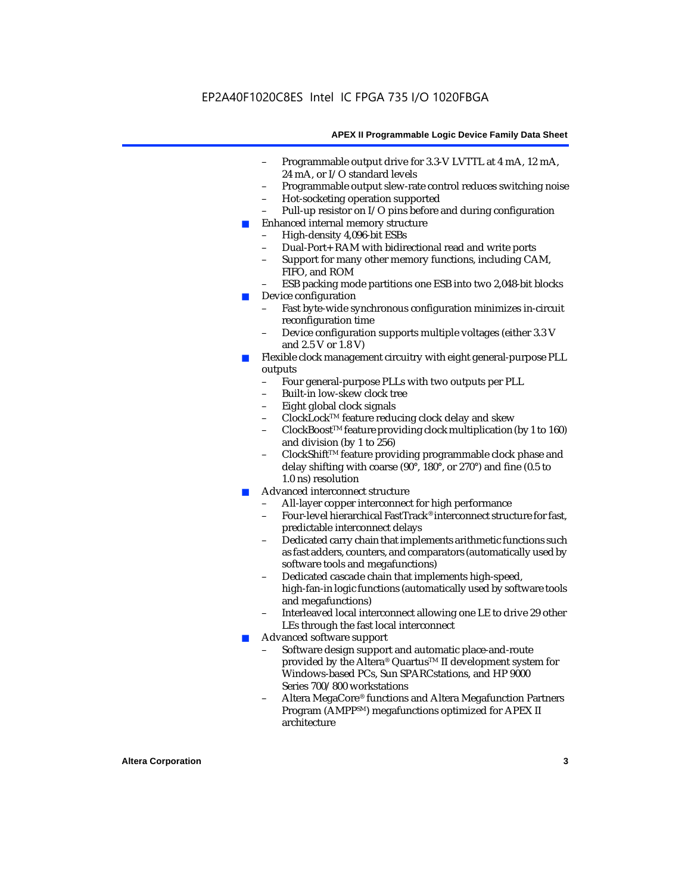- Programmable output drive for 3.3-V LVTTL at 4 mA, 12 mA, 24 mA, or I/O standard levels
  - Programmable output slew-rate control reduces switching noise
  - Hot-socketing operation supported
  - Pull-up resistor on I/O pins before and during configuration
- Enhanced internal memory structure
  - High-density 4,096-bit ESBs
  - Dual-Port+ RAM with bidirectional read and write ports
  - Support for many other memory functions, including CAM, FIFO, and ROM
  - ESB packing mode partitions one ESB into two 2,048-bit blocks
- Device configuration
  - Fast byte-wide synchronous configuration minimizes in-circuit reconfiguration time
  - Device configuration supports multiple voltages (either 3.3 V and 2.5 V or 1.8 V)
- Flexible clock management circuitry with eight general-purpose PLL outputs
  - Four general-purpose PLLs with two outputs per PLL
  - Built-in low-skew clock tree
  - Eight global clock signals
  - ClockLock™ feature reducing clock delay and skew
  - ClockBoost™ feature providing clock multiplication (by 1 to 160) and division (by 1 to 256)
  - ClockShift™ feature providing programmable clock phase and delay shifting with coarse (90°, 180°, or 270°) and fine (0.5 to 1.0 ns) resolution
- Advanced interconnect structure
  - All-layer copper interconnect for high performance
  - Four-level hierarchical FastTrack® interconnect structure for fast, predictable interconnect delays
  - Dedicated carry chain that implements arithmetic functions such as fast adders, counters, and comparators (automatically used by software tools and megafunctions)
  - Dedicated cascade chain that implements high-speed, high-fan-in logic functions (automatically used by software tools and megafunctions)
  - Interleaved local interconnect allowing one LE to drive 29 other LEs through the fast local interconnect
- Advanced software support
  - Software design support and automatic place-and-route provided by the Altera® Quartus™ II development system for Windows-based PCs, Sun SPARCstations, and HP 9000 Series 700/800 workstations
  - Altera MegaCore® functions and Altera Megafunction Partners Program (AMPP℠) megafunctions optimized for APEX II architecture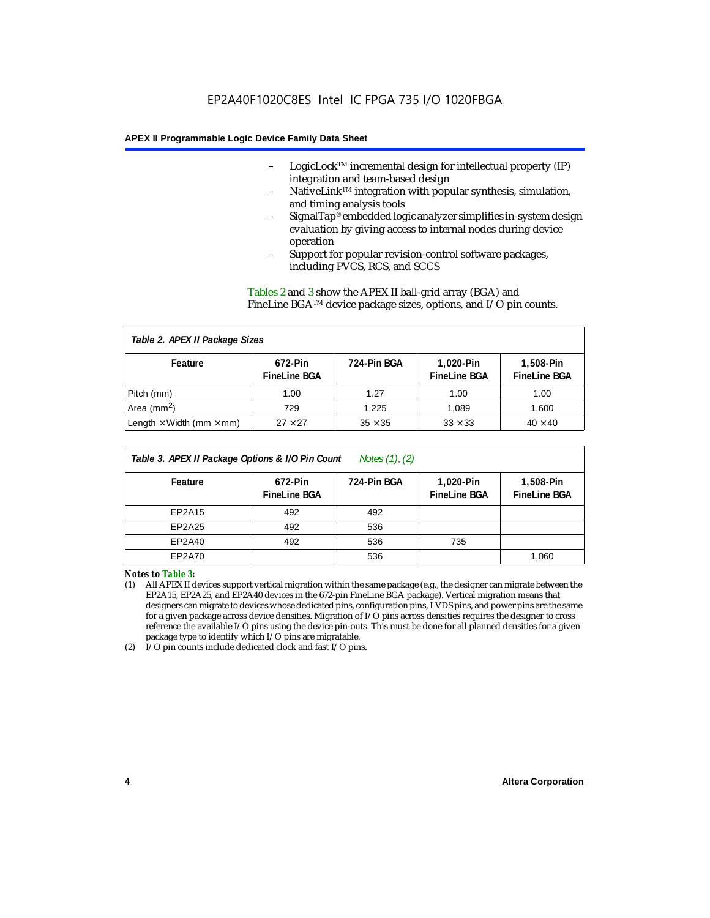– LogicLock™ incremental design for intellectual property (IP) integration and team-based design
– NativeLink™ integration with popular synthesis, simulation, and timing analysis tools
– SignalTap® embedded logic analyzer simplifies in-system design evaluation by giving access to internal nodes during device operation
– Support for popular revision-control software packages, including PVCS, RCS, and SCCS

Tables 2 and 3 show the APEX II ball-grid array (BGA) and FineLine BGA™ device package sizes, options, and I/O pin counts.

*Table 2. APEX II Package Sizes*

| Feature | 672-Pin FineLine BGA | 724-Pin BGA | 1,020-Pin FineLine BGA | 1,508-Pin FineLine BGA |
|---|---|---|---|---|
| Pitch (mm) | 1.00 | 1.27 | 1.00 | 1.00 |
| Area ($mm^2$) | 729 | 1,225 | 1,089 | 1,600 |
| Length × Width (mm × mm) | 27 × 27 | 35 × 35 | 33 × 33 | 40 × 40 |

*Table 3. APEX II Package Options & I/O Pin Count Notes (1), (2)*

| Feature | 672-Pin FineLine BGA | 724-Pin BGA | 1,020-Pin FineLine BGA | 1,508-Pin FineLine BGA |
|---|---|---|---|---|
| EP2A15 | 492 | 492 | | |
| EP2A25 | 492 | 536 | | |
| EP2A40 | 492 | 536 | 735 | |
| EP2A70 | | 536 | | 1,060 |

***Notes to Table 3:***

(1) All APEX II devices support vertical migration within the same package (e.g., the designer can migrate between the EP2A15, EP2A25, and EP2A40 devices in the 672-pin FineLine BGA package). Vertical migration means that designers can migrate to devices whose dedicated pins, configuration pins, LVDS pins, and power pins are the same for a given package across device densities. Migration of I/O pins across densities requires the designer to cross reference the available I/O pins using the device pin-outs. This must be done for all planned densities for a given package type to identify which I/O pins are migratable.

(2) I/O pin counts include dedicated clock and fast I/O pins.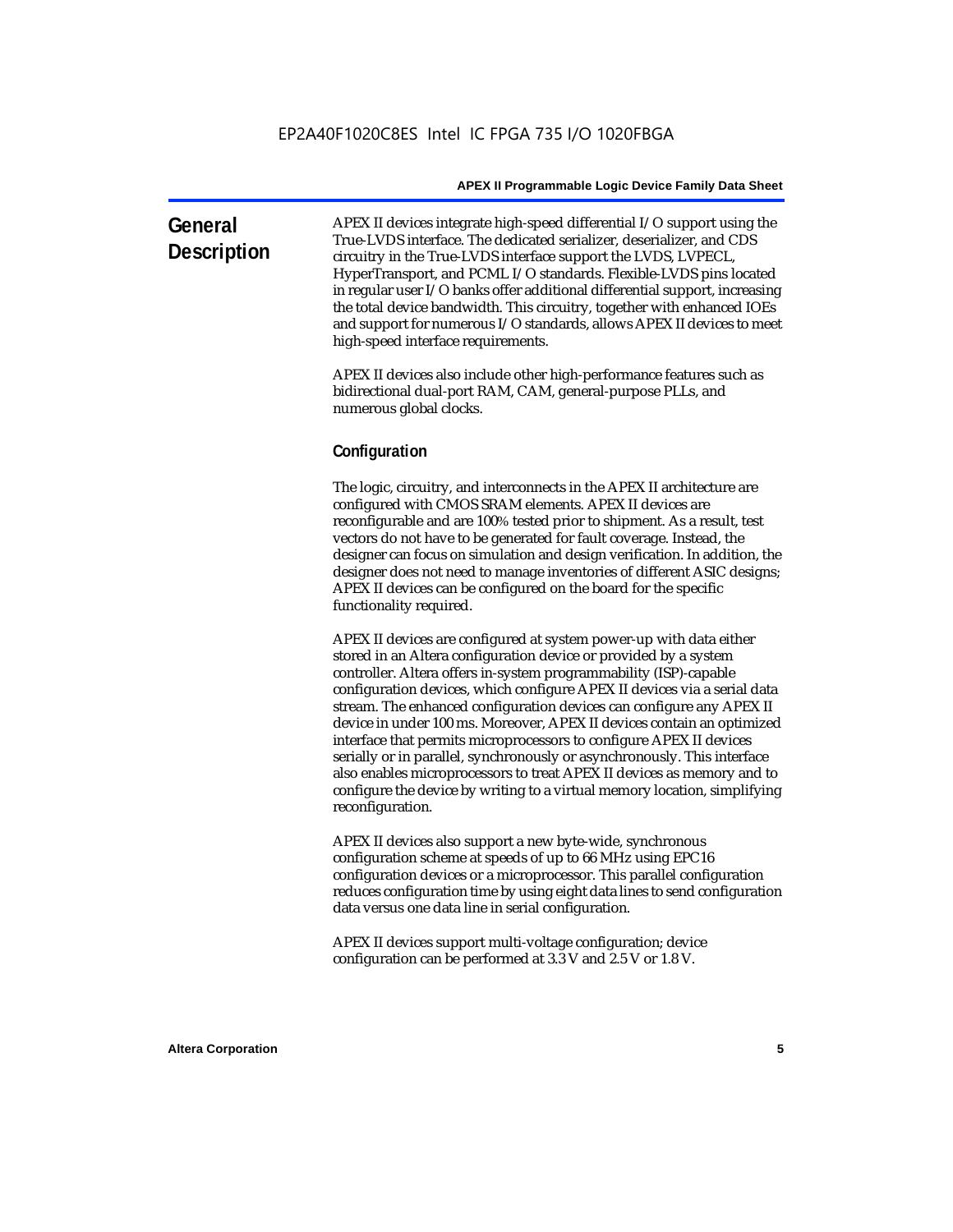## General Description

APEX II devices integrate high-speed differential I/O support using the True-LVDS interface. The dedicated serializer, deserializer, and CDS circuitry in the True-LVDS interface support the LVDS, LVPECL, HyperTransport, and PCML I/O standards. Flexible-LVDS pins located in regular user I/O banks offer additional differential support, increasing the total device bandwidth. This circuitry, together with enhanced IOEs and support for numerous I/O standards, allows APEX II devices to meet high-speed interface requirements.

APEX II devices also include other high-performance features such as bidirectional dual-port RAM, CAM, general-purpose PLLs, and numerous global clocks.

### Configuration

The logic, circuitry, and interconnects in the APEX II architecture are configured with CMOS SRAM elements. APEX II devices are reconfigurable and are 100% tested prior to shipment. As a result, test vectors do not have to be generated for fault coverage. Instead, the designer can focus on simulation and design verification. In addition, the designer does not need to manage inventories of different ASIC designs; APEX II devices can be configured on the board for the specific functionality required.

APEX II devices are configured at system power-up with data either stored in an Altera configuration device or provided by a system controller. Altera offers in-system programmability (ISP)-capable configuration devices, which configure APEX II devices via a serial data stream. The enhanced configuration devices can configure any APEX II device in under 100 ms. Moreover, APEX II devices contain an optimized interface that permits microprocessors to configure APEX II devices serially or in parallel, synchronously or asynchronously. This interface also enables microprocessors to treat APEX II devices as memory and to configure the device by writing to a virtual memory location, simplifying reconfiguration.

APEX II devices also support a new byte-wide, synchronous configuration scheme at speeds of up to 66 MHz using EPC16 configuration devices or a microprocessor. This parallel configuration reduces configuration time by using eight data lines to send configuration data versus one data line in serial configuration.

APEX II devices support multi-voltage configuration; device configuration can be performed at 3.3 V and 2.5 V or 1.8 V.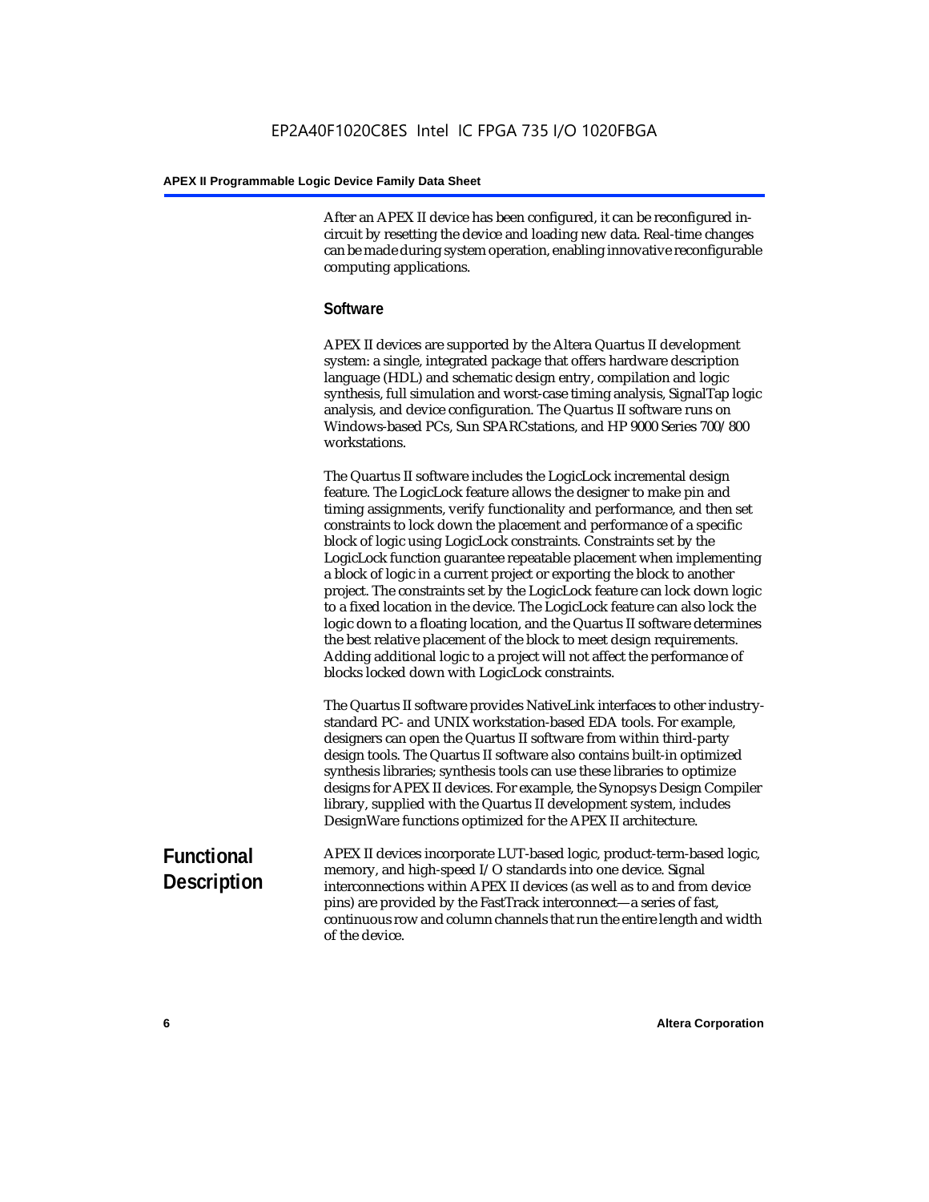After an APEX II device has been configured, it can be reconfigured in-circuit by resetting the device and loading new data. Real-time changes can be made during system operation, enabling innovative reconfigurable computing applications.

### Software

APEX II devices are supported by the Altera Quartus II development system: a single, integrated package that offers hardware description language (HDL) and schematic design entry, compilation and logic synthesis, full simulation and worst-case timing analysis, SignalTap logic analysis, and device configuration. The Quartus II software runs on Windows-based PCs, Sun SPARCstations, and HP 9000 Series 700/800 workstations.

The Quartus II software includes the LogicLock incremental design feature. The LogicLock feature allows the designer to make pin and timing assignments, verify functionality and performance, and then set constraints to lock down the placement and performance of a specific block of logic using LogicLock constraints. Constraints set by the LogicLock function guarantee repeatable placement when implementing a block of logic in a current project or exporting the block to another project. The constraints set by the LogicLock feature can lock down logic to a fixed location in the device. The LogicLock feature can also lock the logic down to a floating location, and the Quartus II software determines the best relative placement of the block to meet design requirements. Adding additional logic to a project will not affect the performance of blocks locked down with LogicLock constraints.

The Quartus II software provides NativeLink interfaces to other industry-standard PC- and UNIX workstation-based EDA tools. For example, designers can open the Quartus II software from within third-party design tools. The Quartus II software also contains built-in optimized synthesis libraries; synthesis tools can use these libraries to optimize designs for APEX II devices. For example, the Synopsys Design Compiler library, supplied with the Quartus II development system, includes DesignWare functions optimized for the APEX II architecture.

## Functional Description

APEX II devices incorporate LUT-based logic, product-term-based logic, memory, and high-speed I/O standards into one device. Signal interconnections within APEX II devices (as well as to and from device pins) are provided by the FastTrack interconnect—a series of fast, continuous row and column channels that run the entire length and width of the device.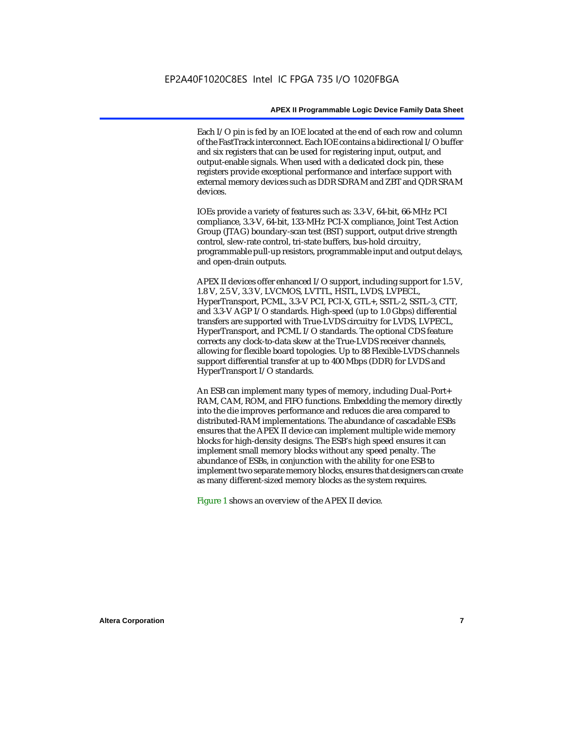Each I/O pin is fed by an IOE located at the end of each row and column of the FastTrack interconnect. Each IOE contains a bidirectional I/O buffer and six registers that can be used for registering input, output, and output-enable signals. When used with a dedicated clock pin, these registers provide exceptional performance and interface support with external memory devices such as DDR SDRAM and ZBT and QDR SRAM devices.

IOEs provide a variety of features such as: 3.3-V, 64-bit, 66-MHz PCI compliance, 3.3-V, 64-bit, 133-MHz PCI-X compliance, Joint Test Action Group (JTAG) boundary-scan test (BST) support, output drive strength control, slew-rate control, tri-state buffers, bus-hold circuitry, programmable pull-up resistors, programmable input and output delays, and open-drain outputs.

APEX II devices offer enhanced I/O support, including support for 1.5 V, 1.8 V, 2.5 V, 3.3 V, LVCMOS, LVTTL, HSTL, LVDS, LVPECL, HyperTransport, PCML, 3.3-V PCI, PCI-X, GTL+, SSTL-2, SSTL-3, CTT, and 3.3-V AGP I/O standards. High-speed (up to 1.0 Gbps) differential transfers are supported with True-LVDS circuitry for LVDS, LVPECL, HyperTransport, and PCML I/O standards. The optional CDS feature corrects any clock-to-data skew at the True-LVDS receiver channels, allowing for flexible board topologies. Up to 88 Flexible-LVDS channels support differential transfer at up to 400 Mbps (DDR) for LVDS and HyperTransport I/O standards.

An ESB can implement many types of memory, including Dual-Port+ RAM, CAM, ROM, and FIFO functions. Embedding the memory directly into the die improves performance and reduces die area compared to distributed-RAM implementations. The abundance of cascadable ESBs ensures that the APEX II device can implement multiple wide memory blocks for high-density designs. The ESB's high speed ensures it can implement small memory blocks without any speed penalty. The abundance of ESBs, in conjunction with the ability for one ESB to implement two separate memory blocks, ensures that designers can create as many different-sized memory blocks as the system requires.

Figure 1 shows an overview of the APEX II device.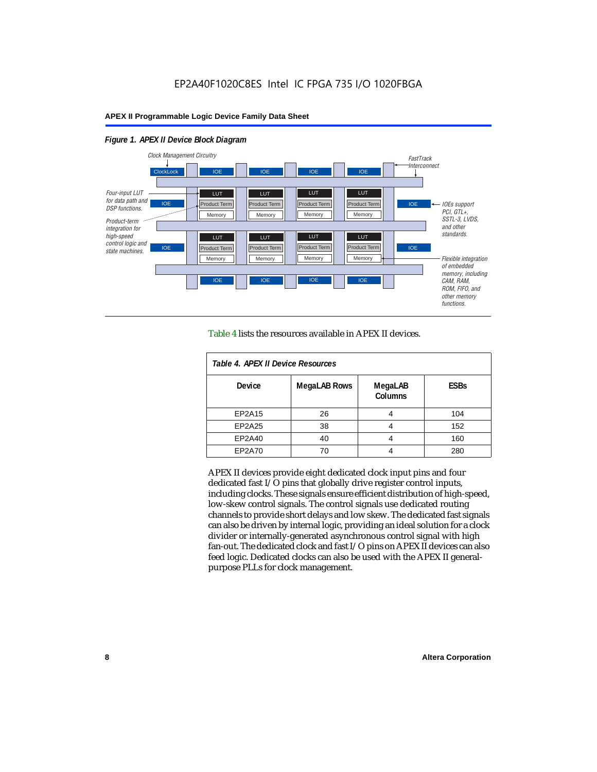EP2A40F1020C8ES Intel IC FPGA 735 I/O 1020FBGA

*Figure 1. APEX II Device Block Diagram*

Clock Management Circuitry

FastTrack Interconnect

Four-input LUT for data path and DSP functions.

Product-term integration for high-speed control logic and state machines.

IOEs support PCI, GTL+, SSTL-3, LVDS, and other standards.

Flexible integration of embedded memory, including CAM, RAM, ROM, FIFO, and other memory functions.

Table 4 lists the resources available in APEX II devices.

| *Table 4. APEX II Device Resources* | | | |
|---|---|---|---|
| **Device** | **MegaLAB Rows** | **MegaLAB Columns** | **ESBs** |
| EP2A15 | 26 | 4 | 104 |
| EP2A25 | 38 | 4 | 152 |
| EP2A40 | 40 | 4 | 160 |
| EP2A70 | 70 | 4 | 280 |

APEX II devices provide eight dedicated clock input pins and four dedicated fast I/O pins that globally drive register control inputs, including clocks. These signals ensure efficient distribution of high-speed, low-skew control signals. The control signals use dedicated routing channels to provide short delays and low skew. The dedicated fast signals can also be driven by internal logic, providing an ideal solution for a clock divider or internally-generated asynchronous control signal with high fan-out. The dedicated clock and fast I/O pins on APEX II devices can also feed logic. Dedicated clocks can also be used with the APEX II general-purpose PLLs for clock management.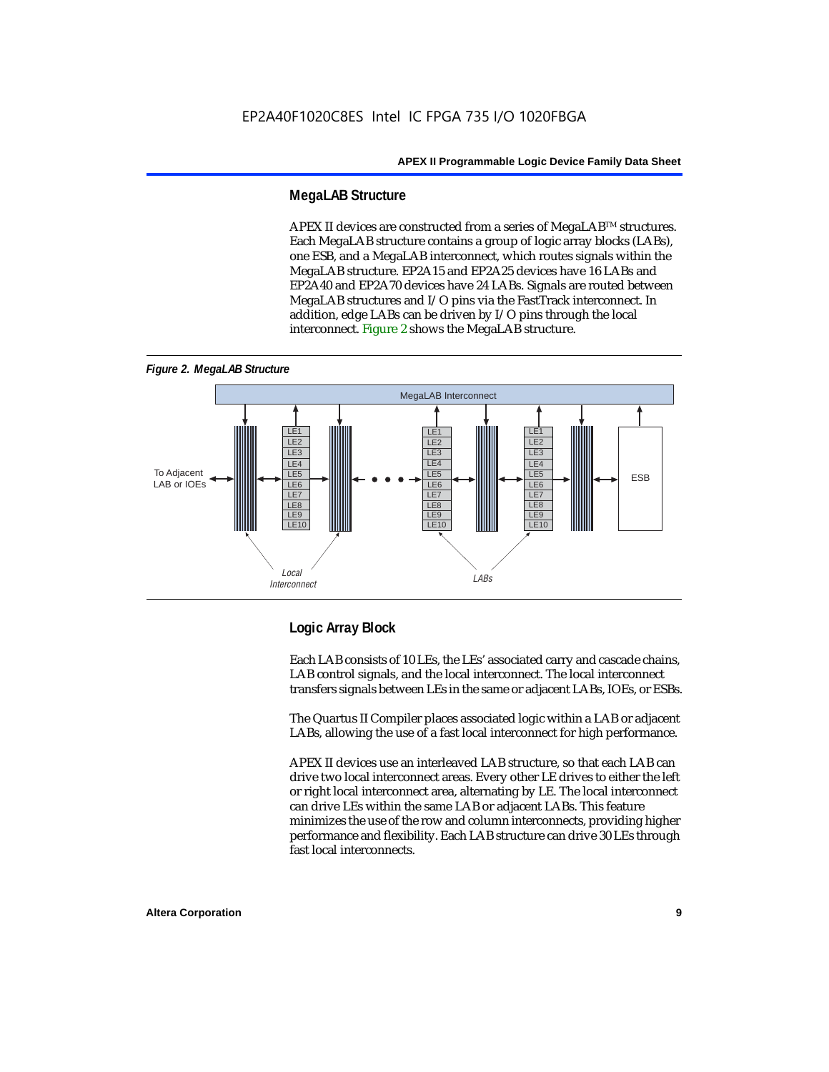## MegaLAB Structure

APEX II devices are constructed from a series of MegaLAB™ structures. Each MegaLAB structure contains a group of logic array blocks (LABs), one ESB, and a MegaLAB interconnect, which routes signals within the MegaLAB structure. EP2A15 and EP2A25 devices have 16 LABs and EP2A40 and EP2A70 devices have 24 LABs. Signals are routed between MegaLAB structures and I/O pins via the FastTrack interconnect. In addition, edge LABs can be driven by I/O pins through the local interconnect. Figure 2 shows the MegaLAB structure.

*Figure 2. MegaLAB Structure*

## Logic Array Block

Each LAB consists of 10 LEs, the LEs' associated carry and cascade chains, LAB control signals, and the local interconnect. The local interconnect transfers signals between LEs in the same or adjacent LABs, IOEs, or ESBs.

The Quartus II Compiler places associated logic within a LAB or adjacent LABs, allowing the use of a fast local interconnect for high performance.

APEX II devices use an interleaved LAB structure, so that each LAB can drive two local interconnect areas. Every other LE drives to either the left or right local interconnect area, alternating by LE. The local interconnect can drive LEs within the same LAB or adjacent LABs. This feature minimizes the use of the row and column interconnects, providing higher performance and flexibility. Each LAB structure can drive 30 LEs through fast local interconnects.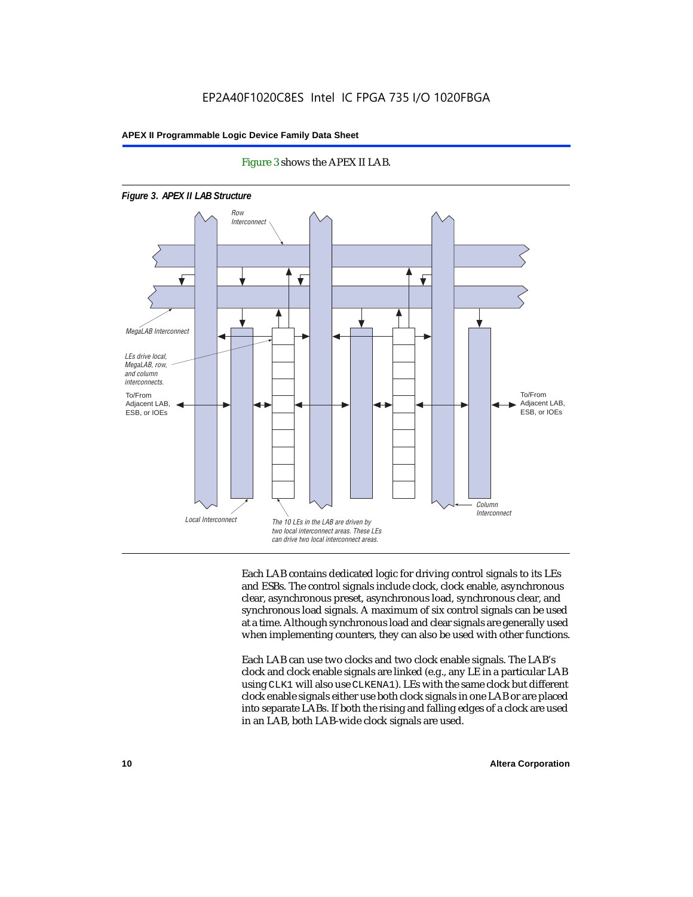Figure 3 shows the APEX II LAB.

**Figure 3. APEX II LAB Structure**

Each LAB contains dedicated logic for driving control signals to its LEs and ESBs. The control signals include clock, clock enable, asynchronous clear, asynchronous preset, asynchronous load, synchronous clear, and synchronous load signals. A maximum of six control signals can be used at a time. Although synchronous load and clear signals are generally used when implementing counters, they can also be used with other functions.

Each LAB can use two clocks and two clock enable signals. The LAB's clock and clock enable signals are linked (e.g., any LE in a particular LAB using `CLK1` will also use `CLKENA1`). LEs with the same clock but different clock enable signals either use both clock signals in one LAB or are placed into separate LABs. If both the rising and falling edges of a clock are used in an LAB, both LAB-wide clock signals are used.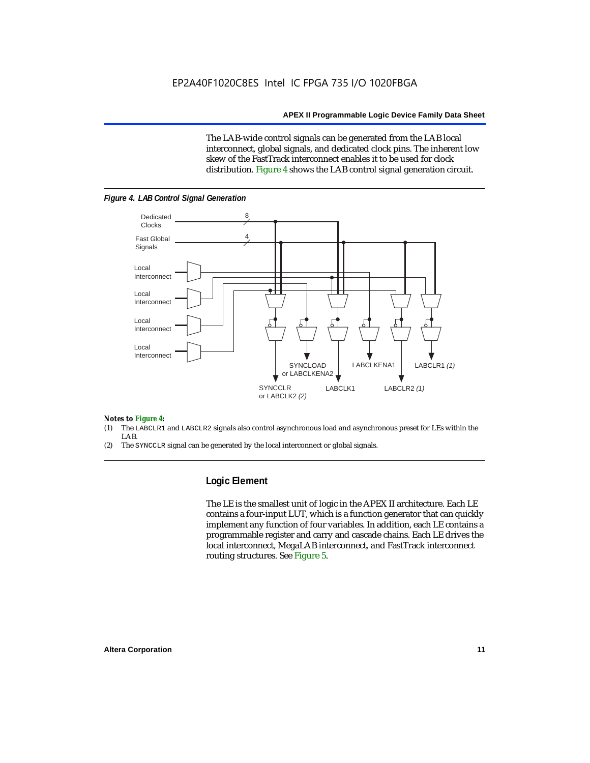The LAB-wide control signals can be generated from the LAB local interconnect, global signals, and dedicated clock pins. The inherent low skew of the FastTrack interconnect enables it to be used for clock distribution. Figure 4 shows the LAB control signal generation circuit.

*Figure 4. LAB Control Signal Generation*

Dedicated Clocks 8
Fast Global Signals 4
Local Interconnect
Local Interconnect
Local Interconnect
Local Interconnect

SYNCCLR or LABCLK2 *(2)*
SYNCLOAD or LABCLKENA2
LABCLK1
LABCLKENA1
LABCLR2 *(1)*
LABCLR1 *(1)*

*Notes to Figure 4:*

(1) The LABCLR1 and LABCLR2 signals also control asynchronous load and asynchronous preset for LEs within the LAB.
(2) The SYNCCLR signal can be generated by the local interconnect or global signals.

## Logic Element

The LE is the smallest unit of logic in the APEX II architecture. Each LE contains a four-input LUT, which is a function generator that can quickly implement any function of four variables. In addition, each LE contains a programmable register and carry and cascade chains. Each LE drives the local interconnect, MegaLAB interconnect, and FastTrack interconnect routing structures. See Figure 5.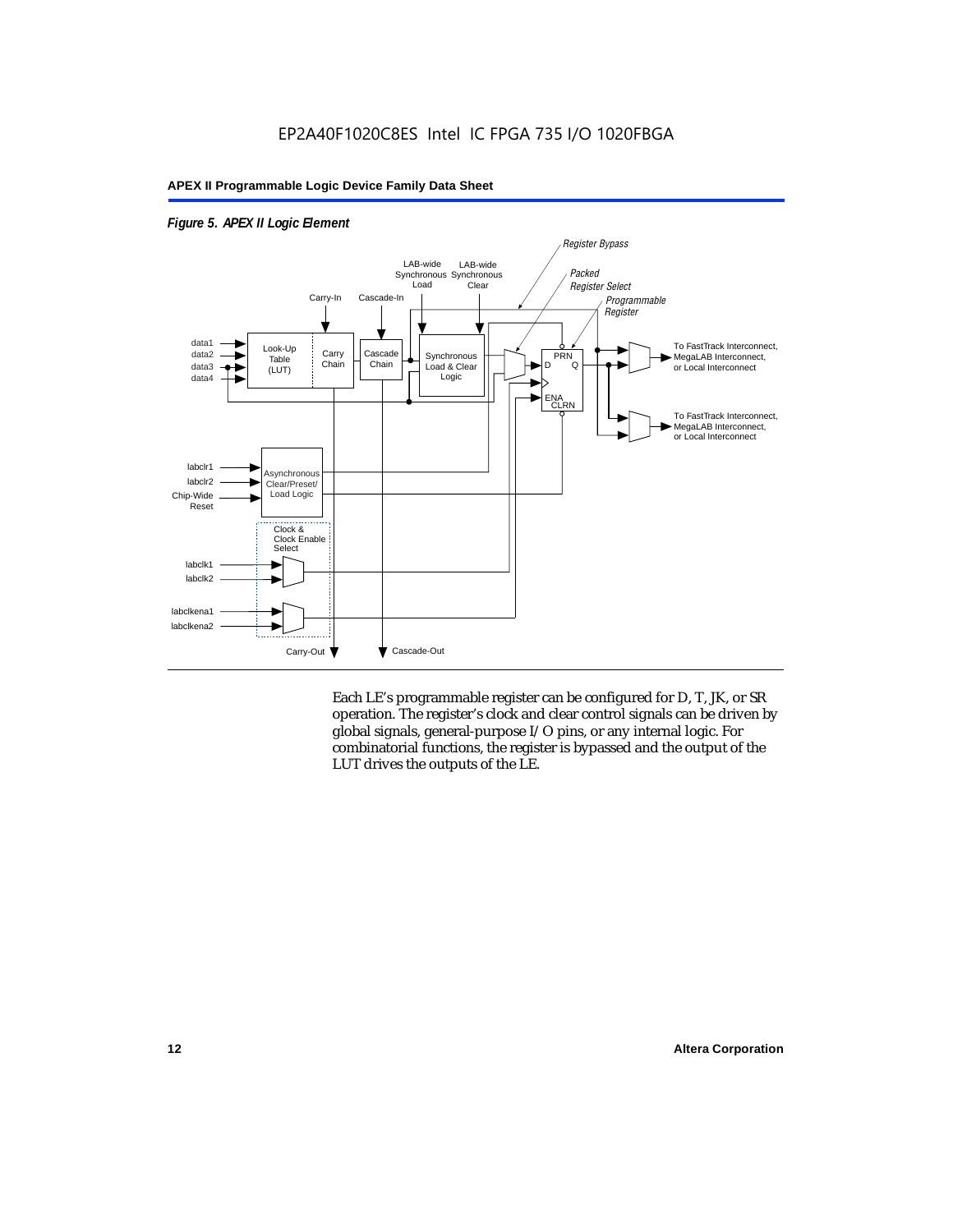*Figure 5. APEX II Logic Element*

Each LE's programmable register can be configured for D, T, JK, or SR operation. The register's clock and clear control signals can be driven by global signals, general-purpose I/O pins, or any internal logic. For combinatorial functions, the register is bypassed and the output of the LUT drives the outputs of the LE.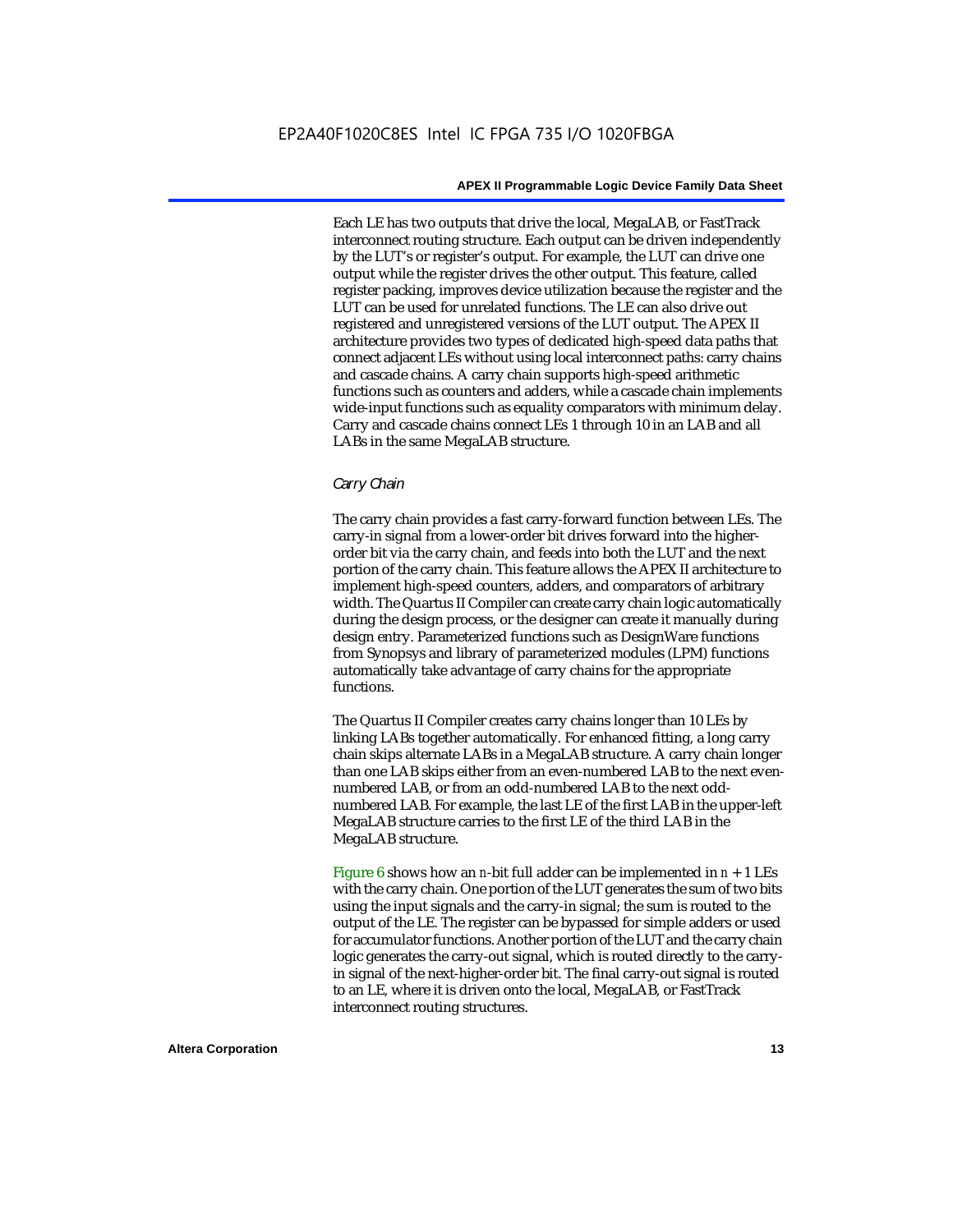Each LE has two outputs that drive the local, MegaLAB, or FastTrack interconnect routing structure. Each output can be driven independently by the LUT's or register's output. For example, the LUT can drive one output while the register drives the other output. This feature, called register packing, improves device utilization because the register and the LUT can be used for unrelated functions. The LE can also drive out registered and unregistered versions of the LUT output. The APEX II architecture provides two types of dedicated high-speed data paths that connect adjacent LEs without using local interconnect paths: carry chains and cascade chains. A carry chain supports high-speed arithmetic functions such as counters and adders, while a cascade chain implements wide-input functions such as equality comparators with minimum delay. Carry and cascade chains connect LEs 1 through 10 in an LAB and all LABs in the same MegaLAB structure.

### *Carry Chain*

The carry chain provides a fast carry-forward function between LEs. The carry-in signal from a lower-order bit drives forward into the higher-order bit via the carry chain, and feeds into both the LUT and the next portion of the carry chain. This feature allows the APEX II architecture to implement high-speed counters, adders, and comparators of arbitrary width. The Quartus II Compiler can create carry chain logic automatically during the design process, or the designer can create it manually during design entry. Parameterized functions such as DesignWare functions from Synopsys and library of parameterized modules (LPM) functions automatically take advantage of carry chains for the appropriate functions.

The Quartus II Compiler creates carry chains longer than 10 LEs by linking LABs together automatically. For enhanced fitting, a long carry chain skips alternate LABs in a MegaLAB structure. A carry chain longer than one LAB skips either from an even-numbered LAB to the next even-numbered LAB, or from an odd-numbered LAB to the next odd-numbered LAB. For example, the last LE of the first LAB in the upper-left MegaLAB structure carries to the first LE of the third LAB in the MegaLAB structure.

Figure 6 shows how an $n$-bit full adder can be implemented in $n + 1$ LEs with the carry chain. One portion of the LUT generates the sum of two bits using the input signals and the carry-in signal; the sum is routed to the output of the LE. The register can be bypassed for simple adders or used for accumulator functions. Another portion of the LUT and the carry chain logic generates the carry-out signal, which is routed directly to the carry-in signal of the next-higher-order bit. The final carry-out signal is routed to an LE, where it is driven onto the local, MegaLAB, or FastTrack interconnect routing structures.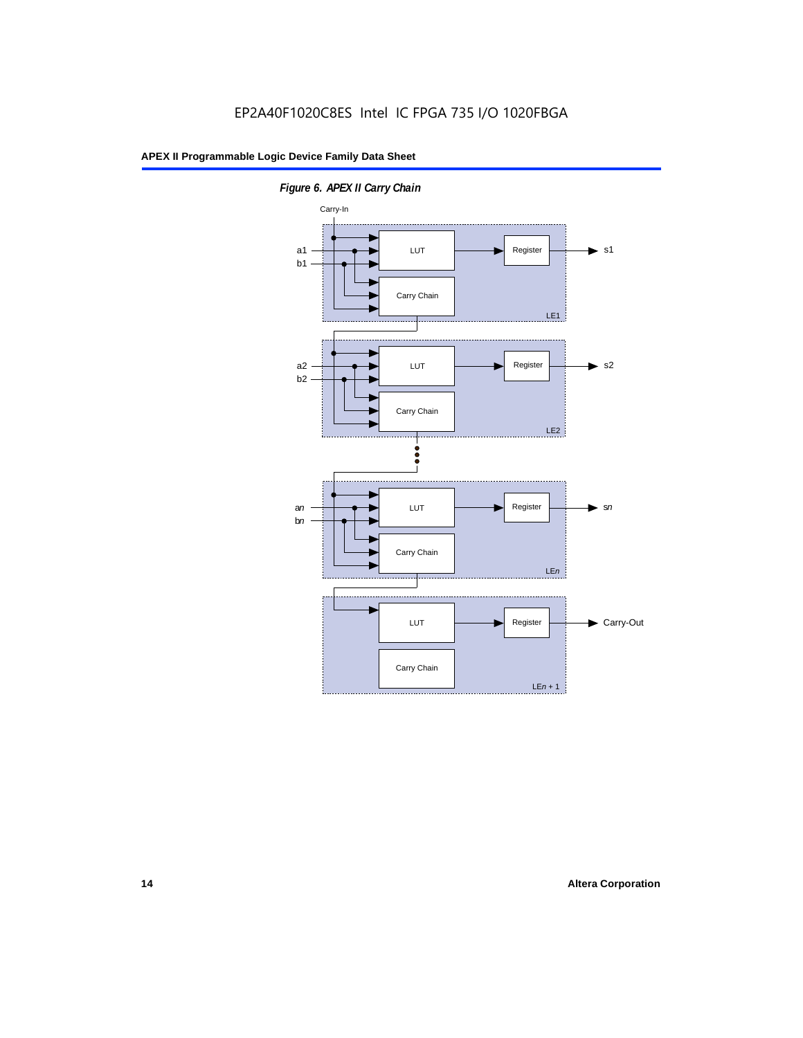EP2A40F1020C8ES Intel IC FPGA 735 I/O 1020FBGA

*Figure 6. APEX II Carry Chain*

Carry-In

a1
b1

LUT

Register

s1

Carry Chain

LE1

a2
b2

LUT

Register

s2

Carry Chain

LE2

a*n*
b*n*

LUT

Register

s*n*

Carry Chain

LE*n*

LUT

Register

Carry-Out

Carry Chain

LE*n* + 1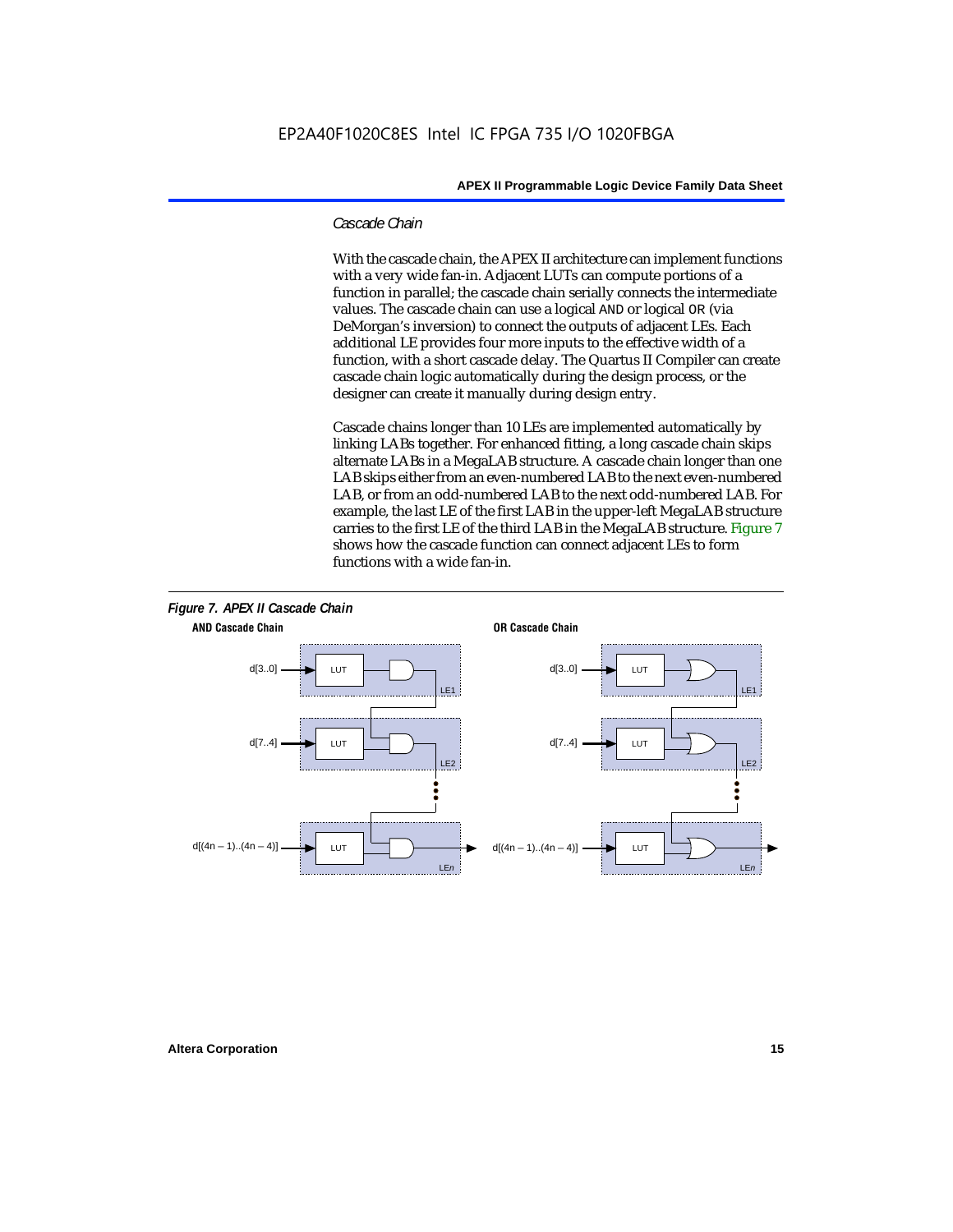### *Cascade Chain*

With the cascade chain, the APEX II architecture can implement functions with a very wide fan-in. Adjacent LUTs can compute portions of a function in parallel; the cascade chain serially connects the intermediate values. The cascade chain can use a logical `AND` or logical `OR` (via DeMorgan's inversion) to connect the outputs of adjacent LEs. Each additional LE provides four more inputs to the effective width of a function, with a short cascade delay. The Quartus II Compiler can create cascade chain logic automatically during the design process, or the designer can create it manually during design entry.

Cascade chains longer than 10 LEs are implemented automatically by linking LABs together. For enhanced fitting, a long cascade chain skips alternate LABs in a MegaLAB structure. A cascade chain longer than one LAB skips either from an even-numbered LAB to the next even-numbered LAB, or from an odd-numbered LAB to the next odd-numbered LAB. For example, the last LE of the first LAB in the upper-left MegaLAB structure carries to the first LE of the third LAB in the MegaLAB structure. Figure 7 shows how the cascade function can connect adjacent LEs to form functions with a wide fan-in.

***Figure 7. APEX II Cascade Chain***

**AND Cascade Chain** — d[3..0] → LUT (LE1); d[7..4] → LUT (LE2); d[(4n – 1)..(4n – 4)] → LUT (LE*n*)

**OR Cascade Chain** — d[3..0] → LUT (LE1); d[7..4] → LUT (LE2); d[(4n – 1)..(4n – 4)] → LUT (LE*n*)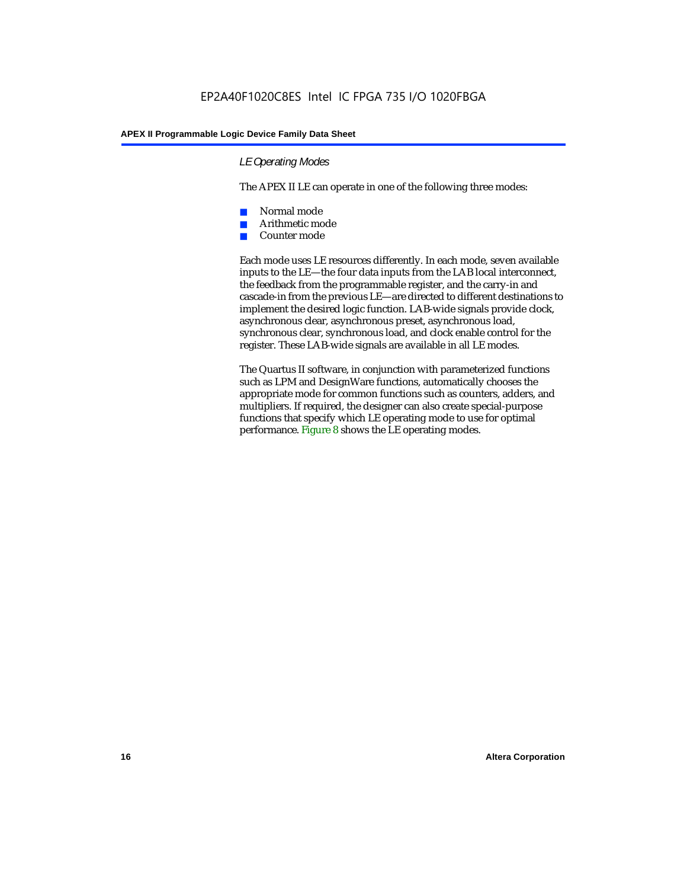### *LE Operating Modes*

The APEX II LE can operate in one of the following three modes:

- Normal mode
- Arithmetic mode
- Counter mode

Each mode uses LE resources differently. In each mode, seven available inputs to the LE—the four data inputs from the LAB local interconnect, the feedback from the programmable register, and the carry-in and cascade-in from the previous LE—are directed to different destinations to implement the desired logic function. LAB-wide signals provide clock, asynchronous clear, asynchronous preset, asynchronous load, synchronous clear, synchronous load, and clock enable control for the register. These LAB-wide signals are available in all LE modes.

The Quartus II software, in conjunction with parameterized functions such as LPM and DesignWare functions, automatically chooses the appropriate mode for common functions such as counters, adders, and multipliers. If required, the designer can also create special-purpose functions that specify which LE operating mode to use for optimal performance. Figure 8 shows the LE operating modes.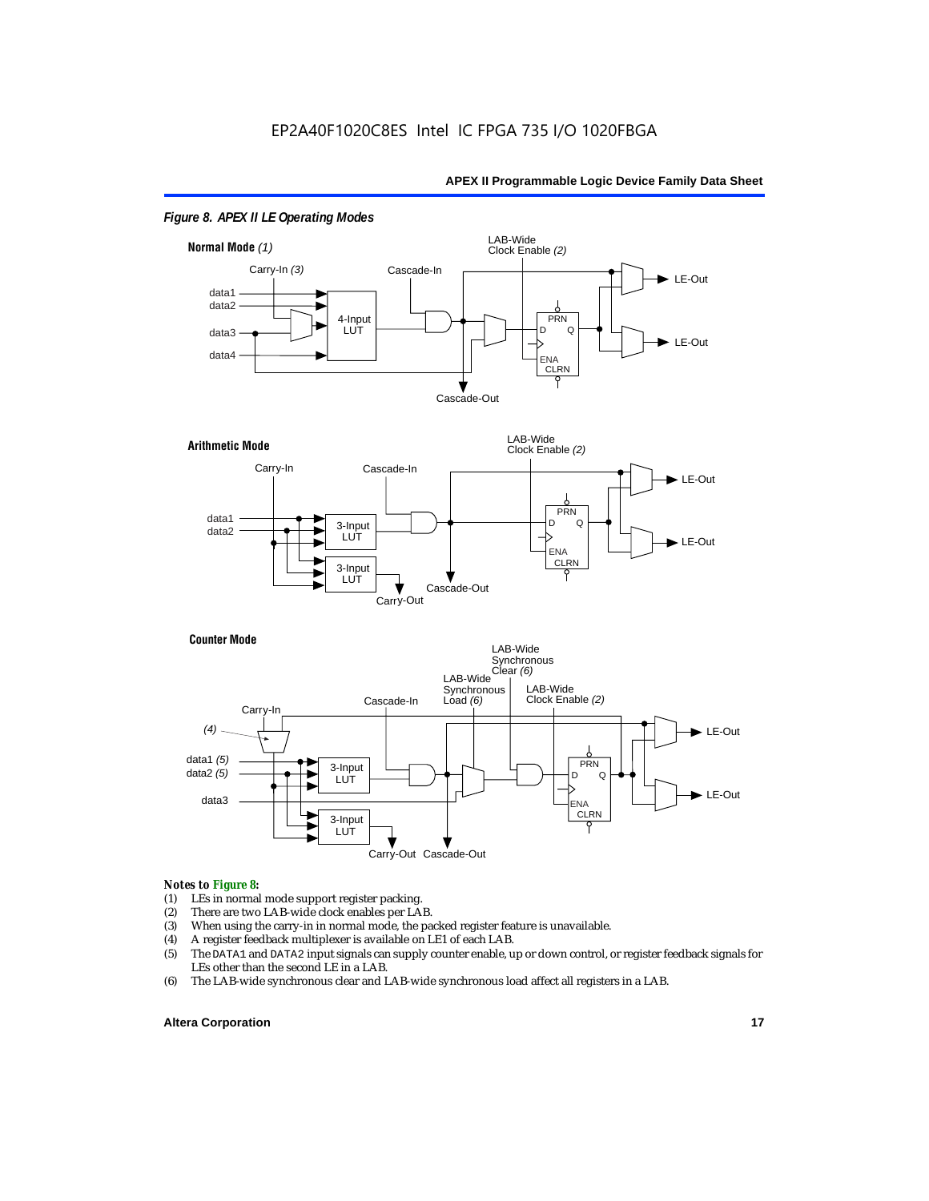*Figure 8. APEX II LE Operating Modes*

**Normal Mode** *(1)*

Carry-In *(3)*, Cascade-In, LAB-Wide Clock Enable *(2)*, data1, data2, data3, data4, 4-Input LUT, PRN, D, Q, ENA, CLRN, LE-Out, LE-Out, Cascade-Out

**Arithmetic Mode**

Carry-In, Cascade-In, LAB-Wide Clock Enable *(2)*, data1, data2, 3-Input LUT, 3-Input LUT, PRN, D, Q, ENA, CLRN, LE-Out, LE-Out, Carry-Out, Cascade-Out

**Counter Mode**

Carry-In, *(4)*, Cascade-In, LAB-Wide Synchronous Load *(6)*, LAB-Wide Synchronous Clear *(6)*, LAB-Wide Clock Enable *(2)*, data1 *(5)*, data2 *(5)*, data3, 3-Input LUT, 3-Input LUT, PRN, D, Q, ENA, CLRN, LE-Out, LE-Out, Carry-Out, Cascade-Out

*Notes to Figure 8:*

(1) LEs in normal mode support register packing.
(2) There are two LAB-wide clock enables per LAB.
(3) When using the carry-in in normal mode, the packed register feature is unavailable.
(4) A register feedback multiplexer is available on LE1 of each LAB.
(5) The DATA1 and DATA2 input signals can supply counter enable, up or down control, or register feedback signals for LEs other than the second LE in a LAB.
(6) The LAB-wide synchronous clear and LAB-wide synchronous load affect all registers in a LAB.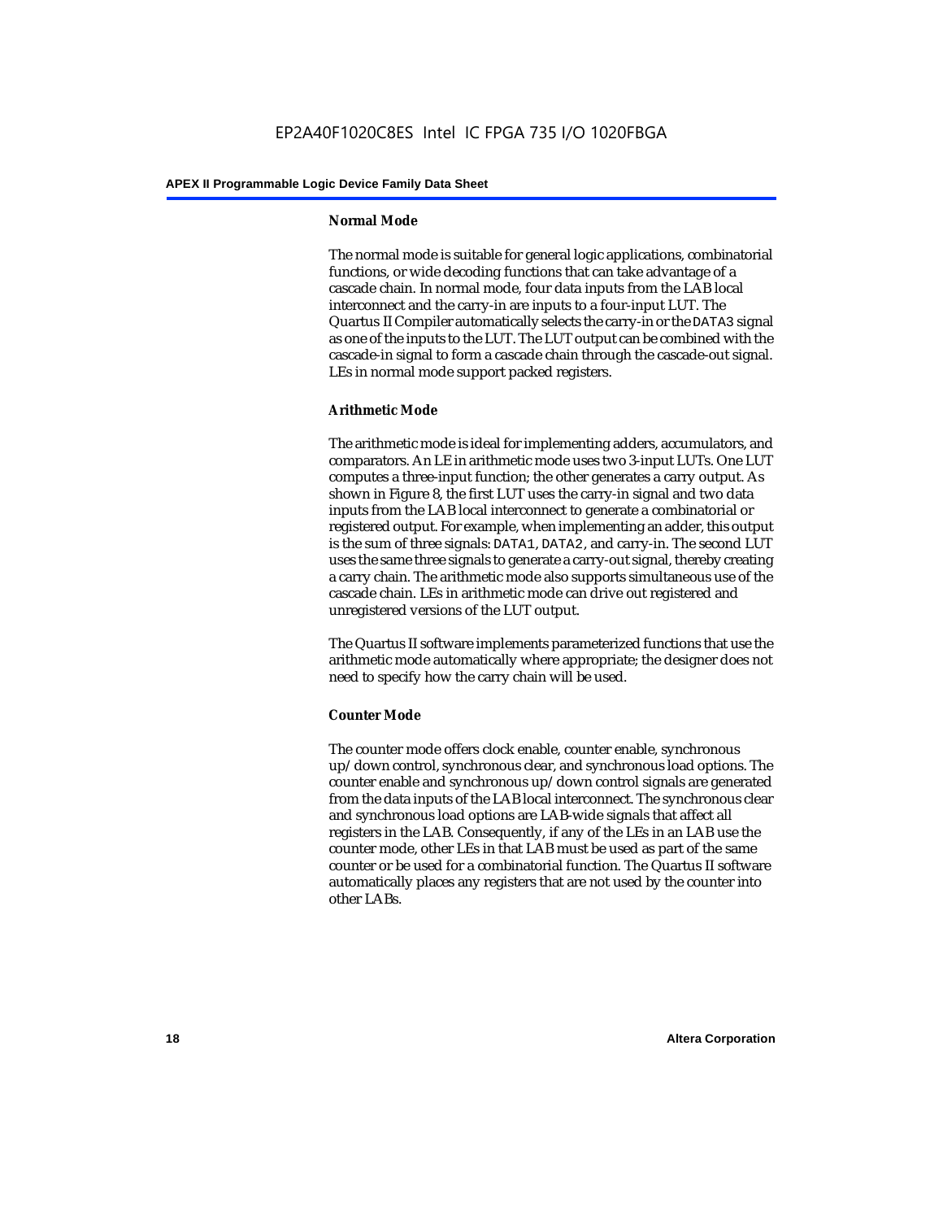#### Normal Mode

The normal mode is suitable for general logic applications, combinatorial functions, or wide decoding functions that can take advantage of a cascade chain. In normal mode, four data inputs from the LAB local interconnect and the carry-in are inputs to a four-input LUT. The Quartus II Compiler automatically selects the carry-in or the DATA3 signal as one of the inputs to the LUT. The LUT output can be combined with the cascade-in signal to form a cascade chain through the cascade-out signal. LEs in normal mode support packed registers.

#### Arithmetic Mode

The arithmetic mode is ideal for implementing adders, accumulators, and comparators. An LE in arithmetic mode uses two 3-input LUTs. One LUT computes a three-input function; the other generates a carry output. As shown in Figure 8, the first LUT uses the carry-in signal and two data inputs from the LAB local interconnect to generate a combinatorial or registered output. For example, when implementing an adder, this output is the sum of three signals: DATA1, DATA2, and carry-in. The second LUT uses the same three signals to generate a carry-out signal, thereby creating a carry chain. The arithmetic mode also supports simultaneous use of the cascade chain. LEs in arithmetic mode can drive out registered and unregistered versions of the LUT output.

The Quartus II software implements parameterized functions that use the arithmetic mode automatically where appropriate; the designer does not need to specify how the carry chain will be used.

#### Counter Mode

The counter mode offers clock enable, counter enable, synchronous up/down control, synchronous clear, and synchronous load options. The counter enable and synchronous up/down control signals are generated from the data inputs of the LAB local interconnect. The synchronous clear and synchronous load options are LAB-wide signals that affect all registers in the LAB. Consequently, if any of the LEs in an LAB use the counter mode, other LEs in that LAB must be used as part of the same counter or be used for a combinatorial function. The Quartus II software automatically places any registers that are not used by the counter into other LABs.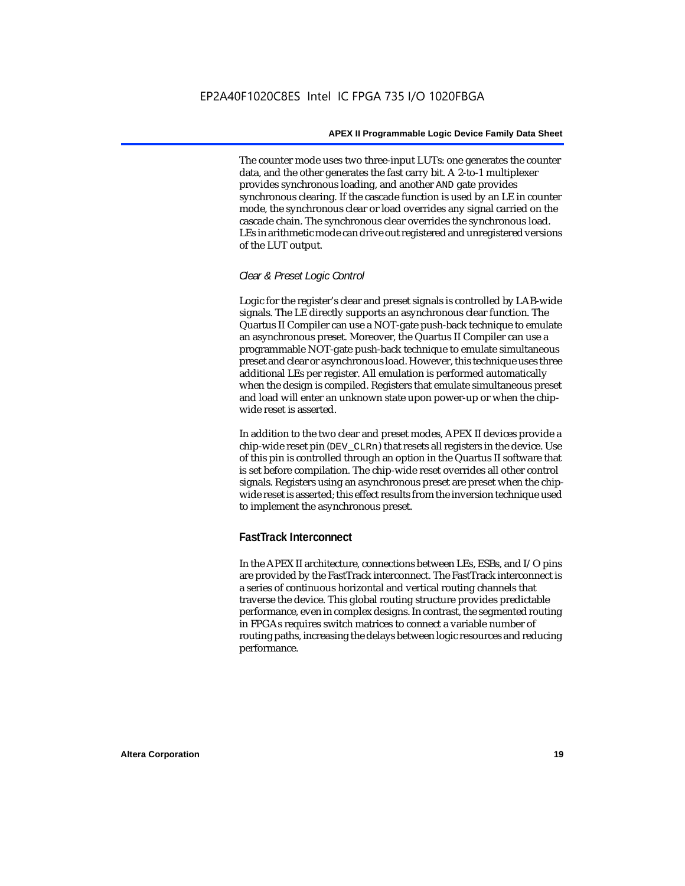The counter mode uses two three-input LUTs: one generates the counter data, and the other generates the fast carry bit. A 2-to-1 multiplexer provides synchronous loading, and another AND gate provides synchronous clearing. If the cascade function is used by an LE in counter mode, the synchronous clear or load overrides any signal carried on the cascade chain. The synchronous clear overrides the synchronous load. LEs in arithmetic mode can drive out registered and unregistered versions of the LUT output.

#### *Clear & Preset Logic Control*

Logic for the register's clear and preset signals is controlled by LAB-wide signals. The LE directly supports an asynchronous clear function. The Quartus II Compiler can use a NOT-gate push-back technique to emulate an asynchronous preset. Moreover, the Quartus II Compiler can use a programmable NOT-gate push-back technique to emulate simultaneous preset and clear or asynchronous load. However, this technique uses three additional LEs per register. All emulation is performed automatically when the design is compiled. Registers that emulate simultaneous preset and load will enter an unknown state upon power-up or when the chip-wide reset is asserted.

In addition to the two clear and preset modes, APEX II devices provide a chip-wide reset pin (DEV_CLRn) that resets all registers in the device. Use of this pin is controlled through an option in the Quartus II software that is set before compilation. The chip-wide reset overrides all other control signals. Registers using an asynchronous preset are preset when the chip-wide reset is asserted; this effect results from the inversion technique used to implement the asynchronous preset.

### FastTrack Interconnect

In the APEX II architecture, connections between LEs, ESBs, and I/O pins are provided by the FastTrack interconnect. The FastTrack interconnect is a series of continuous horizontal and vertical routing channels that traverse the device. This global routing structure provides predictable performance, even in complex designs. In contrast, the segmented routing in FPGAs requires switch matrices to connect a variable number of routing paths, increasing the delays between logic resources and reducing performance.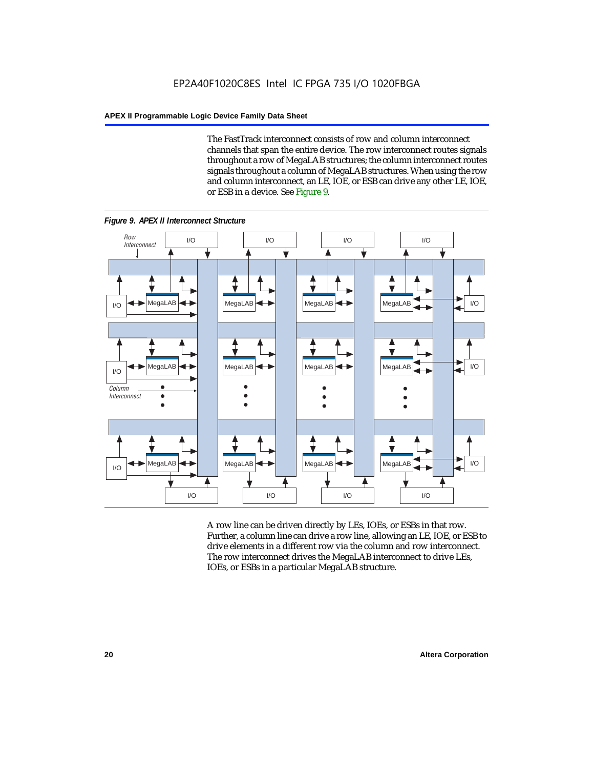The FastTrack interconnect consists of row and column interconnect channels that span the entire device. The row interconnect routes signals throughout a row of MegaLAB structures; the column interconnect routes signals throughout a column of MegaLAB structures. When using the row and column interconnect, an LE, IOE, or ESB can drive any other LE, IOE, or ESB in a device. See Figure 9.

*Figure 9. APEX II Interconnect Structure*

A row line can be driven directly by LEs, IOEs, or ESBs in that row. Further, a column line can drive a row line, allowing an LE, IOE, or ESB to drive elements in a different row via the column and row interconnect. The row interconnect drives the MegaLAB interconnect to drive LEs, IOEs, or ESBs in a particular MegaLAB structure.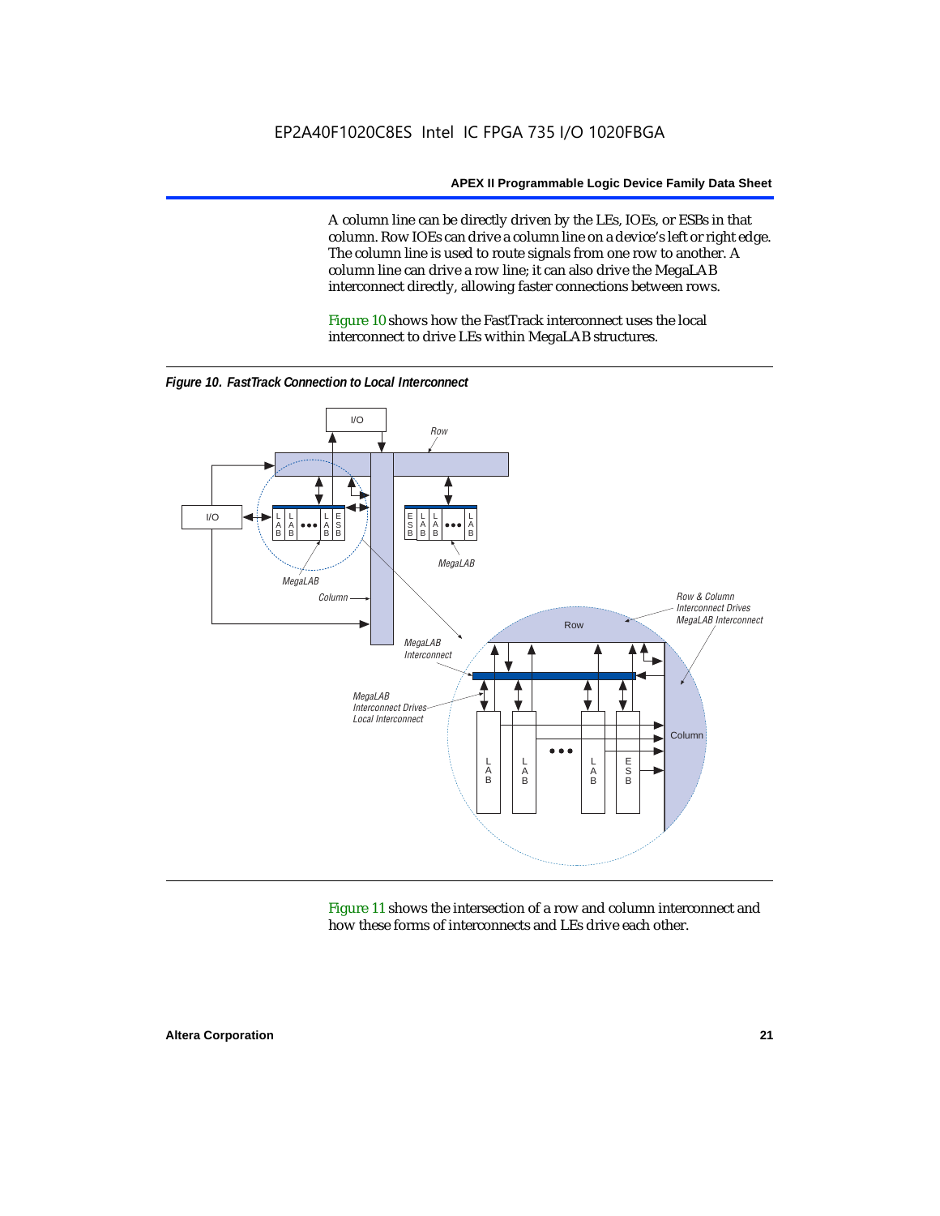A column line can be directly driven by the LEs, IOEs, or ESBs in that column. Row IOEs can drive a column line on a device's left or right edge. The column line is used to route signals from one row to another. A column line can drive a row line; it can also drive the MegaLAB interconnect directly, allowing faster connections between rows.

Figure 10 shows how the FastTrack interconnect uses the local interconnect to drive LEs within MegaLAB structures.

*Figure 10. FastTrack Connection to Local Interconnect*

Figure 11 shows the intersection of a row and column interconnect and how these forms of interconnects and LEs drive each other.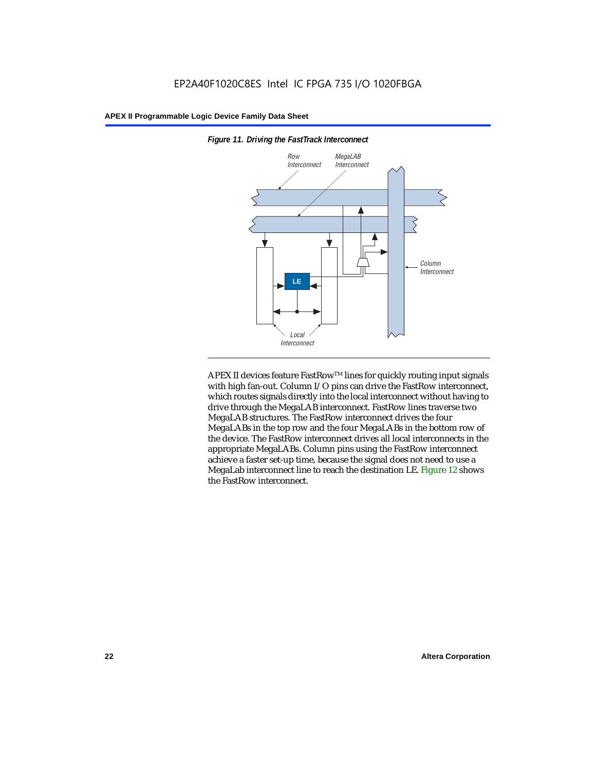*Figure 11. Driving the FastTrack Interconnect*

APEX II devices feature FastRow™ lines for quickly routing input signals with high fan-out. Column I/O pins can drive the FastRow interconnect, which routes signals directly into the local interconnect without having to drive through the MegaLAB interconnect. FastRow lines traverse two MegaLAB structures. The FastRow interconnect drives the four MegaLABs in the top row and the four MegaLABs in the bottom row of the device. The FastRow interconnect drives all local interconnects in the appropriate MegaLABs. Column pins using the FastRow interconnect achieve a faster set-up time, because the signal does not need to use a MegaLab interconnect line to reach the destination LE. Figure 12 shows the FastRow interconnect.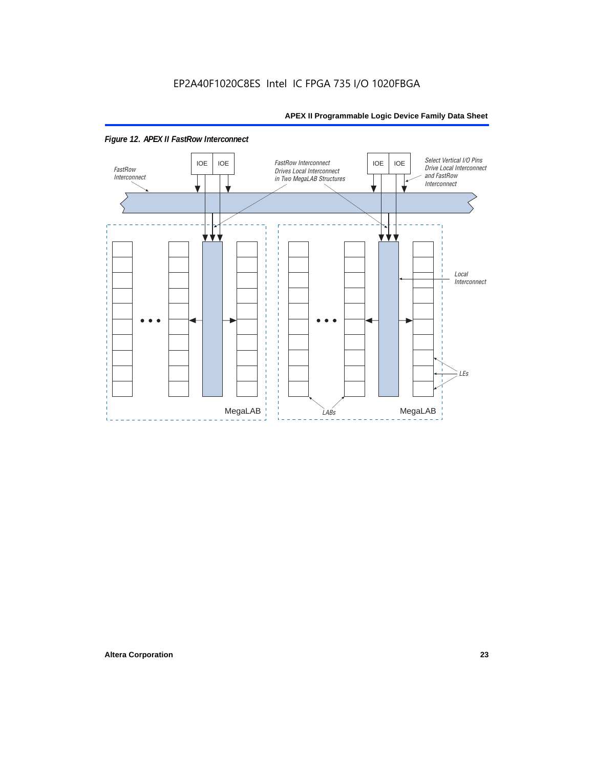EP2A40F1020C8ES Intel IC FPGA 735 I/O 1020FBGA

*Figure 12. APEX II FastRow Interconnect*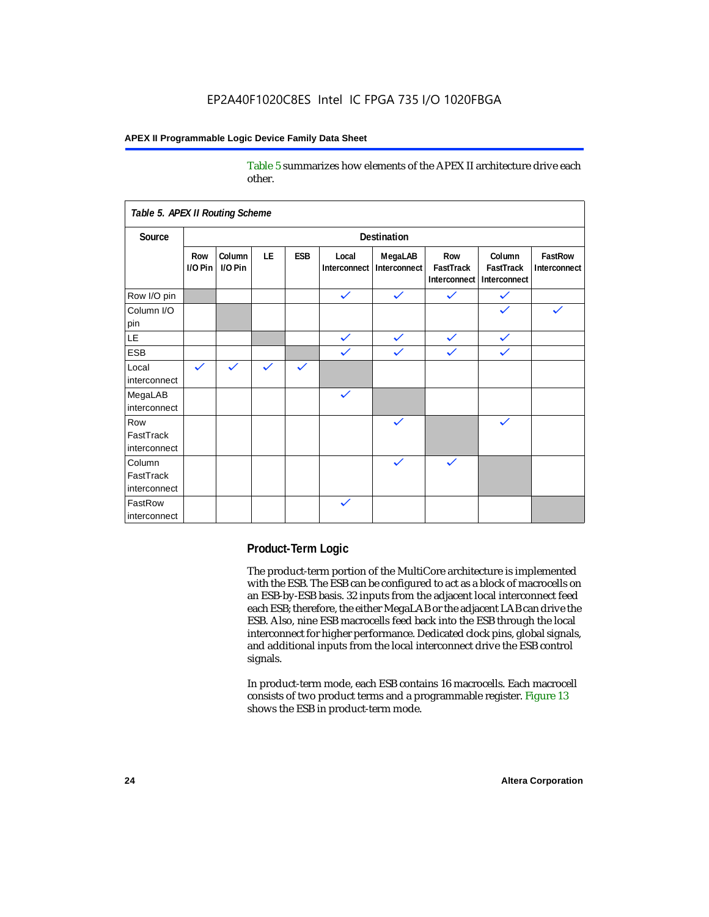Table 5 summarizes how elements of the APEX II architecture drive each other.

**Table 5. APEX II Routing Scheme**

| Source | Destination | | | | | | | | |
|---|---|---|---|---|---|---|---|---|---|
| | Row I/O Pin | Column I/O Pin | LE | ESB | Local Interconnect | MegaLAB Interconnect | Row FastTrack Interconnect | Column FastTrack Interconnect | FastRow Interconnect |
| Row I/O pin | | | | | ✓ | ✓ | ✓ | ✓ | |
| Column I/O pin | | | | | | | | ✓ | ✓ |
| LE | | | | | ✓ | ✓ | ✓ | ✓ | |
| ESB | | | | | ✓ | ✓ | ✓ | ✓ | |
| Local interconnect | ✓ | ✓ | ✓ | ✓ | | | | | |
| MegaLAB interconnect | | | | | ✓ | | | | |
| Row FastTrack interconnect | | | | | | ✓ | | ✓ | |
| Column FastTrack interconnect | | | | | | ✓ | ✓ | | |
| FastRow interconnect | | | | | ✓ | | | | |

## Product-Term Logic

The product-term portion of the MultiCore architecture is implemented with the ESB. The ESB can be configured to act as a block of macrocells on an ESB-by-ESB basis. 32 inputs from the adjacent local interconnect feed each ESB; therefore, the either MegaLAB or the adjacent LAB can drive the ESB. Also, nine ESB macrocells feed back into the ESB through the local interconnect for higher performance. Dedicated clock pins, global signals, and additional inputs from the local interconnect drive the ESB control signals.

In product-term mode, each ESB contains 16 macrocells. Each macrocell consists of two product terms and a programmable register. Figure 13 shows the ESB in product-term mode.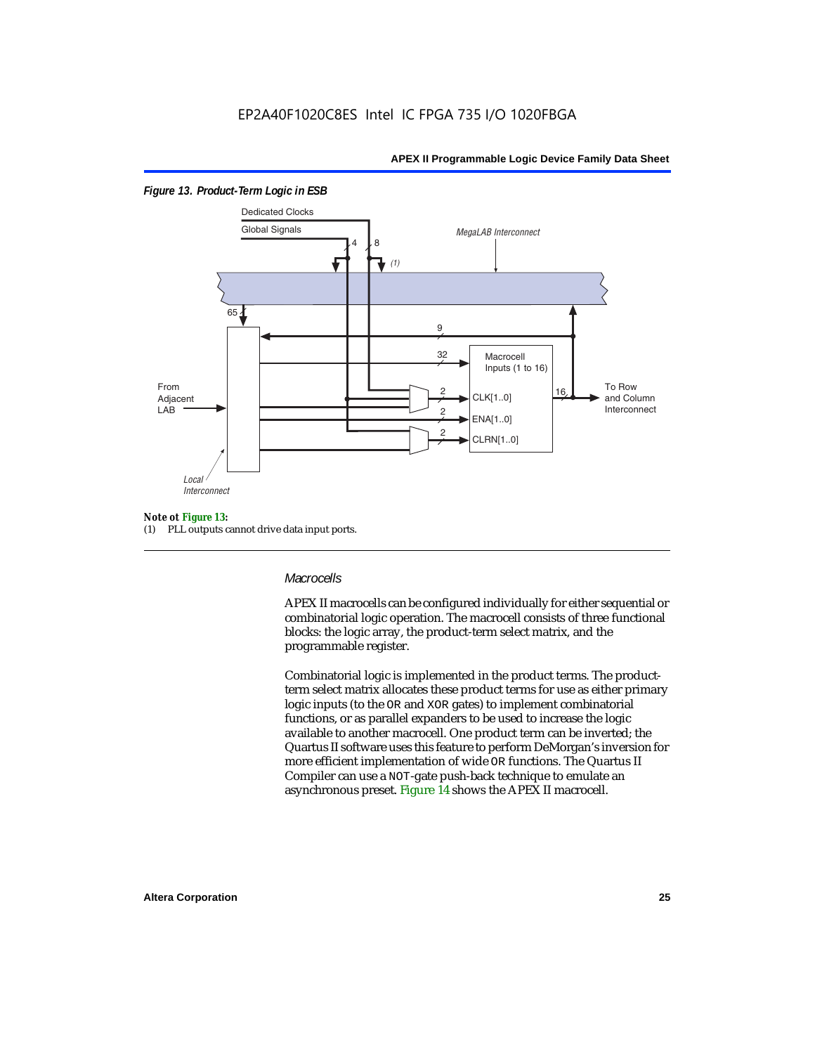*Figure 13. Product-Term Logic in ESB*

Dedicated Clocks

Global Signals

4 8

(1)

MegaLAB Interconnect

65

9

32

Macrocell Inputs (1 to 16)

From Adjacent LAB

2 CLK[1..0]

2 ENA[1..0]

2 CLRN[1..0]

16

To Row and Column Interconnect

Local Interconnect

**Note ot Figure 13:**

(1) PLL outputs cannot drive data input ports.

---

### *Macrocells*

APEX II macrocells can be configured individually for either sequential or combinatorial logic operation. The macrocell consists of three functional blocks: the logic array, the product-term select matrix, and the programmable register.

Combinatorial logic is implemented in the product terms. The product-term select matrix allocates these product terms for use as either primary logic inputs (to the OR and XOR gates) to implement combinatorial functions, or as parallel expanders to be used to increase the logic available to another macrocell. One product term can be inverted; the Quartus II software uses this feature to perform DeMorgan's inversion for more efficient implementation of wide OR functions. The Quartus II Compiler can use a NOT-gate push-back technique to emulate an asynchronous preset. Figure 14 shows the APEX II macrocell.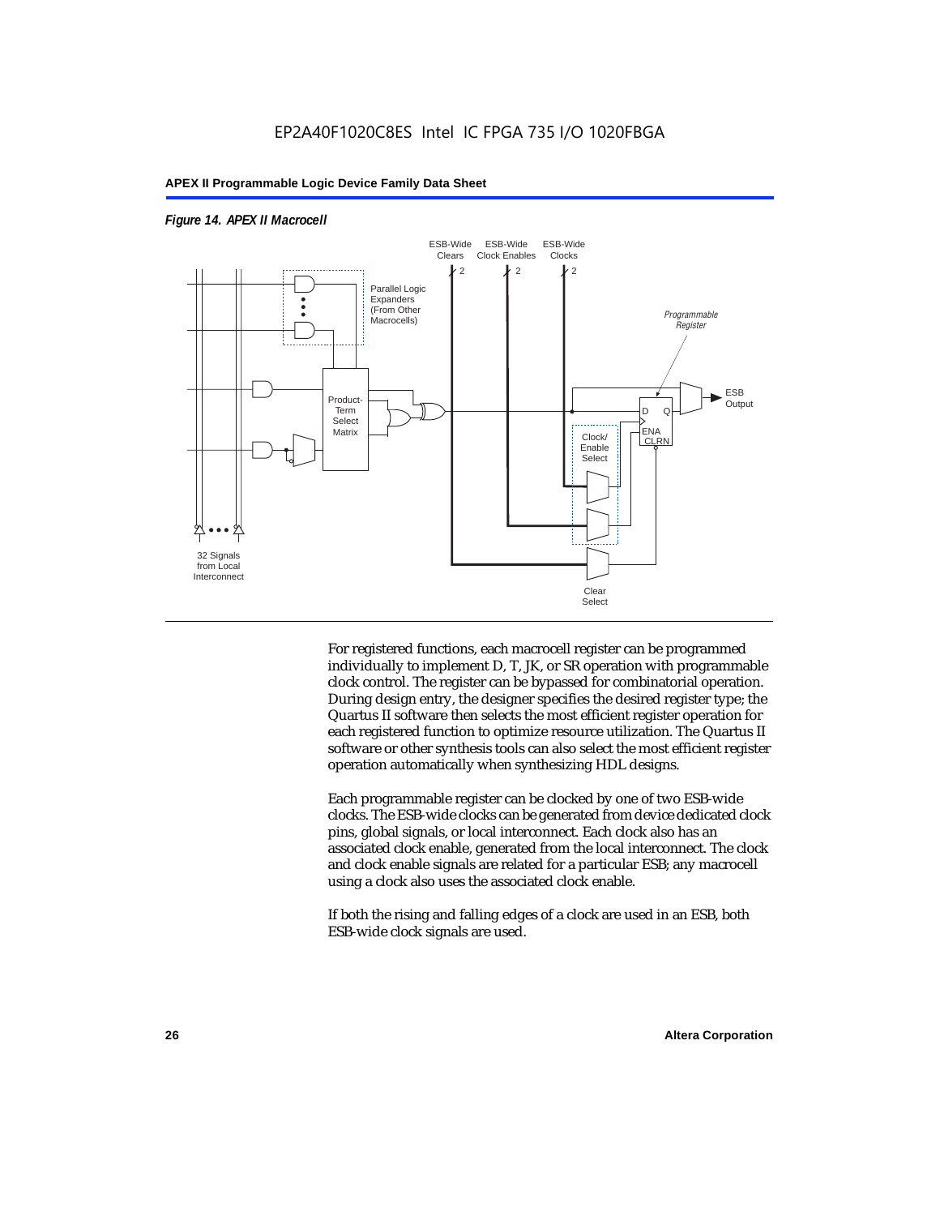*Figure 14. APEX II Macrocell*

For registered functions, each macrocell register can be programmed individually to implement D, T, JK, or SR operation with programmable clock control. The register can be bypassed for combinatorial operation. During design entry, the designer specifies the desired register type; the Quartus II software then selects the most efficient register operation for each registered function to optimize resource utilization. The Quartus II software or other synthesis tools can also select the most efficient register operation automatically when synthesizing HDL designs.

Each programmable register can be clocked by one of two ESB-wide clocks. The ESB-wide clocks can be generated from device dedicated clock pins, global signals, or local interconnect. Each clock also has an associated clock enable, generated from the local interconnect. The clock and clock enable signals are related for a particular ESB; any macrocell using a clock also uses the associated clock enable.

If both the rising and falling edges of a clock are used in an ESB, both ESB-wide clock signals are used.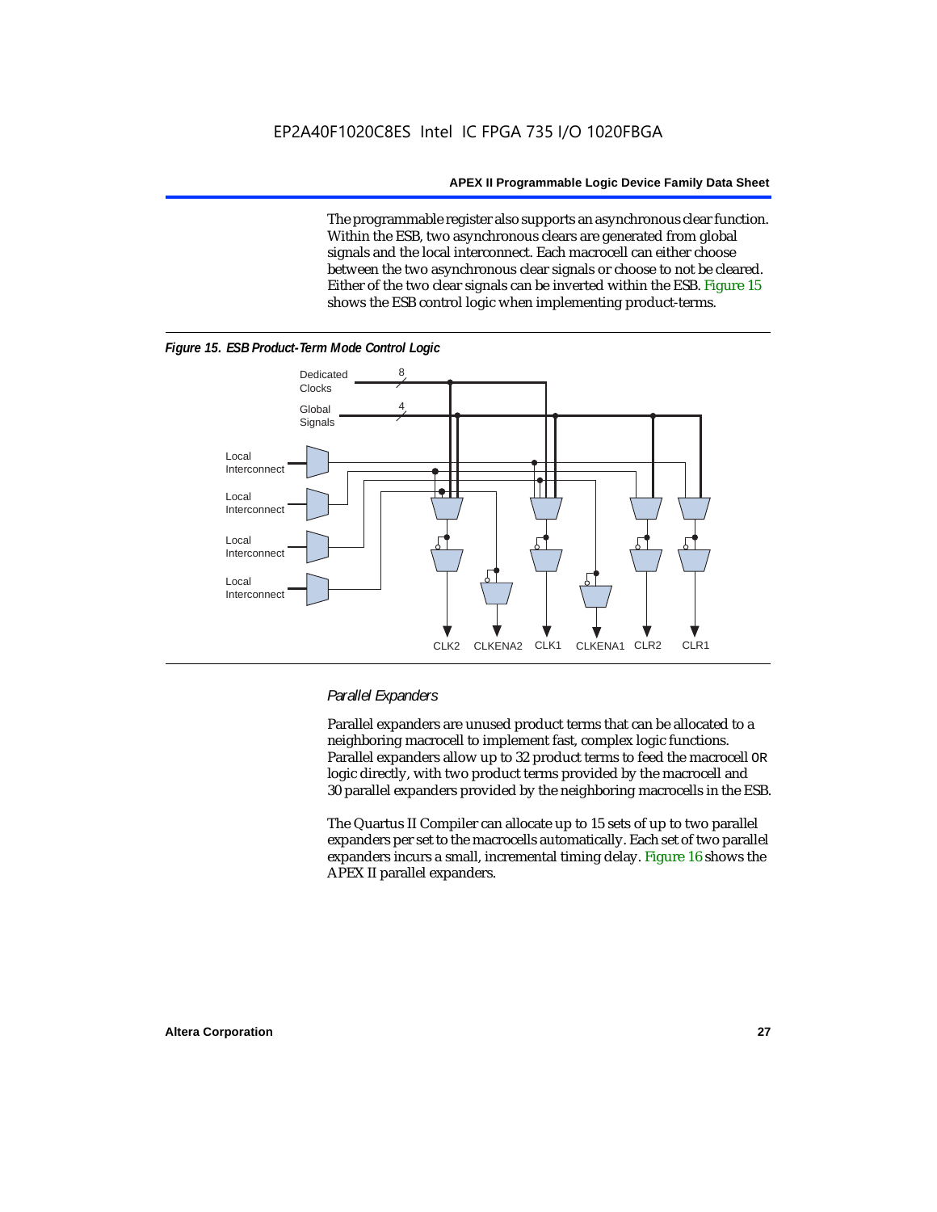The programmable register also supports an asynchronous clear function. Within the ESB, two asynchronous clears are generated from global signals and the local interconnect. Each macrocell can either choose between the two asynchronous clear signals or choose to not be cleared. Either of the two clear signals can be inverted within the ESB. Figure 15 shows the ESB control logic when implementing product-terms.

*Figure 15. ESB Product-Term Mode Control Logic*

### *Parallel Expanders*

Parallel expanders are unused product terms that can be allocated to a neighboring macrocell to implement fast, complex logic functions. Parallel expanders allow up to 32 product terms to feed the macrocell OR logic directly, with two product terms provided by the macrocell and 30 parallel expanders provided by the neighboring macrocells in the ESB.

The Quartus II Compiler can allocate up to 15 sets of up to two parallel expanders per set to the macrocells automatically. Each set of two parallel expanders incurs a small, incremental timing delay. Figure 16 shows the APEX II parallel expanders.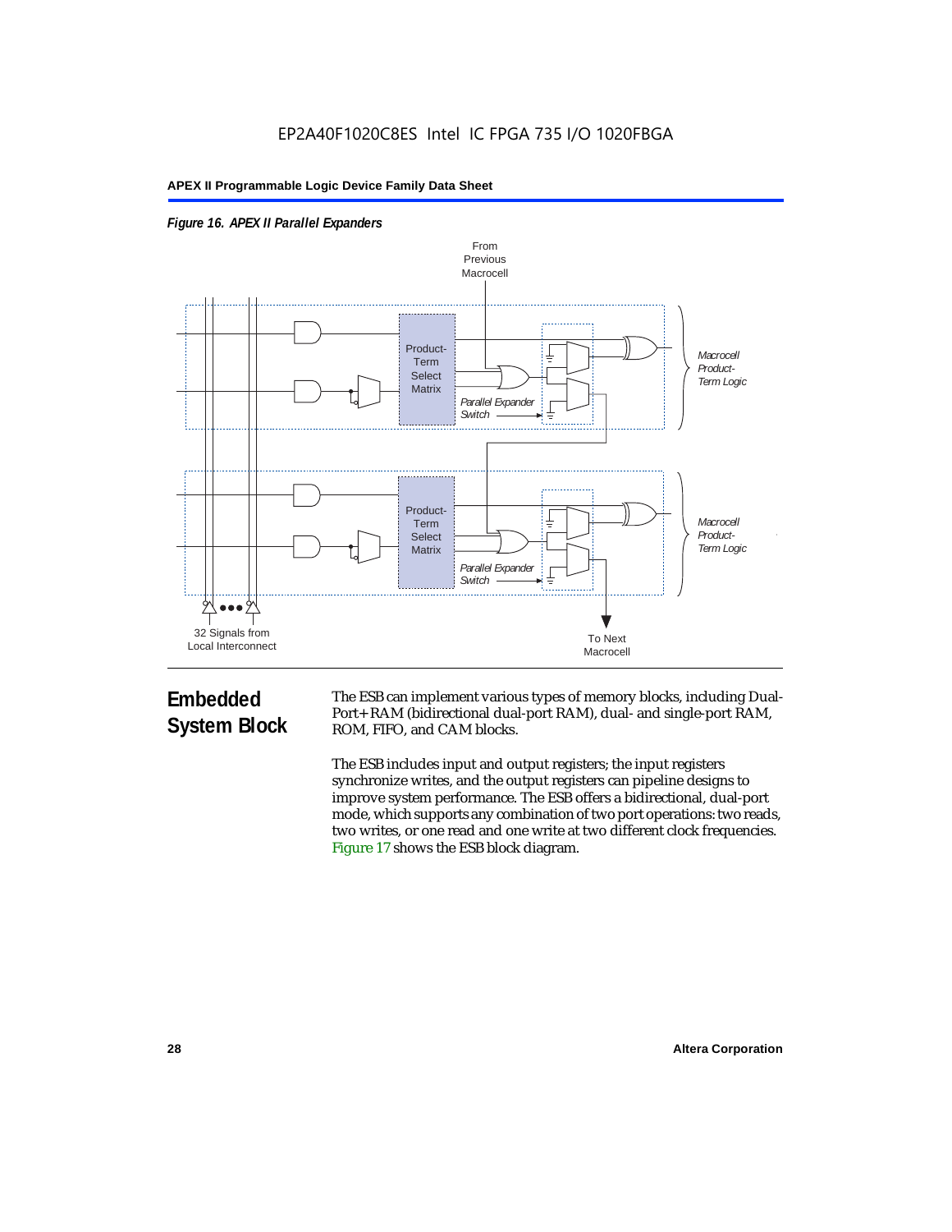*Figure 16. APEX II Parallel Expanders*

## Embedded System Block

The ESB can implement various types of memory blocks, including Dual-Port+ RAM (bidirectional dual-port RAM), dual- and single-port RAM, ROM, FIFO, and CAM blocks.

The ESB includes input and output registers; the input registers synchronize writes, and the output registers can pipeline designs to improve system performance. The ESB offers a bidirectional, dual-port mode, which supports any combination of two port operations: two reads, two writes, or one read and one write at two different clock frequencies. Figure 17 shows the ESB block diagram.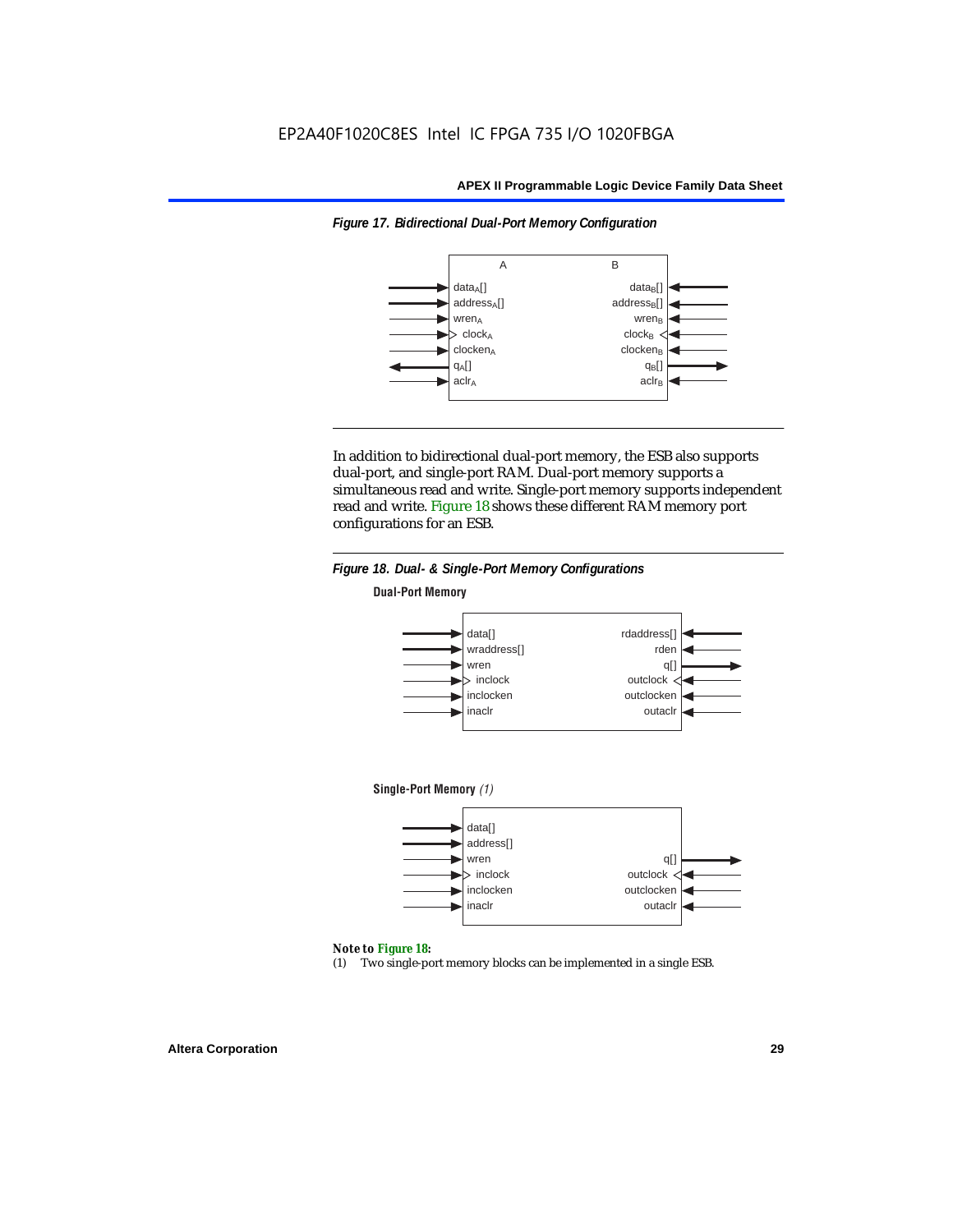*Figure 17. Bidirectional Dual-Port Memory Configuration*

| A | B |
|---|---|
| $data_A$[] | $data_B$[] |
| $address_A$[] | $address_B$[] |
| $wren_A$ | $wren_B$ |
| $clock_A$ | $clock_B$ |
| $clocken_A$ | $clocken_B$ |
| $q_A$[] | $q_B$[] |
| $aclr_A$ | $aclr_B$ |

In addition to bidirectional dual-port memory, the ESB also supports dual-port, and single-port RAM. Dual-port memory supports a simultaneous read and write. Single-port memory supports independent read and write. Figure 18 shows these different RAM memory port configurations for an ESB.

*Figure 18. Dual- & Single-Port Memory Configurations*

**Dual-Port Memory**

| Inputs | Outputs |
|---|---|
| data[] | rdaddress[] |
| wraddress[] | rden |
| wren | q[] |
| inclock | outclock |
| inclocken | outclocken |
| inaclr | outaclr |

**Single-Port Memory** *(1)*

| Inputs | Outputs |
|---|---|
| data[] | |
| address[] | |
| wren | q[] |
| inclock | outclock |
| inclocken | outclocken |
| inaclr | outaclr |

*Note to Figure 18:*

(1) Two single-port memory blocks can be implemented in a single ESB.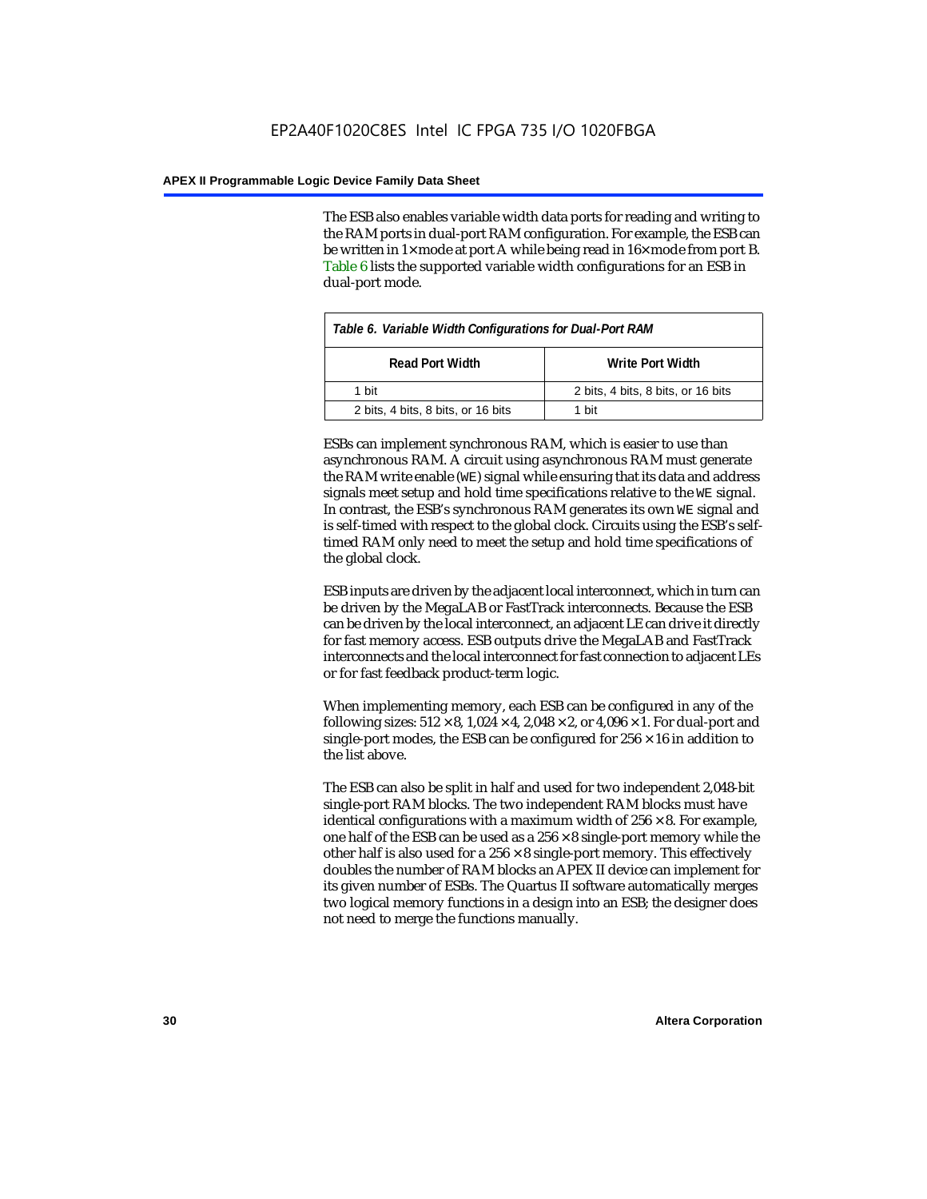The ESB also enables variable width data ports for reading and writing to the RAM ports in dual-port RAM configuration. For example, the ESB can be written in 1× mode at port A while being read in 16× mode from port B. Table 6 lists the supported variable width configurations for an ESB in dual-port mode.

*Table 6. Variable Width Configurations for Dual-Port RAM*

| Read Port Width | Write Port Width |
|---|---|
| 1 bit | 2 bits, 4 bits, 8 bits, or 16 bits |
| 2 bits, 4 bits, 8 bits, or 16 bits | 1 bit |

ESBs can implement synchronous RAM, which is easier to use than asynchronous RAM. A circuit using asynchronous RAM must generate the RAM write enable (`WE`) signal while ensuring that its data and address signals meet setup and hold time specifications relative to the `WE` signal. In contrast, the ESB's synchronous RAM generates its own `WE` signal and is self-timed with respect to the global clock. Circuits using the ESB's self-timed RAM only need to meet the setup and hold time specifications of the global clock.

ESB inputs are driven by the adjacent local interconnect, which in turn can be driven by the MegaLAB or FastTrack interconnects. Because the ESB can be driven by the local interconnect, an adjacent LE can drive it directly for fast memory access. ESB outputs drive the MegaLAB and FastTrack interconnects and the local interconnect for fast connection to adjacent LEs or for fast feedback product-term logic.

When implementing memory, each ESB can be configured in any of the following sizes: 512 × 8, 1,024 × 4, 2,048 × 2, or 4,096 × 1. For dual-port and single-port modes, the ESB can be configured for 256 × 16 in addition to the list above.

The ESB can also be split in half and used for two independent 2,048-bit single-port RAM blocks. The two independent RAM blocks must have identical configurations with a maximum width of 256 × 8. For example, one half of the ESB can be used as a 256 × 8 single-port memory while the other half is also used for a 256 × 8 single-port memory. This effectively doubles the number of RAM blocks an APEX II device can implement for its given number of ESBs. The Quartus II software automatically merges two logical memory functions in a design into an ESB; the designer does not need to merge the functions manually.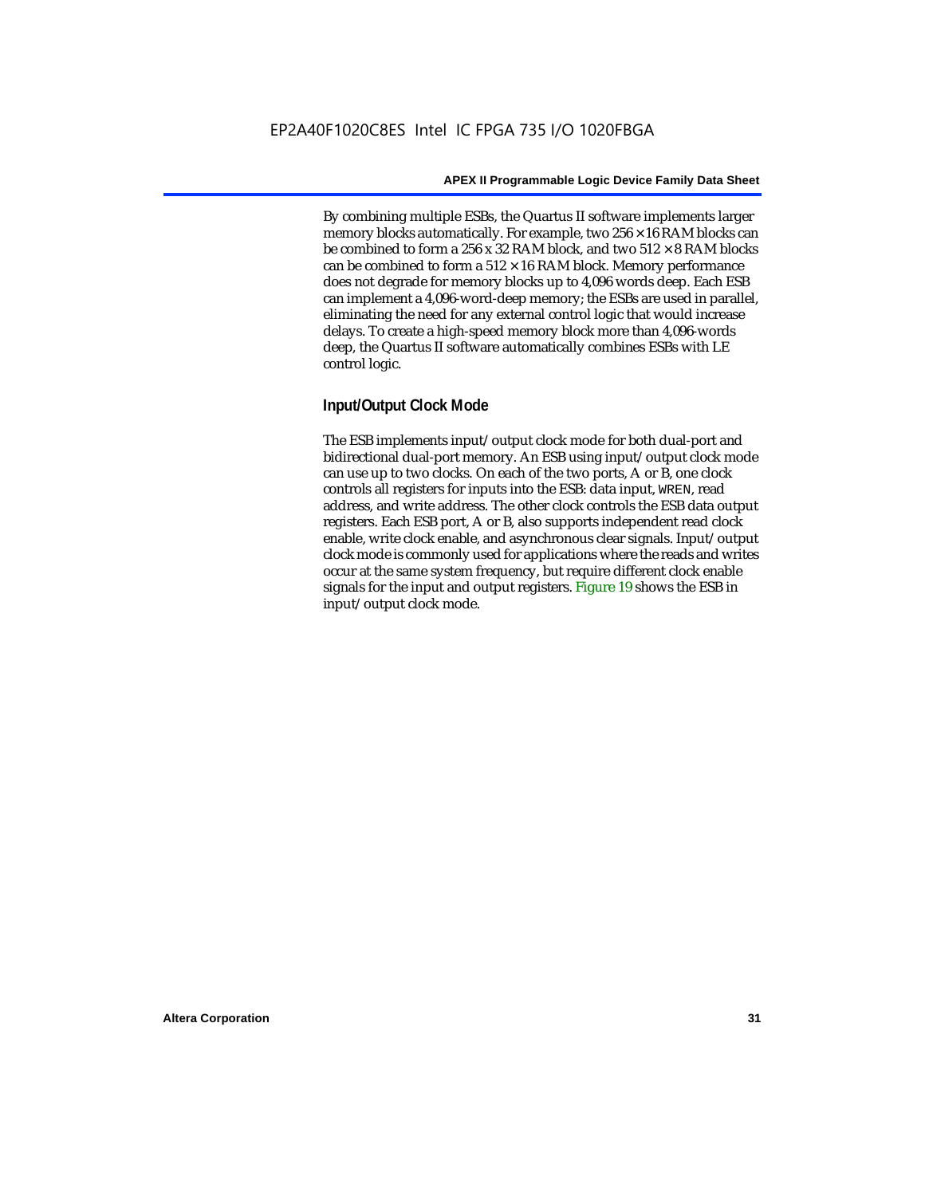By combining multiple ESBs, the Quartus II software implements larger memory blocks automatically. For example, two 256 × 16 RAM blocks can be combined to form a 256 x 32 RAM block, and two 512 × 8 RAM blocks can be combined to form a 512 × 16 RAM block. Memory performance does not degrade for memory blocks up to 4,096 words deep. Each ESB can implement a 4,096-word-deep memory; the ESBs are used in parallel, eliminating the need for any external control logic that would increase delays. To create a high-speed memory block more than 4,096-words deep, the Quartus II software automatically combines ESBs with LE control logic.

### Input/Output Clock Mode

The ESB implements input/output clock mode for both dual-port and bidirectional dual-port memory. An ESB using input/output clock mode can use up to two clocks. On each of the two ports, A or B, one clock controls all registers for inputs into the ESB: data input, `WREN`, read address, and write address. The other clock controls the ESB data output registers. Each ESB port, A or B, also supports independent read clock enable, write clock enable, and asynchronous clear signals. Input/output clock mode is commonly used for applications where the reads and writes occur at the same system frequency, but require different clock enable signals for the input and output registers. Figure 19 shows the ESB in input/output clock mode.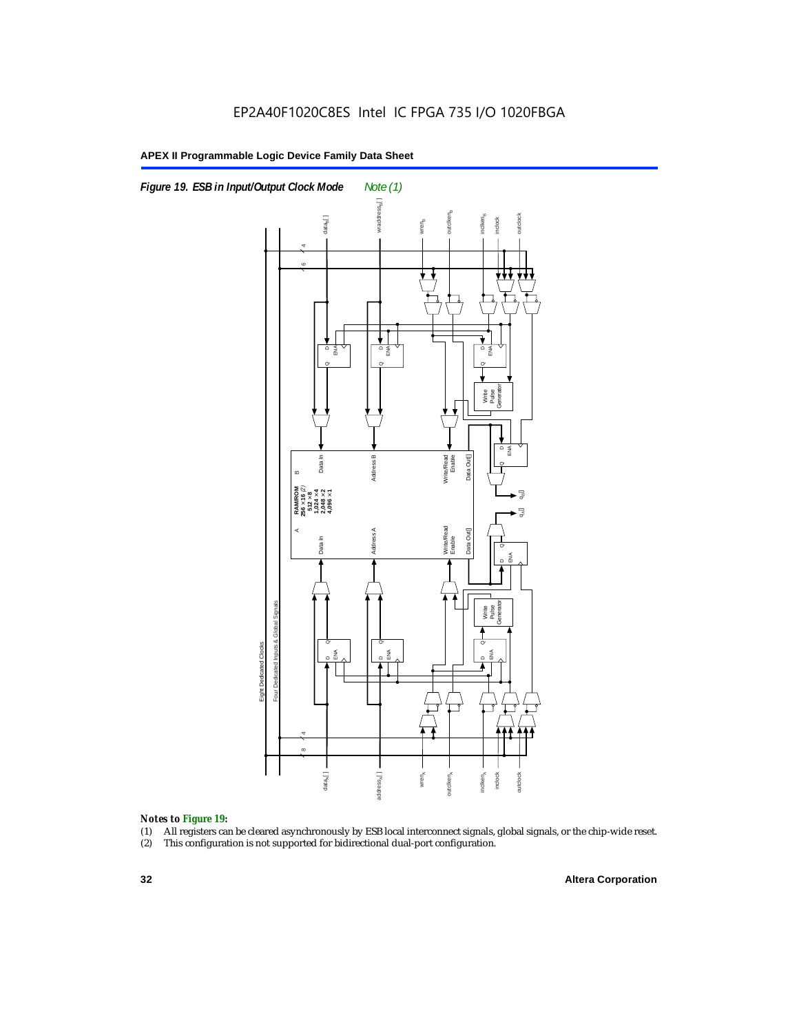*Figure 19. ESB in Input/Output Clock Mode* *Note (1)*

*Notes to Figure 19:*

(1) All registers can be cleared asynchronously by ESB local interconnect signals, global signals, or the chip-wide reset.
(2) This configuration is not supported for bidirectional dual-port configuration.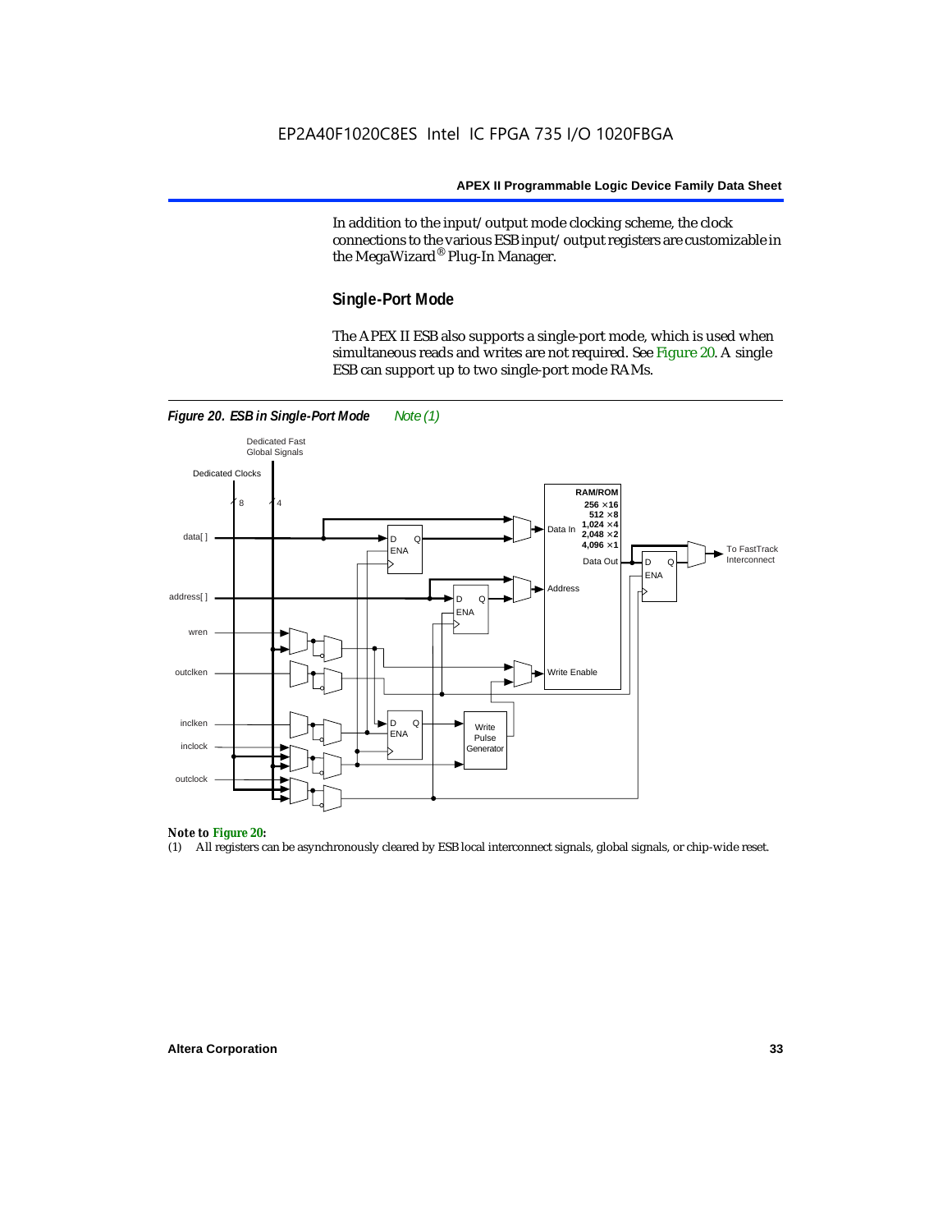In addition to the input/output mode clocking scheme, the clock connections to the various ESB input/output registers are customizable in the MegaWizard® Plug-In Manager.

## Single-Port Mode

The APEX II ESB also supports a single-port mode, which is used when simultaneous reads and writes are not required. See Figure 20. A single ESB can support up to two single-port mode RAMs.

*Figure 20. ESB in Single-Port Mode* *Note (1)*

**Note to Figure 20:**

(1) All registers can be asynchronously cleared by ESB local interconnect signals, global signals, or chip-wide reset.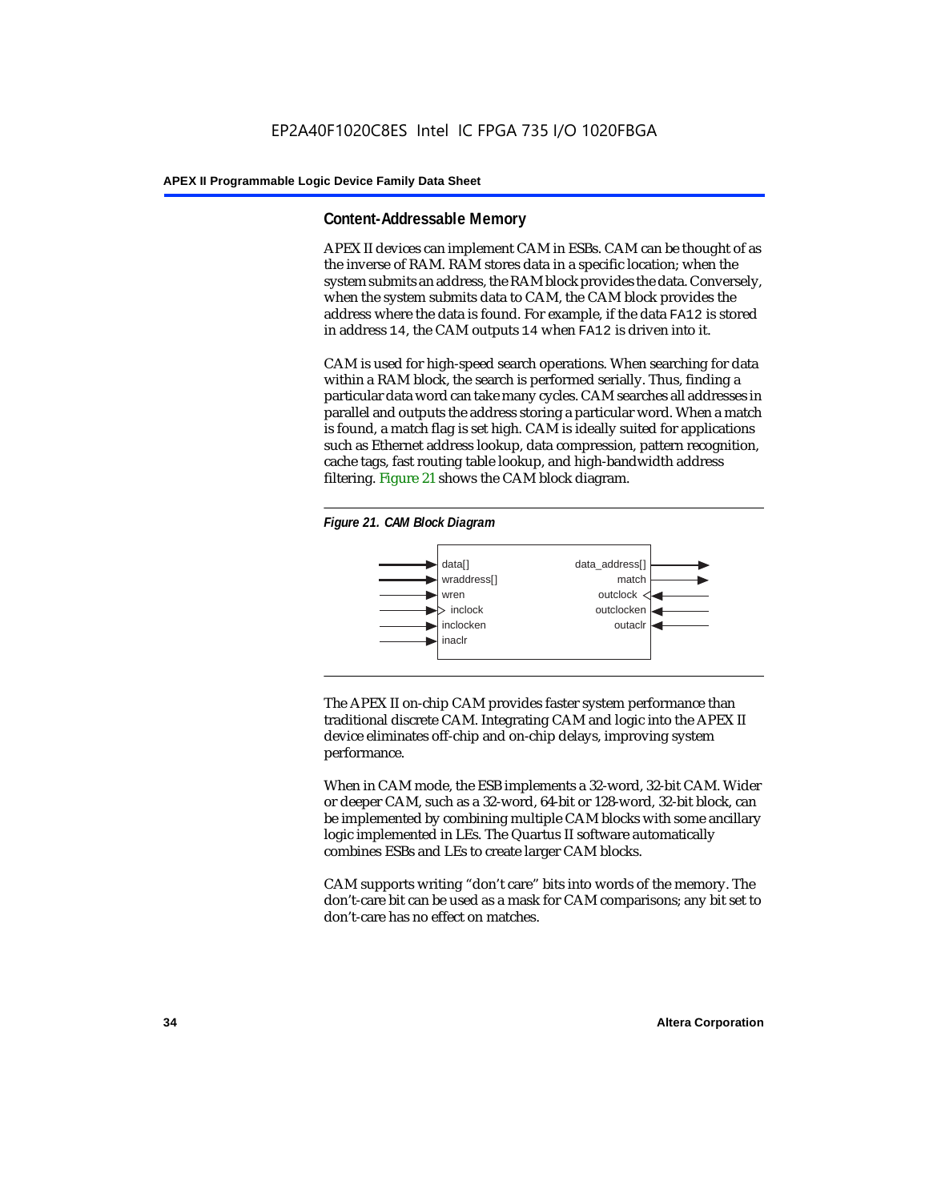## Content-Addressable Memory

APEX II devices can implement CAM in ESBs. CAM can be thought of as the inverse of RAM. RAM stores data in a specific location; when the system submits an address, the RAM block provides the data. Conversely, when the system submits data to CAM, the CAM block provides the address where the data is found. For example, if the data `FA12` is stored in address `14`, the CAM outputs `14` when `FA12` is driven into it.

CAM is used for high-speed search operations. When searching for data within a RAM block, the search is performed serially. Thus, finding a particular data word can take many cycles. CAM searches all addresses in parallel and outputs the address storing a particular word. When a match is found, a match flag is set high. CAM is ideally suited for applications such as Ethernet address lookup, data compression, pattern recognition, cache tags, fast routing table lookup, and high-bandwidth address filtering. Figure 21 shows the CAM block diagram.

*Figure 21. CAM Block Diagram*

| Inputs | Outputs |
|---|---|
| data[] | data_address[] |
| wraddress[] | match |
| wren | outclock |
| inclock | outclocken |
| inclocken | outaclr |
| inaclr | |

The APEX II on-chip CAM provides faster system performance than traditional discrete CAM. Integrating CAM and logic into the APEX II device eliminates off-chip and on-chip delays, improving system performance.

When in CAM mode, the ESB implements a 32-word, 32-bit CAM. Wider or deeper CAM, such as a 32-word, 64-bit or 128-word, 32-bit block, can be implemented by combining multiple CAM blocks with some ancillary logic implemented in LEs. The Quartus II software automatically combines ESBs and LEs to create larger CAM blocks.

CAM supports writing "don't care" bits into words of the memory. The don't-care bit can be used as a mask for CAM comparisons; any bit set to don't-care has no effect on matches.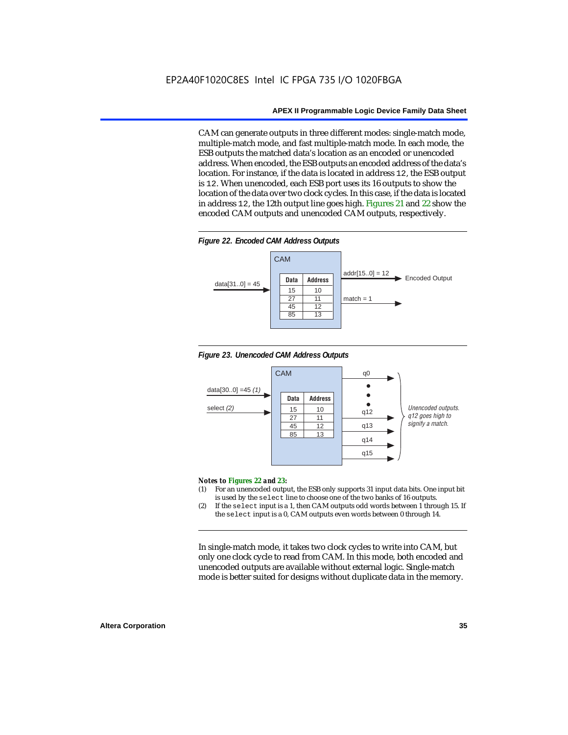CAM can generate outputs in three different modes: single-match mode, multiple-match mode, and fast multiple-match mode. In each mode, the ESB outputs the matched data's location as an encoded or unencoded address. When encoded, the ESB outputs an encoded address of the data's location. For instance, if the data is located in address `12`, the ESB output is `12`. When unencoded, each ESB port uses its 16 outputs to show the location of the data over two clock cycles. In this case, if the data is located in address `12`, the 12th output line goes high. Figures 21 and 22 show the encoded CAM outputs and unencoded CAM outputs, respectively.

*Figure 22. Encoded CAM Address Outputs*

| Data | Address |
|---|---|
| 15 | 10 |
| 27 | 11 |
| 45 | 12 |
| 85 | 13 |

data[31..0] = 45 → CAM → addr[15..0] = 12 (Encoded Output), match = 1

*Figure 23. Unencoded CAM Address Outputs*

| Data | Address |
|---|---|
| 15 | 10 |
| 27 | 11 |
| 45 | 12 |
| 85 | 13 |

data[30..0] =45 *(1)*, select *(2)* → CAM → q0 … q12, q13, q14, q15

*Unencoded outputs. q12 goes high to signify a match.*

***Notes to Figures 22 and 23:***

(1) For an unencoded output, the ESB only supports 31 input data bits. One input bit is used by the `select` line to choose one of the two banks of 16 outputs.

(2) If the `select` input is a 1, then CAM outputs odd words between 1 through 15. If the `select` input is a 0, CAM outputs even words between 0 through 14.

In single-match mode, it takes two clock cycles to write into CAM, but only one clock cycle to read from CAM. In this mode, both encoded and unencoded outputs are available without external logic. Single-match mode is better suited for designs without duplicate data in the memory.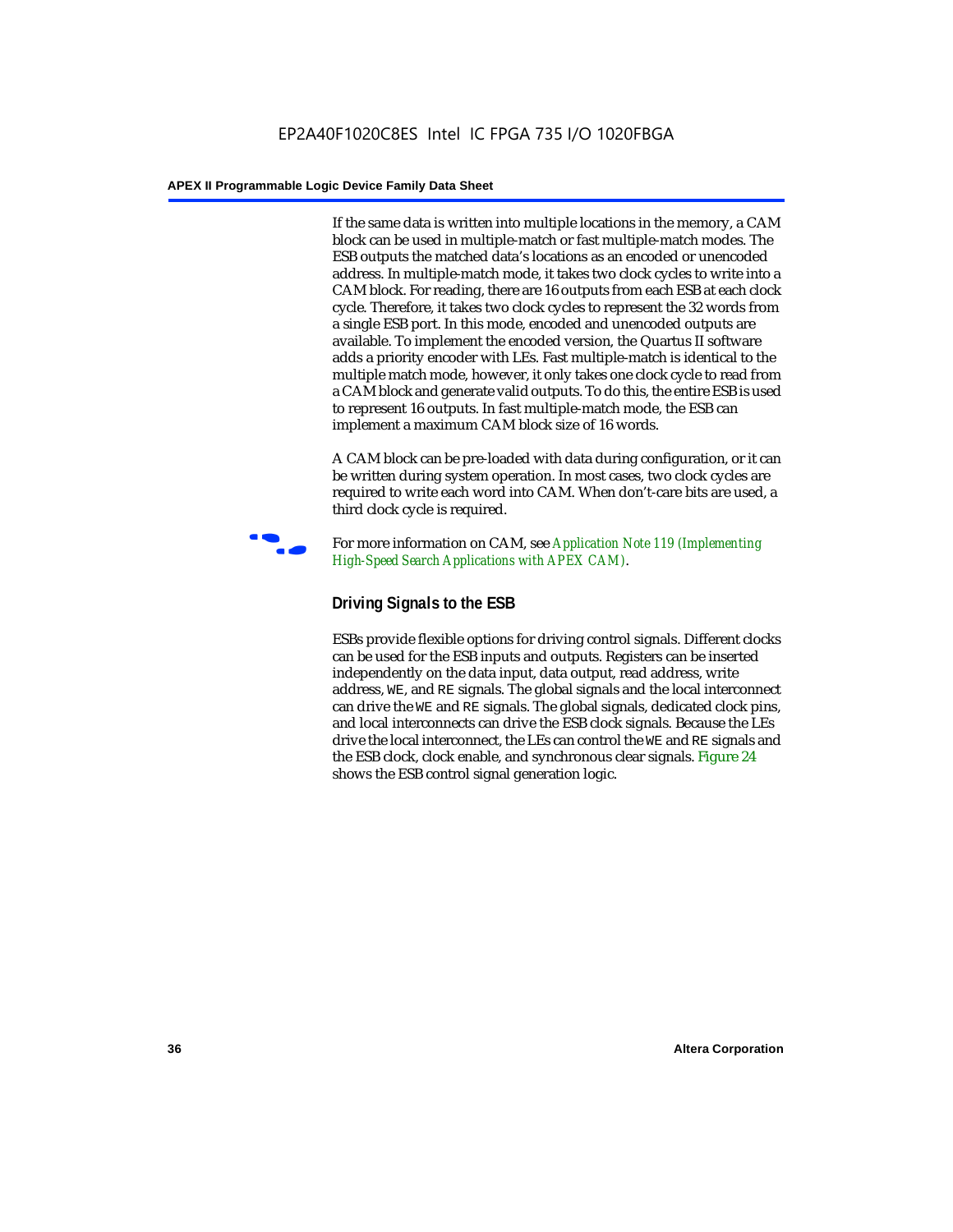If the same data is written into multiple locations in the memory, a CAM block can be used in multiple-match or fast multiple-match modes. The ESB outputs the matched data's locations as an encoded or unencoded address. In multiple-match mode, it takes two clock cycles to write into a CAM block. For reading, there are 16 outputs from each ESB at each clock cycle. Therefore, it takes two clock cycles to represent the 32 words from a single ESB port. In this mode, encoded and unencoded outputs are available. To implement the encoded version, the Quartus II software adds a priority encoder with LEs. Fast multiple-match is identical to the multiple match mode, however, it only takes one clock cycle to read from a CAM block and generate valid outputs. To do this, the entire ESB is used to represent 16 outputs. In fast multiple-match mode, the ESB can implement a maximum CAM block size of 16 words.

A CAM block can be pre-loaded with data during configuration, or it can be written during system operation. In most cases, two clock cycles are required to write each word into CAM. When don't-care bits are used, a third clock cycle is required.

For more information on CAM, see *Application Note 119 (Implementing High-Speed Search Applications with APEX CAM)*.

### Driving Signals to the ESB

ESBs provide flexible options for driving control signals. Different clocks can be used for the ESB inputs and outputs. Registers can be inserted independently on the data input, data output, read address, write address, `WE`, and `RE` signals. The global signals and the local interconnect can drive the `WE` and `RE` signals. The global signals, dedicated clock pins, and local interconnects can drive the ESB clock signals. Because the LEs drive the local interconnect, the LEs can control the `WE` and `RE` signals and the ESB clock, clock enable, and synchronous clear signals. Figure 24 shows the ESB control signal generation logic.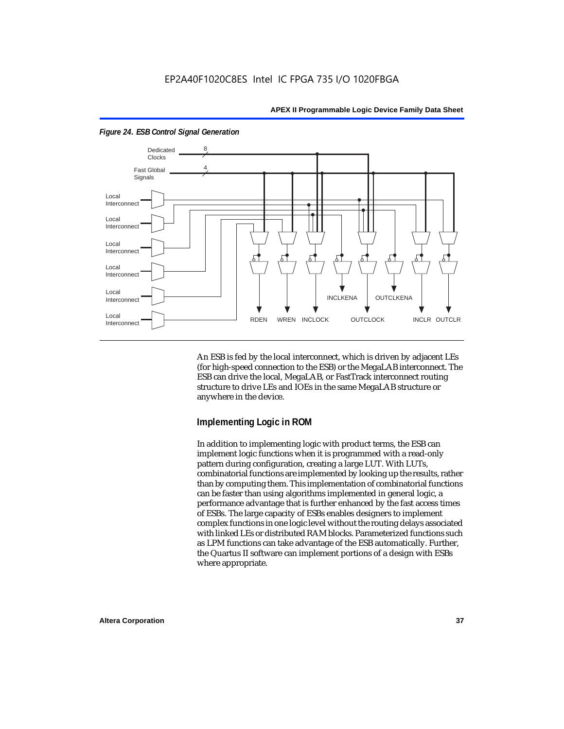*Figure 24. ESB Control Signal Generation*

An ESB is fed by the local interconnect, which is driven by adjacent LEs (for high-speed connection to the ESB) or the MegaLAB interconnect. The ESB can drive the local, MegaLAB, or FastTrack interconnect routing structure to drive LEs and IOEs in the same MegaLAB structure or anywhere in the device.

### Implementing Logic in ROM

In addition to implementing logic with product terms, the ESB can implement logic functions when it is programmed with a read-only pattern during configuration, creating a large LUT. With LUTs, combinatorial functions are implemented by looking up the results, rather than by computing them. This implementation of combinatorial functions can be faster than using algorithms implemented in general logic, a performance advantage that is further enhanced by the fast access times of ESBs. The large capacity of ESBs enables designers to implement complex functions in one logic level without the routing delays associated with linked LEs or distributed RAM blocks. Parameterized functions such as LPM functions can take advantage of the ESB automatically. Further, the Quartus II software can implement portions of a design with ESBs where appropriate.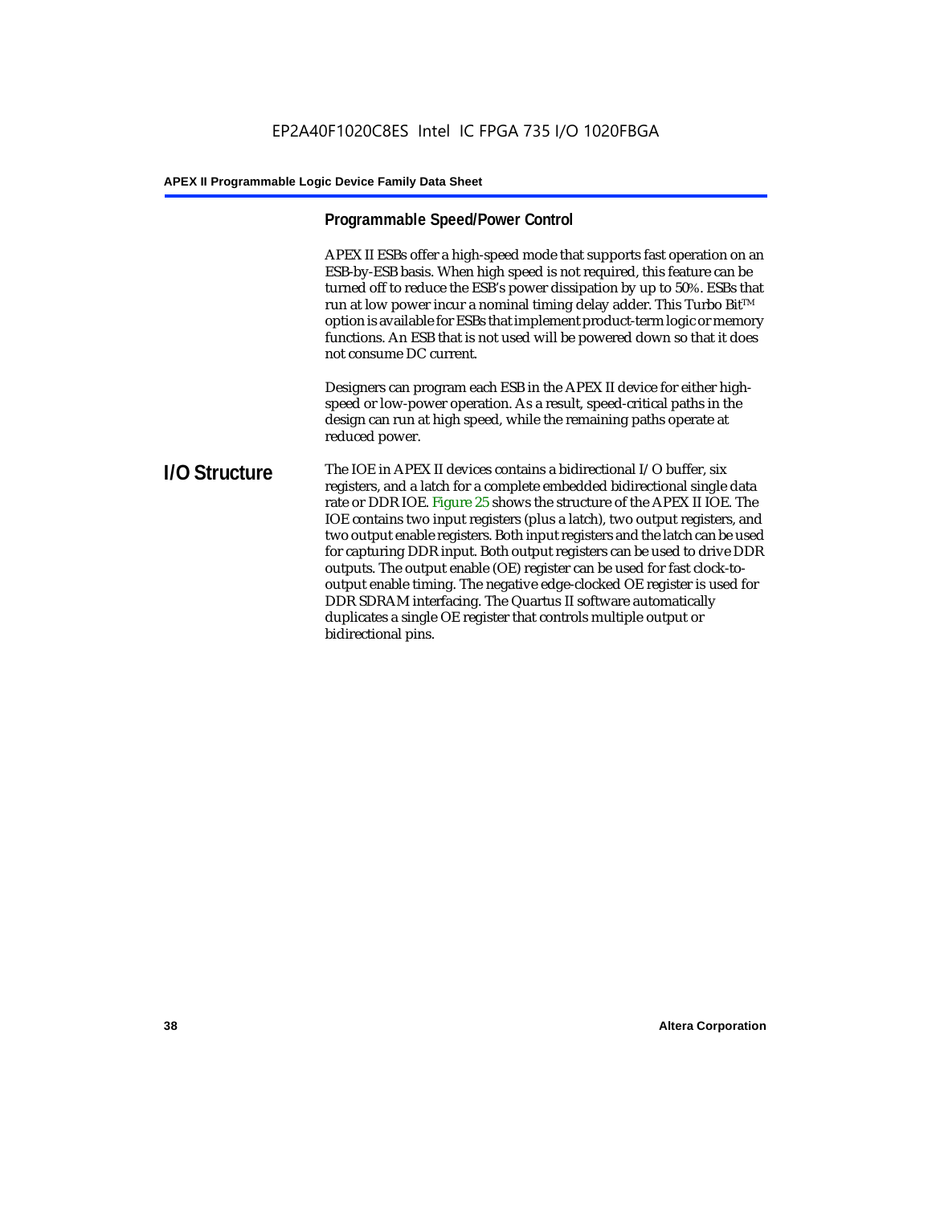### Programmable Speed/Power Control

APEX II ESBs offer a high-speed mode that supports fast operation on an ESB-by-ESB basis. When high speed is not required, this feature can be turned off to reduce the ESB's power dissipation by up to 50%. ESBs that run at low power incur a nominal timing delay adder. This Turbo Bit™ option is available for ESBs that implement product-term logic or memory functions. An ESB that is not used will be powered down so that it does not consume DC current.

Designers can program each ESB in the APEX II device for either high-speed or low-power operation. As a result, speed-critical paths in the design can run at high speed, while the remaining paths operate at reduced power.

## I/O Structure

The IOE in APEX II devices contains a bidirectional I/O buffer, six registers, and a latch for a complete embedded bidirectional single data rate or DDR IOE. Figure 25 shows the structure of the APEX II IOE. The IOE contains two input registers (plus a latch), two output registers, and two output enable registers. Both input registers and the latch can be used for capturing DDR input. Both output registers can be used to drive DDR outputs. The output enable (OE) register can be used for fast clock-to-output enable timing. The negative edge-clocked OE register is used for DDR SDRAM interfacing. The Quartus II software automatically duplicates a single OE register that controls multiple output or bidirectional pins.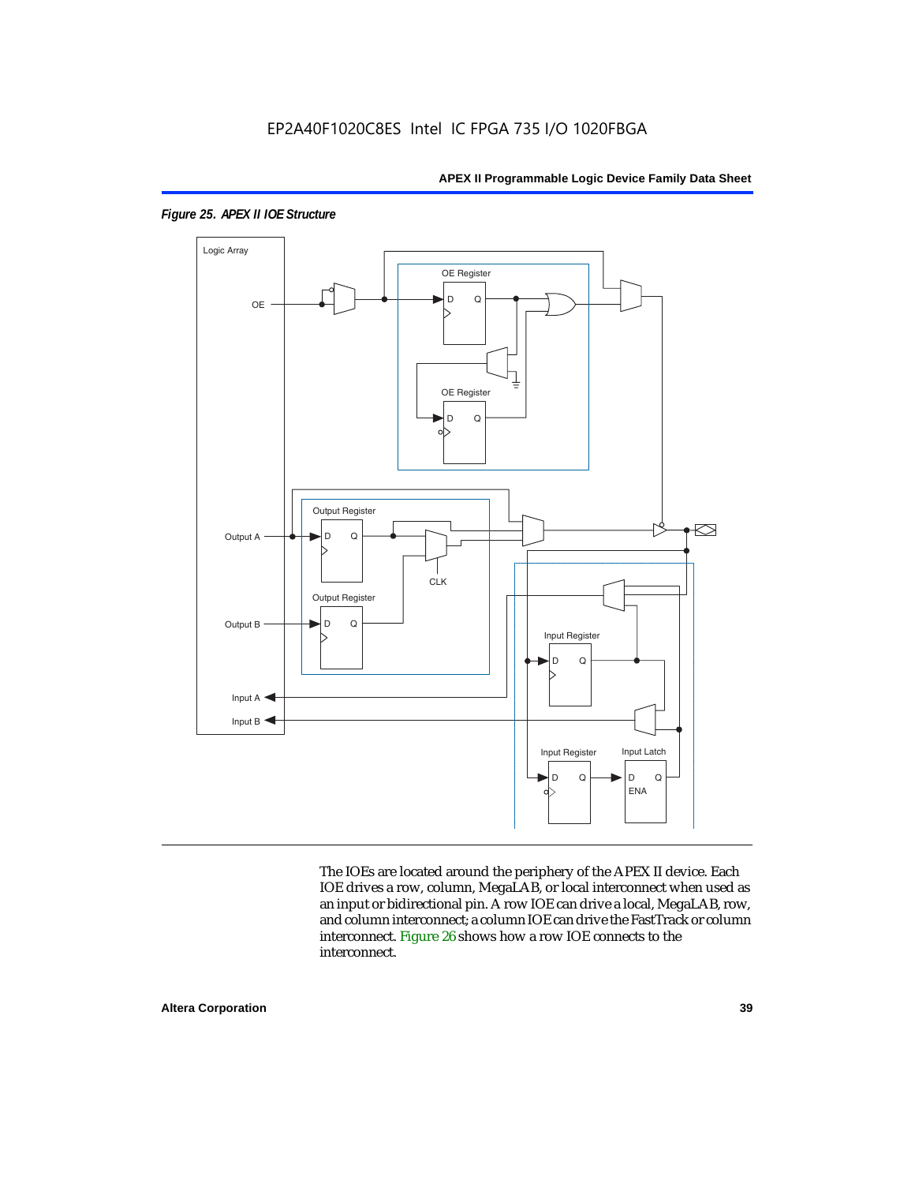*Figure 25. APEX II IOE Structure*

The IOEs are located around the periphery of the APEX II device. Each IOE drives a row, column, MegaLAB, or local interconnect when used as an input or bidirectional pin. A row IOE can drive a local, MegaLAB, row, and column interconnect; a column IOE can drive the FastTrack or column interconnect. Figure 26 shows how a row IOE connects to the interconnect.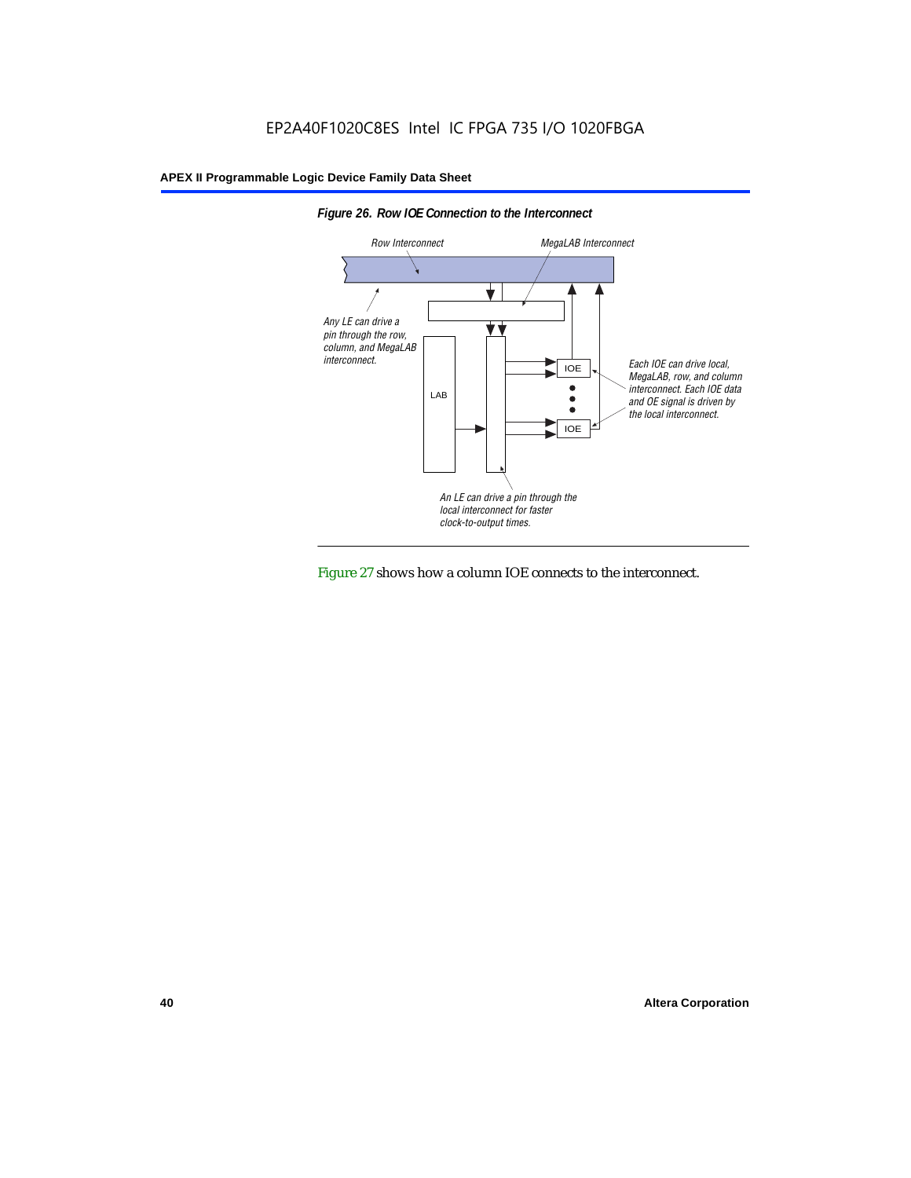*Figure 26. Row IOE Connection to the Interconnect*

Row Interconnect

MegaLAB Interconnect

Any LE can drive a pin through the row, column, and MegaLAB interconnect.

LAB

IOE

IOE

Each IOE can drive local, MegaLAB, row, and column interconnect. Each IOE data and OE signal is driven by the local interconnect.

An LE can drive a pin through the local interconnect for faster clock-to-output times.

Figure 27 shows how a column IOE connects to the interconnect.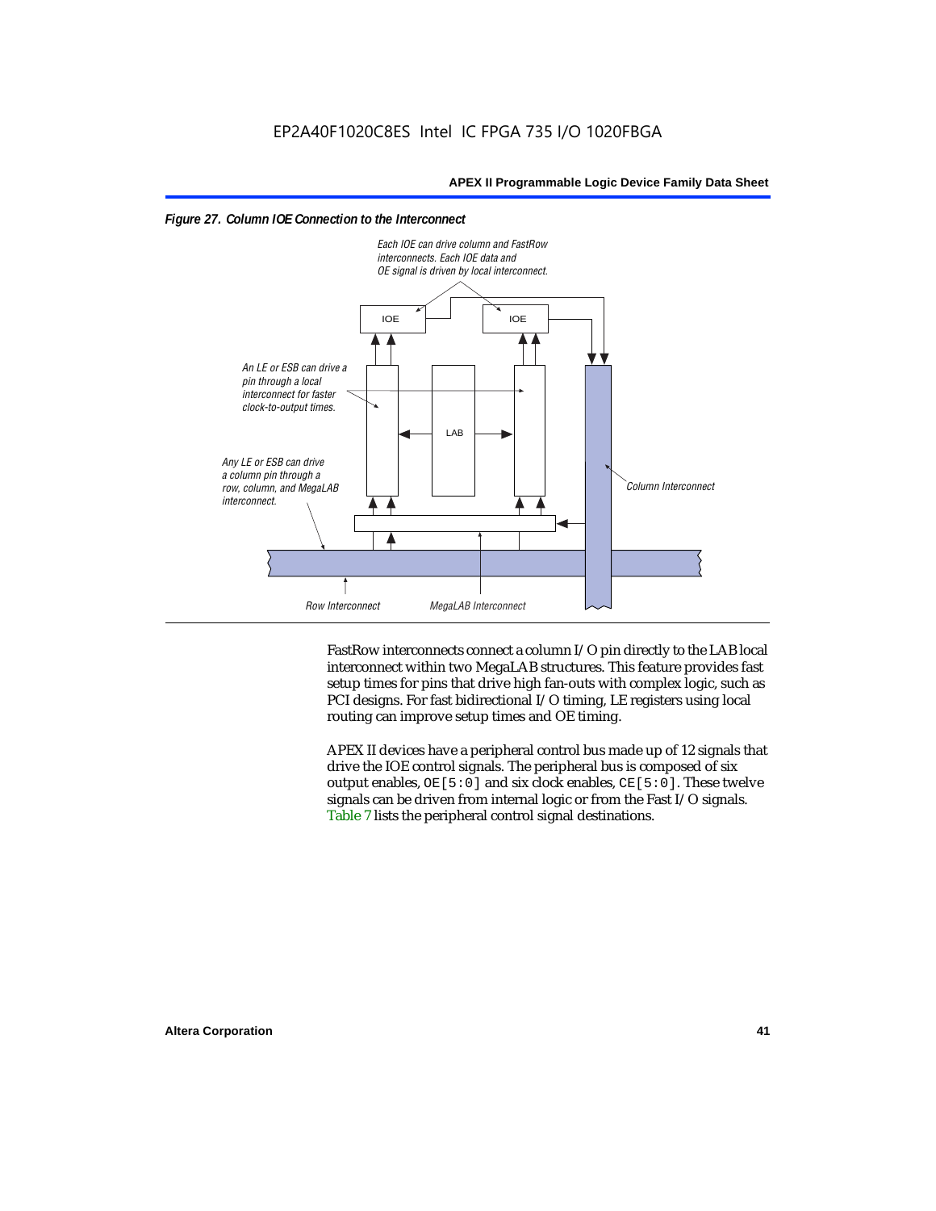*Figure 27. Column IOE Connection to the Interconnect*

FastRow interconnects connect a column I/O pin directly to the LAB local interconnect within two MegaLAB structures. This feature provides fast setup times for pins that drive high fan-outs with complex logic, such as PCI designs. For fast bidirectional I/O timing, LE registers using local routing can improve setup times and OE timing.

APEX II devices have a peripheral control bus made up of 12 signals that drive the IOE control signals. The peripheral bus is composed of six output enables, `OE[5:0]` and six clock enables, `CE[5:0]`. These twelve signals can be driven from internal logic or from the Fast I/O signals. Table 7 lists the peripheral control signal destinations.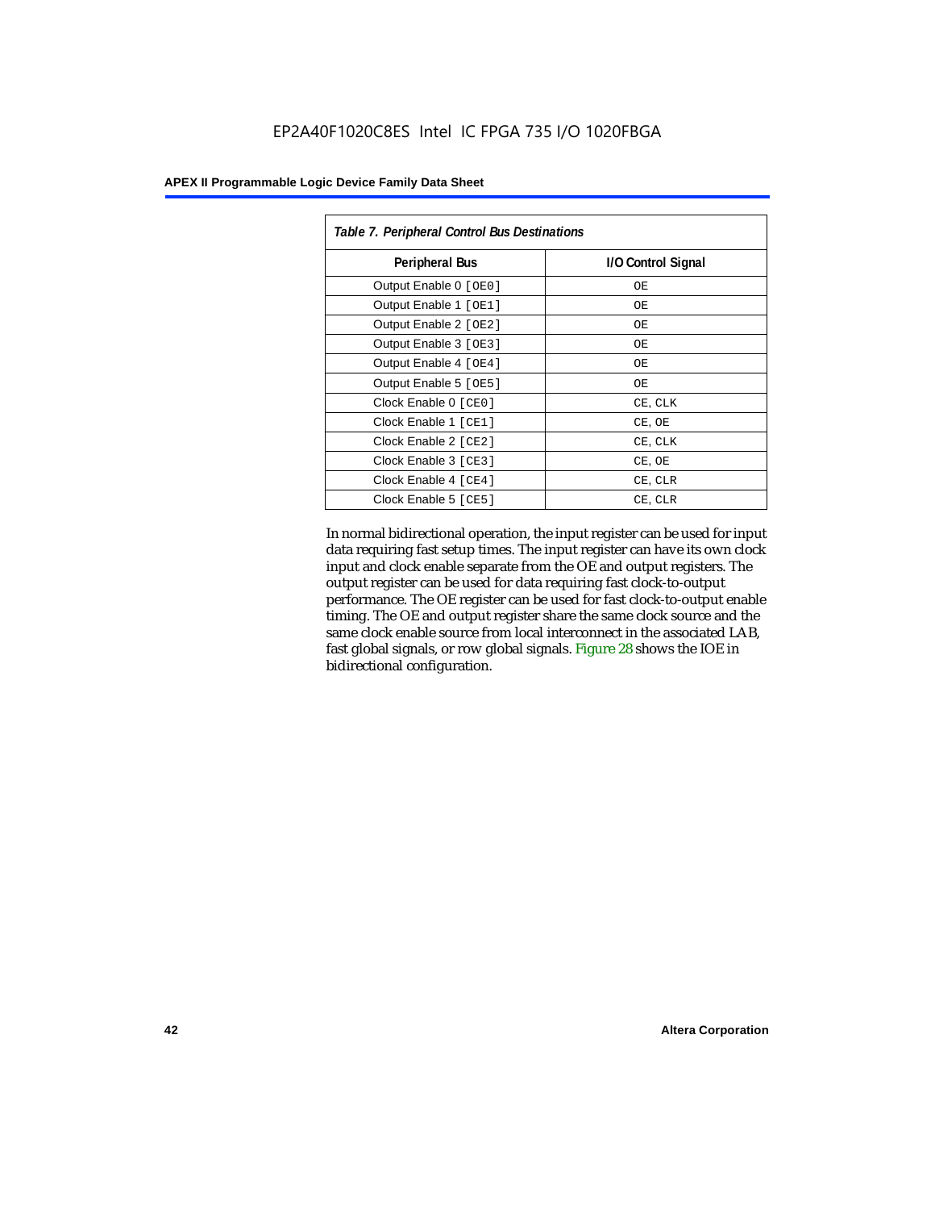| *Table 7. Peripheral Control Bus Destinations* | |
|---|---|
| **Peripheral Bus** | **I/O Control Signal** |
| Output Enable 0 [OE0] | OE |
| Output Enable 1 [OE1] | OE |
| Output Enable 2 [OE2] | OE |
| Output Enable 3 [OE3] | OE |
| Output Enable 4 [OE4] | OE |
| Output Enable 5 [OE5] | OE |
| Clock Enable 0 [CE0] | CE, CLK |
| Clock Enable 1 [CE1] | CE, OE |
| Clock Enable 2 [CE2] | CE, CLK |
| Clock Enable 3 [CE3] | CE, OE |
| Clock Enable 4 [CE4] | CE, CLR |
| Clock Enable 5 [CE5] | CE, CLR |

In normal bidirectional operation, the input register can be used for input data requiring fast setup times. The input register can have its own clock input and clock enable separate from the OE and output registers. The output register can be used for data requiring fast clock-to-output performance. The OE register can be used for fast clock-to-output enable timing. The OE and output register share the same clock source and the same clock enable source from local interconnect in the associated LAB, fast global signals, or row global signals. Figure 28 shows the IOE in bidirectional configuration.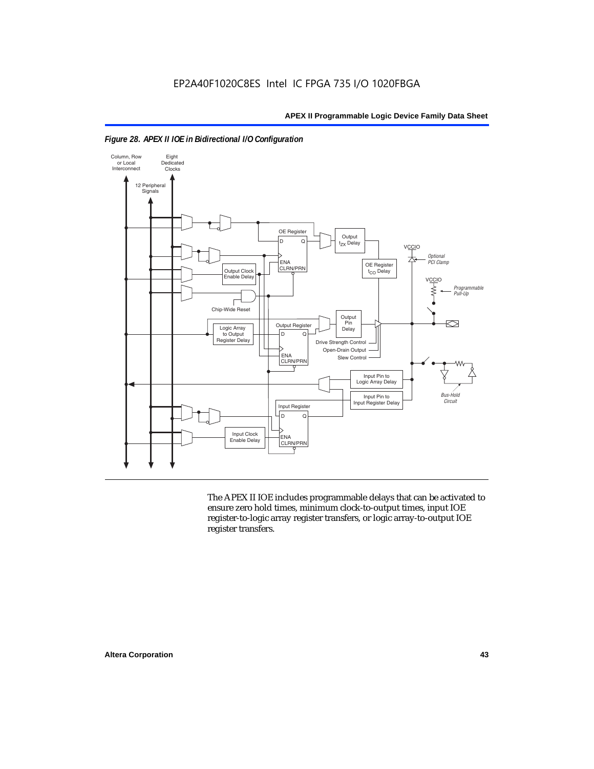*Figure 28. APEX II IOE in Bidirectional I/O Configuration*

The APEX II IOE includes programmable delays that can be activated to ensure zero hold times, minimum clock-to-output times, input IOE register-to-logic array register transfers, or logic array-to-output IOE register transfers.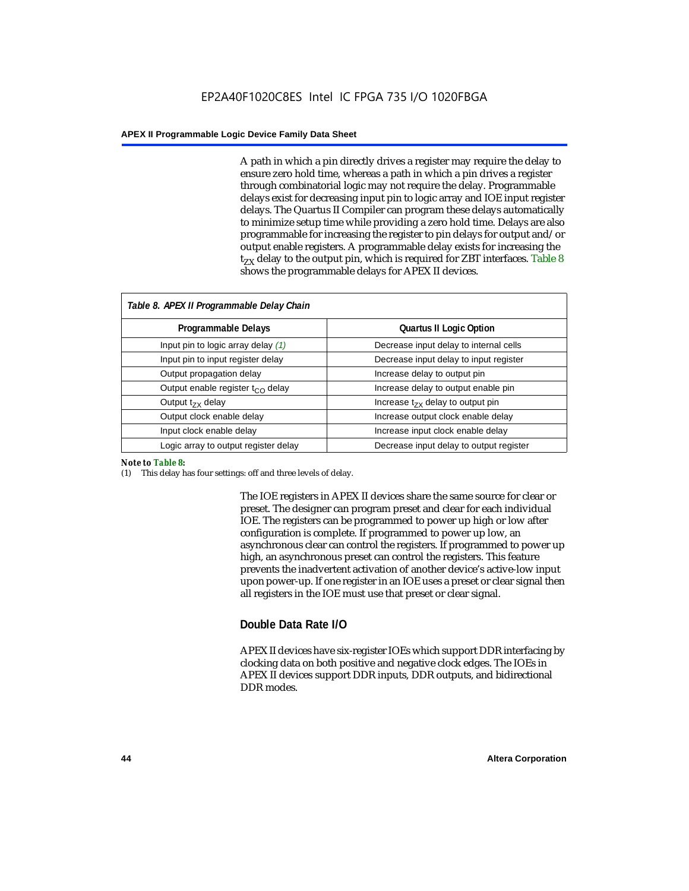A path in which a pin directly drives a register may require the delay to ensure zero hold time, whereas a path in which a pin drives a register through combinatorial logic may not require the delay. Programmable delays exist for decreasing input pin to logic array and IOE input register delays. The Quartus II Compiler can program these delays automatically to minimize setup time while providing a zero hold time. Delays are also programmable for increasing the register to pin delays for output and/or output enable registers. A programmable delay exists for increasing the $t_{ZX}$ delay to the output pin, which is required for ZBT interfaces. Table 8 shows the programmable delays for APEX II devices.

*Table 8. APEX II Programmable Delay Chain*

| Programmable Delays | Quartus II Logic Option |
|---|---|
| Input pin to logic array delay *(1)* | Decrease input delay to internal cells |
| Input pin to input register delay | Decrease input delay to input register |
| Output propagation delay | Increase delay to output pin |
| Output enable register $t_{CO}$ delay | Increase delay to output enable pin |
| Output $t_{ZX}$ delay | Increase $t_{ZX}$ delay to output pin |
| Output clock enable delay | Increase output clock enable delay |
| Input clock enable delay | Increase input clock enable delay |
| Logic array to output register delay | Decrease input delay to output register |

**Note to Table 8:**

(1) This delay has four settings: off and three levels of delay.

The IOE registers in APEX II devices share the same source for clear or preset. The designer can program preset and clear for each individual IOE. The registers can be programmed to power up high or low after configuration is complete. If programmed to power up low, an asynchronous clear can control the registers. If programmed to power up high, an asynchronous preset can control the registers. This feature prevents the inadvertent activation of another device's active-low input upon power-up. If one register in an IOE uses a preset or clear signal then all registers in the IOE must use that preset or clear signal.

### Double Data Rate I/O

APEX II devices have six-register IOEs which support DDR interfacing by clocking data on both positive and negative clock edges. The IOEs in APEX II devices support DDR inputs, DDR outputs, and bidirectional DDR modes.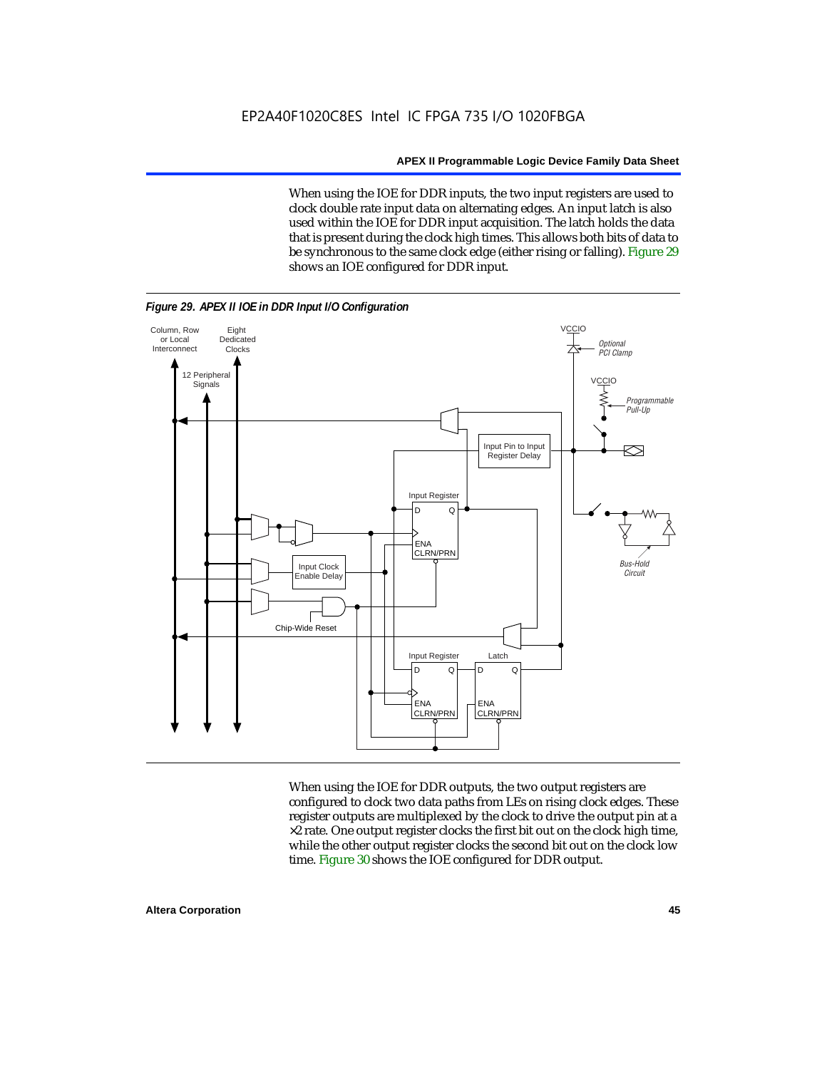When using the IOE for DDR inputs, the two input registers are used to clock double rate input data on alternating edges. An input latch is also used within the IOE for DDR input acquisition. The latch holds the data that is present during the clock high times. This allows both bits of data to be synchronous to the same clock edge (either rising or falling). Figure 29 shows an IOE configured for DDR input.

*Figure 29. APEX II IOE in DDR Input I/O Configuration*

When using the IOE for DDR outputs, the two output registers are configured to clock two data paths from LEs on rising clock edges. These register outputs are multiplexed by the clock to drive the output pin at a ×2 rate. One output register clocks the first bit out on the clock high time, while the other output register clocks the second bit out on the clock low time. Figure 30 shows the IOE configured for DDR output.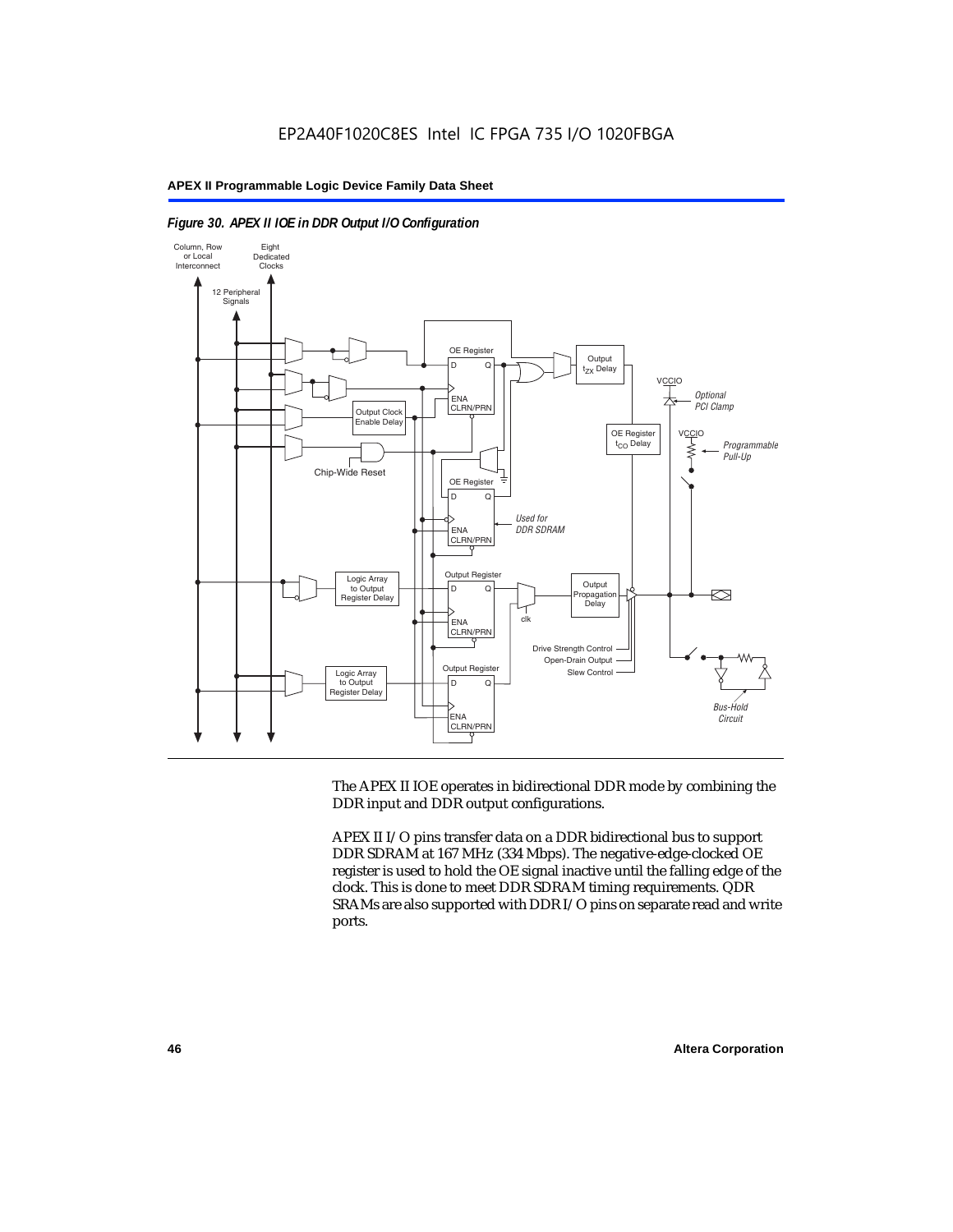*Figure 30. APEX II IOE in DDR Output I/O Configuration*

The APEX II IOE operates in bidirectional DDR mode by combining the DDR input and DDR output configurations.

APEX II I/O pins transfer data on a DDR bidirectional bus to support DDR SDRAM at 167 MHz (334 Mbps). The negative-edge-clocked OE register is used to hold the OE signal inactive until the falling edge of the clock. This is done to meet DDR SDRAM timing requirements. QDR SRAMs are also supported with DDR I/O pins on separate read and write ports.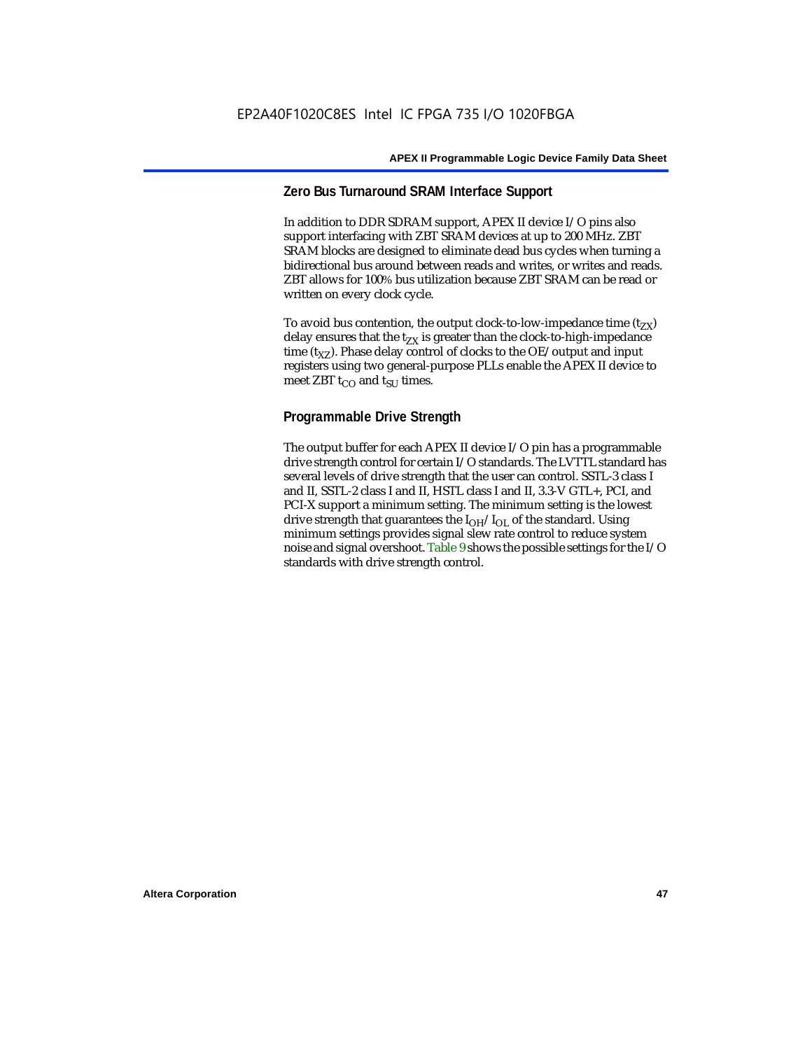### Zero Bus Turnaround SRAM Interface Support

In addition to DDR SDRAM support, APEX II device I/O pins also support interfacing with ZBT SRAM devices at up to 200 MHz. ZBT SRAM blocks are designed to eliminate dead bus cycles when turning a bidirectional bus around between reads and writes, or writes and reads. ZBT allows for 100% bus utilization because ZBT SRAM can be read or written on every clock cycle.

To avoid bus contention, the output clock-to-low-impedance time ($t_{ZX}$) delay ensures that the $t_{ZX}$ is greater than the clock-to-high-impedance time ($t_{XZ}$). Phase delay control of clocks to the OE/output and input registers using two general-purpose PLLs enable the APEX II device to meet ZBT $t_{CO}$ and $t_{SU}$ times.

### Programmable Drive Strength

The output buffer for each APEX II device I/O pin has a programmable drive strength control for certain I/O standards. The LVTTL standard has several levels of drive strength that the user can control. SSTL-3 class I and II, SSTL-2 class I and II, HSTL class I and II, 3.3-V GTL+, PCI, and PCI-X support a minimum setting. The minimum setting is the lowest drive strength that guarantees the $I_{OH}/I_{OL}$ of the standard. Using minimum settings provides signal slew rate control to reduce system noise and signal overshoot. Table 9 shows the possible settings for the I/O standards with drive strength control.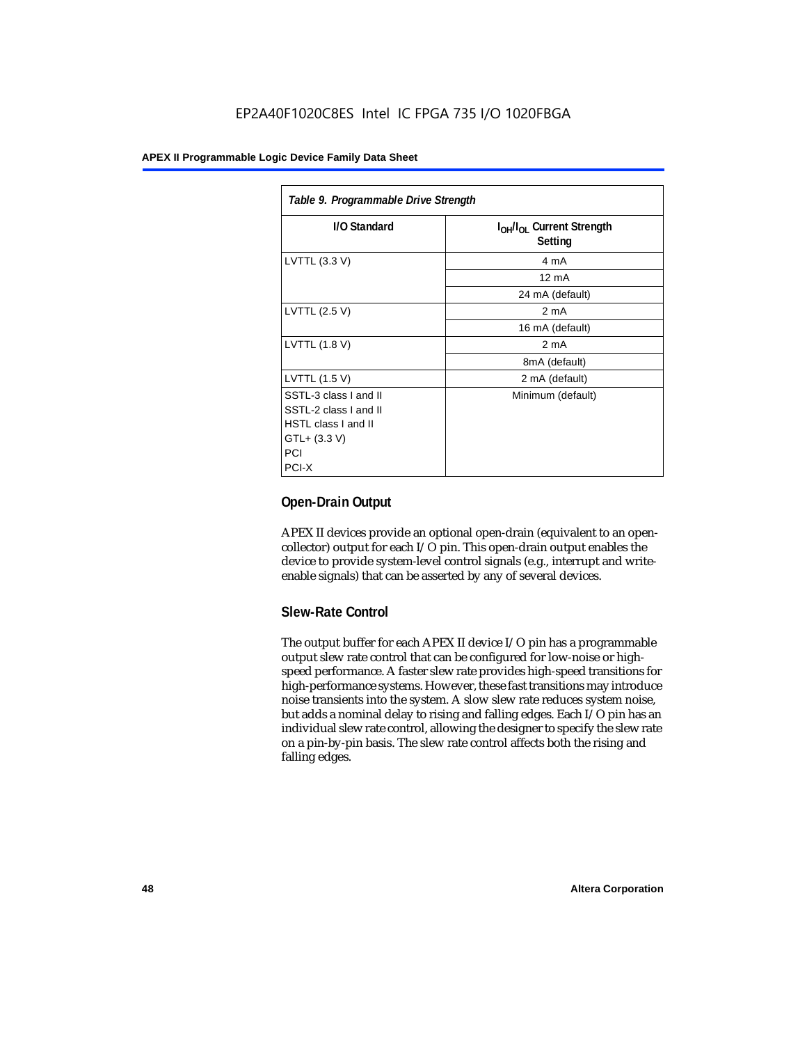*Table 9. Programmable Drive Strength*

| I/O Standard | $I_{OH}/I_{OL}$ Current Strength Setting |
|---|---|
| LVTTL (3.3 V) | 4 mA |
| | 12 mA |
| | 24 mA (default) |
| LVTTL (2.5 V) | 2 mA |
| | 16 mA (default) |
| LVTTL (1.8 V) | 2 mA |
| | 8mA (default) |
| LVTTL (1.5 V) | 2 mA (default) |
| SSTL-3 class I and II<br>SSTL-2 class I and II<br>HSTL class I and II<br>GTL+ (3.3 V)<br>PCI<br>PCI-X | Minimum (default) |

### Open-Drain Output

APEX II devices provide an optional open-drain (equivalent to an open-collector) output for each I/O pin. This open-drain output enables the device to provide system-level control signals (e.g., interrupt and write-enable signals) that can be asserted by any of several devices.

### Slew-Rate Control

The output buffer for each APEX II device I/O pin has a programmable output slew rate control that can be configured for low-noise or high-speed performance. A faster slew rate provides high-speed transitions for high-performance systems. However, these fast transitions may introduce noise transients into the system. A slow slew rate reduces system noise, but adds a nominal delay to rising and falling edges. Each I/O pin has an individual slew rate control, allowing the designer to specify the slew rate on a pin-by-pin basis. The slew rate control affects both the rising and falling edges.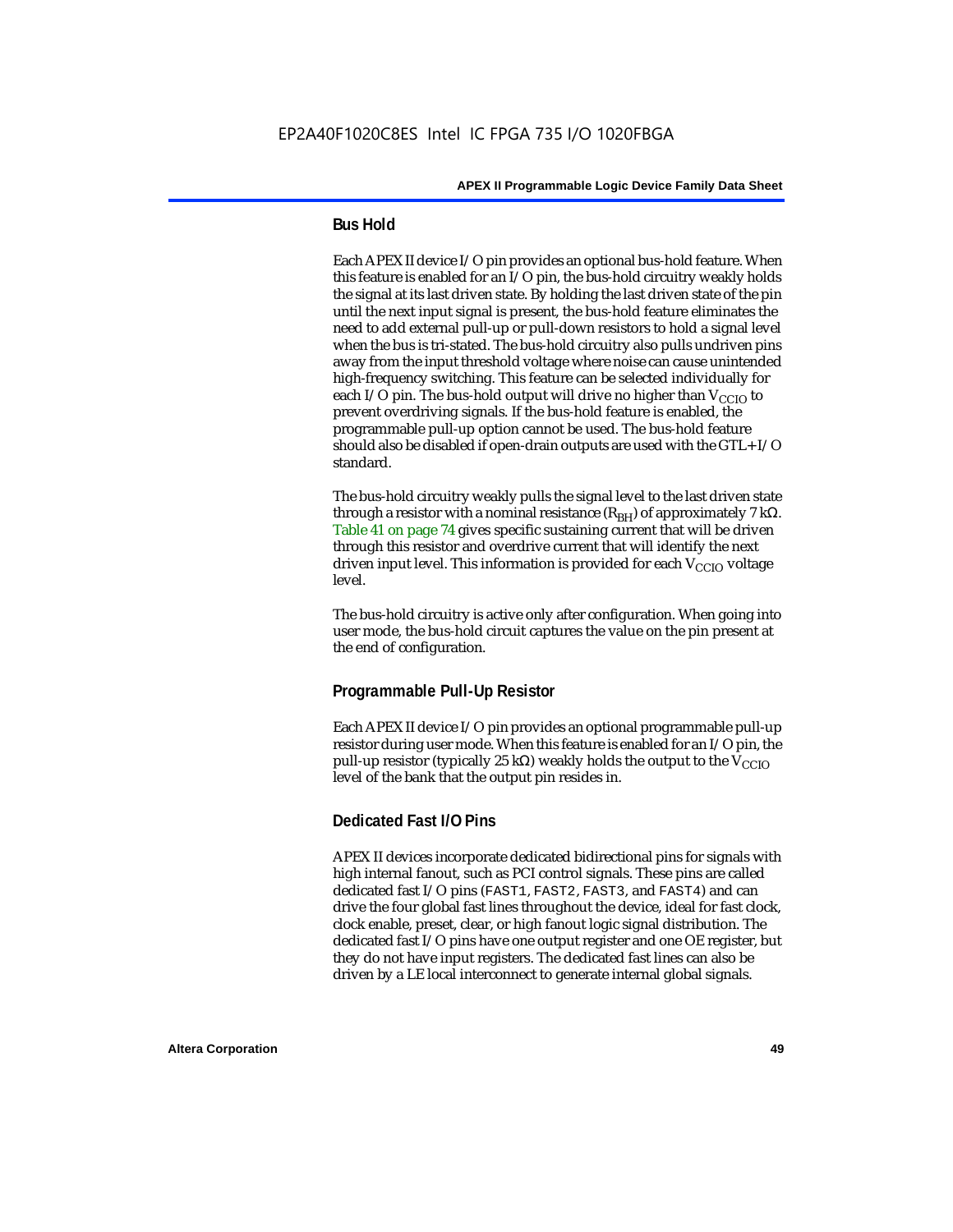## Bus Hold

Each APEX II device I/O pin provides an optional bus-hold feature. When this feature is enabled for an I/O pin, the bus-hold circuitry weakly holds the signal at its last driven state. By holding the last driven state of the pin until the next input signal is present, the bus-hold feature eliminates the need to add external pull-up or pull-down resistors to hold a signal level when the bus is tri-stated. The bus-hold circuitry also pulls undriven pins away from the input threshold voltage where noise can cause unintended high-frequency switching. This feature can be selected individually for each I/O pin. The bus-hold output will drive no higher than $V_{CCIO}$ to prevent overdriving signals. If the bus-hold feature is enabled, the programmable pull-up option cannot be used. The bus-hold feature should also be disabled if open-drain outputs are used with the GTL+ I/O standard.

The bus-hold circuitry weakly pulls the signal level to the last driven state through a resistor with a nominal resistance ($R_{BH}$) of approximately 7 kΩ. Table 41 on page 74 gives specific sustaining current that will be driven through this resistor and overdrive current that will identify the next driven input level. This information is provided for each $V_{CCIO}$ voltage level.

The bus-hold circuitry is active only after configuration. When going into user mode, the bus-hold circuit captures the value on the pin present at the end of configuration.

## Programmable Pull-Up Resistor

Each APEX II device I/O pin provides an optional programmable pull-up resistor during user mode. When this feature is enabled for an I/O pin, the pull-up resistor (typically 25 kΩ) weakly holds the output to the $V_{CCIO}$ level of the bank that the output pin resides in.

## Dedicated Fast I/O Pins

APEX II devices incorporate dedicated bidirectional pins for signals with high internal fanout, such as PCI control signals. These pins are called dedicated fast I/O pins (FAST1, FAST2, FAST3, and FAST4) and can drive the four global fast lines throughout the device, ideal for fast clock, clock enable, preset, clear, or high fanout logic signal distribution. The dedicated fast I/O pins have one output register and one OE register, but they do not have input registers. The dedicated fast lines can also be driven by a LE local interconnect to generate internal global signals.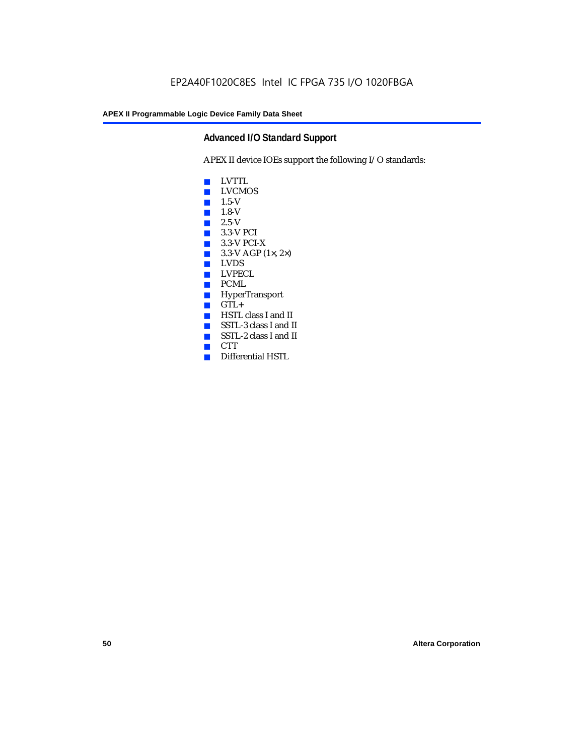## Advanced I/O Standard Support

APEX II device IOEs support the following I/O standards:

- LVTTL
- LVCMOS
- 1.5-V
- 1.8-V
- 2.5-V
- 3.3-V PCI
- 3.3-V PCI-X
- 3.3-V AGP (1×, 2×)
- LVDS
- LVPECL
- PCML
- HyperTransport
- GTL+
- HSTL class I and II
- SSTL-3 class I and II
- SSTL-2 class I and II
- CTT
- Differential HSTL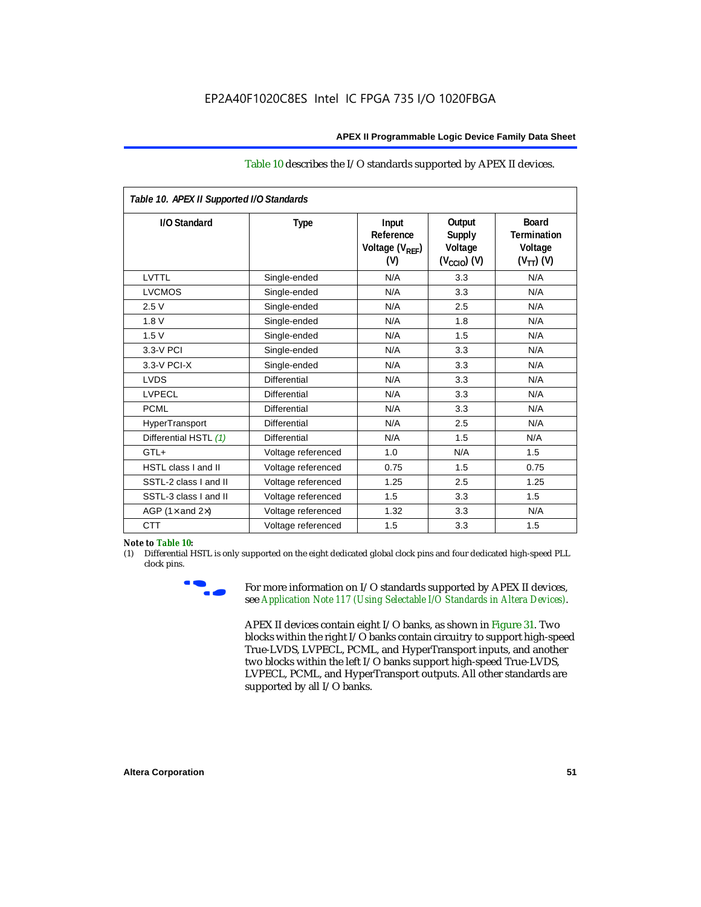Table 10 describes the I/O standards supported by APEX II devices.

*Table 10. APEX II Supported I/O Standards*

| I/O Standard | Type | Input Reference Voltage ($V_{REF}$) (V) | Output Supply Voltage ($V_{CCIO}$) (V) | Board Termination Voltage ($V_{TT}$) (V) |
|---|---|---|---|---|
| LVTTL | Single-ended | N/A | 3.3 | N/A |
| LVCMOS | Single-ended | N/A | 3.3 | N/A |
| 2.5 V | Single-ended | N/A | 2.5 | N/A |
| 1.8 V | Single-ended | N/A | 1.8 | N/A |
| 1.5 V | Single-ended | N/A | 1.5 | N/A |
| 3.3-V PCI | Single-ended | N/A | 3.3 | N/A |
| 3.3-V PCI-X | Single-ended | N/A | 3.3 | N/A |
| LVDS | Differential | N/A | 3.3 | N/A |
| LVPECL | Differential | N/A | 3.3 | N/A |
| PCML | Differential | N/A | 3.3 | N/A |
| HyperTransport | Differential | N/A | 2.5 | N/A |
| Differential HSTL *(1)* | Differential | N/A | 1.5 | N/A |
| GTL+ | Voltage referenced | 1.0 | N/A | 1.5 |
| HSTL class I and II | Voltage referenced | 0.75 | 1.5 | 0.75 |
| SSTL-2 class I and II | Voltage referenced | 1.25 | 2.5 | 1.25 |
| SSTL-3 class I and II | Voltage referenced | 1.5 | 3.3 | 1.5 |
| AGP (1× and 2×) | Voltage referenced | 1.32 | 3.3 | N/A |
| CTT | Voltage referenced | 1.5 | 3.3 | 1.5 |

**Note to Table 10:**

(1) Differential HSTL is only supported on the eight dedicated global clock pins and four dedicated high-speed PLL clock pins.

For more information on I/O standards supported by APEX II devices, see *Application Note 117 (Using Selectable I/O Standards in Altera Devices)*.

APEX II devices contain eight I/O banks, as shown in Figure 31. Two blocks within the right I/O banks contain circuitry to support high-speed True-LVDS, LVPECL, PCML, and HyperTransport inputs, and another two blocks within the left I/O banks support high-speed True-LVDS, LVPECL, PCML, and HyperTransport outputs. All other standards are supported by all I/O banks.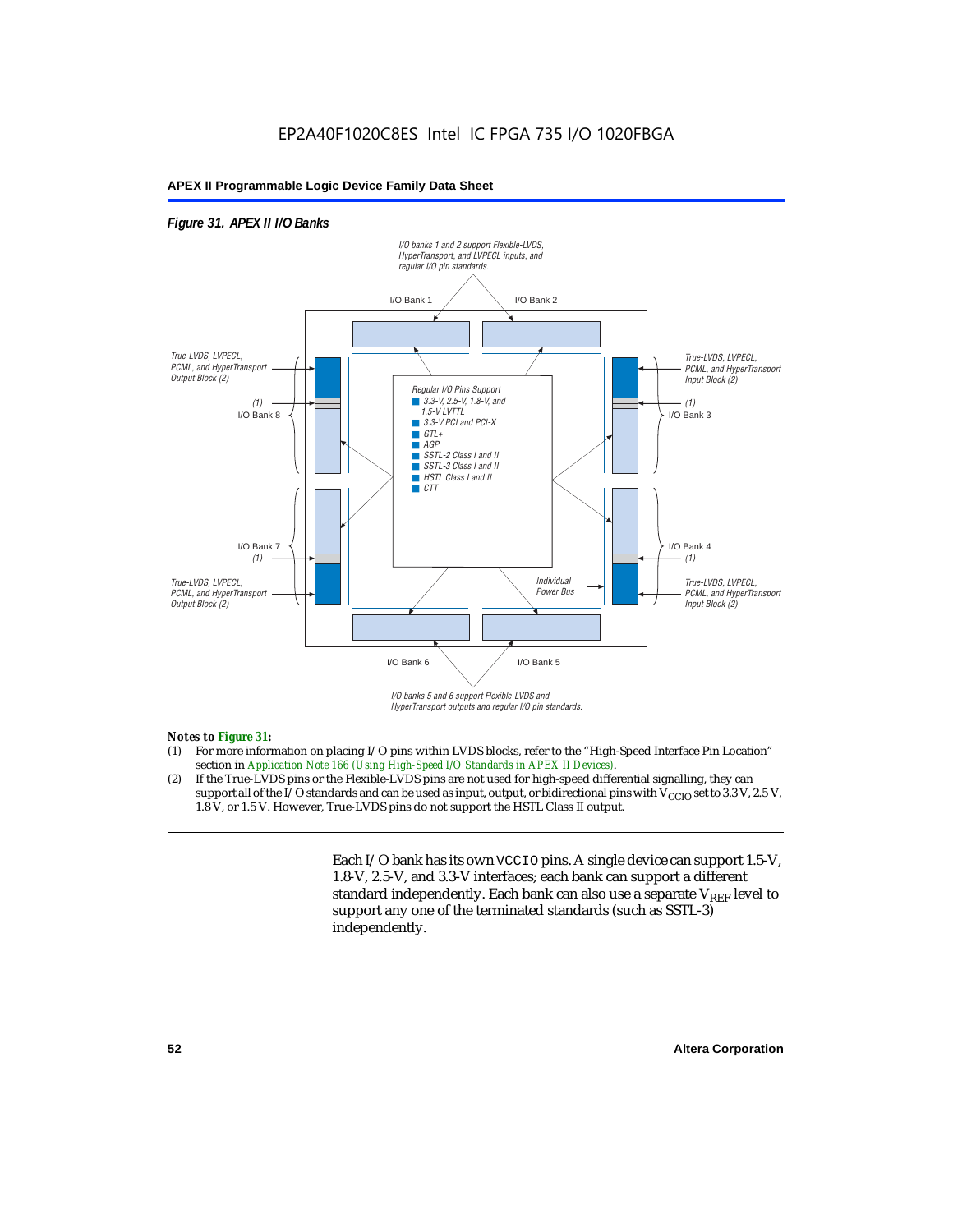*Figure 31. APEX II I/O Banks*

I/O banks 1 and 2 support Flexible-LVDS, HyperTransport, and LVPECL inputs, and regular I/O pin standards.

I/O Bank 1 | I/O Bank 2

True-LVDS, LVPECL, PCML, and HyperTransport Output Block (2)

(1) I/O Bank 8

Regular I/O Pins Support
- 3.3-V, 2.5-V, 1.8-V, and 1.5-V LVTTL
- 3.3-V PCI and PCI-X
- GTL+
- AGP
- SSTL-2 Class I and II
- SSTL-3 Class I and II
- HSTL Class I and II
- CTT

True-LVDS, LVPECL, PCML, and HyperTransport Input Block (2)

(1) I/O Bank 3

I/O Bank 7 (1)

True-LVDS, LVPECL, PCML, and HyperTransport Output Block (2)

Individual Power Bus

I/O Bank 4 (1)

True-LVDS, LVPECL, PCML, and HyperTransport Input Block (2)

I/O Bank 6 | I/O Bank 5

I/O banks 5 and 6 support Flexible-LVDS and HyperTransport outputs and regular I/O pin standards.

*Notes to Figure 31:*

(1) For more information on placing I/O pins within LVDS blocks, refer to the "High-Speed Interface Pin Location" section in *Application Note 166 (Using High-Speed I/O Standards in APEX II Devices)*.

(2) If the True-LVDS pins or the Flexible-LVDS pins are not used for high-speed differential signalling, they can support all of the I/O standards and can be used as input, output, or bidirectional pins with $V_{CCIO}$ set to 3.3 V, 2.5 V, 1.8 V, or 1.5 V. However, True-LVDS pins do not support the HSTL Class II output.

Each I/O bank has its own `VCCIO` pins. A single device can support 1.5-V, 1.8-V, 2.5-V, and 3.3-V interfaces; each bank can support a different standard independently. Each bank can also use a separate $V_{REF}$ level to support any one of the terminated standards (such as SSTL-3) independently.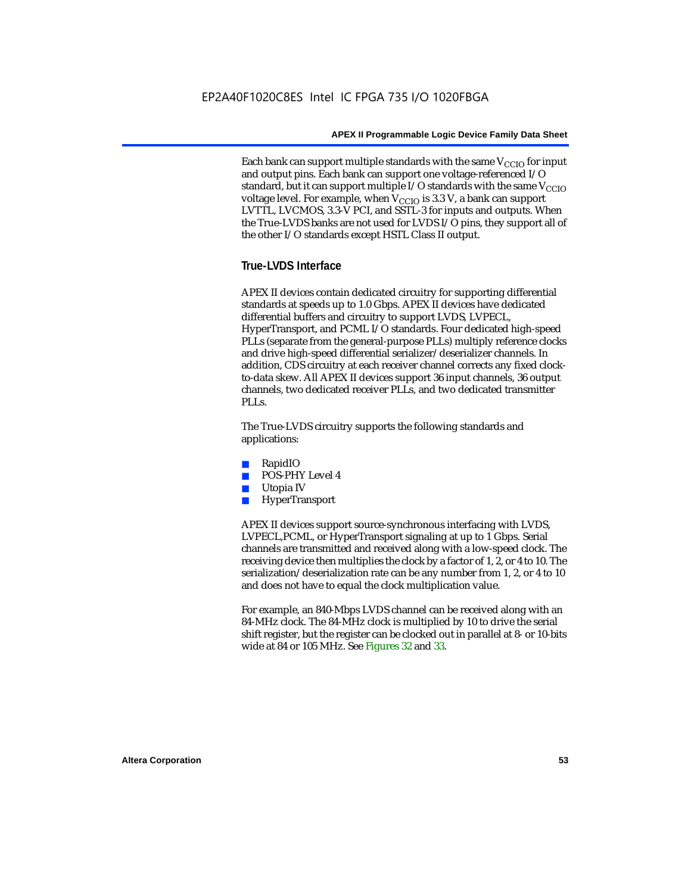Each bank can support multiple standards with the same $V_{CCIO}$ for input and output pins. Each bank can support one voltage-referenced I/O standard, but it can support multiple I/O standards with the same $V_{CCIO}$ voltage level. For example, when $V_{CCIO}$ is 3.3 V, a bank can support LVTTL, LVCMOS, 3.3-V PCI, and SSTL-3 for inputs and outputs. When the True-LVDS banks are not used for LVDS I/O pins, they support all of the other I/O standards except HSTL Class II output.

### True-LVDS Interface

APEX II devices contain dedicated circuitry for supporting differential standards at speeds up to 1.0 Gbps. APEX II devices have dedicated differential buffers and circuitry to support LVDS, LVPECL, HyperTransport, and PCML I/O standards. Four dedicated high-speed PLLs (separate from the general-purpose PLLs) multiply reference clocks and drive high-speed differential serializer/deserializer channels. In addition, CDS circuitry at each receiver channel corrects any fixed clock-to-data skew. All APEX II devices support 36 input channels, 36 output channels, two dedicated receiver PLLs, and two dedicated transmitter PLLs.

The True-LVDS circuitry supports the following standards and applications:

- RapidIO
- POS-PHY Level 4
- Utopia IV
- HyperTransport

APEX II devices support source-synchronous interfacing with LVDS, LVPECL,PCML, or HyperTransport signaling at up to 1 Gbps. Serial channels are transmitted and received along with a low-speed clock. The receiving device then multiplies the clock by a factor of 1, 2, or 4 to 10. The serialization/deserialization rate can be any number from 1, 2, or 4 to 10 and does not have to equal the clock multiplication value.

For example, an 840-Mbps LVDS channel can be received along with an 84-MHz clock. The 84-MHz clock is multiplied by 10 to drive the serial shift register, but the register can be clocked out in parallel at 8- or 10-bits wide at 84 or 105 MHz. See Figures 32 and 33.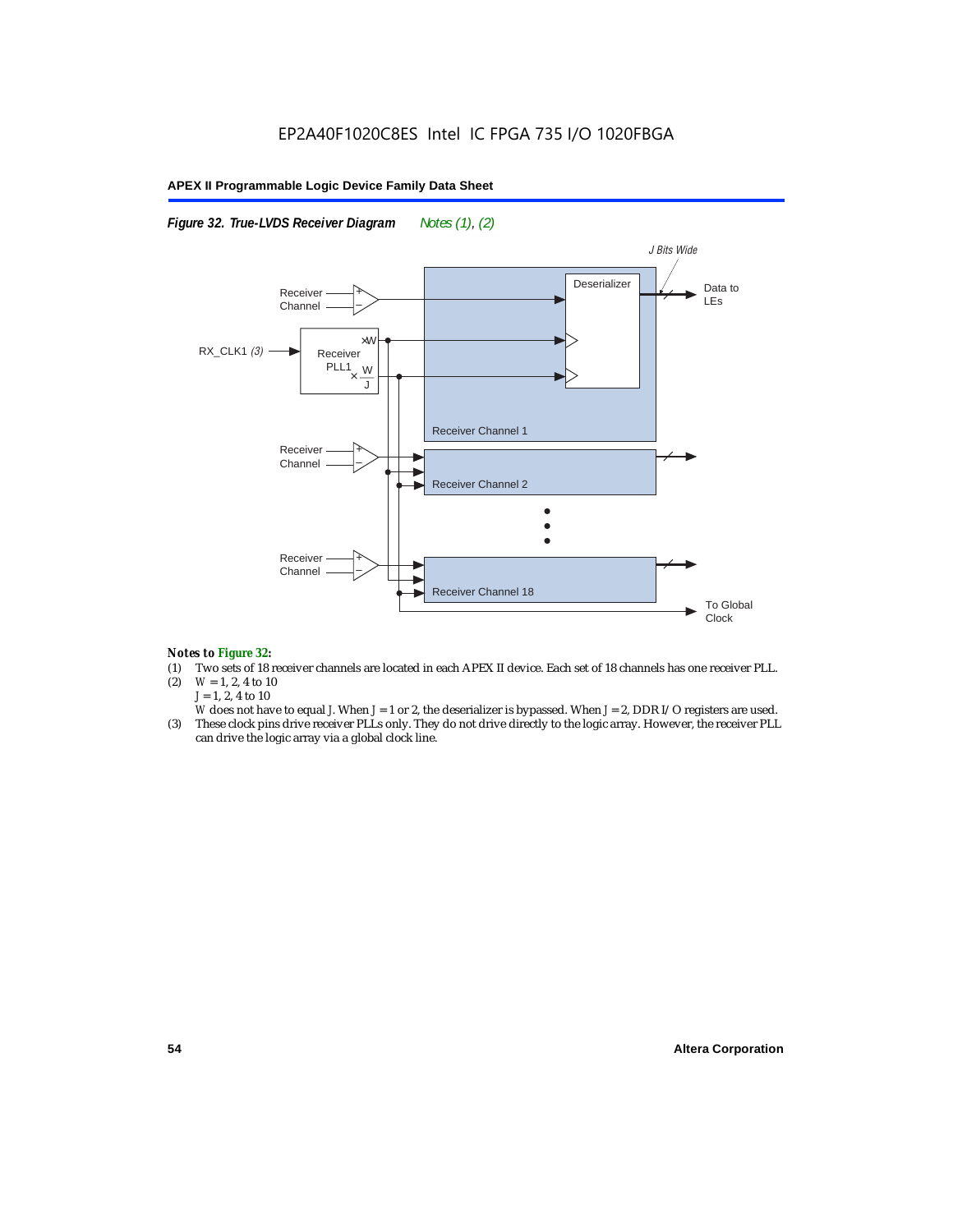EP2A40F1020C8ES Intel IC FPGA 735 I/O 1020FBGA

*Figure 32. True-LVDS Receiver Diagram* *Notes (1), (2)*

J Bits Wide

Receiver Channel

Deserializer

Data to LEs

RX_CLK1 *(3)*

Receiver PLL1

×W

× W/J

Receiver Channel 1

Receiver Channel

Receiver Channel 2

Receiver Channel

Receiver Channel 18

To Global Clock

***Notes to Figure 32:***

(1) Two sets of 18 receiver channels are located in each APEX II device. Each set of 18 channels has one receiver PLL.

(2) $W = 1, 2, 4$ to 10
$J = 1, 2, 4$ to 10
$W$ does not have to equal $J$. When $J = 1$ or 2, the deserializer is bypassed. When $J = 2$, DDR I/O registers are used.

(3) These clock pins drive receiver PLLs only. They do not drive directly to the logic array. However, the receiver PLL can drive the logic array via a global clock line.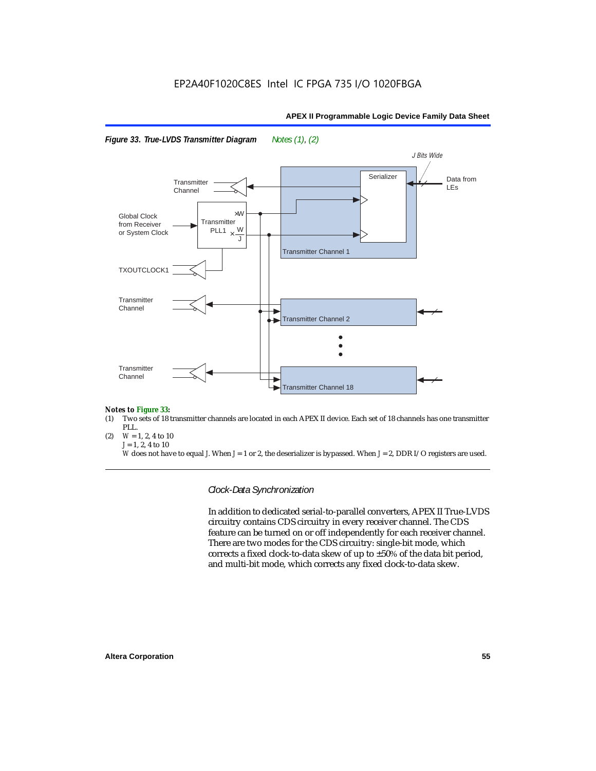*Figure 33. True-LVDS Transmitter Diagram* *Notes (1), (2)*

J Bits Wide

Transmitter Channel

Serializer

Data from LEs

Global Clock from Receiver or System Clock

Transmitter PLL1

×W

× W/J

Transmitter Channel 1

TXOUTCLOCK1

Transmitter Channel

Transmitter Channel 2

Transmitter Channel

Transmitter Channel 18

*Notes to Figure 33:*

(1) Two sets of 18 transmitter channels are located in each APEX II device. Each set of 18 channels has one transmitter PLL.

(2) W = 1, 2, 4 to 10
J = 1, 2, 4 to 10
W does not have to equal J. When J = 1 or 2, the deserializer is bypassed. When J = 2, DDR I/O registers are used.

### *Clock-Data Synchronization*

In addition to dedicated serial-to-parallel converters, APEX II True-LVDS circuitry contains CDS circuitry in every receiver channel. The CDS feature can be turned on or off independently for each receiver channel. There are two modes for the CDS circuitry: single-bit mode, which corrects a fixed clock-to-data skew of up to ±50% of the data bit period, and multi-bit mode, which corrects any fixed clock-to-data skew.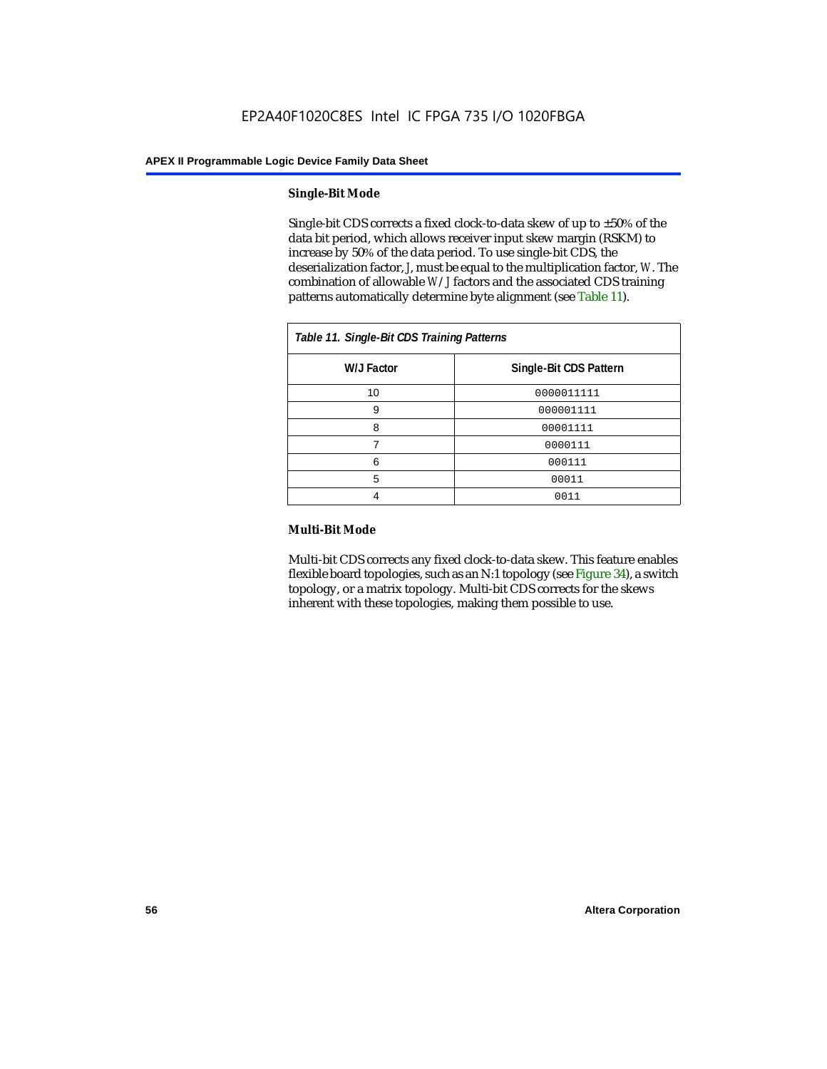### Single-Bit Mode

Single-bit CDS corrects a fixed clock-to-data skew of up to ±50% of the data bit period, which allows receiver input skew margin (RSKM) to increase by 50% of the data period. To use single-bit CDS, the deserialization factor, *J*, must be equal to the multiplication factor, *W*. The combination of allowable *W*/*J* factors and the associated CDS training patterns automatically determine byte alignment (see Table 11).

*Table 11. Single-Bit CDS Training Patterns*

| W/J Factor | Single-Bit CDS Pattern |
|---|---|
| 10 | 0000011111 |
| 9 | 000001111 |
| 8 | 00001111 |
| 7 | 0000111 |
| 6 | 000111 |
| 5 | 00011 |
| 4 | 0011 |

### Multi-Bit Mode

Multi-bit CDS corrects any fixed clock-to-data skew. This feature enables flexible board topologies, such as an N:1 topology (see Figure 34), a switch topology, or a matrix topology. Multi-bit CDS corrects for the skews inherent with these topologies, making them possible to use.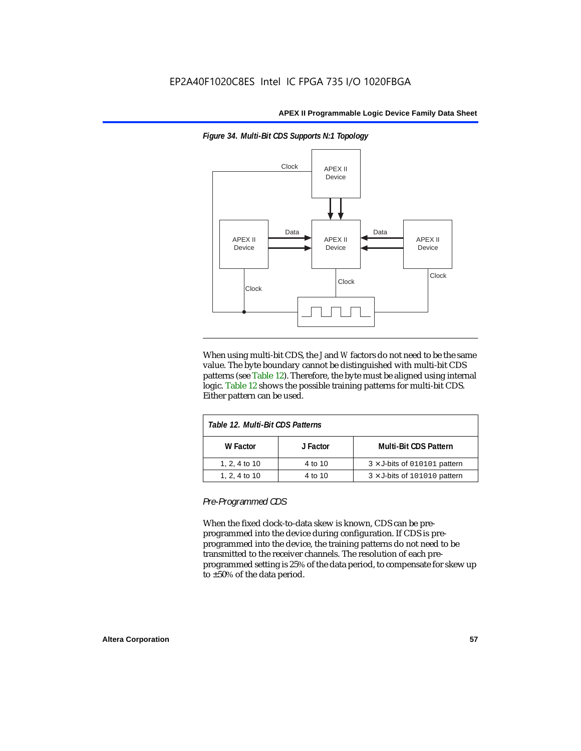*Figure 34. Multi-Bit CDS Supports N:1 Topology*

When using multi-bit CDS, the *J* and *W* factors do not need to be the same value. The byte boundary cannot be distinguished with multi-bit CDS patterns (see Table 12). Therefore, the byte must be aligned using internal logic. Table 12 shows the possible training patterns for multi-bit CDS. Either pattern can be used.

| *Table 12. Multi-Bit CDS Patterns* | | |
|---|---|---|
| **W Factor** | **J Factor** | **Multi-Bit CDS Pattern** |
| 1, 2, 4 to 10 | 4 to 10 | 3 × J-bits of `010101` pattern |
| 1, 2, 4 to 10 | 4 to 10 | 3 × J-bits of `101010` pattern |

*Pre-Programmed CDS*

When the fixed clock-to-data skew is known, CDS can be pre-programmed into the device during configuration. If CDS is pre-programmed into the device, the training patterns do not need to be transmitted to the receiver channels. The resolution of each pre-programmed setting is 25% of the data period, to compensate for skew up to ±50% of the data period.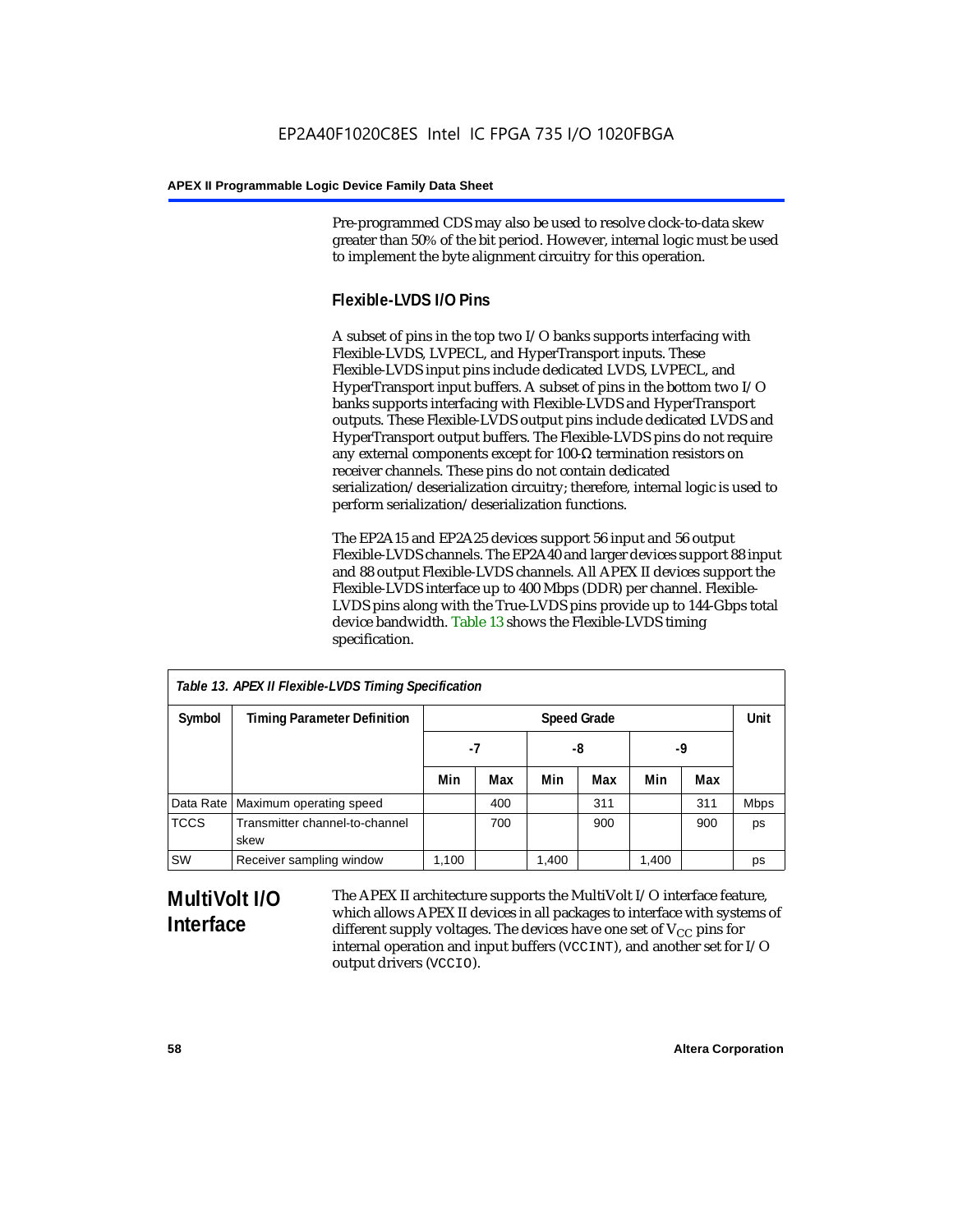Pre-programmed CDS may also be used to resolve clock-to-data skew greater than 50% of the bit period. However, internal logic must be used to implement the byte alignment circuitry for this operation.

### Flexible-LVDS I/O Pins

A subset of pins in the top two I/O banks supports interfacing with Flexible-LVDS, LVPECL, and HyperTransport inputs. These Flexible-LVDS input pins include dedicated LVDS, LVPECL, and HyperTransport input buffers. A subset of pins in the bottom two I/O banks supports interfacing with Flexible-LVDS and HyperTransport outputs. These Flexible-LVDS output pins include dedicated LVDS and HyperTransport output buffers. The Flexible-LVDS pins do not require any external components except for 100-Ω termination resistors on receiver channels. These pins do not contain dedicated serialization/deserialization circuitry; therefore, internal logic is used to perform serialization/deserialization functions.

The EP2A15 and EP2A25 devices support 56 input and 56 output Flexible-LVDS channels. The EP2A40 and larger devices support 88 input and 88 output Flexible-LVDS channels. All APEX II devices support the Flexible-LVDS interface up to 400 Mbps (DDR) per channel. Flexible-LVDS pins along with the True-LVDS pins provide up to 144-Gbps total device bandwidth. Table 13 shows the Flexible-LVDS timing specification.

*Table 13. APEX II Flexible-LVDS Timing Specification*

| Symbol | Timing Parameter Definition | Speed Grade | | | | | | Unit |
|---|---|---|---|---|---|---|---|---|
| | | -7 | | -8 | | -9 | | |
| | | Min | Max | Min | Max | Min | Max | |
| Data Rate | Maximum operating speed | | 400 | | 311 | | 311 | Mbps |
| TCCS | Transmitter channel-to-channel skew | | 700 | | 900 | | 900 | ps |
| SW | Receiver sampling window | 1,100 | | 1,400 | | 1,400 | | ps |

## MultiVolt I/O Interface

The APEX II architecture supports the MultiVolt I/O interface feature, which allows APEX II devices in all packages to interface with systems of different supply voltages. The devices have one set of $V_{CC}$ pins for internal operation and input buffers (VCCINT), and another set for I/O output drivers (VCCIO).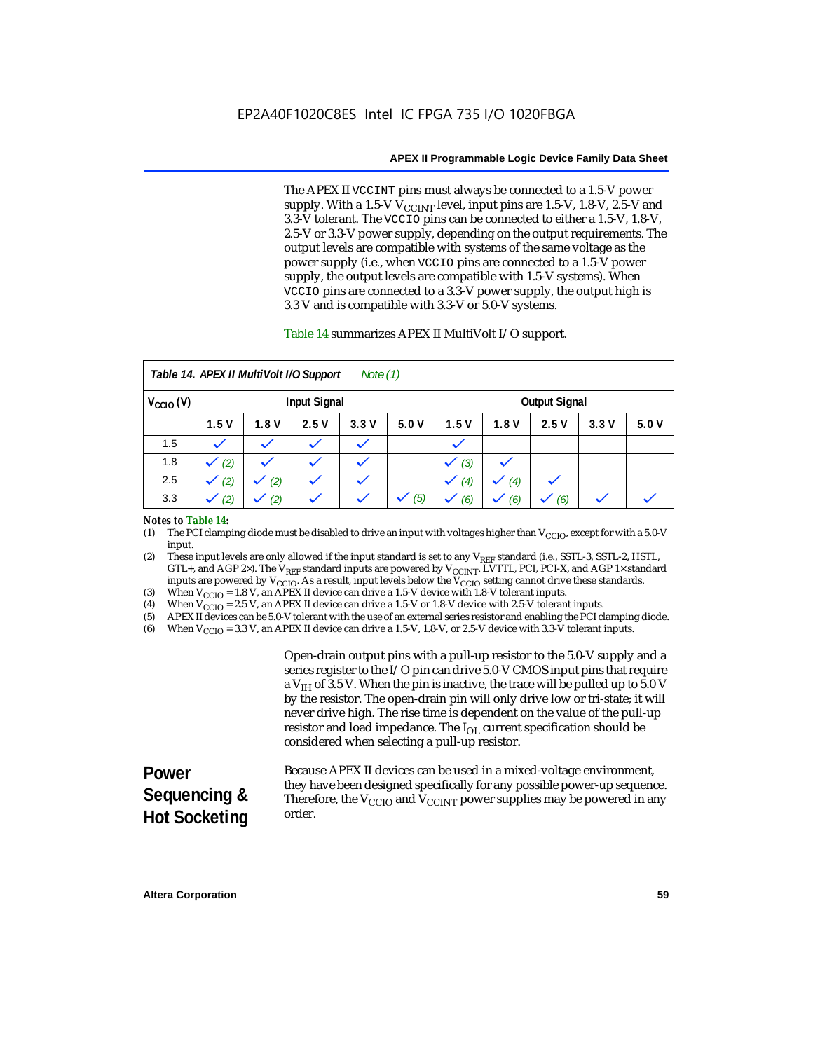The APEX II VCCINT pins must always be connected to a 1.5-V power supply. With a 1.5-V $V_{CCINT}$ level, input pins are 1.5-V, 1.8-V, 2.5-V and 3.3-V tolerant. The VCCIO pins can be connected to either a 1.5-V, 1.8-V, 2.5-V or 3.3-V power supply, depending on the output requirements. The output levels are compatible with systems of the same voltage as the power supply (i.e., when VCCIO pins are connected to a 1.5-V power supply, the output levels are compatible with 1.5-V systems). When VCCIO pins are connected to a 3.3-V power supply, the output high is 3.3 V and is compatible with 3.3-V or 5.0-V systems.

Table 14 summarizes APEX II MultiVolt I/O support.

*Table 14. APEX II MultiVolt I/O Support Note (1)*

| $V_{CCIO}$ (V) | Input Signal | | | | | Output Signal | | | | |
|---|---|---|---|---|---|---|---|---|---|---|
| | 1.5 V | 1.8 V | 2.5 V | 3.3 V | 5.0 V | 1.5 V | 1.8 V | 2.5 V | 3.3 V | 5.0 V |
| 1.5 | ✓ | ✓ | ✓ | ✓ | | ✓ | | | | |
| 1.8 | ✓ (2) | ✓ | ✓ | ✓ | | ✓ (3) | ✓ | | | |
| 2.5 | ✓ (2) | ✓ (2) | ✓ | ✓ | | ✓ (4) | ✓ (4) | ✓ | | |
| 3.3 | ✓ (2) | ✓ (2) | ✓ | ✓ | ✓ (5) | ✓ (6) | ✓ (6) | ✓ (6) | ✓ | ✓ |

***Notes to Table 14:***

(1) The PCI clamping diode must be disabled to drive an input with voltages higher than $V_{CCIO}$, except for with a 5.0-V input.

(2) These input levels are only allowed if the input standard is set to any $V_{REF}$ standard (i.e., SSTL-3, SSTL-2, HSTL, GTL+, and AGP 2×). The $V_{REF}$ standard inputs are powered by $V_{CCINT}$. LVTTL, PCI, PCI-X, and AGP 1× standard inputs are powered by $V_{CCIO}$. As a result, input levels below the $V_{CCIO}$ setting cannot drive these standards.

(3) When $V_{CCIO}$ = 1.8 V, an APEX II device can drive a 1.5-V device with 1.8-V tolerant inputs.

(4) When $V_{CCIO}$ = 2.5 V, an APEX II device can drive a 1.5-V or 1.8-V device with 2.5-V tolerant inputs.

(5) APEX II devices can be 5.0-V tolerant with the use of an external series resistor and enabling the PCI clamping diode.

(6) When $V_{CCIO}$ = 3.3 V, an APEX II device can drive a 1.5-V, 1.8-V, or 2.5-V device with 3.3-V tolerant inputs.

Open-drain output pins with a pull-up resistor to the 5.0-V supply and a series register to the I/O pin can drive 5.0-V CMOS input pins that require a $V_{IH}$ of 3.5 V. When the pin is inactive, the trace will be pulled up to 5.0 V by the resistor. The open-drain pin will only drive low or tri-state; it will never drive high. The rise time is dependent on the value of the pull-up resistor and load impedance. The $I_{OL}$ current specification should be considered when selecting a pull-up resistor.

## Power Sequencing & Hot Socketing

Because APEX II devices can be used in a mixed-voltage environment, they have been designed specifically for any possible power-up sequence. Therefore, the $V_{CCIO}$ and $V_{CCINT}$ power supplies may be powered in any order.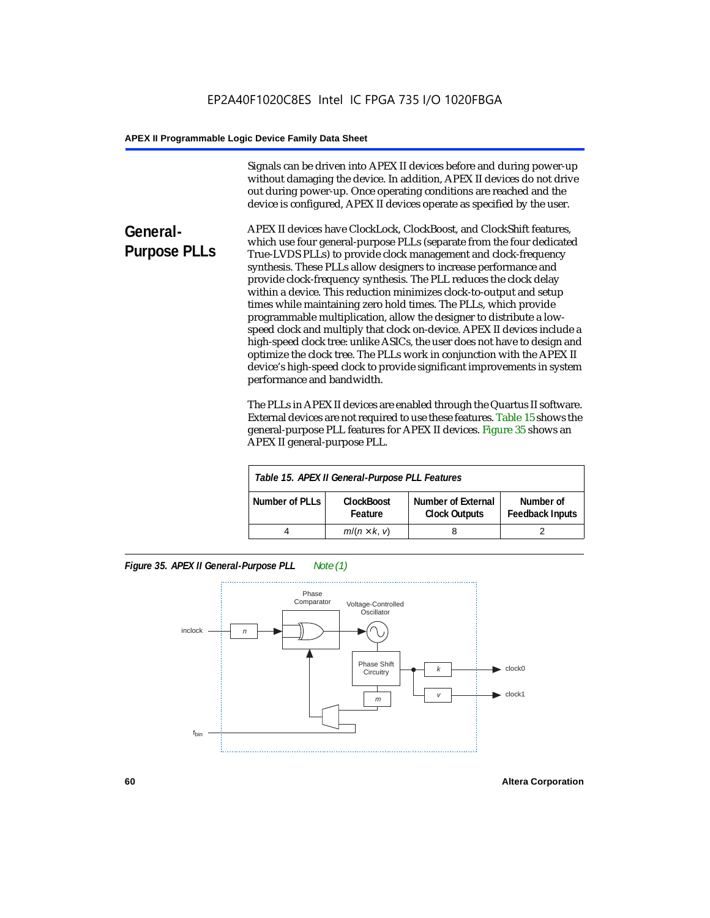Signals can be driven into APEX II devices before and during power-up without damaging the device. In addition, APEX II devices do not drive out during power-up. Once operating conditions are reached and the device is configured, APEX II devices operate as specified by the user.

## General-Purpose PLLs

APEX II devices have ClockLock, ClockBoost, and ClockShift features, which use four general-purpose PLLs (separate from the four dedicated True-LVDS PLLs) to provide clock management and clock-frequency synthesis. These PLLs allow designers to increase performance and provide clock-frequency synthesis. The PLL reduces the clock delay within a device. This reduction minimizes clock-to-output and setup times while maintaining zero hold times. The PLLs, which provide programmable multiplication, allow the designer to distribute a low-speed clock and multiply that clock on-device. APEX II devices include a high-speed clock tree: unlike ASICs, the user does not have to design and optimize the clock tree. The PLLs work in conjunction with the APEX II device's high-speed clock to provide significant improvements in system performance and bandwidth.

The PLLs in APEX II devices are enabled through the Quartus II software. External devices are not required to use these features. Table 15 shows the general-purpose PLL features for APEX II devices. Figure 35 shows an APEX II general-purpose PLL.

*Table 15. APEX II General-Purpose PLL Features*

| Number of PLLs | ClockBoost Feature | Number of External Clock Outputs | Number of Feedback Inputs |
|---|---|---|---|
| 4 | $m/(n \times k, v)$ | 8 | 2 |

*Figure 35. APEX II General-Purpose PLL* *Note (1)*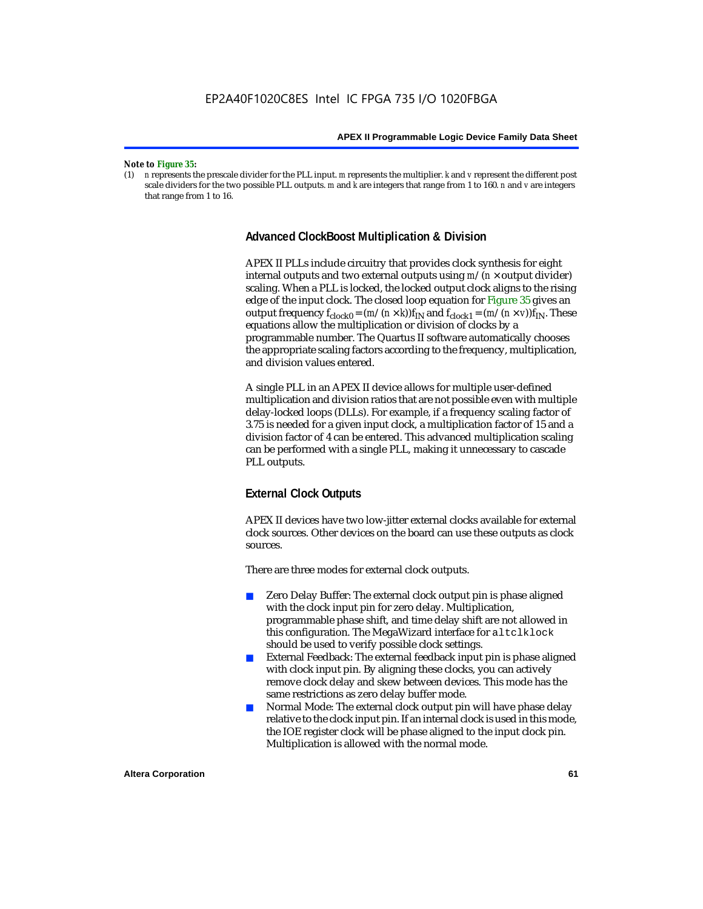*Note to* **Figure 35:**

(1) *n* represents the prescale divider for the PLL input. *m* represents the multiplier. *k* and *v* represent the different post scale dividers for the two possible PLL outputs. *m* and *k* are integers that range from 1 to 160. *n* and *v* are integers that range from 1 to 16.

### Advanced ClockBoost Multiplication & Division

APEX II PLLs include circuitry that provides clock synthesis for eight internal outputs and two external outputs using $m/(n \times \text{output divider})$ scaling. When a PLL is locked, the locked output clock aligns to the rising edge of the input clock. The closed loop equation for Figure 35 gives an output frequency $f_{clock0} = (m/(n \times k))f_{IN}$ and $f_{clock1} = (m/(n \times v))f_{IN}$. These equations allow the multiplication or division of clocks by a programmable number. The Quartus II software automatically chooses the appropriate scaling factors according to the frequency, multiplication, and division values entered.

A single PLL in an APEX II device allows for multiple user-defined multiplication and division ratios that are not possible even with multiple delay-locked loops (DLLs). For example, if a frequency scaling factor of 3.75 is needed for a given input clock, a multiplication factor of 15 and a division factor of 4 can be entered. This advanced multiplication scaling can be performed with a single PLL, making it unnecessary to cascade PLL outputs.

### External Clock Outputs

APEX II devices have two low-jitter external clocks available for external clock sources. Other devices on the board can use these outputs as clock sources.

There are three modes for external clock outputs.

- Zero Delay Buffer: The external clock output pin is phase aligned with the clock input pin for zero delay. Multiplication, programmable phase shift, and time delay shift are not allowed in this configuration. The MegaWizard interface for `altclklock` should be used to verify possible clock settings.
- External Feedback: The external feedback input pin is phase aligned with clock input pin. By aligning these clocks, you can actively remove clock delay and skew between devices. This mode has the same restrictions as zero delay buffer mode.
- Normal Mode: The external clock output pin will have phase delay relative to the clock input pin. If an internal clock is used in this mode, the IOE register clock will be phase aligned to the input clock pin. Multiplication is allowed with the normal mode.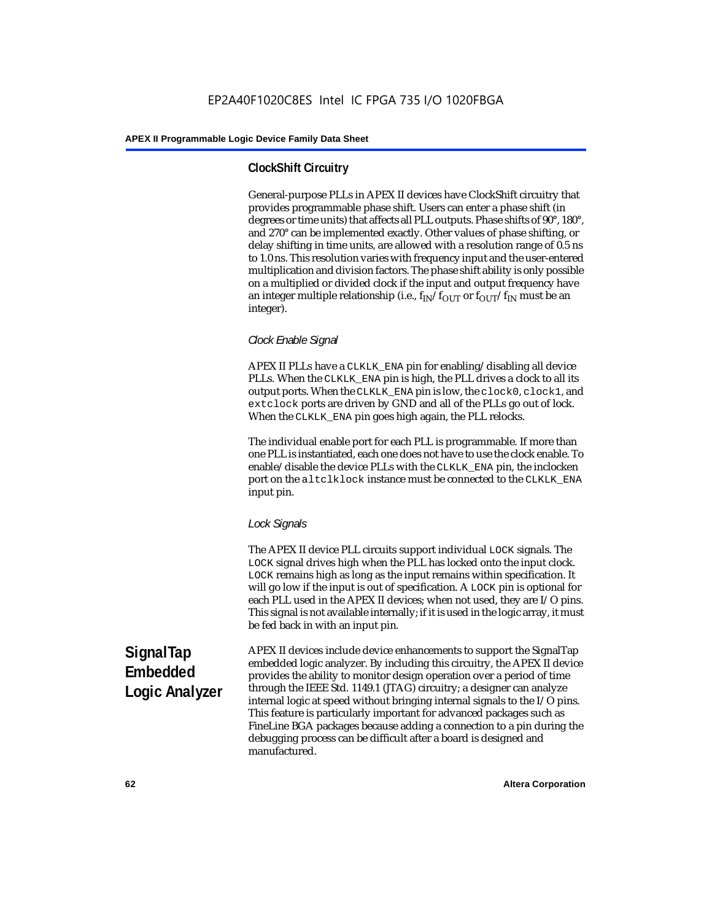### ClockShift Circuitry

General-purpose PLLs in APEX II devices have ClockShift circuitry that provides programmable phase shift. Users can enter a phase shift (in degrees or time units) that affects all PLL outputs. Phase shifts of 90°, 180°, and 270° can be implemented exactly. Other values of phase shifting, or delay shifting in time units, are allowed with a resolution range of 0.5 ns to 1.0 ns. This resolution varies with frequency input and the user-entered multiplication and division factors. The phase shift ability is only possible on a multiplied or divided clock if the input and output frequency have an integer multiple relationship (i.e., $f_{IN}/f_{OUT}$ or $f_{OUT}/f_{IN}$ must be an integer).

#### *Clock Enable Signal*

APEX II PLLs have a `CLKLK_ENA` pin for enabling/disabling all device PLLs. When the `CLKLK_ENA` pin is high, the PLL drives a clock to all its output ports. When the `CLKLK_ENA` pin is low, the `clock0`, `clock1`, and `extclock` ports are driven by GND and all of the PLLs go out of lock. When the `CLKLK_ENA` pin goes high again, the PLL relocks.

The individual enable port for each PLL is programmable. If more than one PLL is instantiated, each one does not have to use the clock enable. To enable/disable the device PLLs with the `CLKLK_ENA` pin, the inclocken port on the `altclklock` instance must be connected to the `CLKLK_ENA` input pin.

#### *Lock Signals*

The APEX II device PLL circuits support individual `LOCK` signals. The `LOCK` signal drives high when the PLL has locked onto the input clock. `LOCK` remains high as long as the input remains within specification. It will go low if the input is out of specification. A `LOCK` pin is optional for each PLL used in the APEX II devices; when not used, they are I/O pins. This signal is not available internally; if it is used in the logic array, it must be fed back in with an input pin.

## SignalTap Embedded Logic Analyzer

APEX II devices include device enhancements to support the SignalTap embedded logic analyzer. By including this circuitry, the APEX II device provides the ability to monitor design operation over a period of time through the IEEE Std. 1149.1 (JTAG) circuitry; a designer can analyze internal logic at speed without bringing internal signals to the I/O pins. This feature is particularly important for advanced packages such as FineLine BGA packages because adding a connection to a pin during the debugging process can be difficult after a board is designed and manufactured.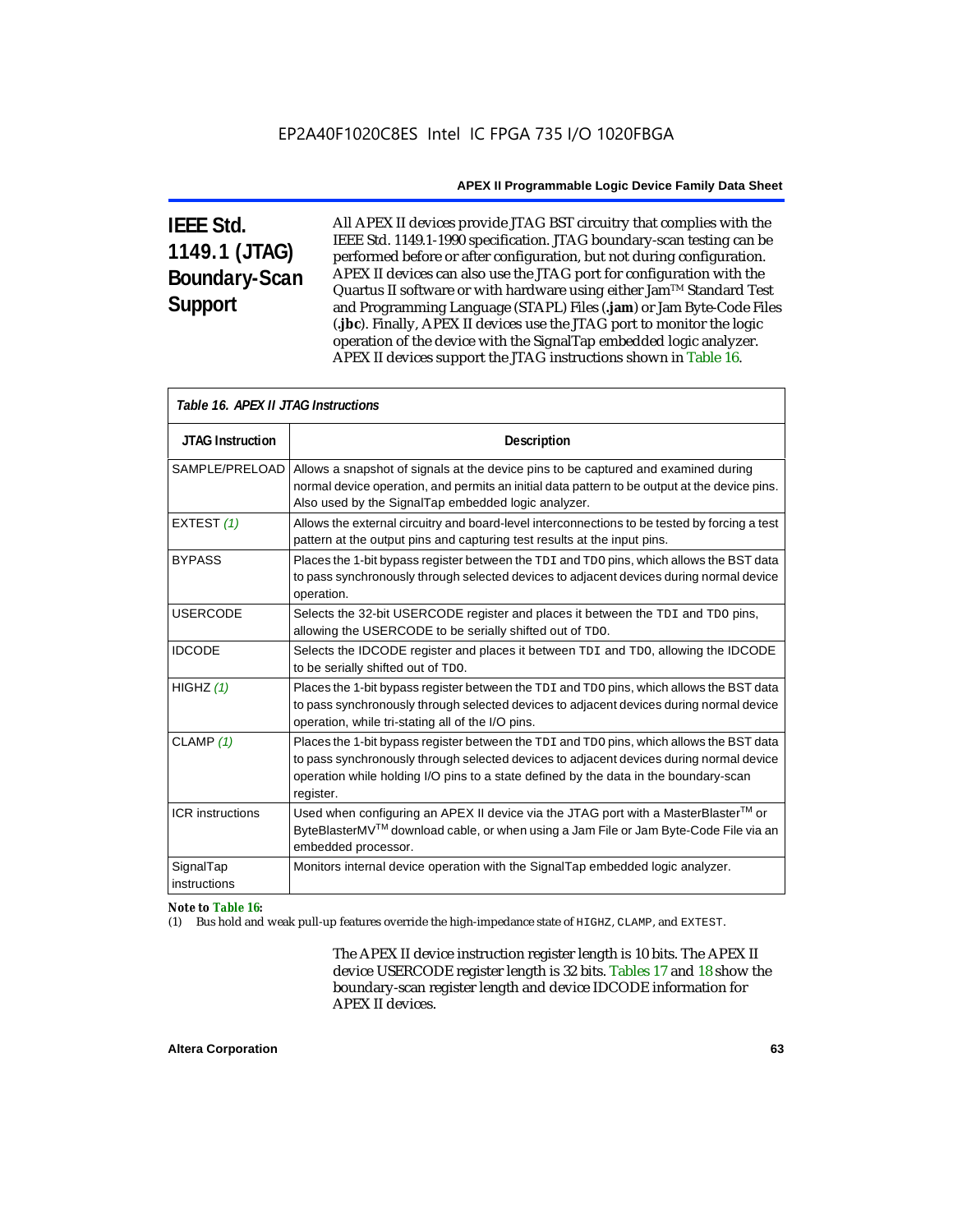## IEEE Std. 1149.1 (JTAG) Boundary-Scan Support

All APEX II devices provide JTAG BST circuitry that complies with the IEEE Std. 1149.1-1990 specification. JTAG boundary-scan testing can be performed before or after configuration, but not during configuration. APEX II devices can also use the JTAG port for configuration with the Quartus II software or with hardware using either Jam™ Standard Test and Programming Language (STAPL) Files (**.jam**) or Jam Byte-Code Files (**.jbc**). Finally, APEX II devices use the JTAG port to monitor the logic operation of the device with the SignalTap embedded logic analyzer. APEX II devices support the JTAG instructions shown in Table 16.

*Table 16. APEX II JTAG Instructions*

| JTAG Instruction | Description |
|---|---|
| SAMPLE/PRELOAD | Allows a snapshot of signals at the device pins to be captured and examined during normal device operation, and permits an initial data pattern to be output at the device pins. Also used by the SignalTap embedded logic analyzer. |
| EXTEST *(1)* | Allows the external circuitry and board-level interconnections to be tested by forcing a test pattern at the output pins and capturing test results at the input pins. |
| BYPASS | Places the 1-bit bypass register between the `TDI` and `TDO` pins, which allows the BST data to pass synchronously through selected devices to adjacent devices during normal device operation. |
| USERCODE | Selects the 32-bit USERCODE register and places it between the `TDI` and `TDO` pins, allowing the USERCODE to be serially shifted out of `TDO`. |
| IDCODE | Selects the IDCODE register and places it between `TDI` and `TDO`, allowing the IDCODE to be serially shifted out of `TDO`. |
| HIGHZ *(1)* | Places the 1-bit bypass register between the `TDI` and `TDO` pins, which allows the BST data to pass synchronously through selected devices to adjacent devices during normal device operation, while tri-stating all of the I/O pins. |
| CLAMP *(1)* | Places the 1-bit bypass register between the `TDI` and `TDO` pins, which allows the BST data to pass synchronously through selected devices to adjacent devices during normal device operation while holding I/O pins to a state defined by the data in the boundary-scan register. |
| ICR instructions | Used when configuring an APEX II device via the JTAG port with a MasterBlaster™ or ByteBlasterMV™ download cable, or when using a Jam File or Jam Byte-Code File via an embedded processor. |
| SignalTap instructions | Monitors internal device operation with the SignalTap embedded logic analyzer. |

***Note to Table 16:***

(1) Bus hold and weak pull-up features override the high-impedance state of `HIGHZ`, `CLAMP`, and `EXTEST`.

The APEX II device instruction register length is 10 bits. The APEX II device USERCODE register length is 32 bits. Tables 17 and 18 show the boundary-scan register length and device IDCODE information for APEX II devices.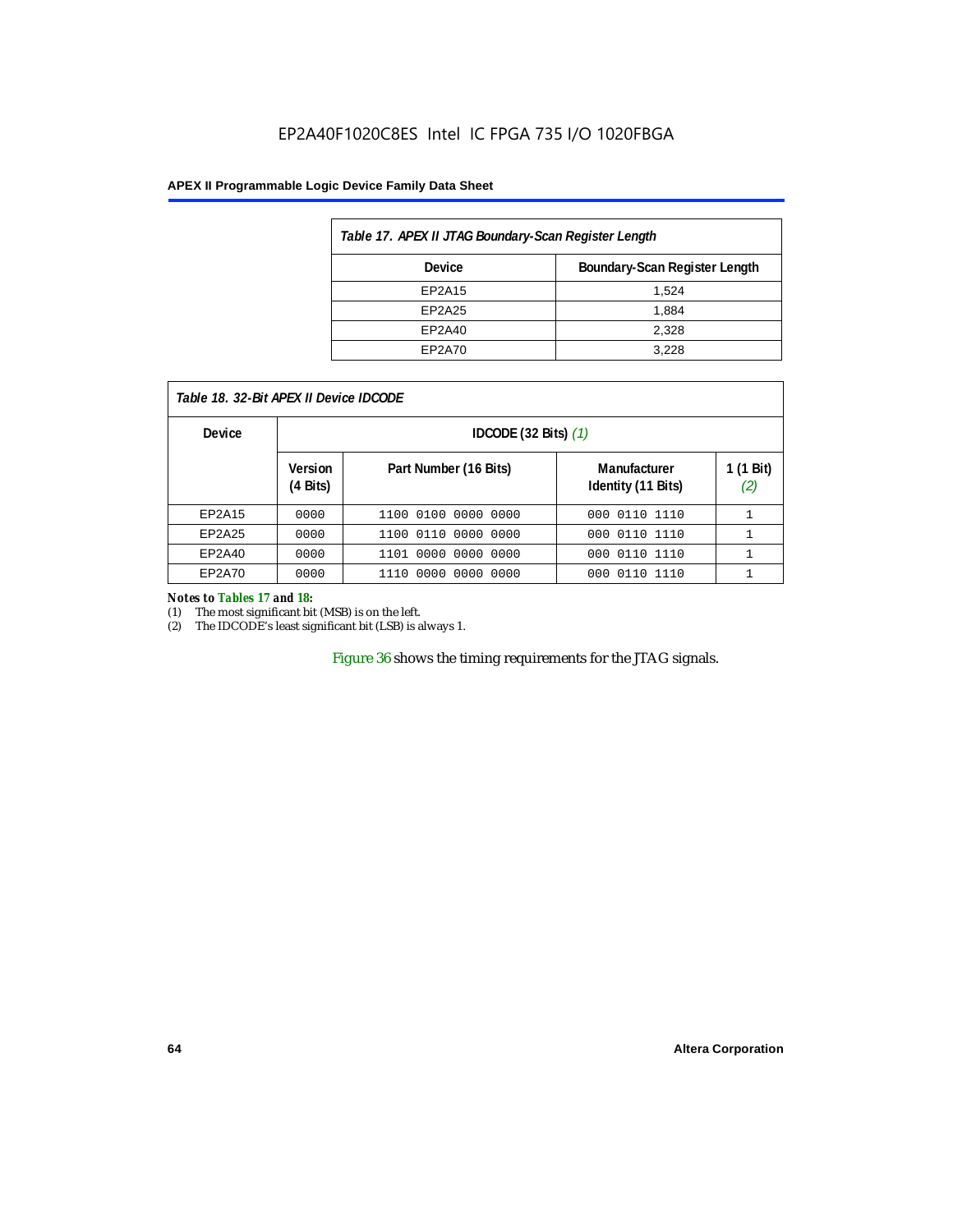| *Table 17. APEX II JTAG Boundary-Scan Register Length* | |
|---|---|
| **Device** | **Boundary-Scan Register Length** |
| EP2A15 | 1,524 |
| EP2A25 | 1,884 |
| EP2A40 | 2,328 |
| EP2A70 | 3,228 |

*Table 18. 32-Bit APEX II Device IDCODE*

| Device | IDCODE (32 Bits) *(1)* | | | |
|---|---|---|---|---|
| | **Version (4 Bits)** | **Part Number (16 Bits)** | **Manufacturer Identity (11 Bits)** | **1 (1 Bit)** *(2)* |
| EP2A15 | 0000 | 1100 0100 0000 0000 | 000 0110 1110 | 1 |
| EP2A25 | 0000 | 1100 0110 0000 0000 | 000 0110 1110 | 1 |
| EP2A40 | 0000 | 1101 0000 0000 0000 | 000 0110 1110 | 1 |
| EP2A70 | 0000 | 1110 0000 0000 0000 | 000 0110 1110 | 1 |

***Notes to Tables 17 and 18:***

(1) The most significant bit (MSB) is on the left.

(2) The IDCODE's least significant bit (LSB) is always 1.

Figure 36 shows the timing requirements for the JTAG signals.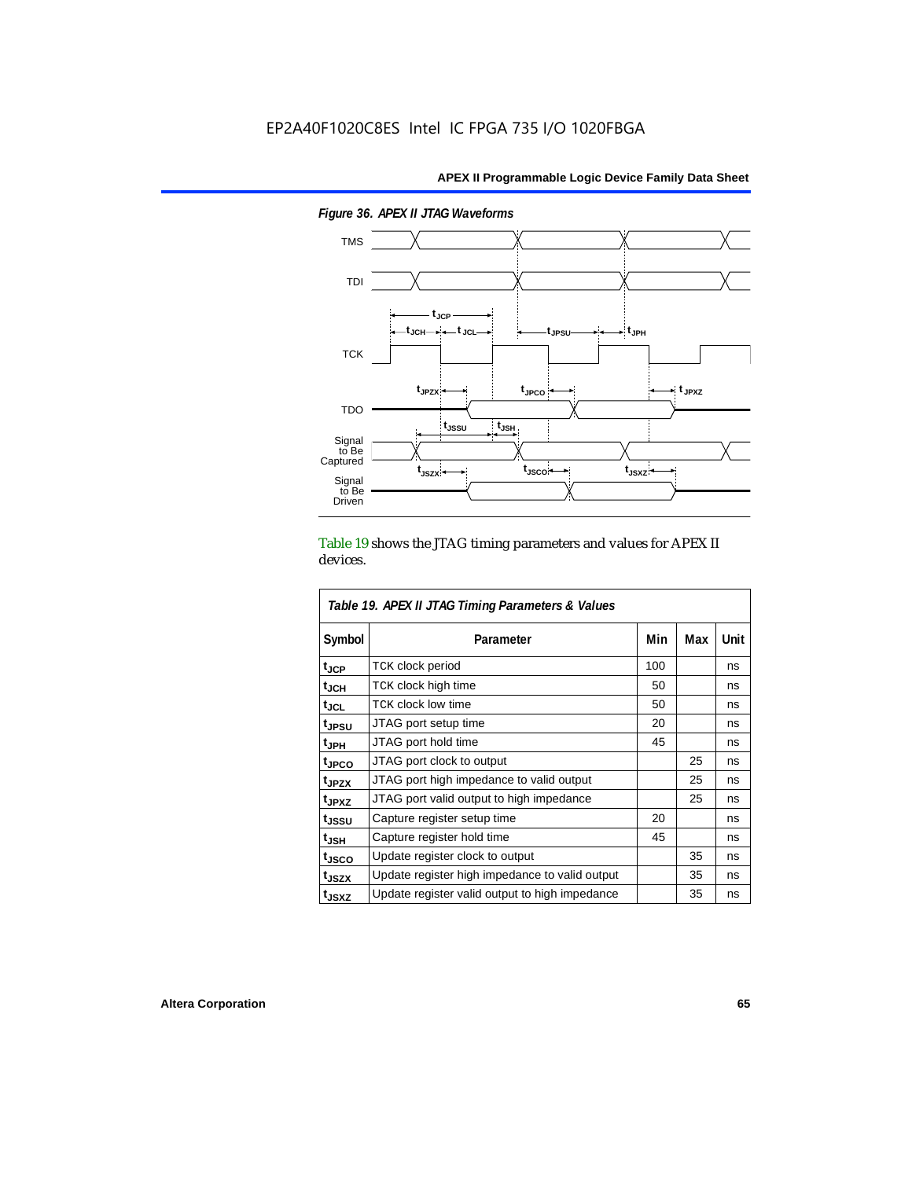EP2A40F1020C8ES Intel IC FPGA 735 I/O 1020FBGA

*Figure 36. APEX II JTAG Waveforms*

TMS

TDI

TCK

TDO

Signal to Be Captured

Signal to Be Driven

$t_{JCP}$ $t_{JCH}$ $t_{JCL}$ $t_{JPSU}$ $t_{JPH}$ $t_{JPZX}$ $t_{JPCO}$ $t_{JPXZ}$ $t_{JSSU}$ $t_{JSH}$ $t_{JSZX}$ $t_{JSCO}$ $t_{JSXZ}$

Table 19 shows the JTAG timing parameters and values for APEX II devices.

*Table 19. APEX II JTAG Timing Parameters & Values*

| Symbol | Parameter | Min | Max | Unit |
|---|---|---|---|---|
| $t_{JCP}$ | TCK clock period | 100 | | ns |
| $t_{JCH}$ | TCK clock high time | 50 | | ns |
| $t_{JCL}$ | TCK clock low time | 50 | | ns |
| $t_{JPSU}$ | JTAG port setup time | 20 | | ns |
| $t_{JPH}$ | JTAG port hold time | 45 | | ns |
| $t_{JPCO}$ | JTAG port clock to output | | 25 | ns |
| $t_{JPZX}$ | JTAG port high impedance to valid output | | 25 | ns |
| $t_{JPXZ}$ | JTAG port valid output to high impedance | | 25 | ns |
| $t_{JSSU}$ | Capture register setup time | 20 | | ns |
| $t_{JSH}$ | Capture register hold time | 45 | | ns |
| $t_{JSCO}$ | Update register clock to output | | 35 | ns |
| $t_{JSZX}$ | Update register high impedance to valid output | | 35 | ns |
| $t_{JSXZ}$ | Update register valid output to high impedance | | 35 | ns |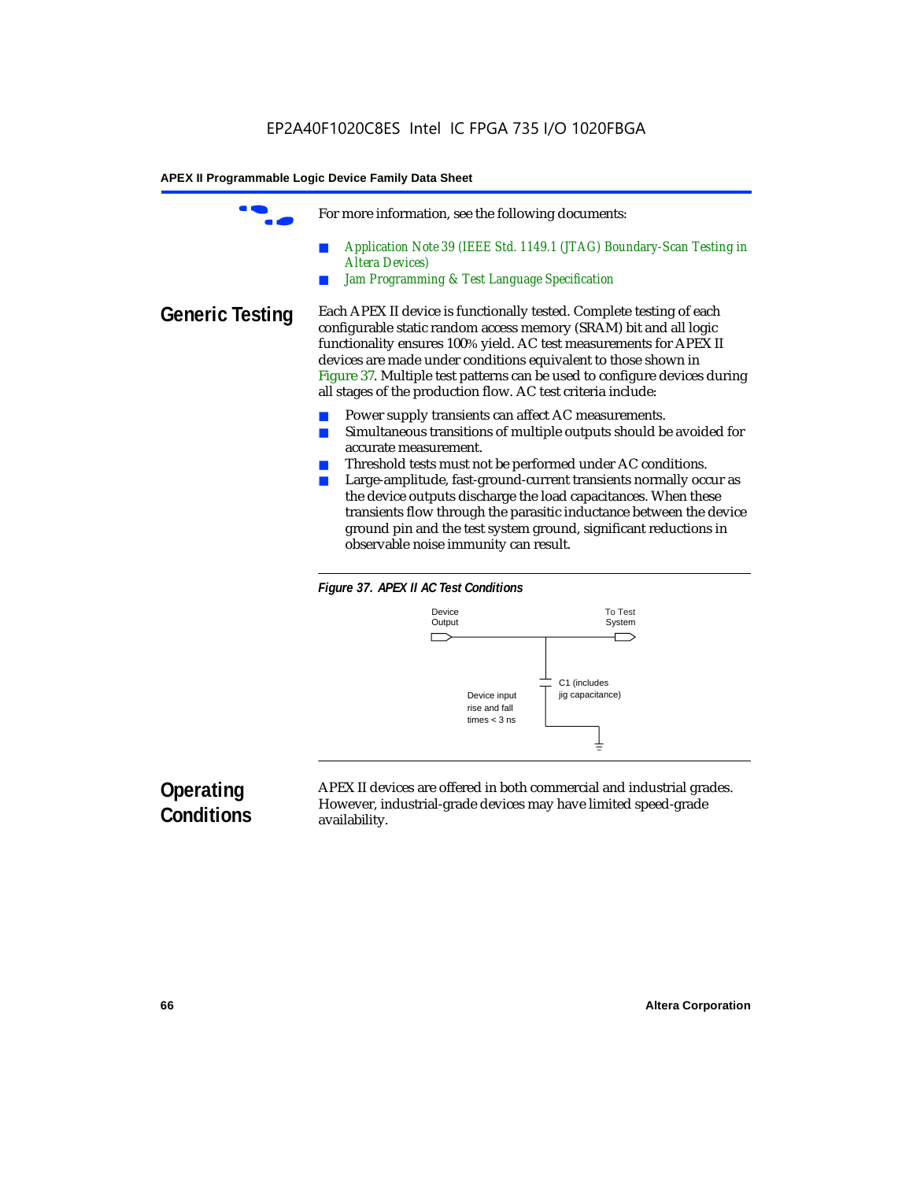For more information, see the following documents:

- *Application Note 39 (IEEE Std. 1149.1 (JTAG) Boundary-Scan Testing in Altera Devices)*
- *Jam Programming & Test Language Specification*

## Generic Testing

Each APEX II device is functionally tested. Complete testing of each configurable static random access memory (SRAM) bit and all logic functionality ensures 100% yield. AC test measurements for APEX II devices are made under conditions equivalent to those shown in Figure 37. Multiple test patterns can be used to configure devices during all stages of the production flow. AC test criteria include:

- Power supply transients can affect AC measurements.
- Simultaneous transitions of multiple outputs should be avoided for accurate measurement.
- Threshold tests must not be performed under AC conditions.
- Large-amplitude, fast-ground-current transients normally occur as the device outputs discharge the load capacitances. When these transients flow through the parasitic inductance between the device ground pin and the test system ground, significant reductions in observable noise immunity can result.

***Figure 37. APEX II AC Test Conditions***

Device Output

To Test System

C1 (includes jig capacitance)

Device input rise and fall times < 3 ns

## Operating Conditions

APEX II devices are offered in both commercial and industrial grades. However, industrial-grade devices may have limited speed-grade availability.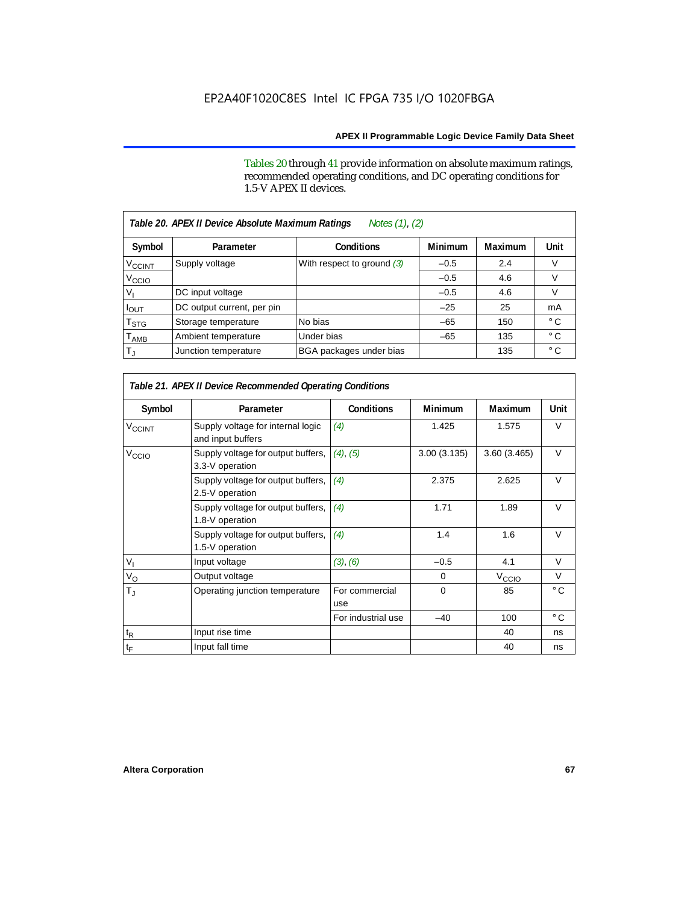Tables 20 through 41 provide information on absolute maximum ratings, recommended operating conditions, and DC operating conditions for 1.5-V APEX II devices.

**Table 20. APEX II Device Absolute Maximum Ratings** *Notes (1), (2)*

| Symbol | Parameter | Conditions | Minimum | Maximum | Unit |
|---|---|---|---|---|---|
| $V_{CCINT}$ | Supply voltage | With respect to ground *(3)* | –0.5 | 2.4 | V |
| $V_{CCIO}$ | | | –0.5 | 4.6 | V |
| $V_I$ | DC input voltage | | –0.5 | 4.6 | V |
| $I_{OUT}$ | DC output current, per pin | | –25 | 25 | mA |
| $T_{STG}$ | Storage temperature | No bias | –65 | 150 | ° C |
| $T_{AMB}$ | Ambient temperature | Under bias | –65 | 135 | ° C |
| $T_J$ | Junction temperature | BGA packages under bias | | 135 | ° C |

**Table 21. APEX II Device Recommended Operating Conditions**

| Symbol | Parameter | Conditions | Minimum | Maximum | Unit |
|---|---|---|---|---|---|
| $V_{CCINT}$ | Supply voltage for internal logic and input buffers | *(4)* | 1.425 | 1.575 | V |
| $V_{CCIO}$ | Supply voltage for output buffers, 3.3-V operation | *(4)*, *(5)* | 3.00 (3.135) | 3.60 (3.465) | V |
| | Supply voltage for output buffers, 2.5-V operation | *(4)* | 2.375 | 2.625 | V |
| | Supply voltage for output buffers, 1.8-V operation | *(4)* | 1.71 | 1.89 | V |
| | Supply voltage for output buffers, 1.5-V operation | *(4)* | 1.4 | 1.6 | V |
| $V_I$ | Input voltage | *(3)*, *(6)* | –0.5 | 4.1 | V |
| $V_O$ | Output voltage | | 0 | $V_{CCIO}$ | V |
| $T_J$ | Operating junction temperature | For commercial use | 0 | 85 | ° C |
| | | For industrial use | –40 | 100 | ° C |
| $t_R$ | Input rise time | | | 40 | ns |
| $t_F$ | Input fall time | | | 40 | ns |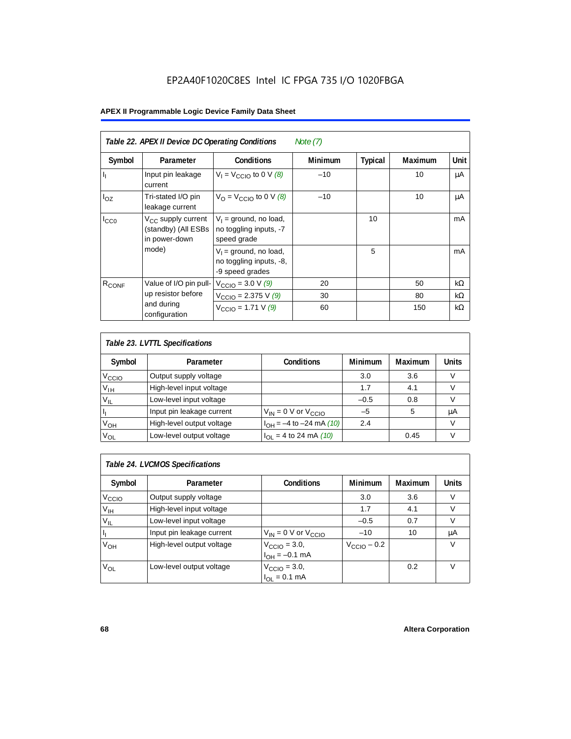**Table 22. APEX II Device DC Operating Conditions** *Note (7)*

| Symbol | Parameter | Conditions | Minimum | Typical | Maximum | Unit |
|---|---|---|---|---|---|---|
| $I_I$ | Input pin leakage current | $V_I = V_{CCIO}$ to 0 V *(8)* | –10 | | 10 | µA |
| $I_{OZ}$ | Tri-stated I/O pin leakage current | $V_O = V_{CCIO}$ to 0 V *(8)* | –10 | | 10 | µA |
| $I_{CC0}$ | $V_{CC}$ supply current (standby) (All ESBs in power-down mode) | $V_I$ = ground, no load, no toggling inputs, -7 speed grade | | 10 | | mA |
| | | $V_I$ = ground, no load, no toggling inputs, -8, -9 speed grades | | 5 | | mA |
| $R_{CONF}$ | Value of I/O pin pull-up resistor before and during configuration | $V_{CCIO}$ = 3.0 V *(9)* | 20 | | 50 | kΩ |
| | | $V_{CCIO}$ = 2.375 V *(9)* | 30 | | 80 | kΩ |
| | | $V_{CCIO}$ = 1.71 V *(9)* | 60 | | 150 | kΩ |

**Table 23. LVTTL Specifications**

| Symbol | Parameter | Conditions | Minimum | Maximum | Units |
|---|---|---|---|---|---|
| $V_{CCIO}$ | Output supply voltage | | 3.0 | 3.6 | V |
| $V_{IH}$ | High-level input voltage | | 1.7 | 4.1 | V |
| $V_{IL}$ | Low-level input voltage | | –0.5 | 0.8 | V |
| $I_I$ | Input pin leakage current | $V_{IN}$ = 0 V or $V_{CCIO}$ | –5 | 5 | µA |
| $V_{OH}$ | High-level output voltage | $I_{OH}$ = –4 to –24 mA *(10)* | 2.4 | | V |
| $V_{OL}$ | Low-level output voltage | $I_{OL}$ = 4 to 24 mA *(10)* | | 0.45 | V |

**Table 24. LVCMOS Specifications**

| Symbol | Parameter | Conditions | Minimum | Maximum | Units |
|---|---|---|---|---|---|
| $V_{CCIO}$ | Output supply voltage | | 3.0 | 3.6 | V |
| $V_{IH}$ | High-level input voltage | | 1.7 | 4.1 | V |
| $V_{IL}$ | Low-level input voltage | | –0.5 | 0.7 | V |
| $I_I$ | Input pin leakage current | $V_{IN}$ = 0 V or $V_{CCIO}$ | –10 | 10 | µA |
| $V_{OH}$ | High-level output voltage | $V_{CCIO}$ = 3.0, $I_{OH}$ = –0.1 mA | $V_{CCIO}$ – 0.2 | | V |
| $V_{OL}$ | Low-level output voltage | $V_{CCIO}$ = 3.0, $I_{OL}$ = 0.1 mA | | 0.2 | V |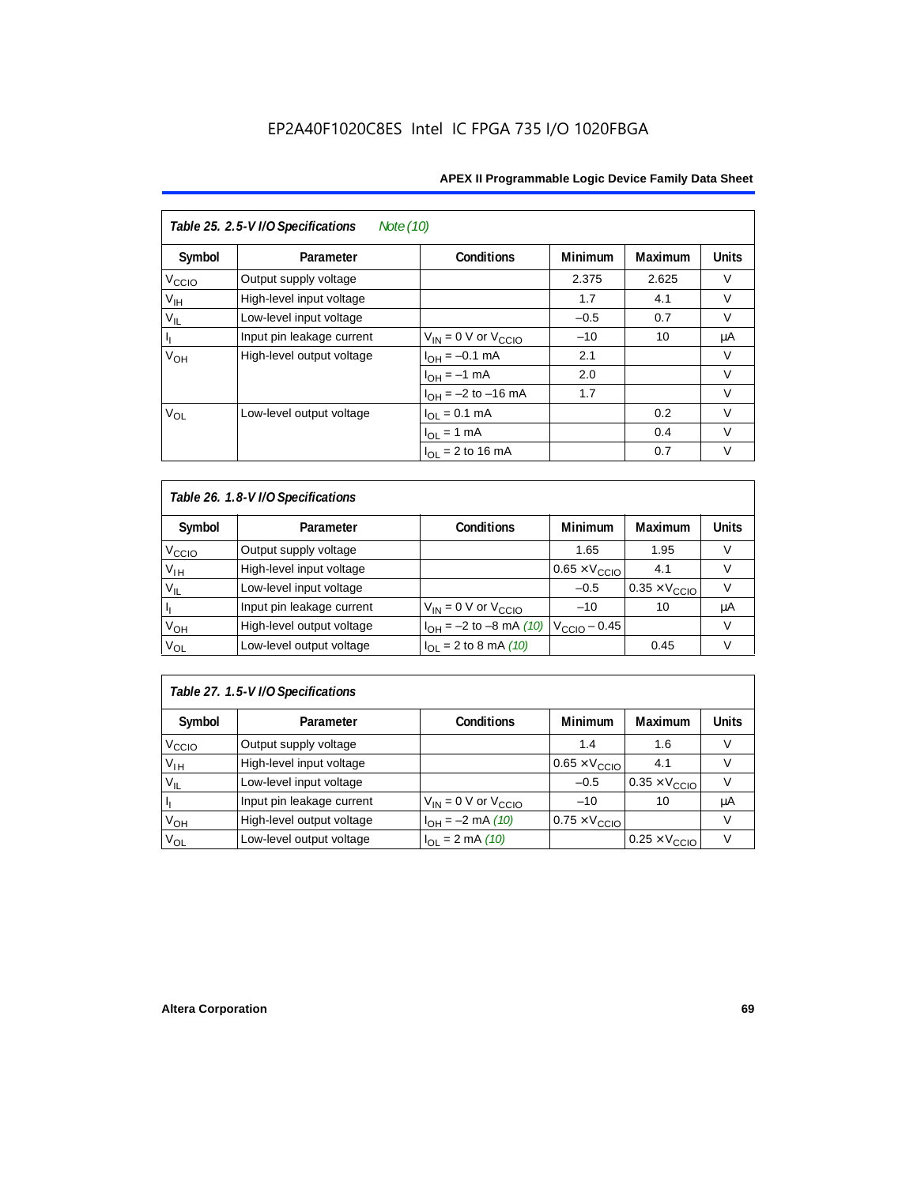EP2A40F1020C8ES Intel IC FPGA 735 I/O 1020FBGA

| *Table 25. 2.5-V I/O Specifications* *Note (10)* | | | | | |
|---|---|---|---|---|---|
| **Symbol** | **Parameter** | **Conditions** | **Minimum** | **Maximum** | **Units** |
| $V_{CCIO}$ | Output supply voltage | | 2.375 | 2.625 | V |
| $V_{IH}$ | High-level input voltage | | 1.7 | 4.1 | V |
| $V_{IL}$ | Low-level input voltage | | –0.5 | 0.7 | V |
| $I_I$ | Input pin leakage current | $V_{IN}$ = 0 V or $V_{CCIO}$ | –10 | 10 | µA |
| $V_{OH}$ | High-level output voltage | $I_{OH}$ = –0.1 mA | 2.1 | | V |
| | | $I_{OH}$ = –1 mA | 2.0 | | V |
| | | $I_{OH}$ = –2 to –16 mA | 1.7 | | V |
| $V_{OL}$ | Low-level output voltage | $I_{OL}$ = 0.1 mA | | 0.2 | V |
| | | $I_{OL}$ = 1 mA | | 0.4 | V |
| | | $I_{OL}$ = 2 to 16 mA | | 0.7 | V |

| *Table 26. 1.8-V I/O Specifications* | | | | | |
|---|---|---|---|---|---|
| **Symbol** | **Parameter** | **Conditions** | **Minimum** | **Maximum** | **Units** |
| $V_{CCIO}$ | Output supply voltage | | 1.65 | 1.95 | V |
| $V_{IH}$ | High-level input voltage | | 0.65 × $V_{CCIO}$ | 4.1 | V |
| $V_{IL}$ | Low-level input voltage | | –0.5 | 0.35 × $V_{CCIO}$ | V |
| $I_I$ | Input pin leakage current | $V_{IN}$ = 0 V or $V_{CCIO}$ | –10 | 10 | µA |
| $V_{OH}$ | High-level output voltage | $I_{OH}$ = –2 to –8 mA *(10)* | $V_{CCIO}$ – 0.45 | | V |
| $V_{OL}$ | Low-level output voltage | $I_{OL}$ = 2 to 8 mA *(10)* | | 0.45 | V |

| *Table 27. 1.5-V I/O Specifications* | | | | | |
|---|---|---|---|---|---|
| **Symbol** | **Parameter** | **Conditions** | **Minimum** | **Maximum** | **Units** |
| $V_{CCIO}$ | Output supply voltage | | 1.4 | 1.6 | V |
| $V_{IH}$ | High-level input voltage | | 0.65 × $V_{CCIO}$ | 4.1 | V |
| $V_{IL}$ | Low-level input voltage | | –0.5 | 0.35 × $V_{CCIO}$ | V |
| $I_I$ | Input pin leakage current | $V_{IN}$ = 0 V or $V_{CCIO}$ | –10 | 10 | µA |
| $V_{OH}$ | High-level output voltage | $I_{OH}$ = –2 mA *(10)* | 0.75 × $V_{CCIO}$ | | V |
| $V_{OL}$ | Low-level output voltage | $I_{OL}$ = 2 mA *(10)* | | 0.25 × $V_{CCIO}$ | V |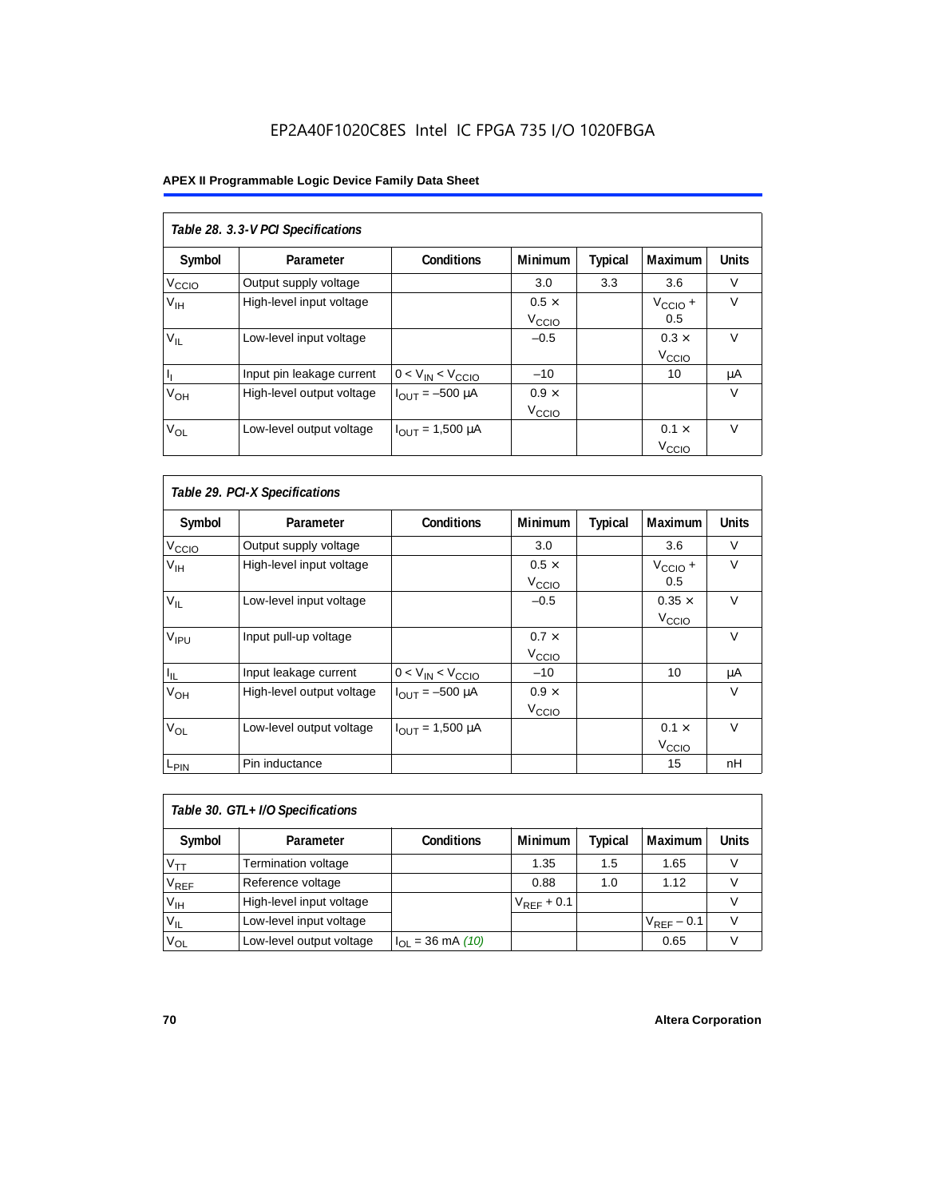EP2A40F1020C8ES Intel IC FPGA 735 I/O 1020FBGA

| *Table 28. 3.3-V PCI Specifications* | | | | | | |
|---|---|---|---|---|---|---|
| **Symbol** | **Parameter** | **Conditions** | **Minimum** | **Typical** | **Maximum** | **Units** |
| $V_{CCIO}$ | Output supply voltage | | 3.0 | 3.3 | 3.6 | V |
| $V_{IH}$ | High-level input voltage | | $0.5 \times V_{CCIO}$ | | $V_{CCIO} + 0.5$ | V |
| $V_{IL}$ | Low-level input voltage | | –0.5 | | $0.3 \times V_{CCIO}$ | V |
| $I_I$ | Input pin leakage current | $0 < V_{IN} < V_{CCIO}$ | –10 | | 10 | μA |
| $V_{OH}$ | High-level output voltage | $I_{OUT}$ = –500 μA | $0.9 \times V_{CCIO}$ | | | V |
| $V_{OL}$ | Low-level output voltage | $I_{OUT}$ = 1,500 μA | | | $0.1 \times V_{CCIO}$ | V |

| *Table 29. PCI-X Specifications* | | | | | | |
|---|---|---|---|---|---|---|
| **Symbol** | **Parameter** | **Conditions** | **Minimum** | **Typical** | **Maximum** | **Units** |
| $V_{CCIO}$ | Output supply voltage | | 3.0 | | 3.6 | V |
| $V_{IH}$ | High-level input voltage | | $0.5 \times V_{CCIO}$ | | $V_{CCIO} + 0.5$ | V |
| $V_{IL}$ | Low-level input voltage | | –0.5 | | $0.35 \times V_{CCIO}$ | V |
| $V_{IPU}$ | Input pull-up voltage | | $0.7 \times V_{CCIO}$ | | | V |
| $I_{IL}$ | Input leakage current | $0 < V_{IN} < V_{CCIO}$ | –10 | | 10 | μA |
| $V_{OH}$ | High-level output voltage | $I_{OUT}$ = –500 μA | $0.9 \times V_{CCIO}$ | | | V |
| $V_{OL}$ | Low-level output voltage | $I_{OUT}$ = 1,500 μA | | | $0.1 \times V_{CCIO}$ | V |
| $L_{PIN}$ | Pin inductance | | | | 15 | nH |

| *Table 30. GTL+ I/O Specifications* | | | | | | |
|---|---|---|---|---|---|---|
| **Symbol** | **Parameter** | **Conditions** | **Minimum** | **Typical** | **Maximum** | **Units** |
| $V_{TT}$ | Termination voltage | | 1.35 | 1.5 | 1.65 | V |
| $V_{REF}$ | Reference voltage | | 0.88 | 1.0 | 1.12 | V |
| $V_{IH}$ | High-level input voltage | | $V_{REF} + 0.1$ | | | V |
| $V_{IL}$ | Low-level input voltage | | | | $V_{REF} - 0.1$ | V |
| $V_{OL}$ | Low-level output voltage | $I_{OL}$ = 36 mA *(10)* | | | 0.65 | V |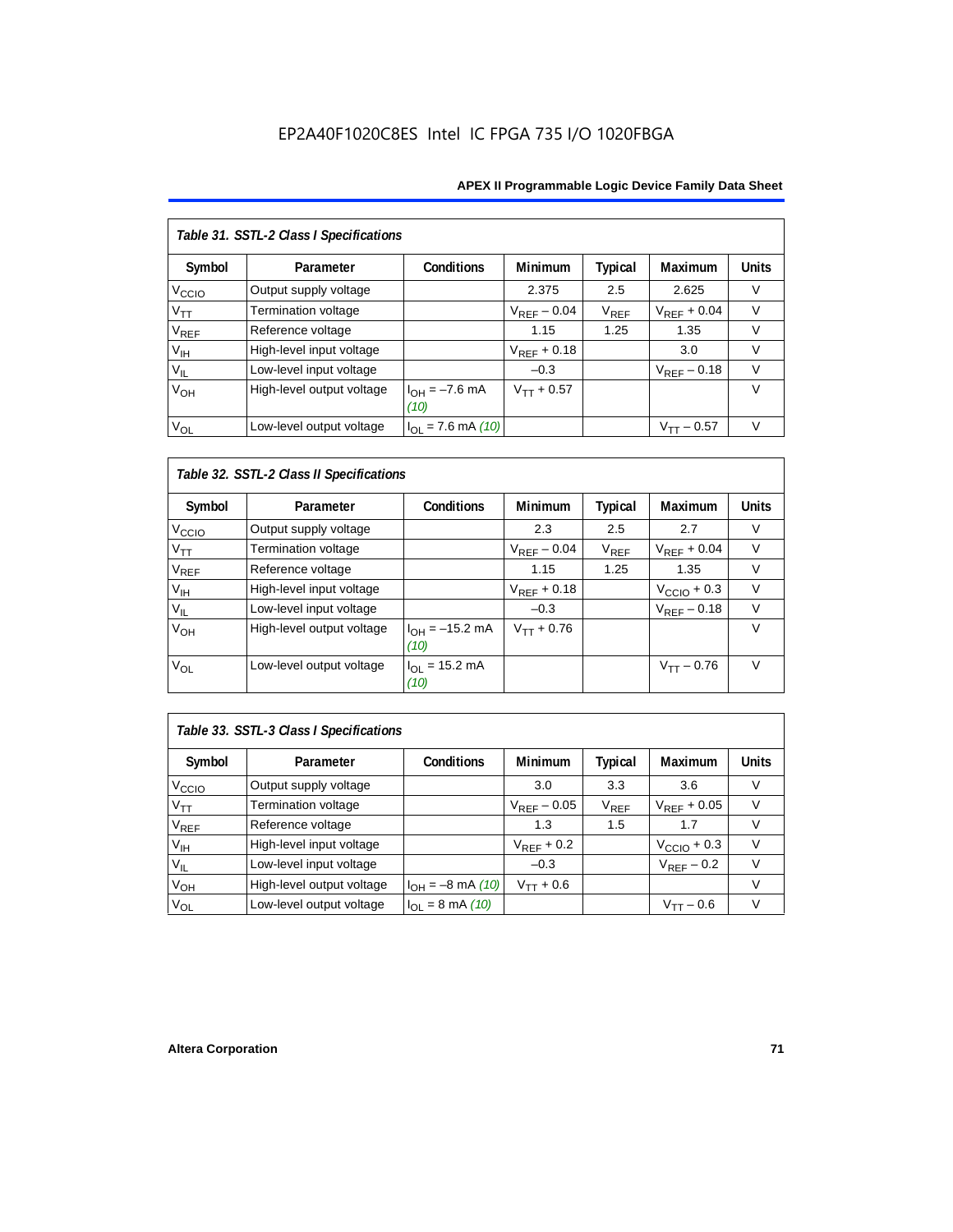| Table 31. SSTL-2 Class I Specifications | | | | | | |
|---|---|---|---|---|---|---|
| Symbol | Parameter | Conditions | Minimum | Typical | Maximum | Units |
| $V_{CCIO}$ | Output supply voltage | | 2.375 | 2.5 | 2.625 | V |
| $V_{TT}$ | Termination voltage | | $V_{REF} - 0.04$ | $V_{REF}$ | $V_{REF} + 0.04$ | V |
| $V_{REF}$ | Reference voltage | | 1.15 | 1.25 | 1.35 | V |
| $V_{IH}$ | High-level input voltage | | $V_{REF} + 0.18$ | | 3.0 | V |
| $V_{IL}$ | Low-level input voltage | | –0.3 | | $V_{REF} - 0.18$ | V |
| $V_{OH}$ | High-level output voltage | $I_{OH} = -7.6$ mA *(10)* | $V_{TT} + 0.57$ | | | V |
| $V_{OL}$ | Low-level output voltage | $I_{OL} = 7.6$ mA *(10)* | | | $V_{TT} - 0.57$ | V |

| Table 32. SSTL-2 Class II Specifications | | | | | | |
|---|---|---|---|---|---|---|
| Symbol | Parameter | Conditions | Minimum | Typical | Maximum | Units |
| $V_{CCIO}$ | Output supply voltage | | 2.3 | 2.5 | 2.7 | V |
| $V_{TT}$ | Termination voltage | | $V_{REF} - 0.04$ | $V_{REF}$ | $V_{REF} + 0.04$ | V |
| $V_{REF}$ | Reference voltage | | 1.15 | 1.25 | 1.35 | V |
| $V_{IH}$ | High-level input voltage | | $V_{REF} + 0.18$ | | $V_{CCIO} + 0.3$ | V |
| $V_{IL}$ | Low-level input voltage | | –0.3 | | $V_{REF} - 0.18$ | V |
| $V_{OH}$ | High-level output voltage | $I_{OH} = -15.2$ mA *(10)* | $V_{TT} + 0.76$ | | | V |
| $V_{OL}$ | Low-level output voltage | $I_{OL} = 15.2$ mA *(10)* | | | $V_{TT} - 0.76$ | V |

| Table 33. SSTL-3 Class I Specifications | | | | | | |
|---|---|---|---|---|---|---|
| Symbol | Parameter | Conditions | Minimum | Typical | Maximum | Units |
| $V_{CCIO}$ | Output supply voltage | | 3.0 | 3.3 | 3.6 | V |
| $V_{TT}$ | Termination voltage | | $V_{REF} - 0.05$ | $V_{REF}$ | $V_{REF} + 0.05$ | V |
| $V_{REF}$ | Reference voltage | | 1.3 | 1.5 | 1.7 | V |
| $V_{IH}$ | High-level input voltage | | $V_{REF} + 0.2$ | | $V_{CCIO} + 0.3$ | V |
| $V_{IL}$ | Low-level input voltage | | –0.3 | | $V_{REF} - 0.2$ | V |
| $V_{OH}$ | High-level output voltage | $I_{OH} = -8$ mA *(10)* | $V_{TT} + 0.6$ | | | V |
| $V_{OL}$ | Low-level output voltage | $I_{OL} = 8$ mA *(10)* | | | $V_{TT} - 0.6$ | V |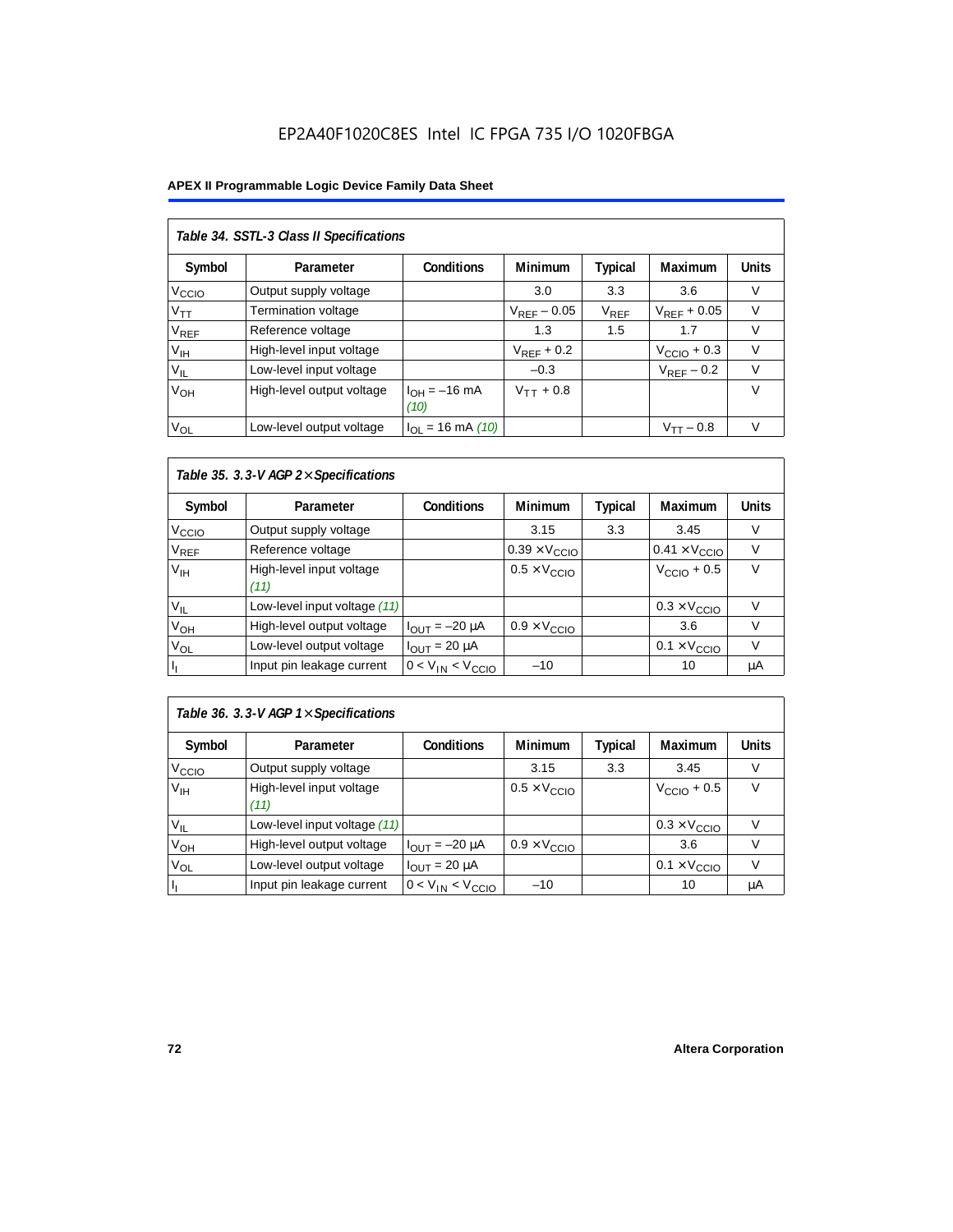EP2A40F1020C8ES Intel IC FPGA 735 I/O 1020FBGA

**Table 34. SSTL-3 Class II Specifications**

| Symbol | Parameter | Conditions | Minimum | Typical | Maximum | Units |
|---|---|---|---|---|---|---|
| $V_{CCIO}$ | Output supply voltage | | 3.0 | 3.3 | 3.6 | V |
| $V_{TT}$ | Termination voltage | | $V_{REF} - 0.05$ | $V_{REF}$ | $V_{REF} + 0.05$ | V |
| $V_{REF}$ | Reference voltage | | 1.3 | 1.5 | 1.7 | V |
| $V_{IH}$ | High-level input voltage | | $V_{REF} + 0.2$ | | $V_{CCIO} + 0.3$ | V |
| $V_{IL}$ | Low-level input voltage | | –0.3 | | $V_{REF} - 0.2$ | V |
| $V_{OH}$ | High-level output voltage | $I_{OH} = -16$ mA *(10)* | $V_{TT} + 0.8$ | | | V |
| $V_{OL}$ | Low-level output voltage | $I_{OL} = 16$ mA *(10)* | | | $V_{TT} - 0.8$ | V |

**Table 35. 3.3-V AGP 2× Specifications**

| Symbol | Parameter | Conditions | Minimum | Typical | Maximum | Units |
|---|---|---|---|---|---|---|
| $V_{CCIO}$ | Output supply voltage | | 3.15 | 3.3 | 3.45 | V |
| $V_{REF}$ | Reference voltage | | $0.39 \times V_{CCIO}$ | | $0.41 \times V_{CCIO}$ | V |
| $V_{IH}$ | High-level input voltage *(11)* | | $0.5 \times V_{CCIO}$ | | $V_{CCIO} + 0.5$ | V |
| $V_{IL}$ | Low-level input voltage *(11)* | | | | $0.3 \times V_{CCIO}$ | V |
| $V_{OH}$ | High-level output voltage | $I_{OUT} = -20$ µA | $0.9 \times V_{CCIO}$ | | 3.6 | V |
| $V_{OL}$ | Low-level output voltage | $I_{OUT} = 20$ µA | | | $0.1 \times V_{CCIO}$ | V |
| $I_I$ | Input pin leakage current | $0 < V_{IN} < V_{CCIO}$ | –10 | | 10 | µA |

**Table 36. 3.3-V AGP 1× Specifications**

| Symbol | Parameter | Conditions | Minimum | Typical | Maximum | Units |
|---|---|---|---|---|---|---|
| $V_{CCIO}$ | Output supply voltage | | 3.15 | 3.3 | 3.45 | V |
| $V_{IH}$ | High-level input voltage *(11)* | | $0.5 \times V_{CCIO}$ | | $V_{CCIO} + 0.5$ | V |
| $V_{IL}$ | Low-level input voltage *(11)* | | | | $0.3 \times V_{CCIO}$ | V |
| $V_{OH}$ | High-level output voltage | $I_{OUT} = -20$ µA | $0.9 \times V_{CCIO}$ | | 3.6 | V |
| $V_{OL}$ | Low-level output voltage | $I_{OUT} = 20$ µA | | | $0.1 \times V_{CCIO}$ | V |
| $I_I$ | Input pin leakage current | $0 < V_{IN} < V_{CCIO}$ | –10 | | 10 | µA |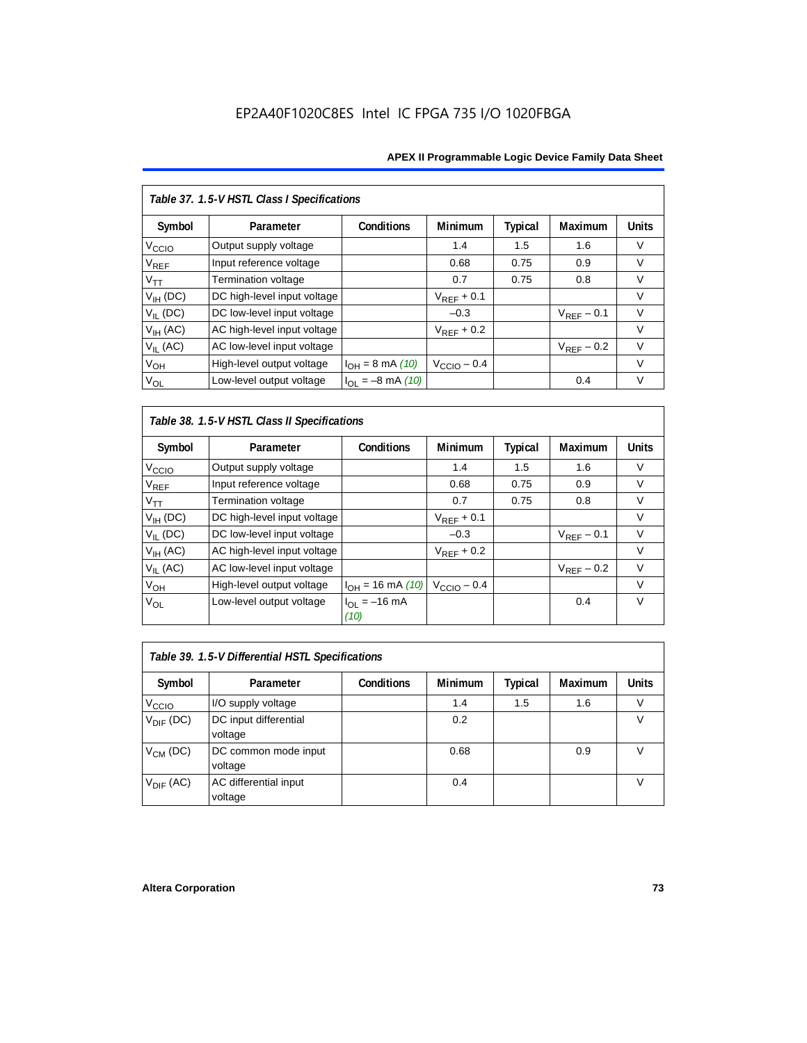*Table 37. 1.5-V HSTL Class I Specifications*

| Symbol | Parameter | Conditions | Minimum | Typical | Maximum | Units |
|---|---|---|---|---|---|---|
| $V_{CCIO}$ | Output supply voltage | | 1.4 | 1.5 | 1.6 | V |
| $V_{REF}$ | Input reference voltage | | 0.68 | 0.75 | 0.9 | V |
| $V_{TT}$ | Termination voltage | | 0.7 | 0.75 | 0.8 | V |
| $V_{IH}$ (DC) | DC high-level input voltage | | $V_{REF}$ + 0.1 | | | V |
| $V_{IL}$ (DC) | DC low-level input voltage | | –0.3 | | $V_{REF}$ – 0.1 | V |
| $V_{IH}$ (AC) | AC high-level input voltage | | $V_{REF}$ + 0.2 | | | V |
| $V_{IL}$ (AC) | AC low-level input voltage | | | | $V_{REF}$ – 0.2 | V |
| $V_{OH}$ | High-level output voltage | $I_{OH}$ = 8 mA *(10)* | $V_{CCIO}$ – 0.4 | | | V |
| $V_{OL}$ | Low-level output voltage | $I_{OL}$ = –8 mA *(10)* | | | 0.4 | V |

*Table 38. 1.5-V HSTL Class II Specifications*

| Symbol | Parameter | Conditions | Minimum | Typical | Maximum | Units |
|---|---|---|---|---|---|---|
| $V_{CCIO}$ | Output supply voltage | | 1.4 | 1.5 | 1.6 | V |
| $V_{REF}$ | Input reference voltage | | 0.68 | 0.75 | 0.9 | V |
| $V_{TT}$ | Termination voltage | | 0.7 | 0.75 | 0.8 | V |
| $V_{IH}$ (DC) | DC high-level input voltage | | $V_{REF}$ + 0.1 | | | V |
| $V_{IL}$ (DC) | DC low-level input voltage | | –0.3 | | $V_{REF}$ – 0.1 | V |
| $V_{IH}$ (AC) | AC high-level input voltage | | $V_{REF}$ + 0.2 | | | V |
| $V_{IL}$ (AC) | AC low-level input voltage | | | | $V_{REF}$ – 0.2 | V |
| $V_{OH}$ | High-level output voltage | $I_{OH}$ = 16 mA *(10)* | $V_{CCIO}$ – 0.4 | | | V |
| $V_{OL}$ | Low-level output voltage | $I_{OL}$ = –16 mA *(10)* | | | 0.4 | V |

*Table 39. 1.5-V Differential HSTL Specifications*

| Symbol | Parameter | Conditions | Minimum | Typical | Maximum | Units |
|---|---|---|---|---|---|---|
| $V_{CCIO}$ | I/O supply voltage | | 1.4 | 1.5 | 1.6 | V |
| $V_{DIF}$ (DC) | DC input differential voltage | | 0.2 | | | V |
| $V_{CM}$ (DC) | DC common mode input voltage | | 0.68 | | 0.9 | V |
| $V_{DIF}$ (AC) | AC differential input voltage | | 0.4 | | | V |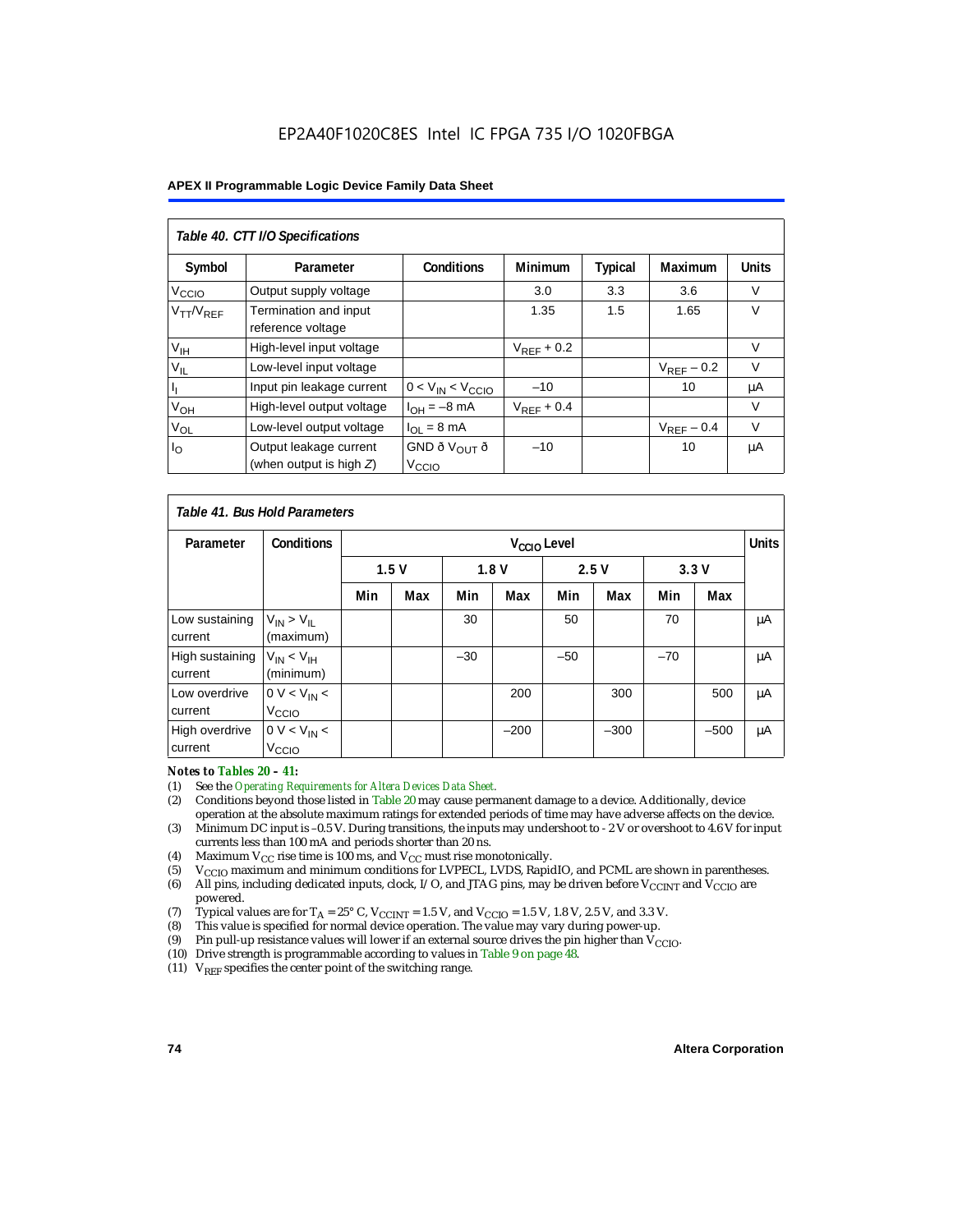EP2A40F1020C8ES Intel IC FPGA 735 I/O 1020FBGA

| *Table 40. CTT I/O Specifications* | | | | | | |
|---|---|---|---|---|---|---|
| **Symbol** | **Parameter** | **Conditions** | **Minimum** | **Typical** | **Maximum** | **Units** |
| $V_{CCIO}$ | Output supply voltage | | 3.0 | 3.3 | 3.6 | V |
| $V_{TT}/V_{REF}$ | Termination and input reference voltage | | 1.35 | 1.5 | 1.65 | V |
| $V_{IH}$ | High-level input voltage | | $V_{REF} + 0.2$ | | | V |
| $V_{IL}$ | Low-level input voltage | | | | $V_{REF} - 0.2$ | V |
| $I_I$ | Input pin leakage current | $0 < V_{IN} < V_{CCIO}$ | –10 | | 10 | µA |
| $V_{OH}$ | High-level output voltage | $I_{OH} = -8$ mA | $V_{REF} + 0.4$ | | | V |
| $V_{OL}$ | Low-level output voltage | $I_{OL} = 8$ mA | | | $V_{REF} - 0.4$ | V |
| $I_O$ | Output leakage current (when output is high *Z*) | GND ð $V_{OUT}$ ð $V_{CCIO}$ | –10 | | 10 | µA |

| *Table 41. Bus Hold Parameters* | | | | | | | | | | |
|---|---|---|---|---|---|---|---|---|---|---|
| **Parameter** | **Conditions** | **$V_{CCIO}$ Level** | | | | | | | | **Units** |
| | | **1.5 V** | | **1.8 V** | | **2.5 V** | | **3.3 V** | | |
| | | **Min** | **Max** | **Min** | **Max** | **Min** | **Max** | **Min** | **Max** | |
| Low sustaining current | $V_{IN} > V_{IL}$ (maximum) | | | 30 | | 50 | | 70 | | µA |
| High sustaining current | $V_{IN} < V_{IH}$ (minimum) | | | –30 | | –50 | | –70 | | µA |
| Low overdrive current | $0 V < V_{IN} < V_{CCIO}$ | | | | 200 | | 300 | | 500 | µA |
| High overdrive current | $0 V < V_{IN} < V_{CCIO}$ | | | | –200 | | –300 | | –500 | µA |

***Notes to Tables 20 – 41:***

(1) See the *Operating Requirements for Altera Devices Data Sheet*.
(2) Conditions beyond those listed in Table 20 may cause permanent damage to a device. Additionally, device operation at the absolute maximum ratings for extended periods of time may have adverse affects on the device.
(3) Minimum DC input is –0.5 V. During transitions, the inputs may undershoot to - 2 V or overshoot to 4.6 V for input currents less than 100 mA and periods shorter than 20 ns.
(4) Maximum $V_{CC}$ rise time is 100 ms, and $V_{CC}$ must rise monotonically.
(5) $V_{CCIO}$ maximum and minimum conditions for LVPECL, LVDS, RapidIO, and PCML are shown in parentheses.
(6) All pins, including dedicated inputs, clock, I/O, and JTAG pins, may be driven before $V_{CCINT}$ and $V_{CCIO}$ are powered.
(7) Typical values are for $T_A = 25°$ C, $V_{CCINT} = 1.5$ V, and $V_{CCIO} = 1.5$ V, 1.8 V, 2.5 V, and 3.3 V.
(8) This value is specified for normal device operation. The value may vary during power-up.
(9) Pin pull-up resistance values will lower if an external source drives the pin higher than $V_{CCIO}$.
(10) Drive strength is programmable according to values in Table 9 on page 48.
(11) $V_{REF}$ specifies the center point of the switching range.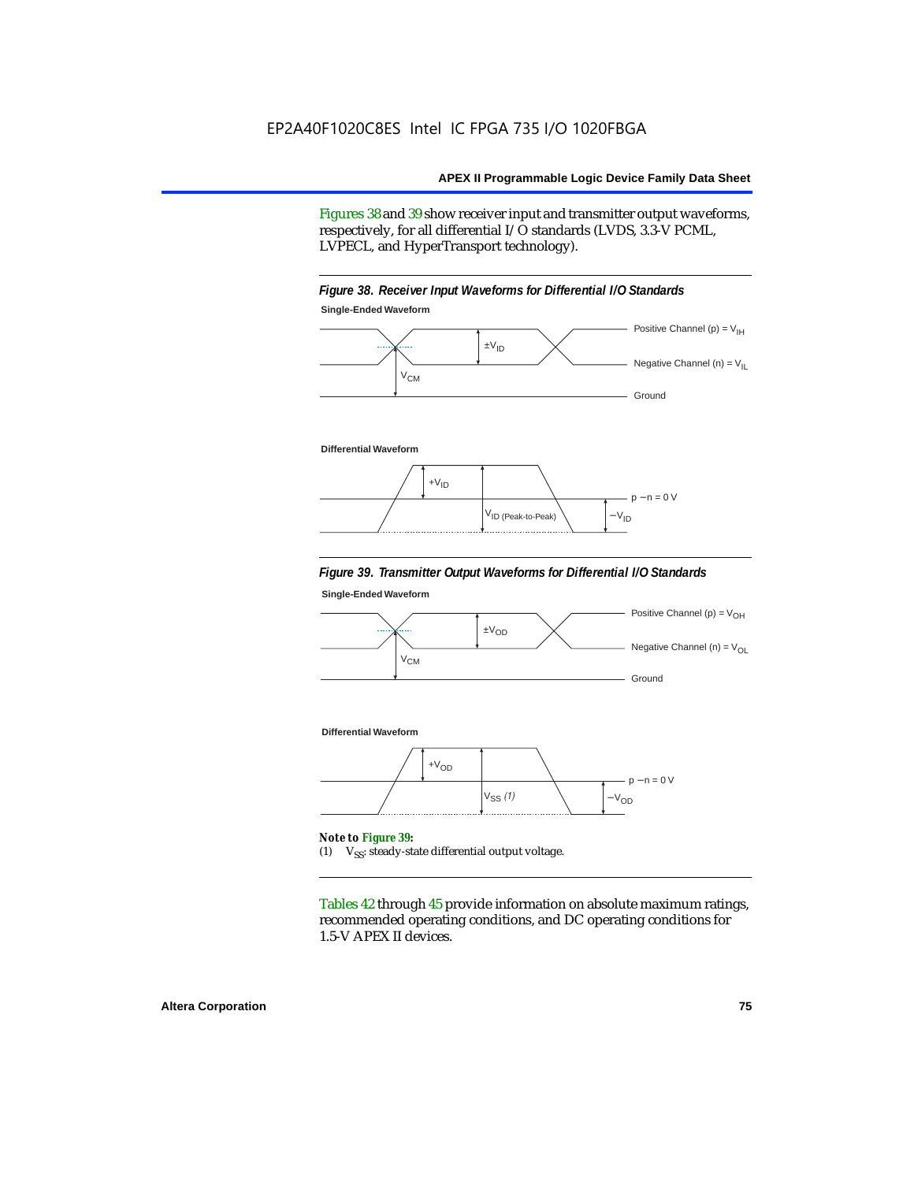EP2A40F1020C8ES Intel IC FPGA 735 I/O 1020FBGA

Figures 38 and 39 show receiver input and transmitter output waveforms, respectively, for all differential I/O standards (LVDS, 3.3-V PCML, LVPECL, and HyperTransport technology).

*Figure 38. Receiver Input Waveforms for Differential I/O Standards*

**Single-Ended Waveform**

Positive Channel (p) = $V_{IH}$

$\pm V_{ID}$

Negative Channel (n) = $V_{IL}$

$V_{CM}$

Ground

**Differential Waveform**

$+V_{ID}$

p − n = 0 V

$V_{ID\ (Peak\text{-}to\text{-}Peak)}$

$-V_{ID}$

*Figure 39. Transmitter Output Waveforms for Differential I/O Standards*

**Single-Ended Waveform**

Positive Channel (p) = $V_{OH}$

$\pm V_{OD}$

Negative Channel (n) = $V_{OL}$

$V_{CM}$

Ground

**Differential Waveform**

$+V_{OD}$

p − n = 0 V

$V_{SS}$ *(1)*

$-V_{OD}$

***Note to Figure 39:***

(1) $V_{SS}$: steady-state differential output voltage.

Tables 42 through 45 provide information on absolute maximum ratings, recommended operating conditions, and DC operating conditions for 1.5-V APEX II devices.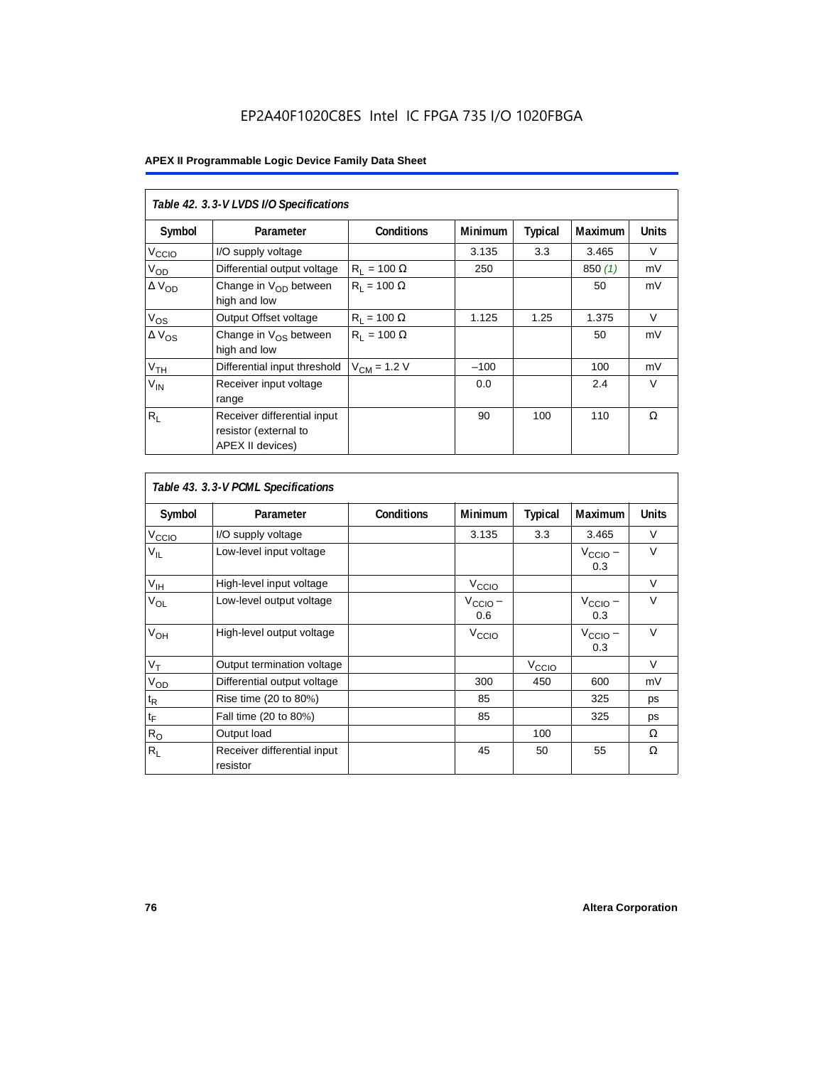EP2A40F1020C8ES Intel IC FPGA 735 I/O 1020FBGA

**Table 42. 3.3-V LVDS I/O Specifications**

| Symbol | Parameter | Conditions | Minimum | Typical | Maximum | Units |
|---|---|---|---|---|---|---|
| $V_{CCIO}$ | I/O supply voltage | | 3.135 | 3.3 | 3.465 | V |
| $V_{OD}$ | Differential output voltage | $R_L$ = 100 Ω | 250 | | 850 *(1)* | mV |
| Δ $V_{OD}$ | Change in $V_{OD}$ between high and low | $R_L$ = 100 Ω | | | 50 | mV |
| $V_{OS}$ | Output Offset voltage | $R_L$ = 100 Ω | 1.125 | 1.25 | 1.375 | V |
| Δ $V_{OS}$ | Change in $V_{OS}$ between high and low | $R_L$ = 100 Ω | | | 50 | mV |
| $V_{TH}$ | Differential input threshold | $V_{CM}$ = 1.2 V | –100 | | 100 | mV |
| $V_{IN}$ | Receiver input voltage range | | 0.0 | | 2.4 | V |
| $R_L$ | Receiver differential input resistor (external to APEX II devices) | | 90 | 100 | 110 | Ω |

**Table 43. 3.3-V PCML Specifications**

| Symbol | Parameter | Conditions | Minimum | Typical | Maximum | Units |
|---|---|---|---|---|---|---|
| $V_{CCIO}$ | I/O supply voltage | | 3.135 | 3.3 | 3.465 | V |
| $V_{IL}$ | Low-level input voltage | | | | $V_{CCIO}$ – 0.3 | V |
| $V_{IH}$ | High-level input voltage | | $V_{CCIO}$ | | | V |
| $V_{OL}$ | Low-level output voltage | | $V_{CCIO}$ – 0.6 | | $V_{CCIO}$ – 0.3 | V |
| $V_{OH}$ | High-level output voltage | | $V_{CCIO}$ | | $V_{CCIO}$ – 0.3 | V |
| $V_T$ | Output termination voltage | | | $V_{CCIO}$ | | V |
| $V_{OD}$ | Differential output voltage | | 300 | 450 | 600 | mV |
| $t_R$ | Rise time (20 to 80%) | | 85 | | 325 | ps |
| $t_F$ | Fall time (20 to 80%) | | 85 | | 325 | ps |
| $R_O$ | Output load | | | 100 | | Ω |
| $R_L$ | Receiver differential input resistor | | 45 | 50 | 55 | Ω |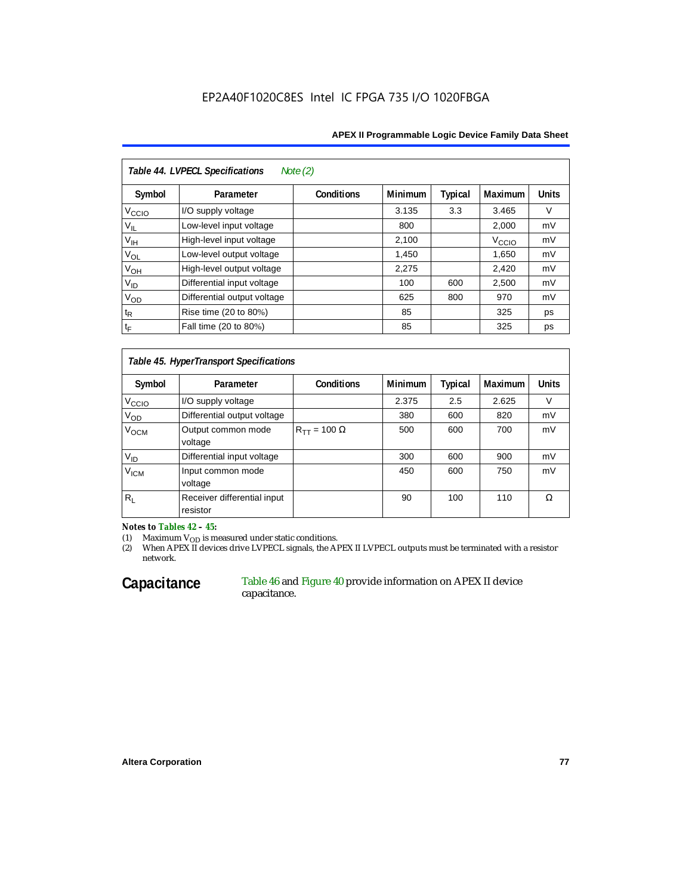| Table 44. LVPECL Specifications *Note (2)* | | | | | | |
|---|---|---|---|---|---|---|
| Symbol | Parameter | Conditions | Minimum | Typical | Maximum | Units |
| $V_{CCIO}$ | I/O supply voltage | | 3.135 | 3.3 | 3.465 | V |
| $V_{IL}$ | Low-level input voltage | | 800 | | 2,000 | mV |
| $V_{IH}$ | High-level input voltage | | 2,100 | | $V_{CCIO}$ | mV |
| $V_{OL}$ | Low-level output voltage | | 1,450 | | 1,650 | mV |
| $V_{OH}$ | High-level output voltage | | 2,275 | | 2,420 | mV |
| $V_{ID}$ | Differential input voltage | | 100 | 600 | 2,500 | mV |
| $V_{OD}$ | Differential output voltage | | 625 | 800 | 970 | mV |
| $t_R$ | Rise time (20 to 80%) | | 85 | | 325 | ps |
| $t_F$ | Fall time (20 to 80%) | | 85 | | 325 | ps |

| Table 45. HyperTransport Specifications | | | | | | |
|---|---|---|---|---|---|---|
| Symbol | Parameter | Conditions | Minimum | Typical | Maximum | Units |
| $V_{CCIO}$ | I/O supply voltage | | 2.375 | 2.5 | 2.625 | V |
| $V_{OD}$ | Differential output voltage | | 380 | 600 | 820 | mV |
| $V_{OCM}$ | Output common mode voltage | $R_{TT}$ = 100 Ω | 500 | 600 | 700 | mV |
| $V_{ID}$ | Differential input voltage | | 300 | 600 | 900 | mV |
| $V_{ICM}$ | Input common mode voltage | | 450 | 600 | 750 | mV |
| $R_L$ | Receiver differential input resistor | | 90 | 100 | 110 | Ω |

***Notes to Tables 42 – 45:***

(1) Maximum $V_{OD}$ is measured under static conditions.

(2) When APEX II devices drive LVPECL signals, the APEX II LVPECL outputs must be terminated with a resistor network.

## Capacitance

Table 46 and Figure 40 provide information on APEX II device capacitance.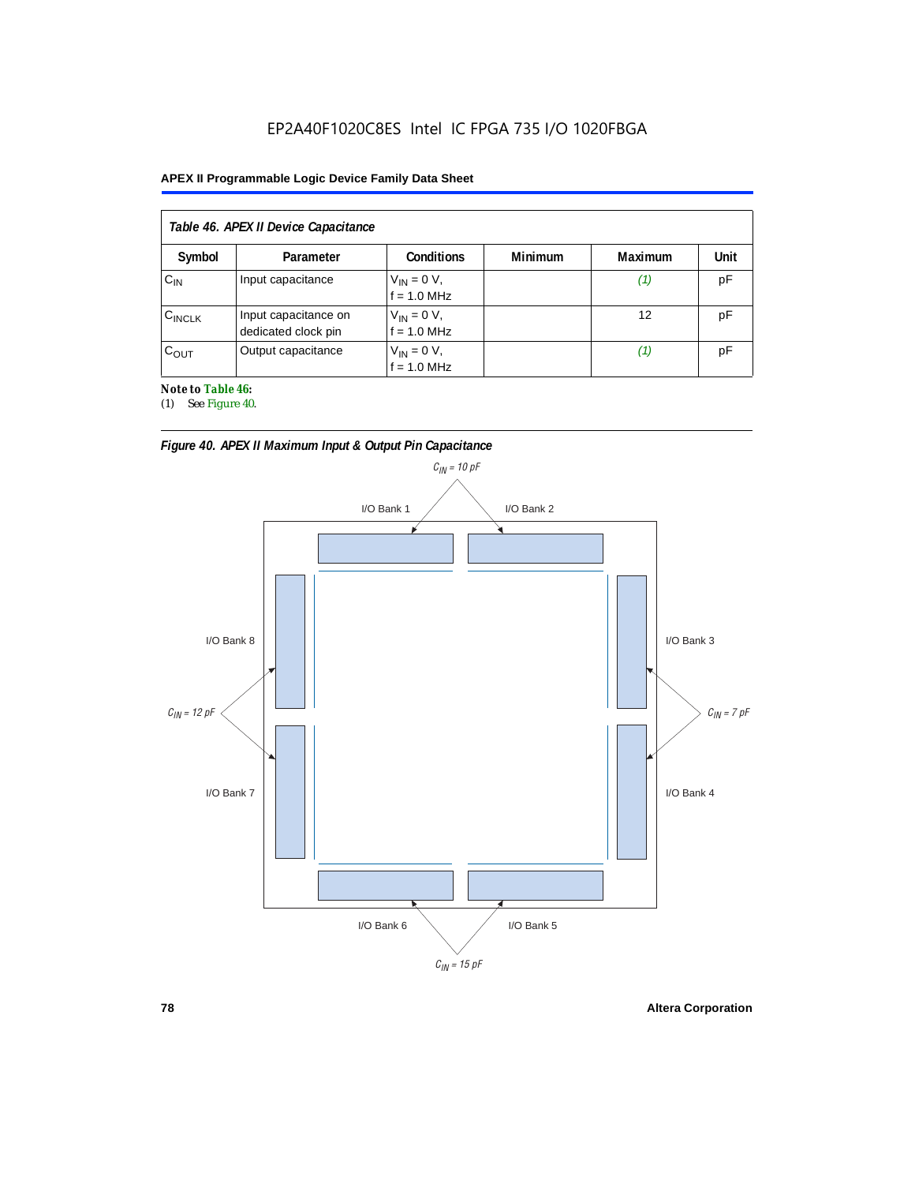EP2A40F1020C8ES Intel IC FPGA 735 I/O 1020FBGA

**Table 46. APEX II Device Capacitance**

| Symbol | Parameter | Conditions | Minimum | Maximum | Unit |
|---|---|---|---|---|---|
| $C_{IN}$ | Input capacitance | $V_{IN}$ = 0 V, f = 1.0 MHz | | *(1)* | pF |
| $C_{INCLK}$ | Input capacitance on dedicated clock pin | $V_{IN}$ = 0 V, f = 1.0 MHz | | 12 | pF |
| $C_{OUT}$ | Output capacitance | $V_{IN}$ = 0 V, f = 1.0 MHz | | *(1)* | pF |

**Note to Table 46:**

(1) See Figure 40.

*Figure 40. APEX II Maximum Input & Output Pin Capacitance*

$C_{IN}$ = 10 pF — I/O Bank 1, I/O Bank 2

$C_{IN}$ = 7 pF — I/O Bank 3, I/O Bank 4

$C_{IN}$ = 15 pF — I/O Bank 5, I/O Bank 6

$C_{IN}$ = 12 pF — I/O Bank 7, I/O Bank 8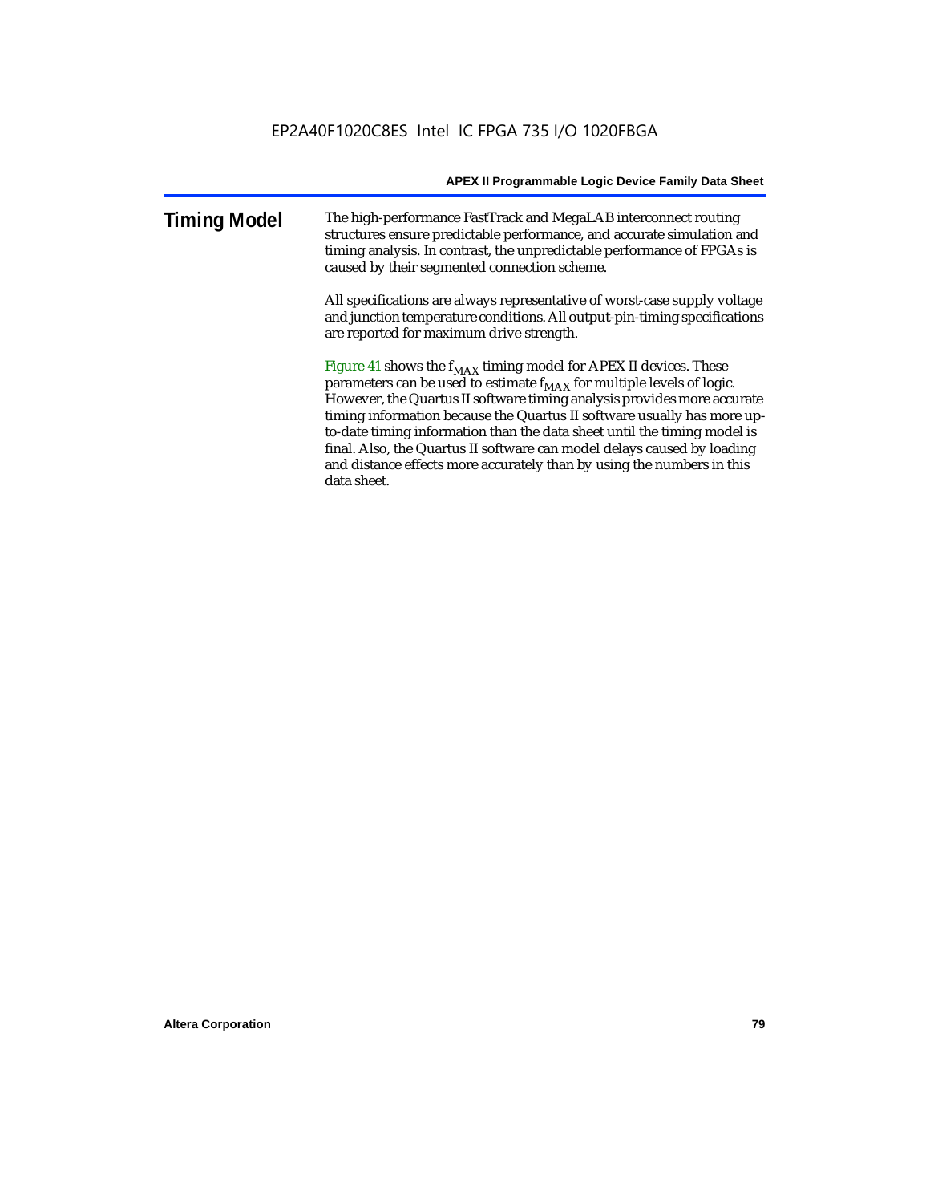## Timing Model

The high-performance FastTrack and MegaLAB interconnect routing structures ensure predictable performance, and accurate simulation and timing analysis. In contrast, the unpredictable performance of FPGAs is caused by their segmented connection scheme.

All specifications are always representative of worst-case supply voltage and junction temperature conditions. All output-pin-timing specifications are reported for maximum drive strength.

Figure 41 shows the $f_{MAX}$ timing model for APEX II devices. These parameters can be used to estimate $f_{MAX}$ for multiple levels of logic. However, the Quartus II software timing analysis provides more accurate timing information because the Quartus II software usually has more up-to-date timing information than the data sheet until the timing model is final. Also, the Quartus II software can model delays caused by loading and distance effects more accurately than by using the numbers in this data sheet.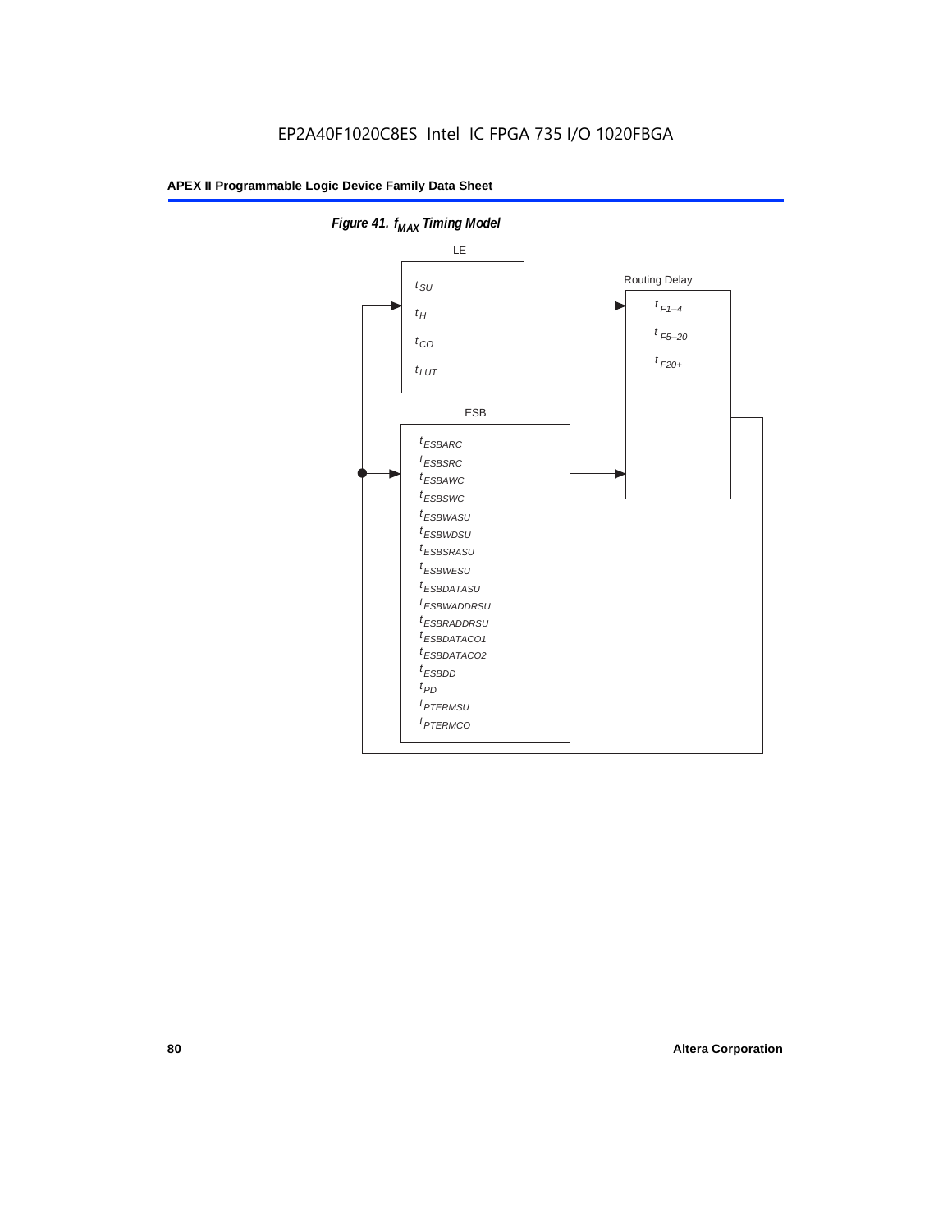EP2A40F1020C8ES Intel IC FPGA 735 I/O 1020FBGA

*Figure 41. $f_{MAX}$ Timing Model*

LE

$t_{SU}$

$t_{H}$

$t_{CO}$

$t_{LUT}$

Routing Delay

$t_{F1-4}$

$t_{F5-20}$

$t_{F20+}$

ESB

$t_{ESBARC}$

$t_{ESBSRC}$

$t_{ESBAWC}$

$t_{ESBSWC}$

$t_{ESBWASU}$

$t_{ESBWDSU}$

$t_{ESBSRASU}$

$t_{ESBWESU}$

$t_{ESBDATASU}$

$t_{ESBWADDRSU}$

$t_{ESBRADDRSU}$

$t_{ESBDATACO1}$

$t_{ESBDATACO2}$

$t_{ESBDD}$

$t_{PD}$

$t_{PTERMSU}$

$t_{PTERMCO}$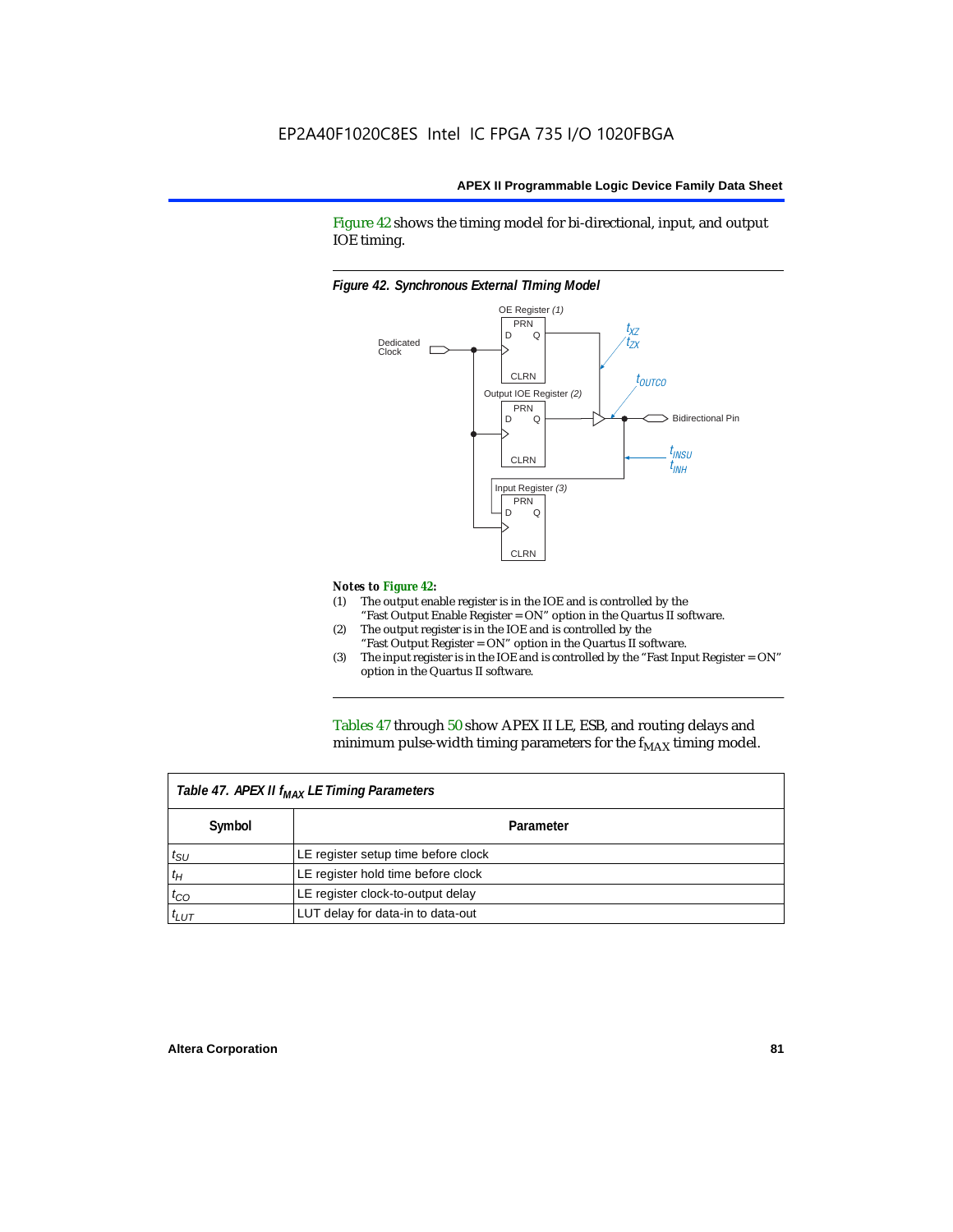Figure 42 shows the timing model for bi-directional, input, and output IOE timing.

*Figure 42. Synchronous External TIming Model*

OE Register (1)

Output IOE Register (2)

Input Register (3)

Dedicated Clock

Bidirectional Pin

$t_{XZ}$
$t_{ZX}$
$t_{OUTCO}$
$t_{INSU}$
$t_{INH}$

**Notes to Figure 42:**

(1) The output enable register is in the IOE and is controlled by the "Fast Output Enable Register = ON" option in the Quartus II software.
(2) The output register is in the IOE and is controlled by the "Fast Output Register = ON" option in the Quartus II software.
(3) The input register is in the IOE and is controlled by the "Fast Input Register = ON" option in the Quartus II software.

Tables 47 through 50 show APEX II LE, ESB, and routing delays and minimum pulse-width timing parameters for the $f_{MAX}$ timing model.

| Table 47. APEX II $f_{MAX}$ LE Timing Parameters | |
|---|---|
| **Symbol** | **Parameter** |
| $t_{SU}$ | LE register setup time before clock |
| $t_H$ | LE register hold time before clock |
| $t_{CO}$ | LE register clock-to-output delay |
| $t_{LUT}$ | LUT delay for data-in to data-out |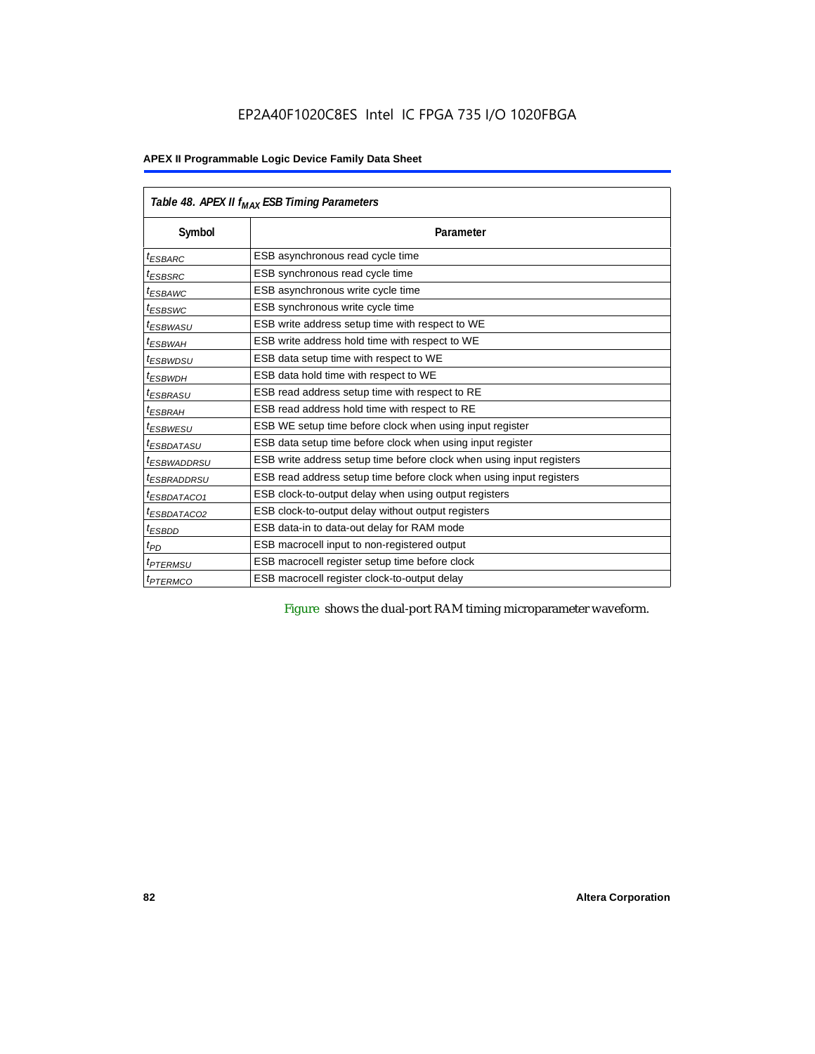Table 48. APEX II $f_{MAX}$ ESB Timing Parameters

| Symbol | Parameter |
|---|---|
| $t_{ESBARC}$ | ESB asynchronous read cycle time |
| $t_{ESBSRC}$ | ESB synchronous read cycle time |
| $t_{ESBAWC}$ | ESB asynchronous write cycle time |
| $t_{ESBSWC}$ | ESB synchronous write cycle time |
| $t_{ESBWASU}$ | ESB write address setup time with respect to WE |
| $t_{ESBWAH}$ | ESB write address hold time with respect to WE |
| $t_{ESBWDSU}$ | ESB data setup time with respect to WE |
| $t_{ESBWDH}$ | ESB data hold time with respect to WE |
| $t_{ESBRASU}$ | ESB read address setup time with respect to RE |
| $t_{ESBRAH}$ | ESB read address hold time with respect to RE |
| $t_{ESBWESU}$ | ESB WE setup time before clock when using input register |
| $t_{ESBDATASU}$ | ESB data setup time before clock when using input register |
| $t_{ESBWADDRSU}$ | ESB write address setup time before clock when using input registers |
| $t_{ESBRADDRSU}$ | ESB read address setup time before clock when using input registers |
| $t_{ESBDATACO1}$ | ESB clock-to-output delay when using output registers |
| $t_{ESBDATACO2}$ | ESB clock-to-output delay without output registers |
| $t_{ESBDD}$ | ESB data-in to data-out delay for RAM mode |
| $t_{PD}$ | ESB macrocell input to non-registered output |
| $t_{PTERMSU}$ | ESB macrocell register setup time before clock |
| $t_{PTERMCO}$ | ESB macrocell register clock-to-output delay |

Figure shows the dual-port RAM timing microparameter waveform.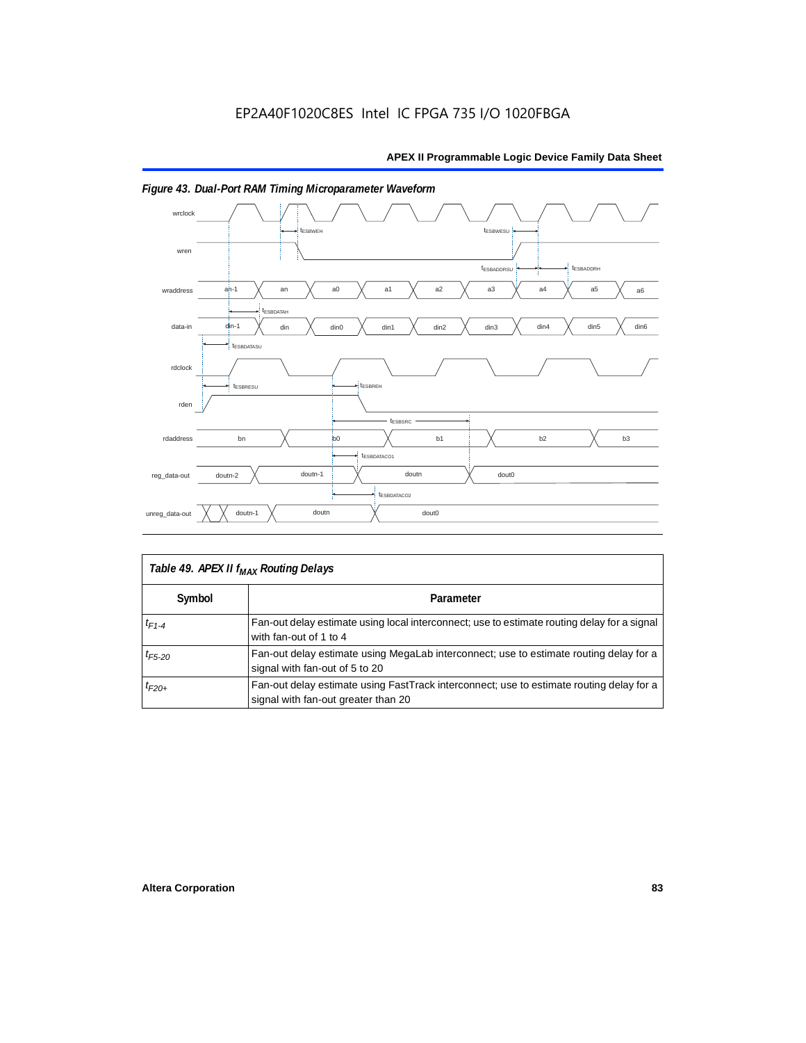EP2A40F1020C8ES Intel IC FPGA 735 I/O 1020FBGA

*Figure 43. Dual-Port RAM Timing Microparameter Waveform*

| Table 49. APEX II $f_{MAX}$ Routing Delays | |
|---|---|
| **Symbol** | **Parameter** |
| $t_{F1-4}$ | Fan-out delay estimate using local interconnect; use to estimate routing delay for a signal with fan-out of 1 to 4 |
| $t_{F5-20}$ | Fan-out delay estimate using MegaLab interconnect; use to estimate routing delay for a signal with fan-out of 5 to 20 |
| $t_{F20+}$ | Fan-out delay estimate using FastTrack interconnect; use to estimate routing delay for a signal with fan-out greater than 20 |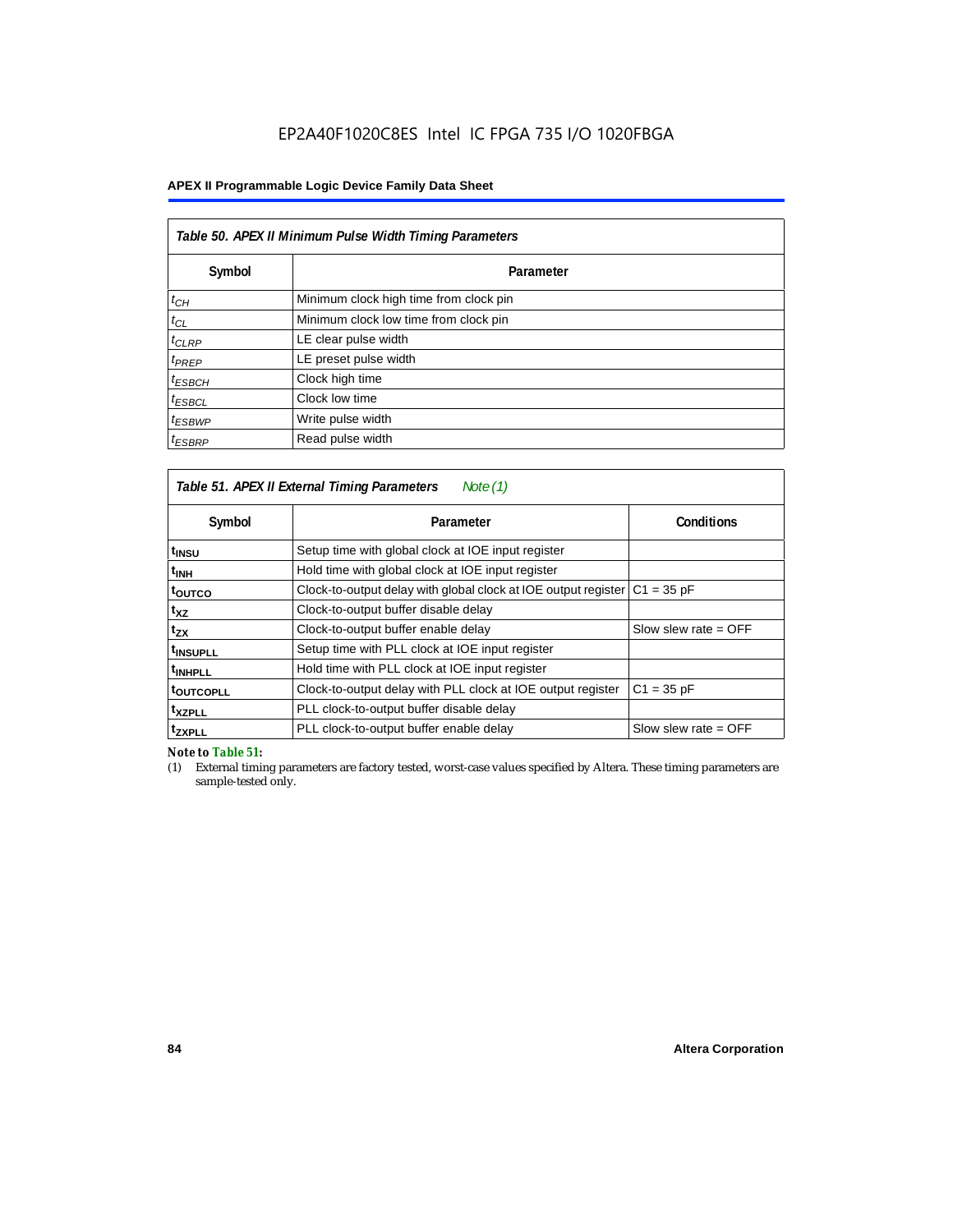EP2A40F1020C8ES Intel IC FPGA 735 I/O 1020FBGA

**APEX II Programmable Logic Device Family Data Sheet**

*Table 50. APEX II Minimum Pulse Width Timing Parameters*

| Symbol | Parameter |
|---|---|
| $t_{CH}$ | Minimum clock high time from clock pin |
| $t_{CL}$ | Minimum clock low time from clock pin |
| $t_{CLRP}$ | LE clear pulse width |
| $t_{PREP}$ | LE preset pulse width |
| $t_{ESBCH}$ | Clock high time |
| $t_{ESBCL}$ | Clock low time |
| $t_{ESBWP}$ | Write pulse width |
| $t_{ESBRP}$ | Read pulse width |

*Table 51. APEX II External Timing Parameters* *Note (1)*

| Symbol | Parameter | Conditions |
|---|---|---|
| $t_{INSU}$ | Setup time with global clock at IOE input register | |
| $t_{INH}$ | Hold time with global clock at IOE input register | |
| $t_{OUTCO}$ | Clock-to-output delay with global clock at IOE output register | C1 = 35 pF |
| $t_{XZ}$ | Clock-to-output buffer disable delay | |
| $t_{ZX}$ | Clock-to-output buffer enable delay | Slow slew rate = OFF |
| $t_{INSUPLL}$ | Setup time with PLL clock at IOE input register | |
| $t_{INHPLL}$ | Hold time with PLL clock at IOE input register | |
| $t_{OUTCOPLL}$ | Clock-to-output delay with PLL clock at IOE output register | C1 = 35 pF |
| $t_{XZPLL}$ | PLL clock-to-output buffer disable delay | |
| $t_{ZXPLL}$ | PLL clock-to-output buffer enable delay | Slow slew rate = OFF |

*Note to Table 51:*

(1) External timing parameters are factory tested, worst-case values specified by Altera. These timing parameters are sample-tested only.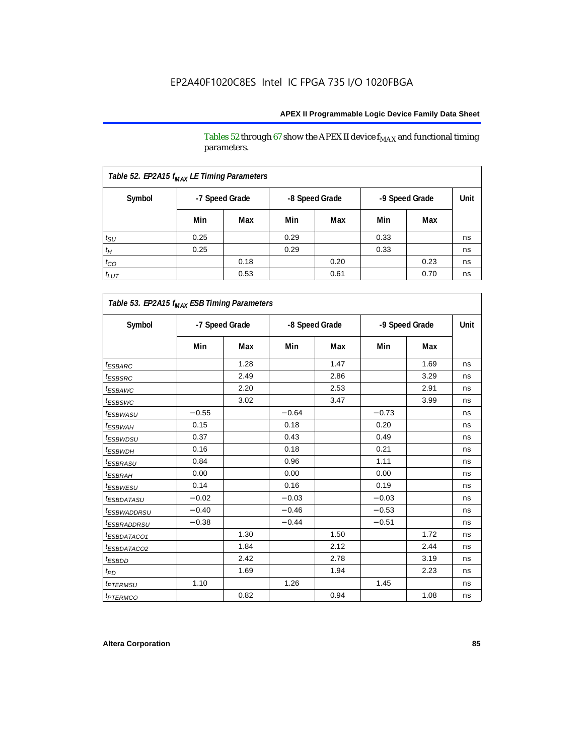Tables 52 through 67 show the APEX II device $f_{MAX}$ and functional timing parameters.

| Table 52. EP2A15 $f_{MAX}$ LE Timing Parameters | | | | | | | |
|---|---|---|---|---|---|---|---|
| Symbol | -7 Speed Grade | | -8 Speed Grade | | -9 Speed Grade | | Unit |
| | Min | Max | Min | Max | Min | Max | |
| $t_{SU}$ | 0.25 | | 0.29 | | 0.33 | | ns |
| $t_H$ | 0.25 | | 0.29 | | 0.33 | | ns |
| $t_{CO}$ | | 0.18 | | 0.20 | | 0.23 | ns |
| $t_{LUT}$ | | 0.53 | | 0.61 | | 0.70 | ns |

| Table 53. EP2A15 $f_{MAX}$ ESB Timing Parameters | | | | | | | |
|---|---|---|---|---|---|---|---|
| Symbol | -7 Speed Grade | | -8 Speed Grade | | -9 Speed Grade | | Unit |
| | Min | Max | Min | Max | Min | Max | |
| $t_{ESBARC}$ | | 1.28 | | 1.47 | | 1.69 | ns |
| $t_{ESBSRC}$ | | 2.49 | | 2.86 | | 3.29 | ns |
| $t_{ESBAWC}$ | | 2.20 | | 2.53 | | 2.91 | ns |
| $t_{ESBSWC}$ | | 3.02 | | 3.47 | | 3.99 | ns |
| $t_{ESBWASU}$ | −0.55 | | −0.64 | | −0.73 | | ns |
| $t_{ESBWAH}$ | 0.15 | | 0.18 | | 0.20 | | ns |
| $t_{ESBWDSU}$ | 0.37 | | 0.43 | | 0.49 | | ns |
| $t_{ESBWDH}$ | 0.16 | | 0.18 | | 0.21 | | ns |
| $t_{ESBRASU}$ | 0.84 | | 0.96 | | 1.11 | | ns |
| $t_{ESBRAH}$ | 0.00 | | 0.00 | | 0.00 | | ns |
| $t_{ESBWESU}$ | 0.14 | | 0.16 | | 0.19 | | ns |
| $t_{ESBDATASU}$ | −0.02 | | −0.03 | | −0.03 | | ns |
| $t_{ESBWADDRSU}$ | −0.40 | | −0.46 | | −0.53 | | ns |
| $t_{ESBRADDRSU}$ | −0.38 | | −0.44 | | −0.51 | | ns |
| $t_{ESBDATACO1}$ | | 1.30 | | 1.50 | | 1.72 | ns |
| $t_{ESBDATACO2}$ | | 1.84 | | 2.12 | | 2.44 | ns |
| $t_{ESBDD}$ | | 2.42 | | 2.78 | | 3.19 | ns |
| $t_{PD}$ | | 1.69 | | 1.94 | | 2.23 | ns |
| $t_{PTERMSU}$ | 1.10 | | 1.26 | | 1.45 | | ns |
| $t_{PTERMCO}$ | | 0.82 | | 0.94 | | 1.08 | ns |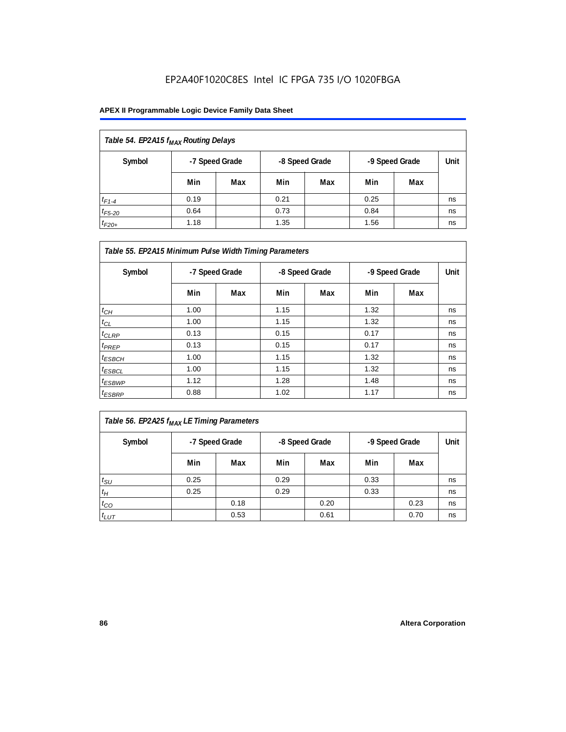EP2A40F1020C8ES Intel IC FPGA 735 I/O 1020FBGA

| Table 54. EP2A15 $f_{MAX}$ Routing Delays | | | | | | | |
|---|---|---|---|---|---|---|---|
| Symbol | -7 Speed Grade | | -8 Speed Grade | | -9 Speed Grade | | Unit |
| | Min | Max | Min | Max | Min | Max | |
| $t_{F1-4}$ | 0.19 | | 0.21 | | 0.25 | | ns |
| $t_{F5-20}$ | 0.64 | | 0.73 | | 0.84 | | ns |
| $t_{F20+}$ | 1.18 | | 1.35 | | 1.56 | | ns |

| Table 55. EP2A15 Minimum Pulse Width Timing Parameters | | | | | | | |
|---|---|---|---|---|---|---|---|
| Symbol | -7 Speed Grade | | -8 Speed Grade | | -9 Speed Grade | | Unit |
| | Min | Max | Min | Max | Min | Max | |
| $t_{CH}$ | 1.00 | | 1.15 | | 1.32 | | ns |
| $t_{CL}$ | 1.00 | | 1.15 | | 1.32 | | ns |
| $t_{CLRP}$ | 0.13 | | 0.15 | | 0.17 | | ns |
| $t_{PREP}$ | 0.13 | | 0.15 | | 0.17 | | ns |
| $t_{ESBCH}$ | 1.00 | | 1.15 | | 1.32 | | ns |
| $t_{ESBCL}$ | 1.00 | | 1.15 | | 1.32 | | ns |
| $t_{ESBWP}$ | 1.12 | | 1.28 | | 1.48 | | ns |
| $t_{ESBRP}$ | 0.88 | | 1.02 | | 1.17 | | ns |

| Table 56. EP2A25 $f_{MAX}$ LE Timing Parameters | | | | | | | |
|---|---|---|---|---|---|---|---|
| Symbol | -7 Speed Grade | | -8 Speed Grade | | -9 Speed Grade | | Unit |
| | Min | Max | Min | Max | Min | Max | |
| $t_{SU}$ | 0.25 | | 0.29 | | 0.33 | | ns |
| $t_{H}$ | 0.25 | | 0.29 | | 0.33 | | ns |
| $t_{CO}$ | | 0.18 | | 0.20 | | 0.23 | ns |
| $t_{LUT}$ | | 0.53 | | 0.61 | | 0.70 | ns |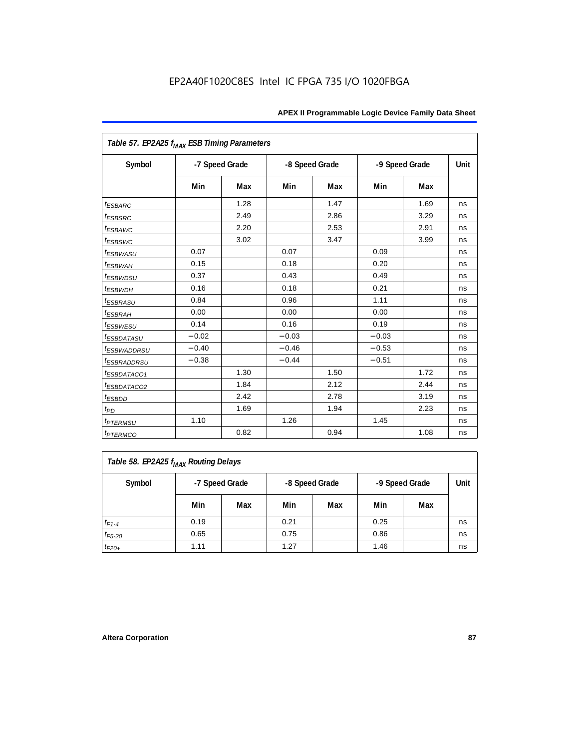EP2A40F1020C8ES Intel IC FPGA 735 I/O 1020FBGA

| Table 57. EP2A25 $f_{MAX}$ ESB Timing Parameters | | | | | | | |
|---|---|---|---|---|---|---|---|
| Symbol | -7 Speed Grade | | -8 Speed Grade | | -9 Speed Grade | | Unit |
| | Min | Max | Min | Max | Min | Max | |
| $t_{ESBARC}$ | | 1.28 | | 1.47 | | 1.69 | ns |
| $t_{ESBSRC}$ | | 2.49 | | 2.86 | | 3.29 | ns |
| $t_{ESBAWC}$ | | 2.20 | | 2.53 | | 2.91 | ns |
| $t_{ESBSWC}$ | | 3.02 | | 3.47 | | 3.99 | ns |
| $t_{ESBWASU}$ | 0.07 | | 0.07 | | 0.09 | | ns |
| $t_{ESBWAH}$ | 0.15 | | 0.18 | | 0.20 | | ns |
| $t_{ESBWDSU}$ | 0.37 | | 0.43 | | 0.49 | | ns |
| $t_{ESBWDH}$ | 0.16 | | 0.18 | | 0.21 | | ns |
| $t_{ESBRASU}$ | 0.84 | | 0.96 | | 1.11 | | ns |
| $t_{ESBRAH}$ | 0.00 | | 0.00 | | 0.00 | | ns |
| $t_{ESBWESU}$ | 0.14 | | 0.16 | | 0.19 | | ns |
| $t_{ESBDATASU}$ | −0.02 | | −0.03 | | −0.03 | | ns |
| $t_{ESBWADDRSU}$ | −0.40 | | −0.46 | | −0.53 | | ns |
| $t_{ESBRADDRSU}$ | −0.38 | | −0.44 | | −0.51 | | ns |
| $t_{ESBDATACO1}$ | | 1.30 | | 1.50 | | 1.72 | ns |
| $t_{ESBDATACO2}$ | | 1.84 | | 2.12 | | 2.44 | ns |
| $t_{ESBDD}$ | | 2.42 | | 2.78 | | 3.19 | ns |
| $t_{PD}$ | | 1.69 | | 1.94 | | 2.23 | ns |
| $t_{PTERMSU}$ | 1.10 | | 1.26 | | 1.45 | | ns |
| $t_{PTERMCO}$ | | 0.82 | | 0.94 | | 1.08 | ns |

| Table 58. EP2A25 $f_{MAX}$ Routing Delays | | | | | | | |
|---|---|---|---|---|---|---|---|
| Symbol | -7 Speed Grade | | -8 Speed Grade | | -9 Speed Grade | | Unit |
| | Min | Max | Min | Max | Min | Max | |
| $t_{F1-4}$ | 0.19 | | 0.21 | | 0.25 | | ns |
| $t_{F5-20}$ | 0.65 | | 0.75 | | 0.86 | | ns |
| $t_{F20+}$ | 1.11 | | 1.27 | | 1.46 | | ns |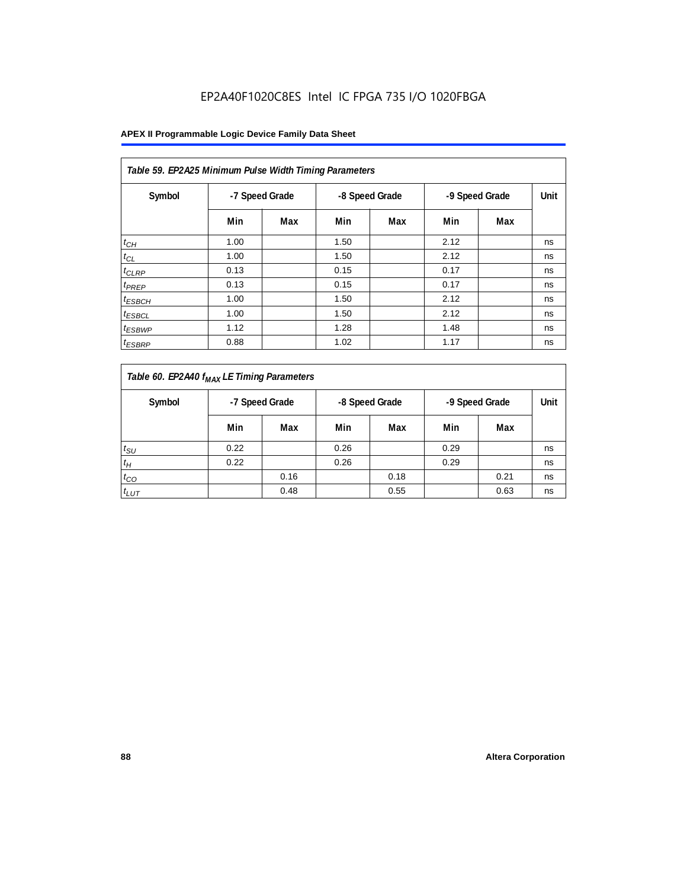EP2A40F1020C8ES Intel IC FPGA 735 I/O 1020FBGA

| Table 59. EP2A25 Minimum Pulse Width Timing Parameters | | | | | | | |
|---|---|---|---|---|---|---|---|
| Symbol | -7 Speed Grade | | -8 Speed Grade | | -9 Speed Grade | | Unit |
| | Min | Max | Min | Max | Min | Max | |
| $t_{CH}$ | 1.00 | | 1.50 | | 2.12 | | ns |
| $t_{CL}$ | 1.00 | | 1.50 | | 2.12 | | ns |
| $t_{CLRP}$ | 0.13 | | 0.15 | | 0.17 | | ns |
| $t_{PREP}$ | 0.13 | | 0.15 | | 0.17 | | ns |
| $t_{ESBCH}$ | 1.00 | | 1.50 | | 2.12 | | ns |
| $t_{ESBCL}$ | 1.00 | | 1.50 | | 2.12 | | ns |
| $t_{ESBWP}$ | 1.12 | | 1.28 | | 1.48 | | ns |
| $t_{ESBRP}$ | 0.88 | | 1.02 | | 1.17 | | ns |

| Table 60. EP2A40 $f_{MAX}$ LE Timing Parameters | | | | | | | |
|---|---|---|---|---|---|---|---|
| Symbol | -7 Speed Grade | | -8 Speed Grade | | -9 Speed Grade | | Unit |
| | Min | Max | Min | Max | Min | Max | |
| $t_{SU}$ | 0.22 | | 0.26 | | 0.29 | | ns |
| $t_{H}$ | 0.22 | | 0.26 | | 0.29 | | ns |
| $t_{CO}$ | | 0.16 | | 0.18 | | 0.21 | ns |
| $t_{LUT}$ | | 0.48 | | 0.55 | | 0.63 | ns |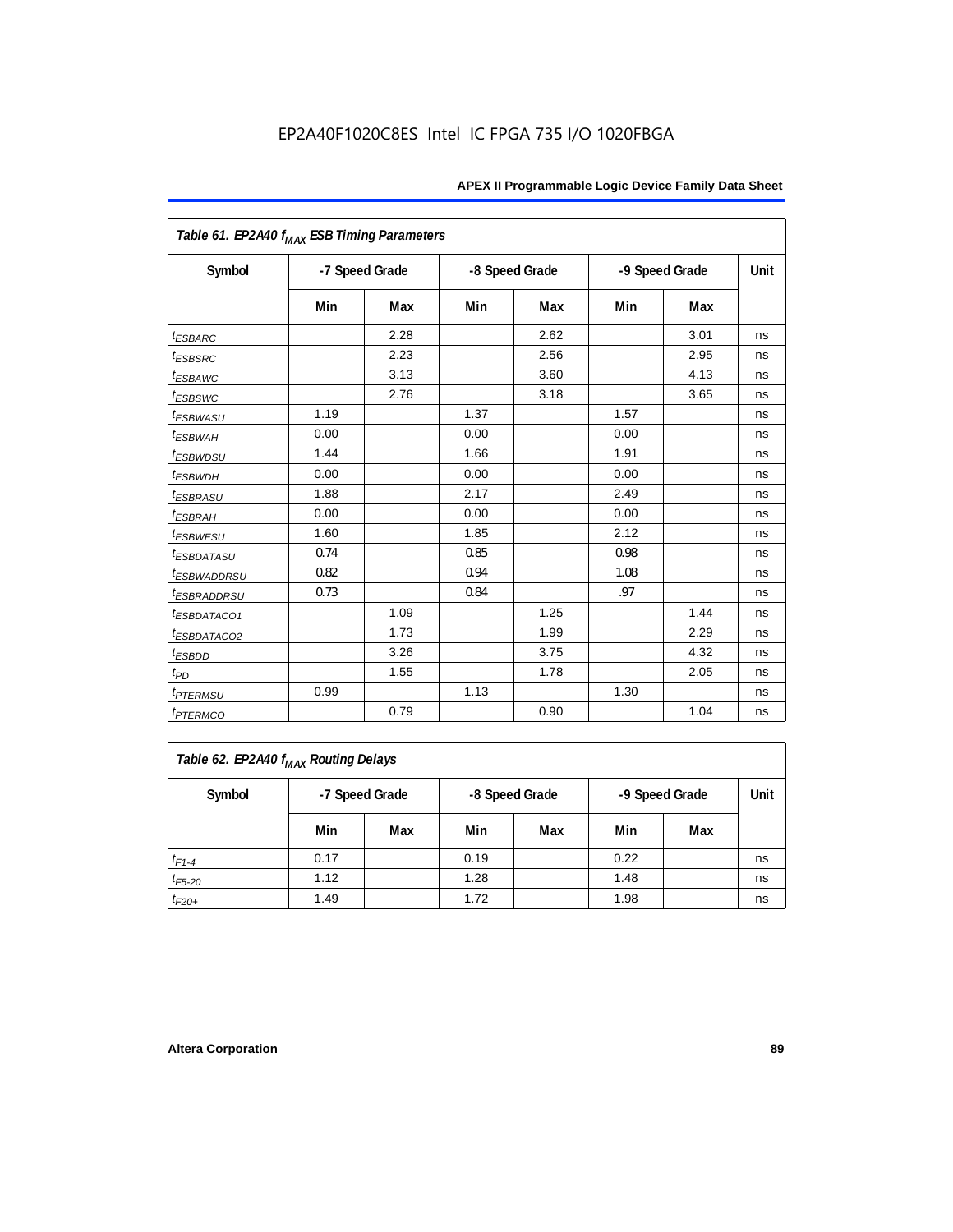EP2A40F1020C8ES Intel IC FPGA 735 I/O 1020FBGA

**Table 61. EP2A40 $f_{MAX}$ ESB Timing Parameters**

| Symbol | -7 Speed Grade | | -8 Speed Grade | | -9 Speed Grade | | Unit |
|---|---|---|---|---|---|---|---|
| | Min | Max | Min | Max | Min | Max | |
| $t_{ESBARC}$ | | 2.28 | | 2.62 | | 3.01 | ns |
| $t_{ESBSRC}$ | | 2.23 | | 2.56 | | 2.95 | ns |
| $t_{ESBAWC}$ | | 3.13 | | 3.60 | | 4.13 | ns |
| $t_{ESBSWC}$ | | 2.76 | | 3.18 | | 3.65 | ns |
| $t_{ESBWASU}$ | 1.19 | | 1.37 | | 1.57 | | ns |
| $t_{ESBWAH}$ | 0.00 | | 0.00 | | 0.00 | | ns |
| $t_{ESBWDSU}$ | 1.44 | | 1.66 | | 1.91 | | ns |
| $t_{ESBWDH}$ | 0.00 | | 0.00 | | 0.00 | | ns |
| $t_{ESBRASU}$ | 1.88 | | 2.17 | | 2.49 | | ns |
| $t_{ESBRAH}$ | 0.00 | | 0.00 | | 0.00 | | ns |
| $t_{ESBWESU}$ | 1.60 | | 1.85 | | 2.12 | | ns |
| $t_{ESBDATASU}$ | 0.74 | | 0.85 | | 0.98 | | ns |
| $t_{ESBWADDRSU}$ | 0.82 | | 0.94 | | 1.08 | | ns |
| $t_{ESBRADDRSU}$ | 0.73 | | 0.84 | | .97 | | ns |
| $t_{ESBDATACO1}$ | | 1.09 | | 1.25 | | 1.44 | ns |
| $t_{ESBDATACO2}$ | | 1.73 | | 1.99 | | 2.29 | ns |
| $t_{ESBDD}$ | | 3.26 | | 3.75 | | 4.32 | ns |
| $t_{PD}$ | | 1.55 | | 1.78 | | 2.05 | ns |
| $t_{PTERMSU}$ | 0.99 | | 1.13 | | 1.30 | | ns |
| $t_{PTERMCO}$ | | 0.79 | | 0.90 | | 1.04 | ns |

**Table 62. EP2A40 $f_{MAX}$ Routing Delays**

| Symbol | -7 Speed Grade | | -8 Speed Grade | | -9 Speed Grade | | Unit |
|---|---|---|---|---|---|---|---|
| | Min | Max | Min | Max | Min | Max | |
| $t_{F1-4}$ | 0.17 | | 0.19 | | 0.22 | | ns |
| $t_{F5-20}$ | 1.12 | | 1.28 | | 1.48 | | ns |
| $t_{F20+}$ | 1.49 | | 1.72 | | 1.98 | | ns |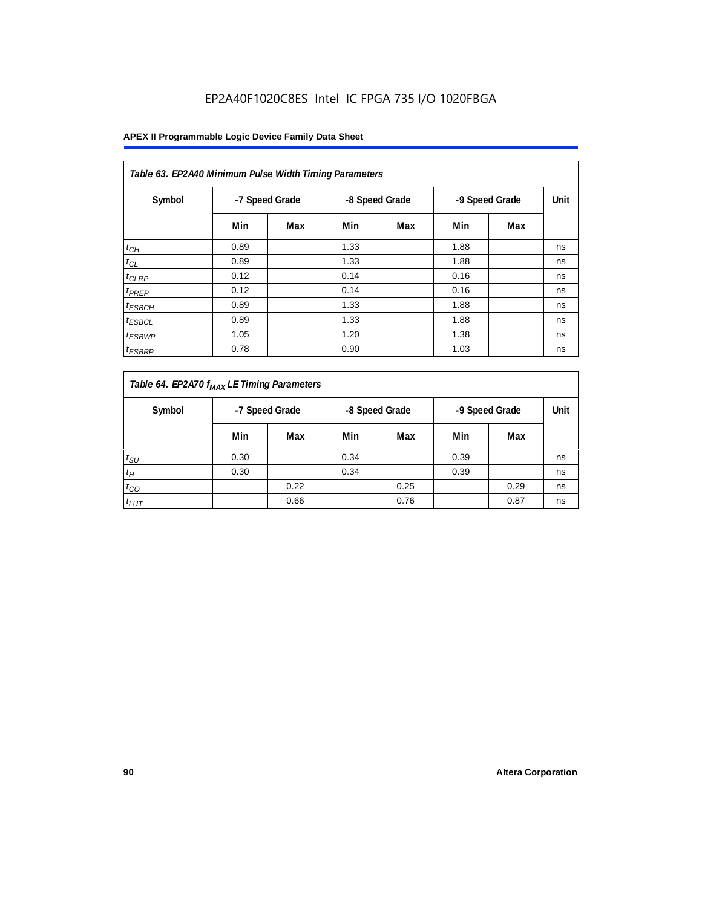EP2A40F1020C8ES Intel IC FPGA 735 I/O 1020FBGA

| Table 63. EP2A40 Minimum Pulse Width Timing Parameters | | | | | | | |
|---|---|---|---|---|---|---|---|
| Symbol | -7 Speed Grade | | -8 Speed Grade | | -9 Speed Grade | | Unit |
| | Min | Max | Min | Max | Min | Max | |
| $t_{CH}$ | 0.89 | | 1.33 | | 1.88 | | ns |
| $t_{CL}$ | 0.89 | | 1.33 | | 1.88 | | ns |
| $t_{CLRP}$ | 0.12 | | 0.14 | | 0.16 | | ns |
| $t_{PREP}$ | 0.12 | | 0.14 | | 0.16 | | ns |
| $t_{ESBCH}$ | 0.89 | | 1.33 | | 1.88 | | ns |
| $t_{ESBCL}$ | 0.89 | | 1.33 | | 1.88 | | ns |
| $t_{ESBWP}$ | 1.05 | | 1.20 | | 1.38 | | ns |
| $t_{ESBRP}$ | 0.78 | | 0.90 | | 1.03 | | ns |

| Table 64. EP2A70 $f_{MAX}$ LE Timing Parameters | | | | | | | |
|---|---|---|---|---|---|---|---|
| Symbol | -7 Speed Grade | | -8 Speed Grade | | -9 Speed Grade | | Unit |
| | Min | Max | Min | Max | Min | Max | |
| $t_{SU}$ | 0.30 | | 0.34 | | 0.39 | | ns |
| $t_{H}$ | 0.30 | | 0.34 | | 0.39 | | ns |
| $t_{CO}$ | | 0.22 | | 0.25 | | 0.29 | ns |
| $t_{LUT}$ | | 0.66 | | 0.76 | | 0.87 | ns |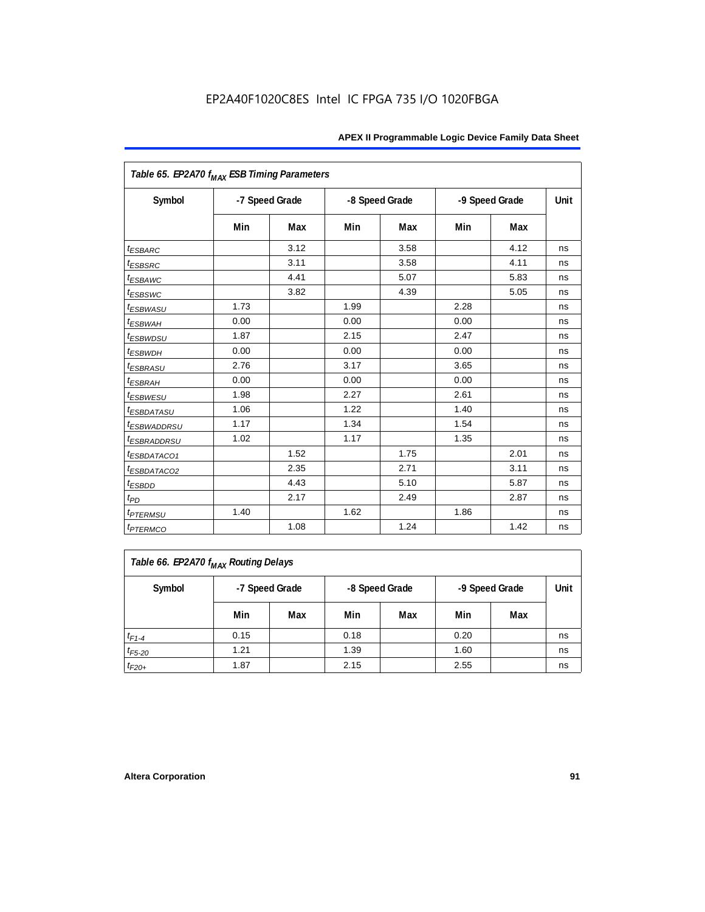**Table 65. EP2A70 $f_{MAX}$ ESB Timing Parameters**

| Symbol | -7 Speed Grade | | -8 Speed Grade | | -9 Speed Grade | | Unit |
|---|---|---|---|---|---|---|---|
| | Min | Max | Min | Max | Min | Max | |
| $t_{ESBARC}$ | | 3.12 | | 3.58 | | 4.12 | ns |
| $t_{ESBSRC}$ | | 3.11 | | 3.58 | | 4.11 | ns |
| $t_{ESBAWC}$ | | 4.41 | | 5.07 | | 5.83 | ns |
| $t_{ESBSWC}$ | | 3.82 | | 4.39 | | 5.05 | ns |
| $t_{ESBWASU}$ | 1.73 | | 1.99 | | 2.28 | | ns |
| $t_{ESBWAH}$ | 0.00 | | 0.00 | | 0.00 | | ns |
| $t_{ESBWDSU}$ | 1.87 | | 2.15 | | 2.47 | | ns |
| $t_{ESBWDH}$ | 0.00 | | 0.00 | | 0.00 | | ns |
| $t_{ESBRASU}$ | 2.76 | | 3.17 | | 3.65 | | ns |
| $t_{ESBRAH}$ | 0.00 | | 0.00 | | 0.00 | | ns |
| $t_{ESBWESU}$ | 1.98 | | 2.27 | | 2.61 | | ns |
| $t_{ESBDATASU}$ | 1.06 | | 1.22 | | 1.40 | | ns |
| $t_{ESBWADDRSU}$ | 1.17 | | 1.34 | | 1.54 | | ns |
| $t_{ESBRADDRSU}$ | 1.02 | | 1.17 | | 1.35 | | ns |
| $t_{ESBDATACO1}$ | | 1.52 | | 1.75 | | 2.01 | ns |
| $t_{ESBDATACO2}$ | | 2.35 | | 2.71 | | 3.11 | ns |
| $t_{ESBDD}$ | | 4.43 | | 5.10 | | 5.87 | ns |
| $t_{PD}$ | | 2.17 | | 2.49 | | 2.87 | ns |
| $t_{PTERMSU}$ | 1.40 | | 1.62 | | 1.86 | | ns |
| $t_{PTERMCO}$ | | 1.08 | | 1.24 | | 1.42 | ns |

**Table 66. EP2A70 $f_{MAX}$ Routing Delays**

| Symbol | -7 Speed Grade | | -8 Speed Grade | | -9 Speed Grade | | Unit |
|---|---|---|---|---|---|---|---|
| | Min | Max | Min | Max | Min | Max | |
| $t_{F1-4}$ | 0.15 | | 0.18 | | 0.20 | | ns |
| $t_{F5-20}$ | 1.21 | | 1.39 | | 1.60 | | ns |
| $t_{F20+}$ | 1.87 | | 2.15 | | 2.55 | | ns |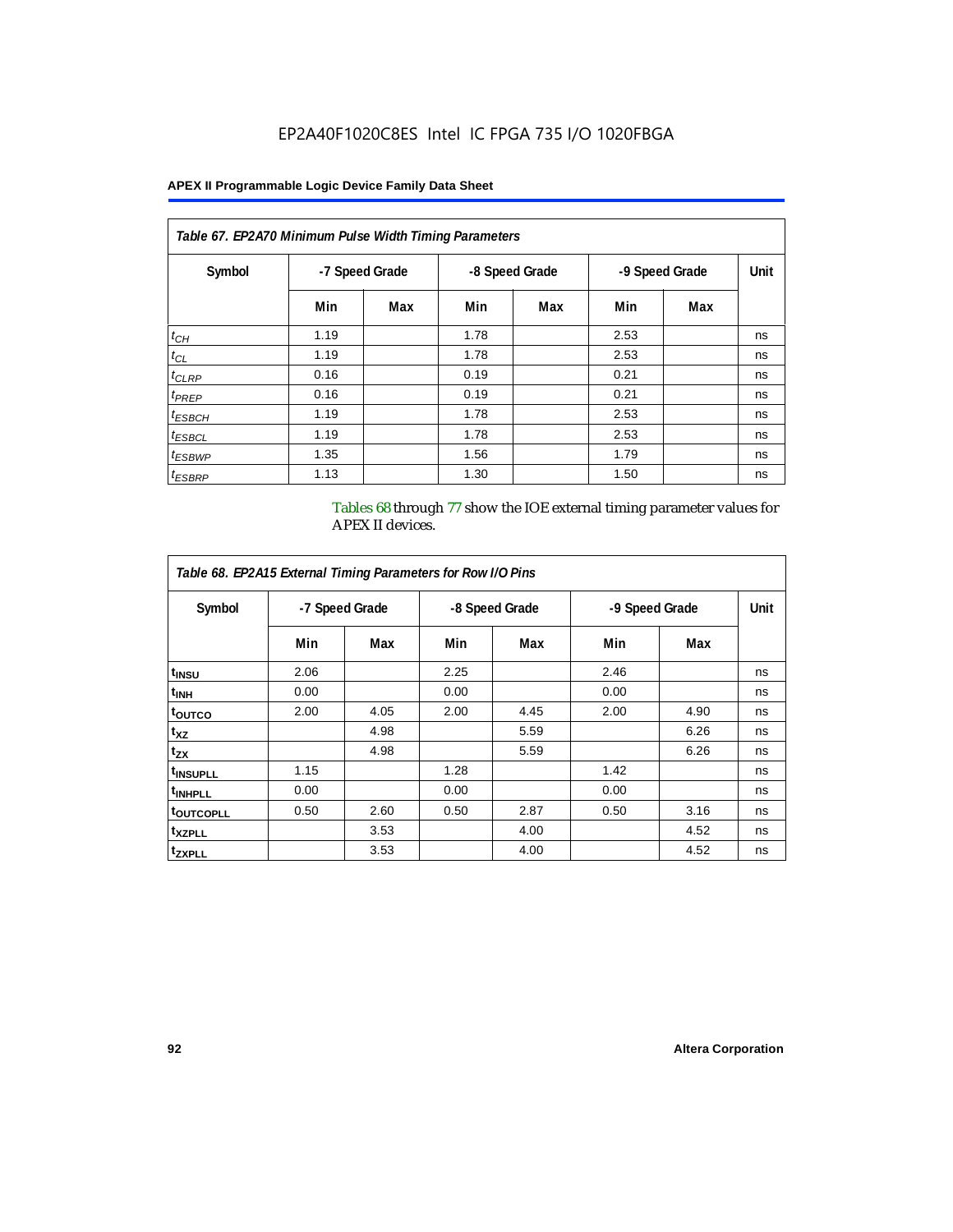EP2A40F1020C8ES Intel IC FPGA 735 I/O 1020FBGA

| Table 67. EP2A70 Minimum Pulse Width Timing Parameters | | | | | | | |
|---|---|---|---|---|---|---|---|
| Symbol | -7 Speed Grade | | -8 Speed Grade | | -9 Speed Grade | | Unit |
| | Min | Max | Min | Max | Min | Max | |
| $t_{CH}$ | 1.19 | | 1.78 | | 2.53 | | ns |
| $t_{CL}$ | 1.19 | | 1.78 | | 2.53 | | ns |
| $t_{CLRP}$ | 0.16 | | 0.19 | | 0.21 | | ns |
| $t_{PREP}$ | 0.16 | | 0.19 | | 0.21 | | ns |
| $t_{ESBCH}$ | 1.19 | | 1.78 | | 2.53 | | ns |
| $t_{ESBCL}$ | 1.19 | | 1.78 | | 2.53 | | ns |
| $t_{ESBWP}$ | 1.35 | | 1.56 | | 1.79 | | ns |
| $t_{ESBRP}$ | 1.13 | | 1.30 | | 1.50 | | ns |

Tables 68 through 77 show the IOE external timing parameter values for APEX II devices.

| Table 68. EP2A15 External Timing Parameters for Row I/O Pins | | | | | | | |
|---|---|---|---|---|---|---|---|
| Symbol | -7 Speed Grade | | -8 Speed Grade | | -9 Speed Grade | | Unit |
| | Min | Max | Min | Max | Min | Max | |
| $t_{INSU}$ | 2.06 | | 2.25 | | 2.46 | | ns |
| $t_{INH}$ | 0.00 | | 0.00 | | 0.00 | | ns |
| $t_{OUTCO}$ | 2.00 | 4.05 | 2.00 | 4.45 | 2.00 | 4.90 | ns |
| $t_{XZ}$ | | 4.98 | | 5.59 | | 6.26 | ns |
| $t_{ZX}$ | | 4.98 | | 5.59 | | 6.26 | ns |
| $t_{INSUPLL}$ | 1.15 | | 1.28 | | 1.42 | | ns |
| $t_{INHPLL}$ | 0.00 | | 0.00 | | 0.00 | | ns |
| $t_{OUTCOPLL}$ | 0.50 | 2.60 | 0.50 | 2.87 | 0.50 | 3.16 | ns |
| $t_{XZPLL}$ | | 3.53 | | 4.00 | | 4.52 | ns |
| $t_{ZXPLL}$ | | 3.53 | | 4.00 | | 4.52 | ns |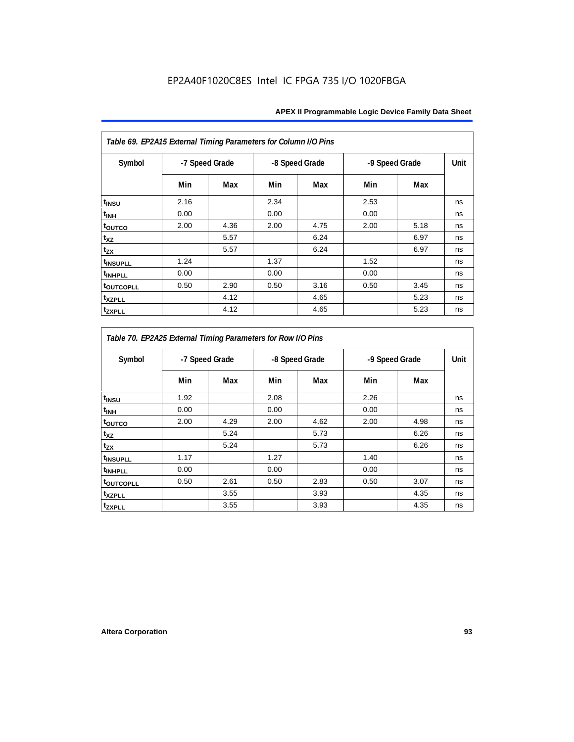EP2A40F1020C8ES Intel IC FPGA 735 I/O 1020FBGA

| *Table 69. EP2A15 External Timing Parameters for Column I/O Pins* | | | | | | | |
|---|---|---|---|---|---|---|---|
| Symbol | -7 Speed Grade | | -8 Speed Grade | | -9 Speed Grade | | Unit |
| | Min | Max | Min | Max | Min | Max | |
| $t_{INSU}$ | 2.16 | | 2.34 | | 2.53 | | ns |
| $t_{INH}$ | 0.00 | | 0.00 | | 0.00 | | ns |
| $t_{OUTCO}$ | 2.00 | 4.36 | 2.00 | 4.75 | 2.00 | 5.18 | ns |
| $t_{XZ}$ | | 5.57 | | 6.24 | | 6.97 | ns |
| $t_{ZX}$ | | 5.57 | | 6.24 | | 6.97 | ns |
| $t_{INSUPLL}$ | 1.24 | | 1.37 | | 1.52 | | ns |
| $t_{INHPLL}$ | 0.00 | | 0.00 | | 0.00 | | ns |
| $t_{OUTCOPLL}$ | 0.50 | 2.90 | 0.50 | 3.16 | 0.50 | 3.45 | ns |
| $t_{XZPLL}$ | | 4.12 | | 4.65 | | 5.23 | ns |
| $t_{ZXPLL}$ | | 4.12 | | 4.65 | | 5.23 | ns |

| *Table 70. EP2A25 External Timing Parameters for Row I/O Pins* | | | | | | | |
|---|---|---|---|---|---|---|---|
| Symbol | -7 Speed Grade | | -8 Speed Grade | | -9 Speed Grade | | Unit |
| | Min | Max | Min | Max | Min | Max | |
| $t_{INSU}$ | 1.92 | | 2.08 | | 2.26 | | ns |
| $t_{INH}$ | 0.00 | | 0.00 | | 0.00 | | ns |
| $t_{OUTCO}$ | 2.00 | 4.29 | 2.00 | 4.62 | 2.00 | 4.98 | ns |
| $t_{XZ}$ | | 5.24 | | 5.73 | | 6.26 | ns |
| $t_{ZX}$ | | 5.24 | | 5.73 | | 6.26 | ns |
| $t_{INSUPLL}$ | 1.17 | | 1.27 | | 1.40 | | ns |
| $t_{INHPLL}$ | 0.00 | | 0.00 | | 0.00 | | ns |
| $t_{OUTCOPLL}$ | 0.50 | 2.61 | 0.50 | 2.83 | 0.50 | 3.07 | ns |
| $t_{XZPLL}$ | | 3.55 | | 3.93 | | 4.35 | ns |
| $t_{ZXPLL}$ | | 3.55 | | 3.93 | | 4.35 | ns |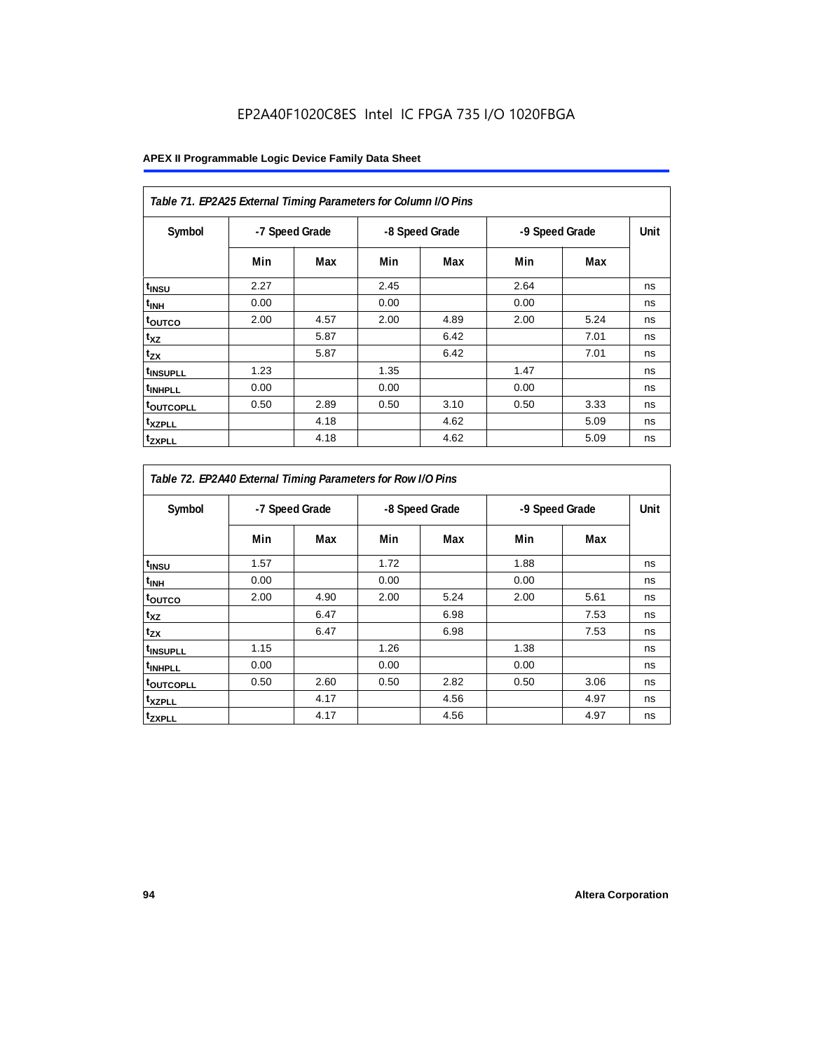EP2A40F1020C8ES Intel IC FPGA 735 I/O 1020FBGA

| *Table 71. EP2A25 External Timing Parameters for Column I/O Pins* | | | | | | | |
|---|---|---|---|---|---|---|---|
| Symbol | -7 Speed Grade | | -8 Speed Grade | | -9 Speed Grade | | Unit |
| | Min | Max | Min | Max | Min | Max | |
| $t_{INSU}$ | 2.27 | | 2.45 | | 2.64 | | ns |
| $t_{INH}$ | 0.00 | | 0.00 | | 0.00 | | ns |
| $t_{OUTCO}$ | 2.00 | 4.57 | 2.00 | 4.89 | 2.00 | 5.24 | ns |
| $t_{XZ}$ | | 5.87 | | 6.42 | | 7.01 | ns |
| $t_{ZX}$ | | 5.87 | | 6.42 | | 7.01 | ns |
| $t_{INSUPLL}$ | 1.23 | | 1.35 | | 1.47 | | ns |
| $t_{INHPLL}$ | 0.00 | | 0.00 | | 0.00 | | ns |
| $t_{OUTCOPLL}$ | 0.50 | 2.89 | 0.50 | 3.10 | 0.50 | 3.33 | ns |
| $t_{XZPLL}$ | | 4.18 | | 4.62 | | 5.09 | ns |
| $t_{ZXPLL}$ | | 4.18 | | 4.62 | | 5.09 | ns |

| *Table 72. EP2A40 External Timing Parameters for Row I/O Pins* | | | | | | | |
|---|---|---|---|---|---|---|---|
| Symbol | -7 Speed Grade | | -8 Speed Grade | | -9 Speed Grade | | Unit |
| | Min | Max | Min | Max | Min | Max | |
| $t_{INSU}$ | 1.57 | | 1.72 | | 1.88 | | ns |
| $t_{INH}$ | 0.00 | | 0.00 | | 0.00 | | ns |
| $t_{OUTCO}$ | 2.00 | 4.90 | 2.00 | 5.24 | 2.00 | 5.61 | ns |
| $t_{XZ}$ | | 6.47 | | 6.98 | | 7.53 | ns |
| $t_{ZX}$ | | 6.47 | | 6.98 | | 7.53 | ns |
| $t_{INSUPLL}$ | 1.15 | | 1.26 | | 1.38 | | ns |
| $t_{INHPLL}$ | 0.00 | | 0.00 | | 0.00 | | ns |
| $t_{OUTCOPLL}$ | 0.50 | 2.60 | 0.50 | 2.82 | 0.50 | 3.06 | ns |
| $t_{XZPLL}$ | | 4.17 | | 4.56 | | 4.97 | ns |
| $t_{ZXPLL}$ | | 4.17 | | 4.56 | | 4.97 | ns |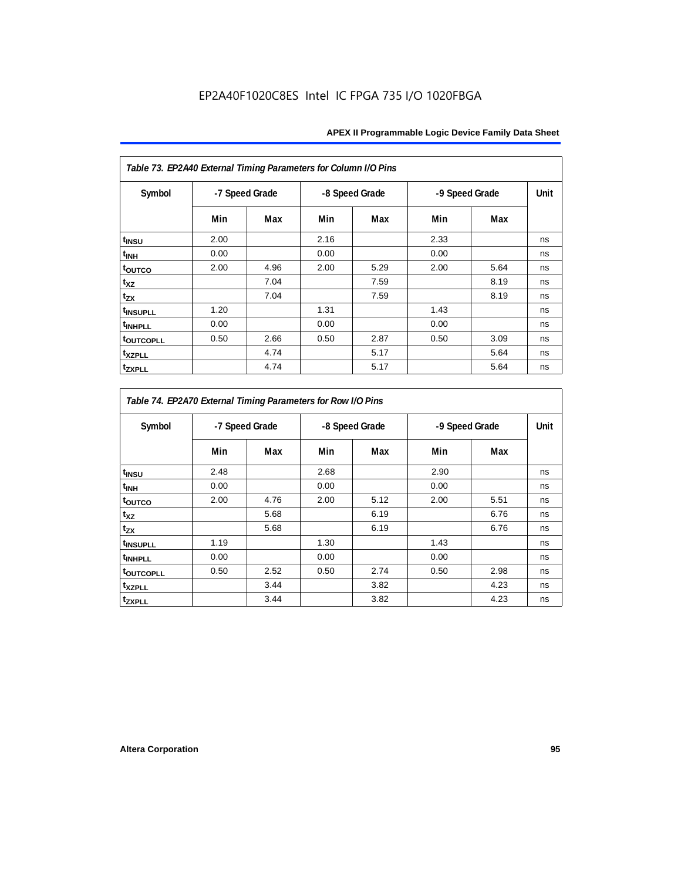EP2A40F1020C8ES Intel IC FPGA 735 I/O 1020FBGA

| Table 73. EP2A40 External Timing Parameters for Column I/O Pins | | | | | | | |
|---|---|---|---|---|---|---|---|
| Symbol | -7 Speed Grade | | -8 Speed Grade | | -9 Speed Grade | | Unit |
| | Min | Max | Min | Max | Min | Max | |
| $t_{INSU}$ | 2.00 | | 2.16 | | 2.33 | | ns |
| $t_{INH}$ | 0.00 | | 0.00 | | 0.00 | | ns |
| $t_{OUTCO}$ | 2.00 | 4.96 | 2.00 | 5.29 | 2.00 | 5.64 | ns |
| $t_{XZ}$ | | 7.04 | | 7.59 | | 8.19 | ns |
| $t_{ZX}$ | | 7.04 | | 7.59 | | 8.19 | ns |
| $t_{INSUPLL}$ | 1.20 | | 1.31 | | 1.43 | | ns |
| $t_{INHPLL}$ | 0.00 | | 0.00 | | 0.00 | | ns |
| $t_{OUTCOPLL}$ | 0.50 | 2.66 | 0.50 | 2.87 | 0.50 | 3.09 | ns |
| $t_{XZPLL}$ | | 4.74 | | 5.17 | | 5.64 | ns |
| $t_{ZXPLL}$ | | 4.74 | | 5.17 | | 5.64 | ns |

| Table 74. EP2A70 External Timing Parameters for Row I/O Pins | | | | | | | |
|---|---|---|---|---|---|---|---|
| Symbol | -7 Speed Grade | | -8 Speed Grade | | -9 Speed Grade | | Unit |
| | Min | Max | Min | Max | Min | Max | |
| $t_{INSU}$ | 2.48 | | 2.68 | | 2.90 | | ns |
| $t_{INH}$ | 0.00 | | 0.00 | | 0.00 | | ns |
| $t_{OUTCO}$ | 2.00 | 4.76 | 2.00 | 5.12 | 2.00 | 5.51 | ns |
| $t_{XZ}$ | | 5.68 | | 6.19 | | 6.76 | ns |
| $t_{ZX}$ | | 5.68 | | 6.19 | | 6.76 | ns |
| $t_{INSUPLL}$ | 1.19 | | 1.30 | | 1.43 | | ns |
| $t_{INHPLL}$ | 0.00 | | 0.00 | | 0.00 | | ns |
| $t_{OUTCOPLL}$ | 0.50 | 2.52 | 0.50 | 2.74 | 0.50 | 2.98 | ns |
| $t_{XZPLL}$ | | 3.44 | | 3.82 | | 4.23 | ns |
| $t_{ZXPLL}$ | | 3.44 | | 3.82 | | 4.23 | ns |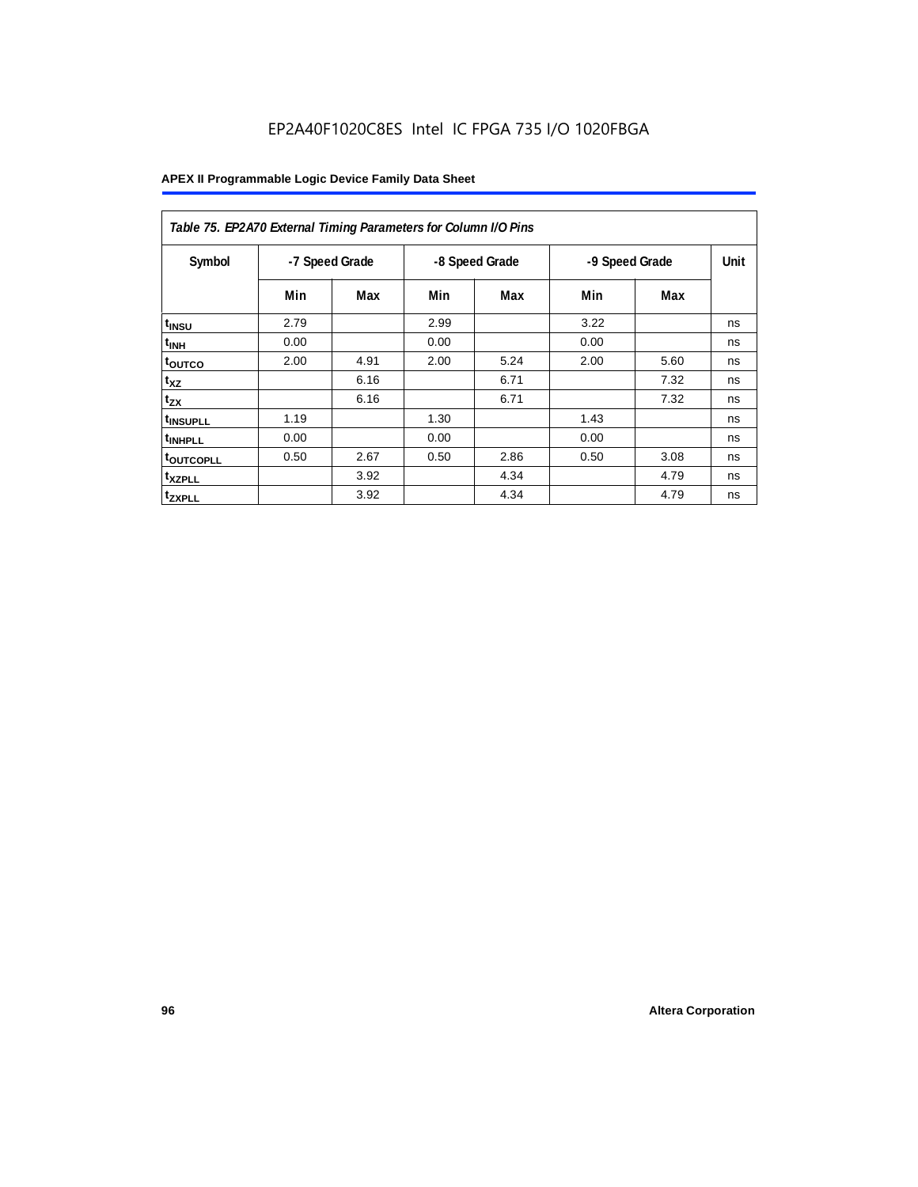EP2A40F1020C8ES Intel IC FPGA 735 I/O 1020FBGA

| Table 75. EP2A70 External Timing Parameters for Column I/O Pins | | | | | | | |
|---|---|---|---|---|---|---|---|
| Symbol | -7 Speed Grade | | -8 Speed Grade | | -9 Speed Grade | | Unit |
| | Min | Max | Min | Max | Min | Max | |
| $t_{INSU}$ | 2.79 | | 2.99 | | 3.22 | | ns |
| $t_{INH}$ | 0.00 | | 0.00 | | 0.00 | | ns |
| $t_{OUTCO}$ | 2.00 | 4.91 | 2.00 | 5.24 | 2.00 | 5.60 | ns |
| $t_{XZ}$ | | 6.16 | | 6.71 | | 7.32 | ns |
| $t_{ZX}$ | | 6.16 | | 6.71 | | 7.32 | ns |
| $t_{INSUPLL}$ | 1.19 | | 1.30 | | 1.43 | | ns |
| $t_{INHPLL}$ | 0.00 | | 0.00 | | 0.00 | | ns |
| $t_{OUTCOPLL}$ | 0.50 | 2.67 | 0.50 | 2.86 | 0.50 | 3.08 | ns |
| $t_{XZPLL}$ | | 3.92 | | 4.34 | | 4.79 | ns |
| $t_{ZXPLL}$ | | 3.92 | | 4.34 | | 4.79 | ns |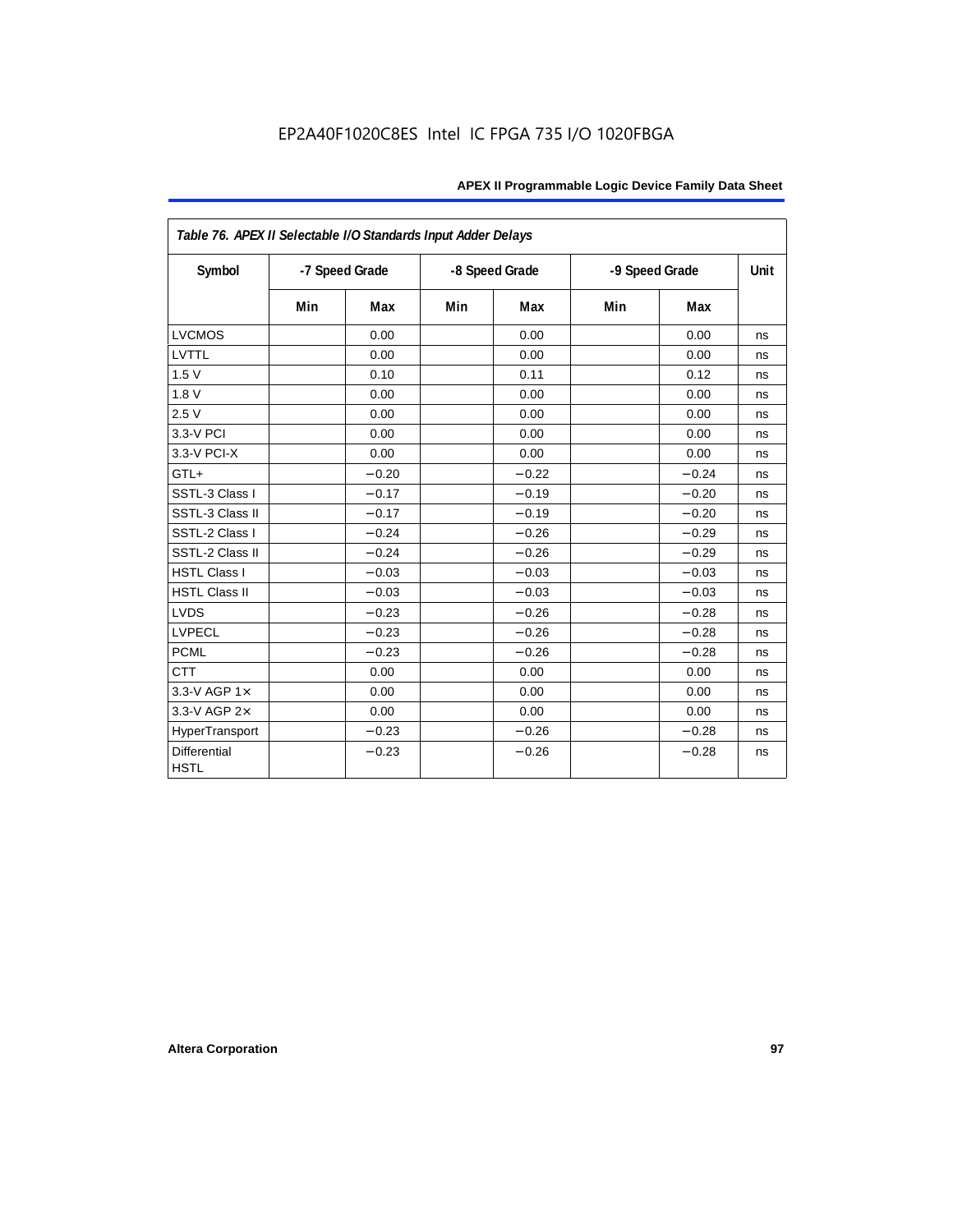| Table 76. APEX II Selectable I/O Standards Input Adder Delays | | | | | | | |
|---|---|---|---|---|---|---|---|
| Symbol | -7 Speed Grade | | -8 Speed Grade | | -9 Speed Grade | | Unit |
| | Min | Max | Min | Max | Min | Max | |
| LVCMOS | | 0.00 | | 0.00 | | 0.00 | ns |
| LVTTL | | 0.00 | | 0.00 | | 0.00 | ns |
| 1.5 V | | 0.10 | | 0.11 | | 0.12 | ns |
| 1.8 V | | 0.00 | | 0.00 | | 0.00 | ns |
| 2.5 V | | 0.00 | | 0.00 | | 0.00 | ns |
| 3.3-V PCI | | 0.00 | | 0.00 | | 0.00 | ns |
| 3.3-V PCI-X | | 0.00 | | 0.00 | | 0.00 | ns |
| GTL+ | | −0.20 | | −0.22 | | −0.24 | ns |
| SSTL-3 Class I | | −0.17 | | −0.19 | | −0.20 | ns |
| SSTL-3 Class II | | −0.17 | | −0.19 | | −0.20 | ns |
| SSTL-2 Class I | | −0.24 | | −0.26 | | −0.29 | ns |
| SSTL-2 Class II | | −0.24 | | −0.26 | | −0.29 | ns |
| HSTL Class I | | −0.03 | | −0.03 | | −0.03 | ns |
| HSTL Class II | | −0.03 | | −0.03 | | −0.03 | ns |
| LVDS | | −0.23 | | −0.26 | | −0.28 | ns |
| LVPECL | | −0.23 | | −0.26 | | −0.28 | ns |
| PCML | | −0.23 | | −0.26 | | −0.28 | ns |
| CTT | | 0.00 | | 0.00 | | 0.00 | ns |
| 3.3-V AGP 1× | | 0.00 | | 0.00 | | 0.00 | ns |
| 3.3-V AGP 2× | | 0.00 | | 0.00 | | 0.00 | ns |
| HyperTransport | | −0.23 | | −0.26 | | −0.28 | ns |
| Differential HSTL | | −0.23 | | −0.26 | | −0.28 | ns |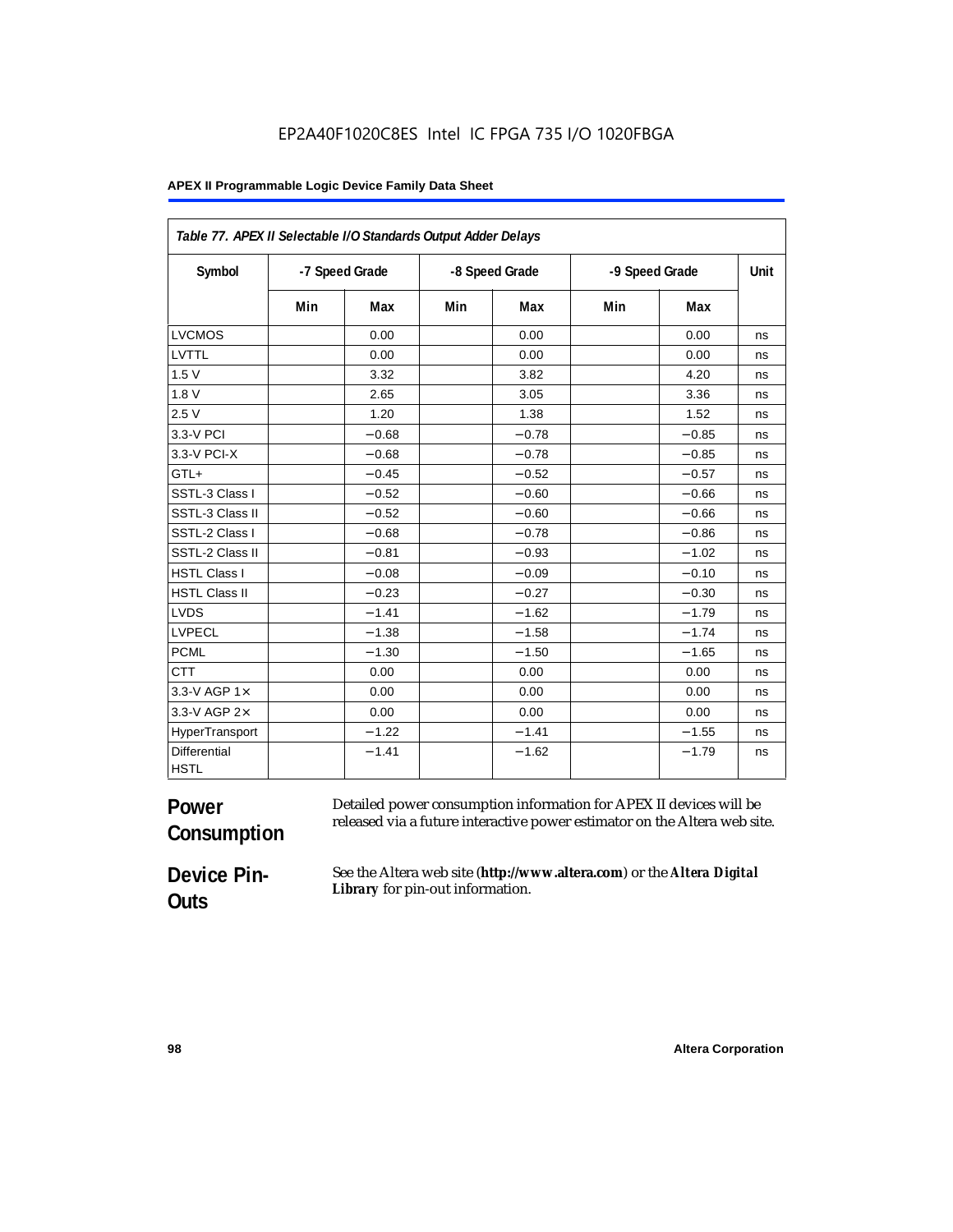**Table 77. APEX II Selectable I/O Standards Output Adder Delays**

| Symbol | -7 Speed Grade | | -8 Speed Grade | | -9 Speed Grade | | Unit |
|---|---|---|---|---|---|---|---|
| | Min | Max | Min | Max | Min | Max | |
| LVCMOS | | 0.00 | | 0.00 | | 0.00 | ns |
| LVTTL | | 0.00 | | 0.00 | | 0.00 | ns |
| 1.5 V | | 3.32 | | 3.82 | | 4.20 | ns |
| 1.8 V | | 2.65 | | 3.05 | | 3.36 | ns |
| 2.5 V | | 1.20 | | 1.38 | | 1.52 | ns |
| 3.3-V PCI | | −0.68 | | −0.78 | | −0.85 | ns |
| 3.3-V PCI-X | | −0.68 | | −0.78 | | −0.85 | ns |
| GTL+ | | −0.45 | | −0.52 | | −0.57 | ns |
| SSTL-3 Class I | | −0.52 | | −0.60 | | −0.66 | ns |
| SSTL-3 Class II | | −0.52 | | −0.60 | | −0.66 | ns |
| SSTL-2 Class I | | −0.68 | | −0.78 | | −0.86 | ns |
| SSTL-2 Class II | | −0.81 | | −0.93 | | −1.02 | ns |
| HSTL Class I | | −0.08 | | −0.09 | | −0.10 | ns |
| HSTL Class II | | −0.23 | | −0.27 | | −0.30 | ns |
| LVDS | | −1.41 | | −1.62 | | −1.79 | ns |
| LVPECL | | −1.38 | | −1.58 | | −1.74 | ns |
| PCML | | −1.30 | | −1.50 | | −1.65 | ns |
| CTT | | 0.00 | | 0.00 | | 0.00 | ns |
| 3.3-V AGP 1× | | 0.00 | | 0.00 | | 0.00 | ns |
| 3.3-V AGP 2× | | 0.00 | | 0.00 | | 0.00 | ns |
| HyperTransport | | −1.22 | | −1.41 | | −1.55 | ns |
| Differential HSTL | | −1.41 | | −1.62 | | −1.79 | ns |

## Power Consumption

Detailed power consumption information for APEX II devices will be released via a future interactive power estimator on the Altera web site.

## Device Pin-Outs

See the Altera web site (**http://www.altera.com**) or the ***Altera Digital Library*** for pin-out information.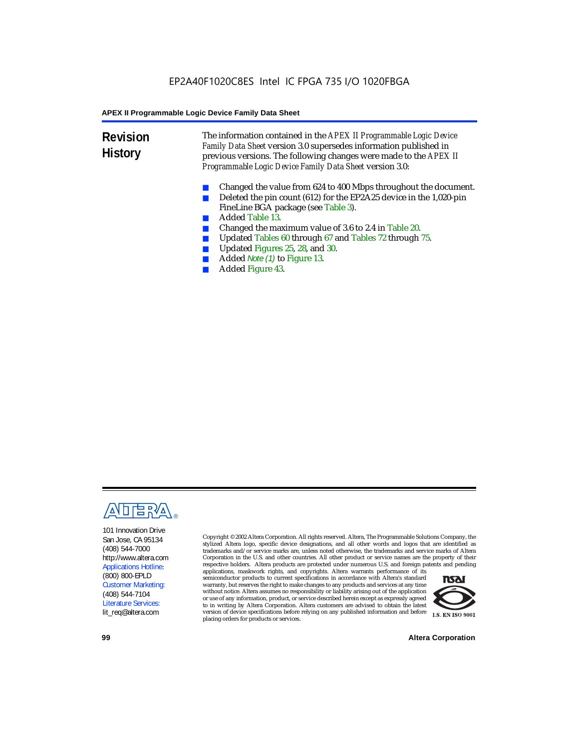## Revision History

The information contained in the *APEX II Programmable Logic Device Family Data Sheet* version 3.0 supersedes information published in previous versions. The following changes were made to the *APEX II Programmable Logic Device Family Data Sheet* version 3.0:

- Changed the value from 624 to 400 Mbps throughout the document.
- Deleted the pin count (612) for the EP2A25 device in the 1,020-pin FineLine BGA package (see Table 3).
- Added Table 13.
- Changed the maximum value of 3.6 to 2.4 in Table 20.
- Updated Tables 60 through 67 and Tables 72 through 75.
- Updated Figures 25, 28, and 30.
- Added *Note (1)* to Figure 13.
- Added Figure 43.

101 Innovation Drive
San Jose, CA 95134
(408) 544-7000
http://www.altera.com
Applications Hotline:
(800) 800-EPLD
Customer Marketing:
(408) 544-7104
Literature Services:
lit_req@altera.com

Copyright © 2002 Altera Corporation. All rights reserved. Altera, The Programmable Solutions Company, the stylized Altera logo, specific device designations, and all other words and logos that are identified as trademarks and/or service marks are, unless noted otherwise, the trademarks and service marks of Altera Corporation in the U.S. and other countries. All other product or service names are the property of their respective holders. Altera products are protected under numerous U.S. and foreign patents and pending applications, maskwork rights, and copyrights. Altera warrants performance of its semiconductor products to current specifications in accordance with Altera's standard warranty, but reserves the right to make changes to any products and services at any time without notice. Altera assumes no responsibility or liability arising out of the application or use of any information, product, or service described herein except as expressly agreed to in writing by Altera Corporation. Altera customers are advised to obtain the latest version of device specifications before relying on any published information and before placing orders for products or services.

I.S. EN ISO 9001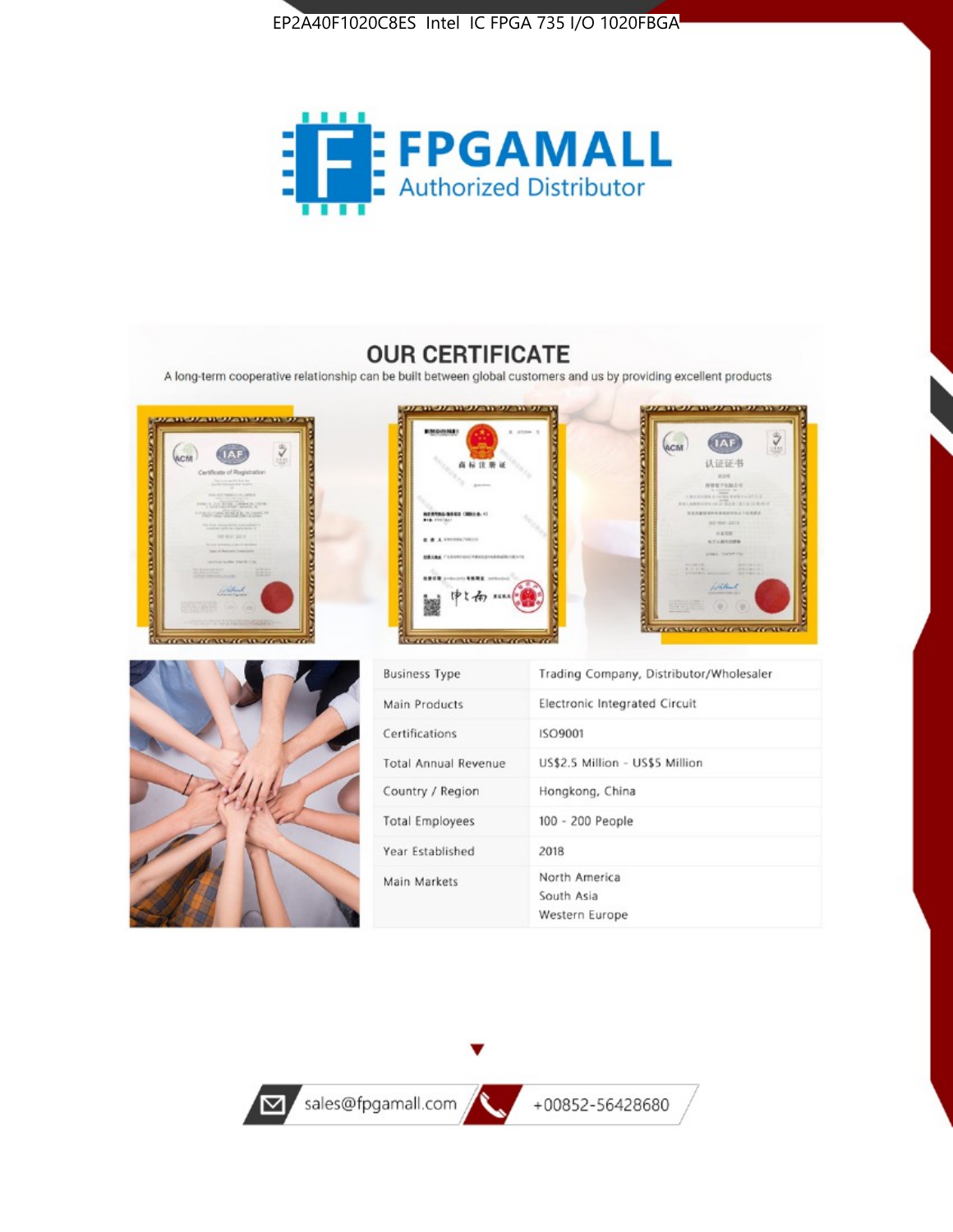# FPGAMALL

Authorized Distributor

## OUR CERTIFICATE

A long-term cooperative relationship can be built between global customers and us by providing excellent products

| | |
|---|---|
| Business Type | Trading Company, Distributor/Wholesaler |
| Main Products | Electronic Integrated Circuit |
| Certifications | ISO9001 |
| Total Annual Revenue | US$2.5 Million - US$5 Million |
| Country / Region | Hongkong, China |
| Total Employees | 100 - 200 People |
| Year Established | 2018 |
| Main Markets | North America<br>South Asia<br>Western Europe |

sales@fpgamall.com

+00852-56428680